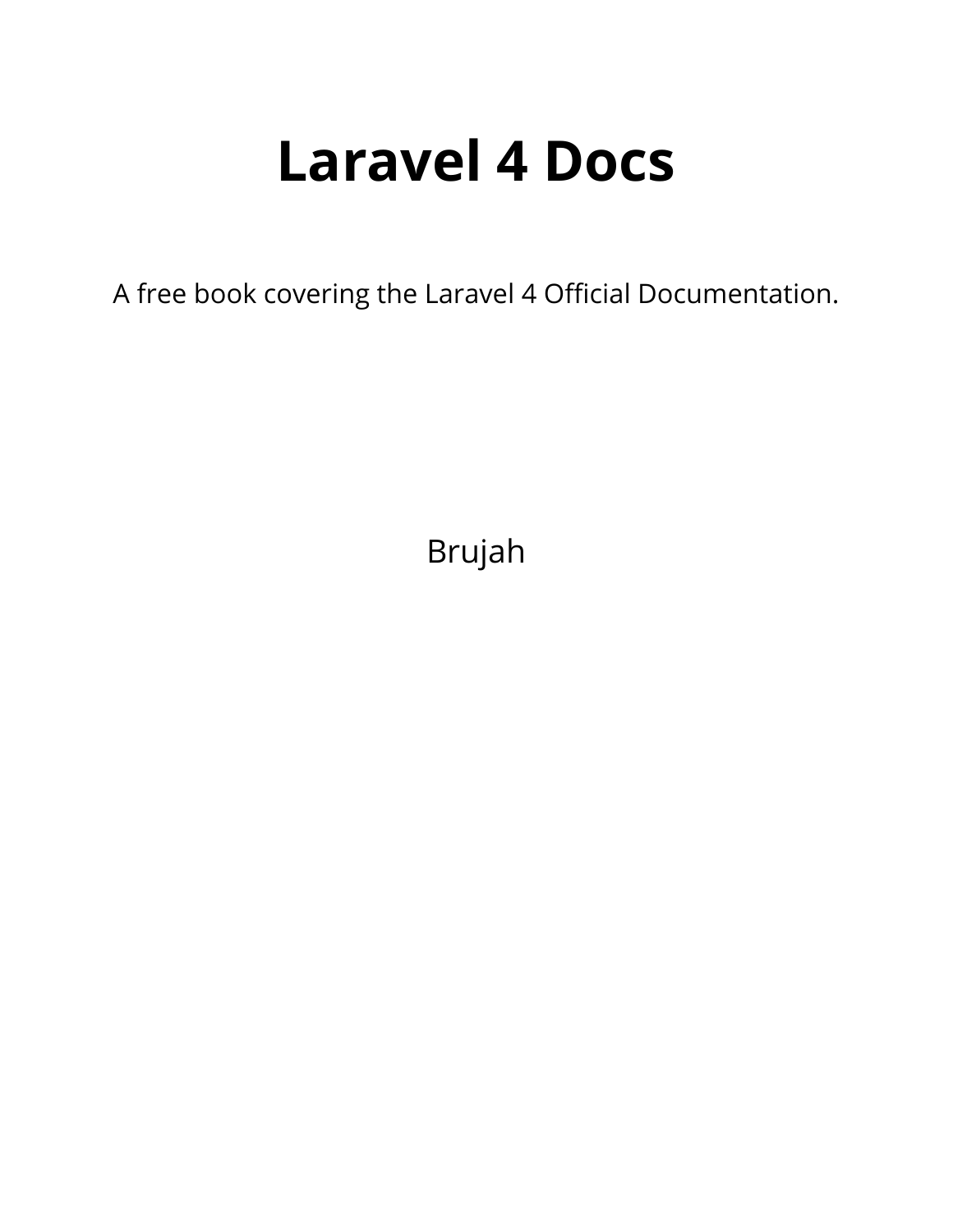# Laravel 4 Docs

A free book covering the Laravel 4 Official Documentation.

Brujah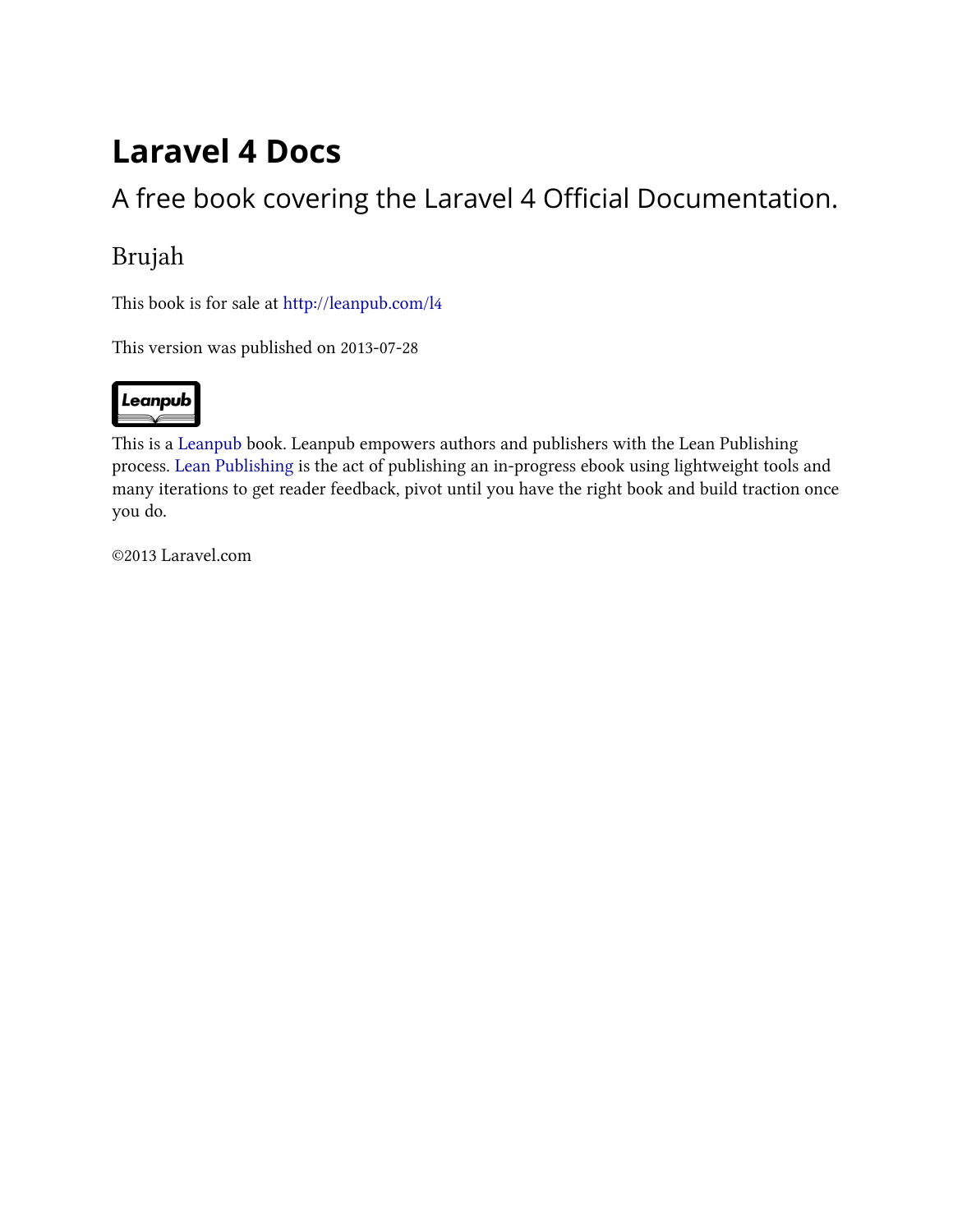# Laravel 4 Docs

## A free book covering the Laravel 4 Official Documentation.

### Brujah

This book is for sale at http://leanpub.com/l4

This version was published on 2013-07-28

This is a Leanpub book. Leanpub empowers authors and publishers with the Lean Publishing process. Lean Publishing is the act of publishing an in-progress ebook using lightweight tools and many iterations to get reader feedback, pivot until you have the right book and build traction once you do.

©2013 Laravel.com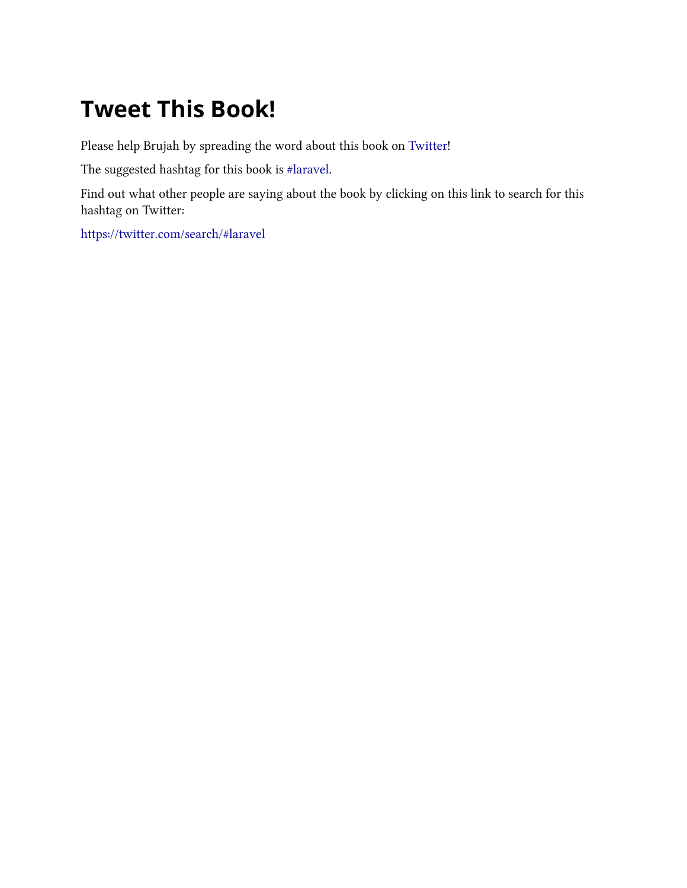# Tweet This Book!

Please help Brujah by spreading the word about this book on Twitter!

The suggested hashtag for this book is #laravel.

Find out what other people are saying about the book by clicking on this link to search for this hashtag on Twitter:

https://twitter.com/search/#laravel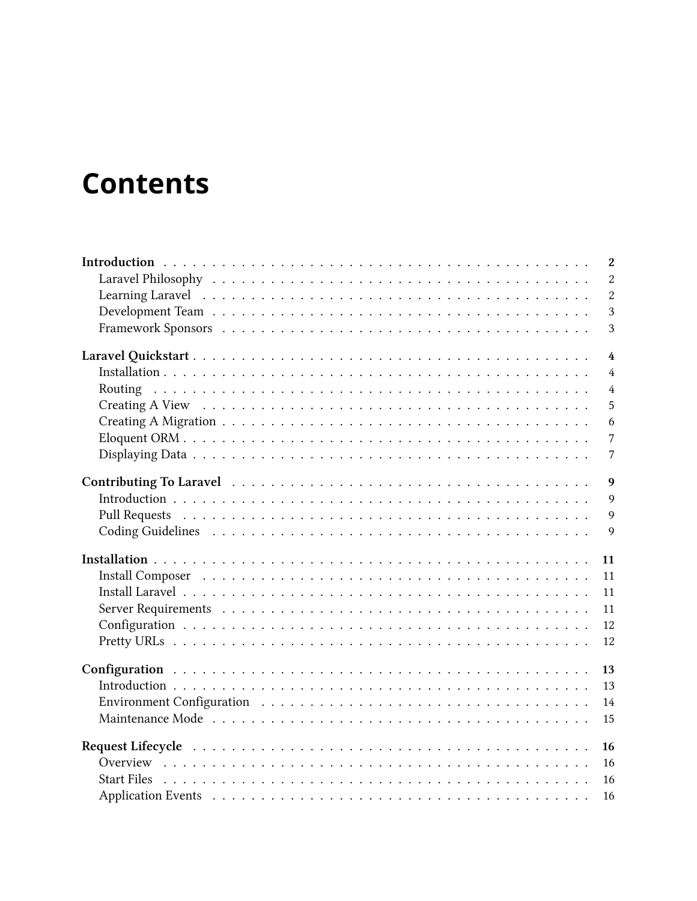# Contents

**Introduction** . . . . . . . . . . . . . . . . . . . . . . . . . . . . . . . . . . . . . . . . . **2**
- Laravel Philosophy . . . . . . . . . . . . . . . . . . . . . . . . . . . . . . . . . . . . 2
- Learning Laravel . . . . . . . . . . . . . . . . . . . . . . . . . . . . . . . . . . . . . 2
- Development Team . . . . . . . . . . . . . . . . . . . . . . . . . . . . . . . . . . . . 3
- Framework Sponsors . . . . . . . . . . . . . . . . . . . . . . . . . . . . . . . . . . . 3

**Laravel Quickstart** . . . . . . . . . . . . . . . . . . . . . . . . . . . . . . . . . . . . . **4**
- Installation . . . . . . . . . . . . . . . . . . . . . . . . . . . . . . . . . . . . . . . . 4
- Routing . . . . . . . . . . . . . . . . . . . . . . . . . . . . . . . . . . . . . . . . . . 4
- Creating A View . . . . . . . . . . . . . . . . . . . . . . . . . . . . . . . . . . . . . 5
- Creating A Migration . . . . . . . . . . . . . . . . . . . . . . . . . . . . . . . . . . . 6
- Eloquent ORM . . . . . . . . . . . . . . . . . . . . . . . . . . . . . . . . . . . . . . . 7
- Displaying Data . . . . . . . . . . . . . . . . . . . . . . . . . . . . . . . . . . . . . . 7

**Contributing To Laravel** . . . . . . . . . . . . . . . . . . . . . . . . . . . . . . . . . . **9**
- Introduction . . . . . . . . . . . . . . . . . . . . . . . . . . . . . . . . . . . . . . . 9
- Pull Requests . . . . . . . . . . . . . . . . . . . . . . . . . . . . . . . . . . . . . . 9
- Coding Guidelines . . . . . . . . . . . . . . . . . . . . . . . . . . . . . . . . . . . . 9

**Installation** . . . . . . . . . . . . . . . . . . . . . . . . . . . . . . . . . . . . . . . . **11**
- Install Composer . . . . . . . . . . . . . . . . . . . . . . . . . . . . . . . . . . . . 11
- Install Laravel . . . . . . . . . . . . . . . . . . . . . . . . . . . . . . . . . . . . . 11
- Server Requirements . . . . . . . . . . . . . . . . . . . . . . . . . . . . . . . . . . 11
- Configuration . . . . . . . . . . . . . . . . . . . . . . . . . . . . . . . . . . . . . . 12
- Pretty URLs . . . . . . . . . . . . . . . . . . . . . . . . . . . . . . . . . . . . . . . 12

**Configuration** . . . . . . . . . . . . . . . . . . . . . . . . . . . . . . . . . . . . . . **13**
- Introduction . . . . . . . . . . . . . . . . . . . . . . . . . . . . . . . . . . . . . . . 13
- Environment Configuration . . . . . . . . . . . . . . . . . . . . . . . . . . . . . . . 14
- Maintenance Mode . . . . . . . . . . . . . . . . . . . . . . . . . . . . . . . . . . . . 15

**Request Lifecycle** . . . . . . . . . . . . . . . . . . . . . . . . . . . . . . . . . . . . **16**
- Overview . . . . . . . . . . . . . . . . . . . . . . . . . . . . . . . . . . . . . . . . . 16
- Start Files . . . . . . . . . . . . . . . . . . . . . . . . . . . . . . . . . . . . . . . . 16
- Application Events . . . . . . . . . . . . . . . . . . . . . . . . . . . . . . . . . . . . 16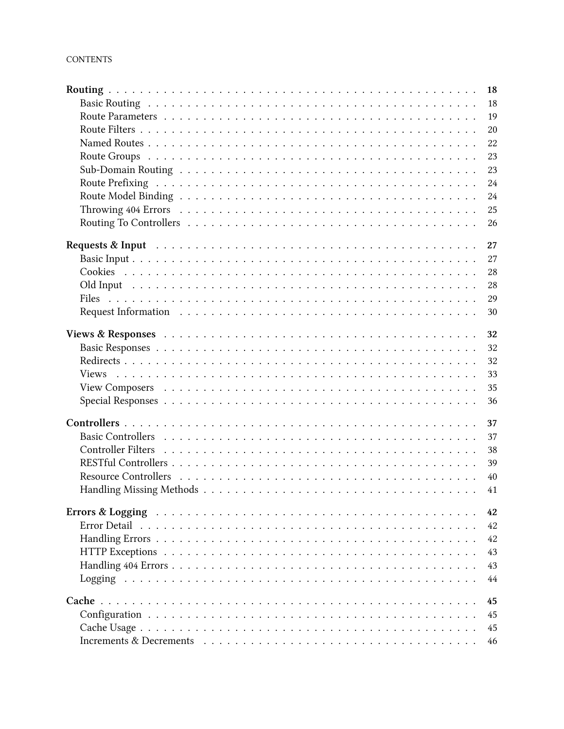- **Routing** — 18
  - Basic Routing — 18
  - Route Parameters — 19
  - Route Filters — 20
  - Named Routes — 22
  - Route Groups — 23
  - Sub-Domain Routing — 23
  - Route Prefixing — 24
  - Route Model Binding — 24
  - Throwing 404 Errors — 25
  - Routing To Controllers — 26
- **Requests & Input** — 27
  - Basic Input — 27
  - Cookies — 28
  - Old Input — 28
  - Files — 29
  - Request Information — 30
- **Views & Responses** — 32
  - Basic Responses — 32
  - Redirects — 32
  - Views — 33
  - View Composers — 35
  - Special Responses — 36
- **Controllers** — 37
  - Basic Controllers — 37
  - Controller Filters — 38
  - RESTful Controllers — 39
  - Resource Controllers — 40
  - Handling Missing Methods — 41
- **Errors & Logging** — 42
  - Error Detail — 42
  - Handling Errors — 42
  - HTTP Exceptions — 43
  - Handling 404 Errors — 43
  - Logging — 44
- **Cache** — 45
  - Configuration — 45
  - Cache Usage — 45
  - Increments & Decrements — 46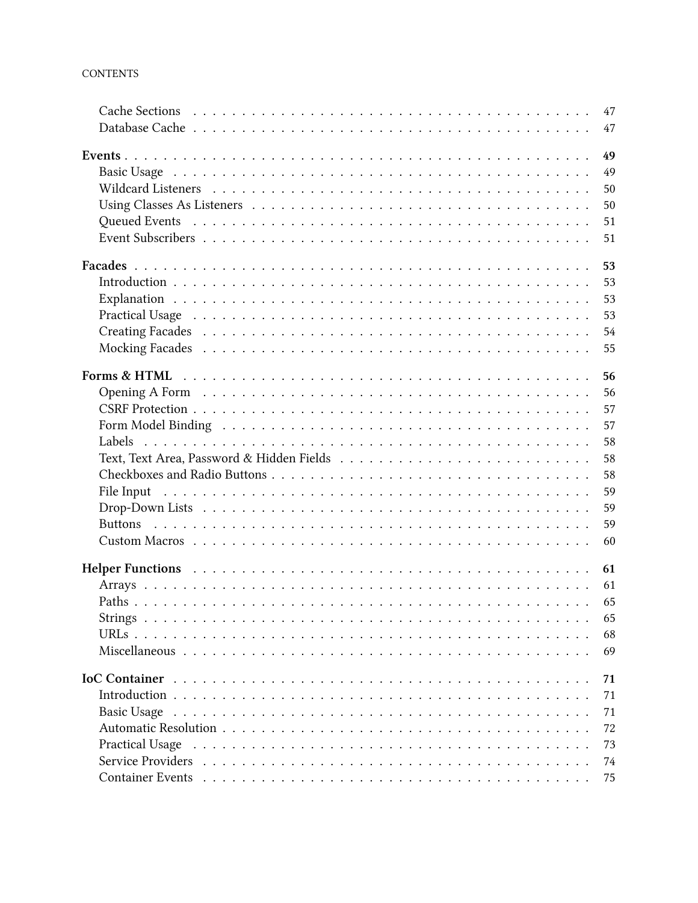- Cache Sections ... 47
- Database Cache ... 47

**Events** ... **49**

- Basic Usage ... 49
- Wildcard Listeners ... 50
- Using Classes As Listeners ... 50
- Queued Events ... 51
- Event Subscribers ... 51

**Facades** ... **53**

- Introduction ... 53
- Explanation ... 53
- Practical Usage ... 53
- Creating Facades ... 54
- Mocking Facades ... 55

**Forms & HTML** ... **56**

- Opening A Form ... 56
- CSRF Protection ... 57
- Form Model Binding ... 57
- Labels ... 58
- Text, Text Area, Password & Hidden Fields ... 58
- Checkboxes and Radio Buttons ... 58
- File Input ... 59
- Drop-Down Lists ... 59
- Buttons ... 59
- Custom Macros ... 60

**Helper Functions** ... **61**

- Arrays ... 61
- Paths ... 65
- Strings ... 65
- URLs ... 68
- Miscellaneous ... 69

**IoC Container** ... **71**

- Introduction ... 71
- Basic Usage ... 71
- Automatic Resolution ... 72
- Practical Usage ... 73
- Service Providers ... 74
- Container Events ... 75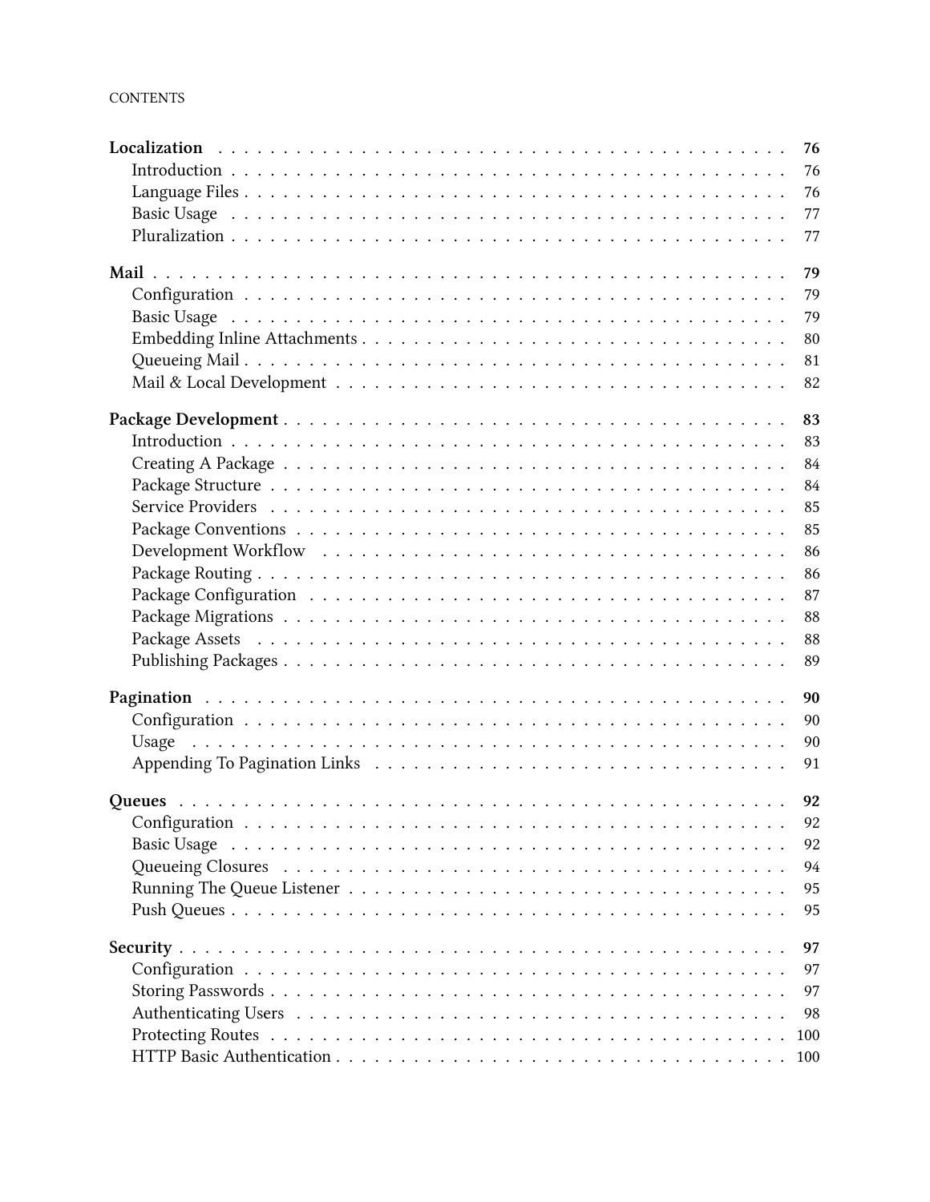**Localization** . . . . . . . . . . . . . . . . . . . . . . . . . . . . . . . . . . . . . . . . . . . **76**
- Introduction . . . . . . . . . . . . . . . . . . . . . . . . . . . . . . . . . . . . . . . . . . . 76
- Language Files . . . . . . . . . . . . . . . . . . . . . . . . . . . . . . . . . . . . . . . . . 76
- Basic Usage . . . . . . . . . . . . . . . . . . . . . . . . . . . . . . . . . . . . . . . . . . . 77
- Pluralization . . . . . . . . . . . . . . . . . . . . . . . . . . . . . . . . . . . . . . . . . . 77

**Mail** . . . . . . . . . . . . . . . . . . . . . . . . . . . . . . . . . . . . . . . . . . . . . . . **79**
- Configuration . . . . . . . . . . . . . . . . . . . . . . . . . . . . . . . . . . . . . . . . . 79
- Basic Usage . . . . . . . . . . . . . . . . . . . . . . . . . . . . . . . . . . . . . . . . . . . 79
- Embedding Inline Attachments . . . . . . . . . . . . . . . . . . . . . . . . . . . . . . 80
- Queueing Mail . . . . . . . . . . . . . . . . . . . . . . . . . . . . . . . . . . . . . . . . . 81
- Mail & Local Development . . . . . . . . . . . . . . . . . . . . . . . . . . . . . . . . . 82

**Package Development** . . . . . . . . . . . . . . . . . . . . . . . . . . . . . . . . . . . . **83**
- Introduction . . . . . . . . . . . . . . . . . . . . . . . . . . . . . . . . . . . . . . . . . . . 83
- Creating A Package . . . . . . . . . . . . . . . . . . . . . . . . . . . . . . . . . . . . . . 84
- Package Structure . . . . . . . . . . . . . . . . . . . . . . . . . . . . . . . . . . . . . . . 84
- Service Providers . . . . . . . . . . . . . . . . . . . . . . . . . . . . . . . . . . . . . . . . 85
- Package Conventions . . . . . . . . . . . . . . . . . . . . . . . . . . . . . . . . . . . . . 85
- Development Workflow . . . . . . . . . . . . . . . . . . . . . . . . . . . . . . . . . . . 86
- Package Routing . . . . . . . . . . . . . . . . . . . . . . . . . . . . . . . . . . . . . . . . 86
- Package Configuration . . . . . . . . . . . . . . . . . . . . . . . . . . . . . . . . . . . . 87
- Package Migrations . . . . . . . . . . . . . . . . . . . . . . . . . . . . . . . . . . . . . . 88
- Package Assets . . . . . . . . . . . . . . . . . . . . . . . . . . . . . . . . . . . . . . . . . 88
- Publishing Packages . . . . . . . . . . . . . . . . . . . . . . . . . . . . . . . . . . . . . . 89

**Pagination** . . . . . . . . . . . . . . . . . . . . . . . . . . . . . . . . . . . . . . . . . . . **90**
- Configuration . . . . . . . . . . . . . . . . . . . . . . . . . . . . . . . . . . . . . . . . . 90
- Usage . . . . . . . . . . . . . . . . . . . . . . . . . . . . . . . . . . . . . . . . . . . . . . . 90
- Appending To Pagination Links . . . . . . . . . . . . . . . . . . . . . . . . . . . . . . 91

**Queues** . . . . . . . . . . . . . . . . . . . . . . . . . . . . . . . . . . . . . . . . . . . . . . **92**
- Configuration . . . . . . . . . . . . . . . . . . . . . . . . . . . . . . . . . . . . . . . . . 92
- Basic Usage . . . . . . . . . . . . . . . . . . . . . . . . . . . . . . . . . . . . . . . . . . . 92
- Queueing Closures . . . . . . . . . . . . . . . . . . . . . . . . . . . . . . . . . . . . . . . 94
- Running The Queue Listener . . . . . . . . . . . . . . . . . . . . . . . . . . . . . . . . 95
- Push Queues . . . . . . . . . . . . . . . . . . . . . . . . . . . . . . . . . . . . . . . . . . . 95

**Security** . . . . . . . . . . . . . . . . . . . . . . . . . . . . . . . . . . . . . . . . . . . . . **97**
- Configuration . . . . . . . . . . . . . . . . . . . . . . . . . . . . . . . . . . . . . . . . . 97
- Storing Passwords . . . . . . . . . . . . . . . . . . . . . . . . . . . . . . . . . . . . . . . 97
- Authenticating Users . . . . . . . . . . . . . . . . . . . . . . . . . . . . . . . . . . . . . 98
- Protecting Routes . . . . . . . . . . . . . . . . . . . . . . . . . . . . . . . . . . . . . . . 100
- HTTP Basic Authentication . . . . . . . . . . . . . . . . . . . . . . . . . . . . . . . . . 100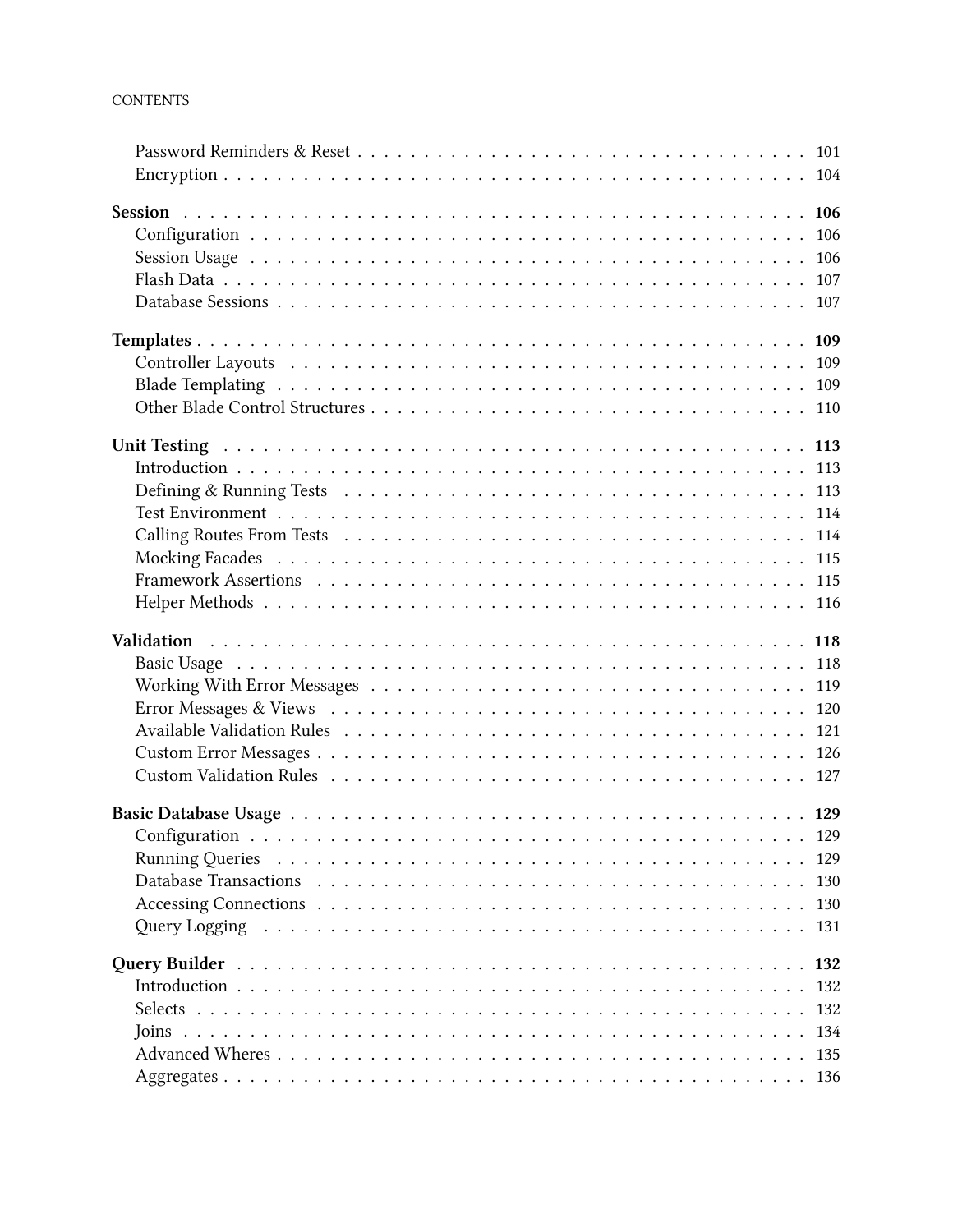Password Reminders & Reset . . . . . . . . . . . . . . . . . . . . . . . . . . . . . . . . . . 101
Encryption . . . . . . . . . . . . . . . . . . . . . . . . . . . . . . . . . . . . . . . . . . 104

**Session** . . . . . . . . . . . . . . . . . . . . . . . . . . . . . . . . . . . . . . . . . . . **106**
Configuration . . . . . . . . . . . . . . . . . . . . . . . . . . . . . . . . . . . . . . . . 106
Session Usage . . . . . . . . . . . . . . . . . . . . . . . . . . . . . . . . . . . . . . . . 106
Flash Data . . . . . . . . . . . . . . . . . . . . . . . . . . . . . . . . . . . . . . . . . . 107
Database Sessions . . . . . . . . . . . . . . . . . . . . . . . . . . . . . . . . . . . . . . 107

**Templates** . . . . . . . . . . . . . . . . . . . . . . . . . . . . . . . . . . . . . . . . . . **109**
Controller Layouts . . . . . . . . . . . . . . . . . . . . . . . . . . . . . . . . . . . . . . 109
Blade Templating . . . . . . . . . . . . . . . . . . . . . . . . . . . . . . . . . . . . . . . 109
Other Blade Control Structures . . . . . . . . . . . . . . . . . . . . . . . . . . . . . . . . 110

**Unit Testing** . . . . . . . . . . . . . . . . . . . . . . . . . . . . . . . . . . . . . . . . . **113**
Introduction . . . . . . . . . . . . . . . . . . . . . . . . . . . . . . . . . . . . . . . . . 113
Defining & Running Tests . . . . . . . . . . . . . . . . . . . . . . . . . . . . . . . . . . . 113
Test Environment . . . . . . . . . . . . . . . . . . . . . . . . . . . . . . . . . . . . . . . 114
Calling Routes From Tests . . . . . . . . . . . . . . . . . . . . . . . . . . . . . . . . . . 114
Mocking Facades . . . . . . . . . . . . . . . . . . . . . . . . . . . . . . . . . . . . . . . 115
Framework Assertions . . . . . . . . . . . . . . . . . . . . . . . . . . . . . . . . . . . . . 115
Helper Methods . . . . . . . . . . . . . . . . . . . . . . . . . . . . . . . . . . . . . . . . 116

**Validation** . . . . . . . . . . . . . . . . . . . . . . . . . . . . . . . . . . . . . . . . . . **118**
Basic Usage . . . . . . . . . . . . . . . . . . . . . . . . . . . . . . . . . . . . . . . . . . 118
Working With Error Messages . . . . . . . . . . . . . . . . . . . . . . . . . . . . . . . . . 119
Error Messages & Views . . . . . . . . . . . . . . . . . . . . . . . . . . . . . . . . . . . . 120
Available Validation Rules . . . . . . . . . . . . . . . . . . . . . . . . . . . . . . . . . . 121
Custom Error Messages . . . . . . . . . . . . . . . . . . . . . . . . . . . . . . . . . . . . 126
Custom Validation Rules . . . . . . . . . . . . . . . . . . . . . . . . . . . . . . . . . . . 127

**Basic Database Usage** . . . . . . . . . . . . . . . . . . . . . . . . . . . . . . . . . . . . **129**
Configuration . . . . . . . . . . . . . . . . . . . . . . . . . . . . . . . . . . . . . . . . 129
Running Queries . . . . . . . . . . . . . . . . . . . . . . . . . . . . . . . . . . . . . . . 129
Database Transactions . . . . . . . . . . . . . . . . . . . . . . . . . . . . . . . . . . . . 130
Accessing Connections . . . . . . . . . . . . . . . . . . . . . . . . . . . . . . . . . . . . 130
Query Logging . . . . . . . . . . . . . . . . . . . . . . . . . . . . . . . . . . . . . . . . 131

**Query Builder** . . . . . . . . . . . . . . . . . . . . . . . . . . . . . . . . . . . . . . . . **132**
Introduction . . . . . . . . . . . . . . . . . . . . . . . . . . . . . . . . . . . . . . . . . 132
Selects . . . . . . . . . . . . . . . . . . . . . . . . . . . . . . . . . . . . . . . . . . . . 132
Joins . . . . . . . . . . . . . . . . . . . . . . . . . . . . . . . . . . . . . . . . . . . . . 134
Advanced Wheres . . . . . . . . . . . . . . . . . . . . . . . . . . . . . . . . . . . . . . . 135
Aggregates . . . . . . . . . . . . . . . . . . . . . . . . . . . . . . . . . . . . . . . . . . 136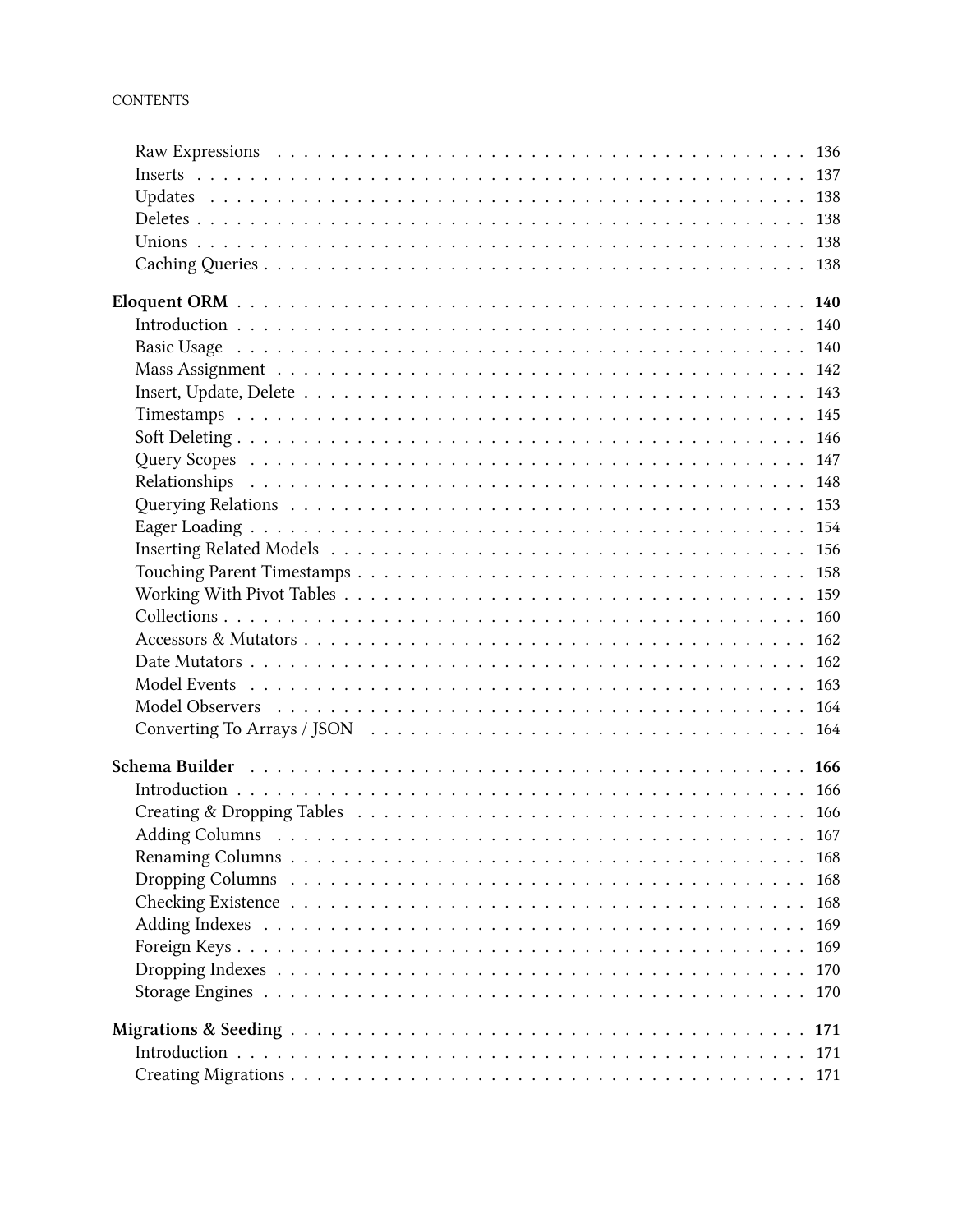- Raw Expressions . . . . . . . . . . 136
- Inserts . . . . . . . . . . 137
- Updates . . . . . . . . . . 138
- Deletes . . . . . . . . . . 138
- Unions . . . . . . . . . . 138
- Caching Queries . . . . . . . . . . 138

**Eloquent ORM . . . . . . . . . . 140**

- Introduction . . . . . . . . . . 140
- Basic Usage . . . . . . . . . . 140
- Mass Assignment . . . . . . . . . . 142
- Insert, Update, Delete . . . . . . . . . . 143
- Timestamps . . . . . . . . . . 145
- Soft Deleting . . . . . . . . . . 146
- Query Scopes . . . . . . . . . . 147
- Relationships . . . . . . . . . . 148
- Querying Relations . . . . . . . . . . 153
- Eager Loading . . . . . . . . . . 154
- Inserting Related Models . . . . . . . . . . 156
- Touching Parent Timestamps . . . . . . . . . . 158
- Working With Pivot Tables . . . . . . . . . . 159
- Collections . . . . . . . . . . 160
- Accessors & Mutators . . . . . . . . . . 162
- Date Mutators . . . . . . . . . . 162
- Model Events . . . . . . . . . . 163
- Model Observers . . . . . . . . . . 164
- Converting To Arrays / JSON . . . . . . . . . . 164

**Schema Builder . . . . . . . . . . 166**

- Introduction . . . . . . . . . . 166
- Creating & Dropping Tables . . . . . . . . . . 166
- Adding Columns . . . . . . . . . . 167
- Renaming Columns . . . . . . . . . . 168
- Dropping Columns . . . . . . . . . . 168
- Checking Existence . . . . . . . . . . 168
- Adding Indexes . . . . . . . . . . 169
- Foreign Keys . . . . . . . . . . 169
- Dropping Indexes . . . . . . . . . . 170
- Storage Engines . . . . . . . . . . 170

**Migrations & Seeding . . . . . . . . . . 171**

- Introduction . . . . . . . . . . 171
- Creating Migrations . . . . . . . . . . 171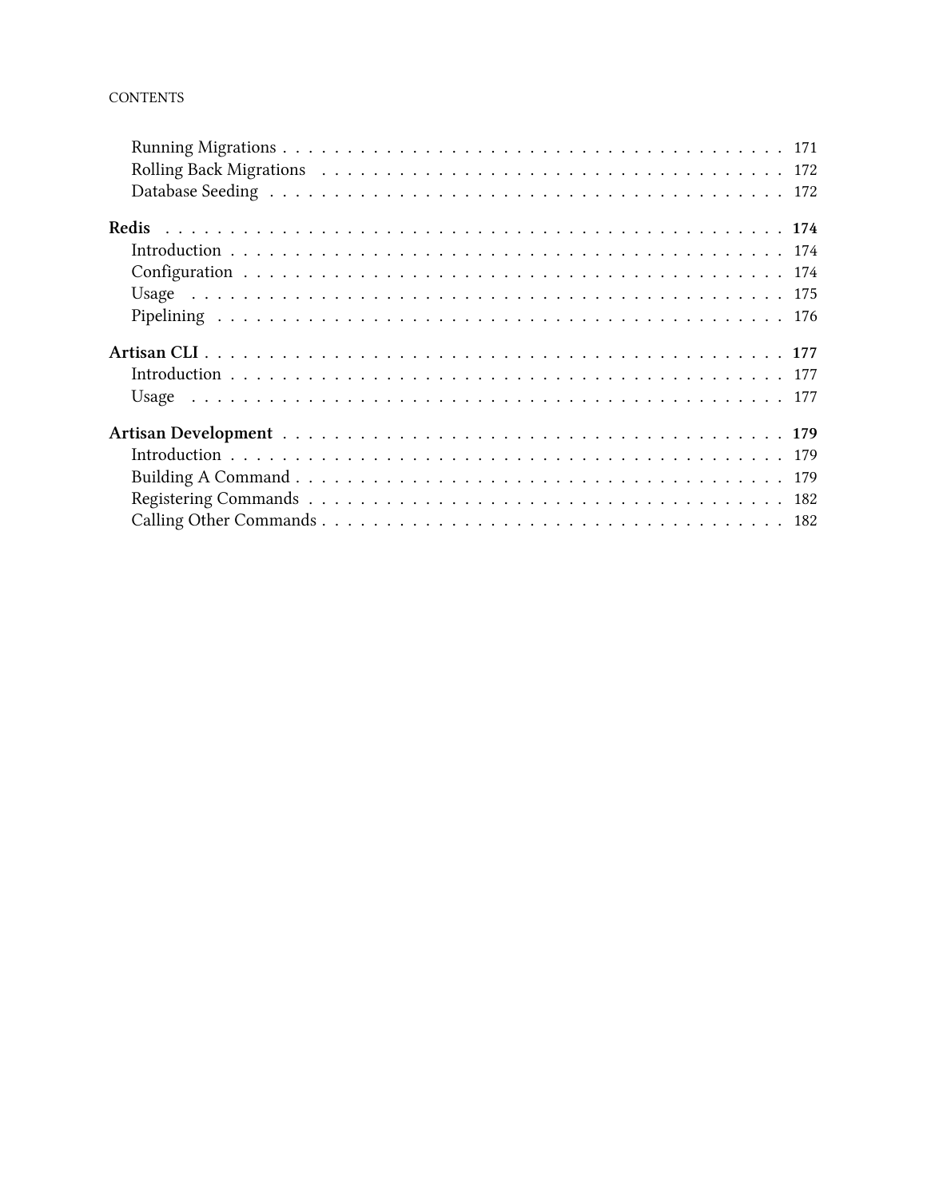Running Migrations . . . . . . . . . . . . . . . . . . . . . . . . . . . . . . . . . . . . . . . . 171
Rolling Back Migrations . . . . . . . . . . . . . . . . . . . . . . . . . . . . . . . . . . . . 172
Database Seeding . . . . . . . . . . . . . . . . . . . . . . . . . . . . . . . . . . . . . . . . . 172

**Redis . . . . . . . . . . . . . . . . . . . . . . . . . . . . . . . . . . . . . . . . . . . . . . . . 174**
Introduction . . . . . . . . . . . . . . . . . . . . . . . . . . . . . . . . . . . . . . . . . . . . 174
Configuration . . . . . . . . . . . . . . . . . . . . . . . . . . . . . . . . . . . . . . . . . . . 174
Usage . . . . . . . . . . . . . . . . . . . . . . . . . . . . . . . . . . . . . . . . . . . . . . . 175
Pipelining . . . . . . . . . . . . . . . . . . . . . . . . . . . . . . . . . . . . . . . . . . . . . 176

**Artisan CLI . . . . . . . . . . . . . . . . . . . . . . . . . . . . . . . . . . . . . . . . . . . . 177**
Introduction . . . . . . . . . . . . . . . . . . . . . . . . . . . . . . . . . . . . . . . . . . . . 177
Usage . . . . . . . . . . . . . . . . . . . . . . . . . . . . . . . . . . . . . . . . . . . . . . . 177

**Artisan Development . . . . . . . . . . . . . . . . . . . . . . . . . . . . . . . . . . . . . . 179**
Introduction . . . . . . . . . . . . . . . . . . . . . . . . . . . . . . . . . . . . . . . . . . . . 179
Building A Command . . . . . . . . . . . . . . . . . . . . . . . . . . . . . . . . . . . . . . 179
Registering Commands . . . . . . . . . . . . . . . . . . . . . . . . . . . . . . . . . . . . . 182
Calling Other Commands . . . . . . . . . . . . . . . . . . . . . . . . . . . . . . . . . . . 182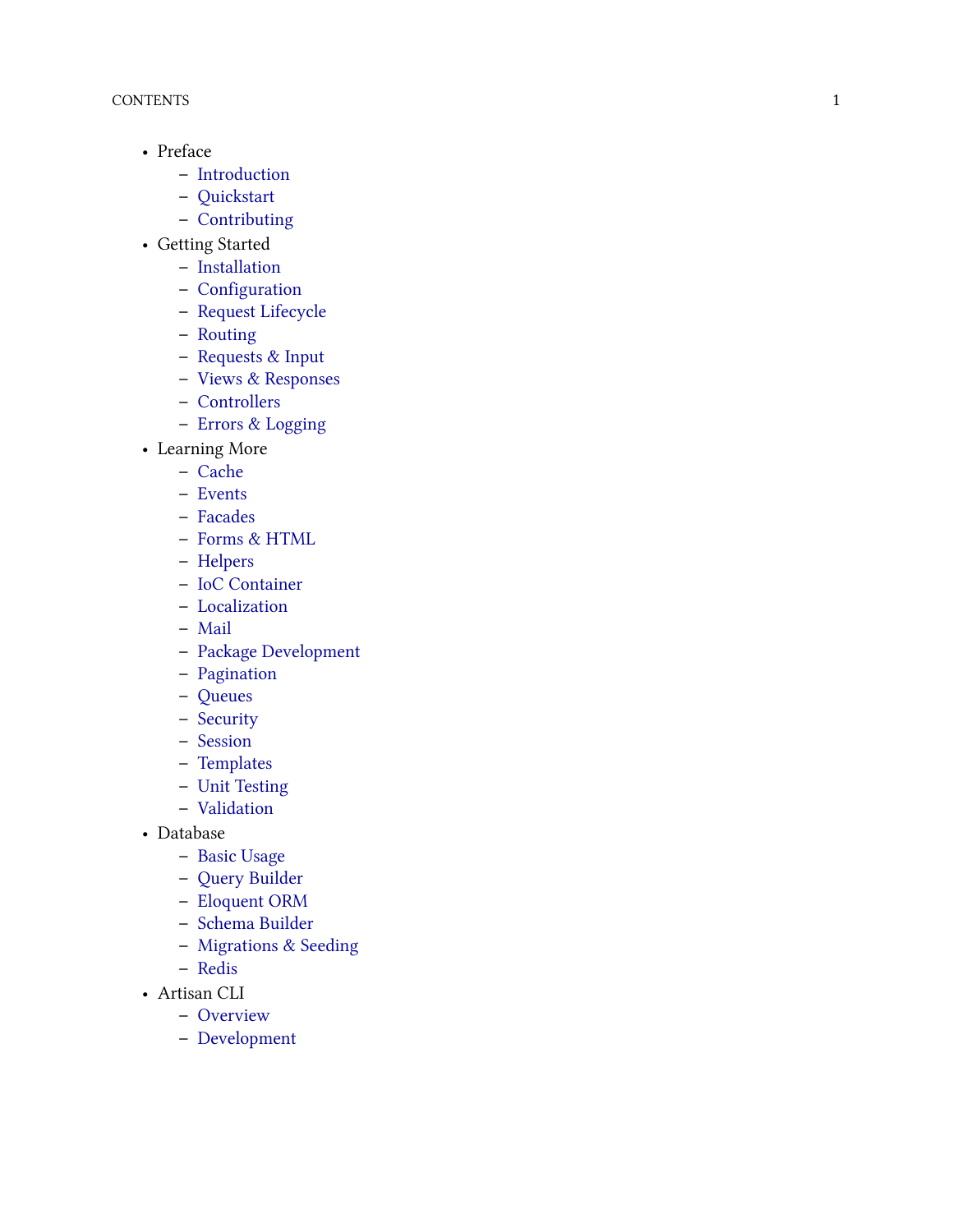- Preface
  - Introduction
  - Quickstart
  - Contributing
- Getting Started
  - Installation
  - Configuration
  - Request Lifecycle
  - Routing
  - Requests & Input
  - Views & Responses
  - Controllers
  - Errors & Logging
- Learning More
  - Cache
  - Events
  - Facades
  - Forms & HTML
  - Helpers
  - IoC Container
  - Localization
  - Mail
  - Package Development
  - Pagination
  - Queues
  - Security
  - Session
  - Templates
  - Unit Testing
  - Validation
- Database
  - Basic Usage
  - Query Builder
  - Eloquent ORM
  - Schema Builder
  - Migrations & Seeding
  - Redis
- Artisan CLI
  - Overview
  - Development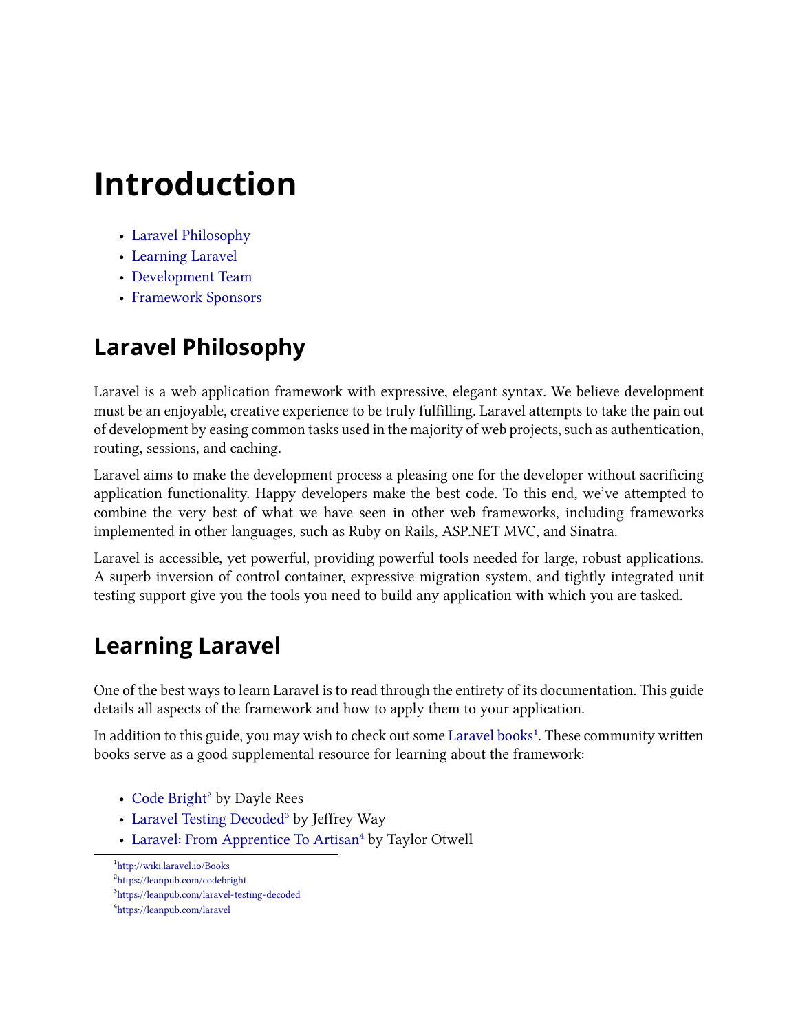# Introduction

- Laravel Philosophy
- Learning Laravel
- Development Team
- Framework Sponsors

## Laravel Philosophy

Laravel is a web application framework with expressive, elegant syntax. We believe development must be an enjoyable, creative experience to be truly fulfilling. Laravel attempts to take the pain out of development by easing common tasks used in the majority of web projects, such as authentication, routing, sessions, and caching.

Laravel aims to make the development process a pleasing one for the developer without sacrificing application functionality. Happy developers make the best code. To this end, we've attempted to combine the very best of what we have seen in other web frameworks, including frameworks implemented in other languages, such as Ruby on Rails, ASP.NET MVC, and Sinatra.

Laravel is accessible, yet powerful, providing powerful tools needed for large, robust applications. A superb inversion of control container, expressive migration system, and tightly integrated unit testing support give you the tools you need to build any application with which you are tasked.

## Learning Laravel

One of the best ways to learn Laravel is to read through the entirety of its documentation. This guide details all aspects of the framework and how to apply them to your application.

In addition to this guide, you may wish to check out some Laravel books[1]. These community written books serve as a good supplemental resource for learning about the framework:

- Code Bright[2] by Dayle Rees
- Laravel Testing Decoded[3] by Jeffrey Way
- Laravel: From Apprentice To Artisan[4] by Taylor Otwell

[1] http://wiki.laravel.io/Books

[2] https://leanpub.com/codebright

[3] https://leanpub.com/laravel-testing-decoded

[4] https://leanpub.com/laravel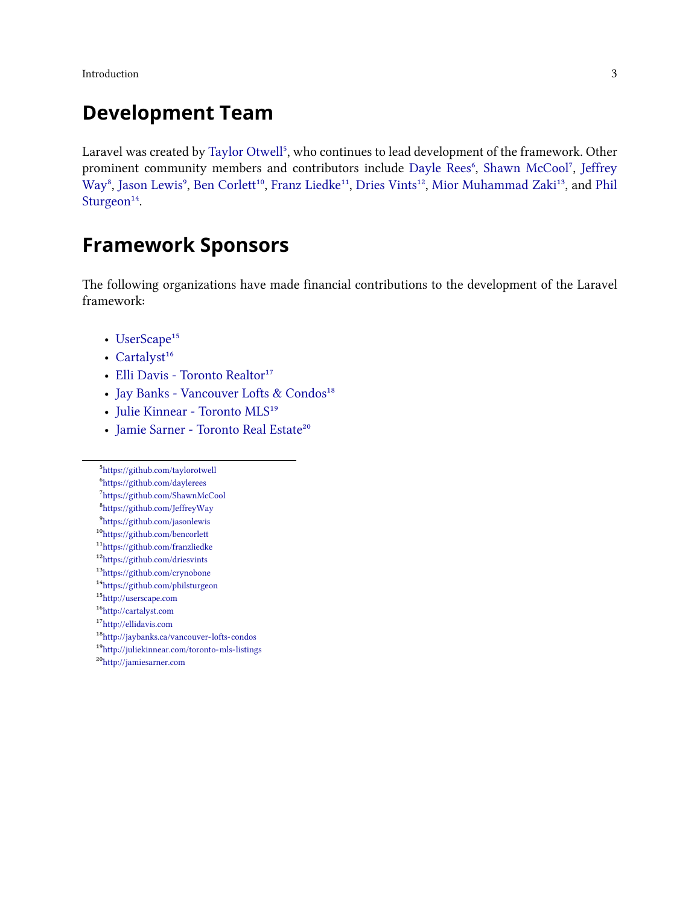## Development Team

Laravel was created by Taylor Otwell[5], who continues to lead development of the framework. Other prominent community members and contributors include Dayle Rees[6], Shawn McCool[7], Jeffrey Way[8], Jason Lewis[9], Ben Corlett[10], Franz Liedke[11], Dries Vints[12], Mior Muhammad Zaki[13], and Phil Sturgeon[14].

## Framework Sponsors

The following organizations have made financial contributions to the development of the Laravel framework:

- UserScape[15]
- Cartalyst[16]
- Elli Davis - Toronto Realtor[17]
- Jay Banks - Vancouver Lofts & Condos[18]
- Julie Kinnear - Toronto MLS[19]
- Jamie Sarner - Toronto Real Estate[20]

---

[5] https://github.com/taylorotwell
[6] https://github.com/daylerees
[7] https://github.com/ShawnMcCool
[8] https://github.com/JeffreyWay
[9] https://github.com/jasonlewis
[10] https://github.com/bencorlett
[11] https://github.com/franzliedke
[12] https://github.com/driesvints
[13] https://github.com/crynobone
[14] https://github.com/philsturgeon
[15] http://userscape.com
[16] http://cartalyst.com
[17] http://ellidavis.com
[18] http://jaybanks.ca/vancouver-lofts-condos
[19] http://juliekinnear.com/toronto-mls-listings
[20] http://jamiesarner.com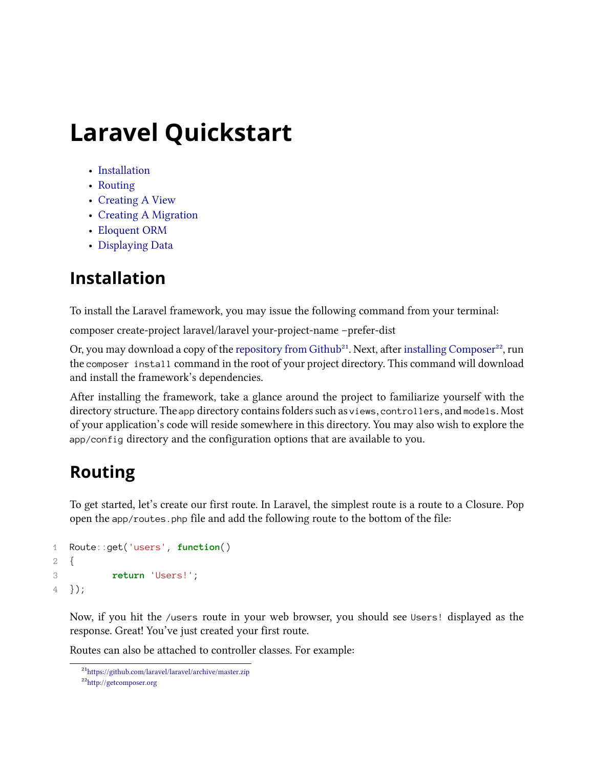# Laravel Quickstart

- Installation
- Routing
- Creating A View
- Creating A Migration
- Eloquent ORM
- Displaying Data

## Installation

To install the Laravel framework, you may issue the following command from your terminal:

composer create-project laravel/laravel your-project-name –prefer-dist

Or, you may download a copy of the repository from Github[21]. Next, after installing Composer[22], run the `composer install` command in the root of your project directory. This command will download and install the framework's dependencies.

After installing the framework, take a glance around the project to familiarize yourself with the directory structure. The `app` directory contains folders such as `views`, `controllers`, and `models`. Most of your application's code will reside somewhere in this directory. You may also wish to explore the `app/config` directory and the configuration options that are available to you.

## Routing

To get started, let's create our first route. In Laravel, the simplest route is a route to a Closure. Pop open the `app/routes.php` file and add the following route to the bottom of the file:

```
Route::get('users', function()
{
        return 'Users!';
});
```

Now, if you hit the `/users` route in your web browser, you should see `Users!` displayed as the response. Great! You've just created your first route.

Routes can also be attached to controller classes. For example:

[21] https://github.com/laravel/laravel/archive/master.zip

[22] http://getcomposer.org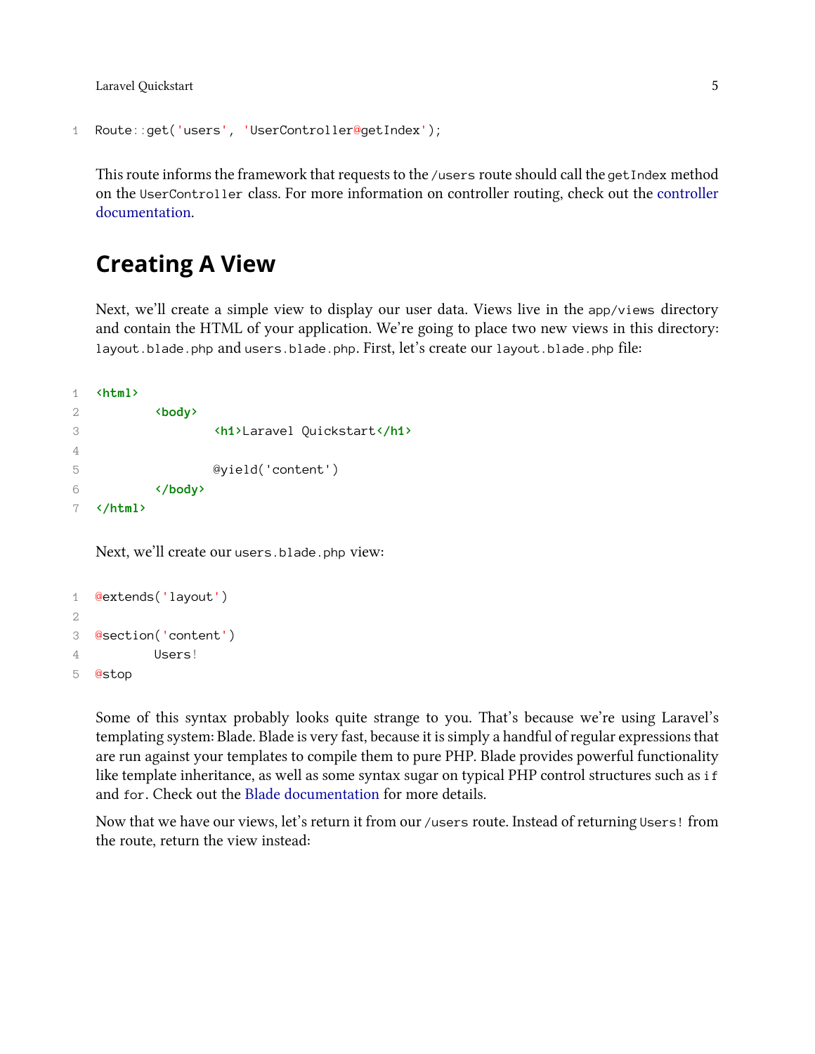```
Route::get('users', 'UserController@getIndex');
```

This route informs the framework that requests to the `/users` route should call the `getIndex` method on the `UserController` class. For more information on controller routing, check out the controller documentation.

## Creating A View

Next, we'll create a simple view to display our user data. Views live in the `app/views` directory and contain the HTML of your application. We're going to place two new views in this directory: `layout.blade.php` and `users.blade.php`. First, let's create our `layout.blade.php` file:

```
<html>
        <body>
                <h1>Laravel Quickstart</h1>

                @yield('content')
        </body>
</html>
```

Next, we'll create our `users.blade.php` view:

```
@extends('layout')

@section('content')
        Users!
@stop
```

Some of this syntax probably looks quite strange to you. That's because we're using Laravel's templating system: Blade. Blade is very fast, because it is simply a handful of regular expressions that are run against your templates to compile them to pure PHP. Blade provides powerful functionality like template inheritance, as well as some syntax sugar on typical PHP control structures such as `if` and `for`. Check out the Blade documentation for more details.

Now that we have our views, let's return it from our `/users` route. Instead of returning `Users!` from the route, return the view instead: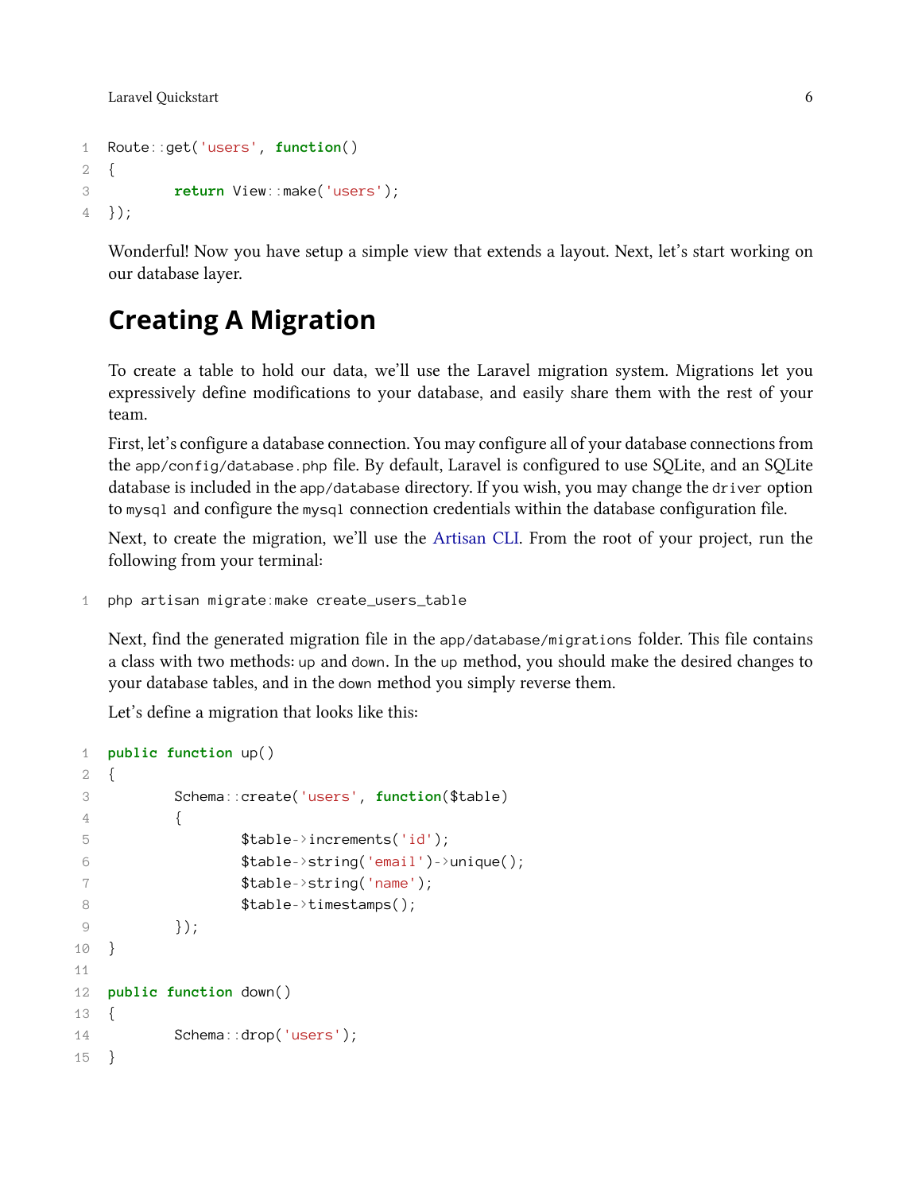```php
Route::get('users', function()
{
	return View::make('users');
});
```

Wonderful! Now you have setup a simple view that extends a layout. Next, let's start working on our database layer.

## Creating A Migration

To create a table to hold our data, we'll use the Laravel migration system. Migrations let you expressively define modifications to your database, and easily share them with the rest of your team.

First, let's configure a database connection. You may configure all of your database connections from the `app/config/database.php` file. By default, Laravel is configured to use SQLite, and an SQLite database is included in the `app/database` directory. If you wish, you may change the `driver` option to `mysql` and configure the `mysql` connection credentials within the database configuration file.

Next, to create the migration, we'll use the Artisan CLI. From the root of your project, run the following from your terminal:

```
php artisan migrate:make create_users_table
```

Next, find the generated migration file in the `app/database/migrations` folder. This file contains a class with two methods: `up` and `down`. In the `up` method, you should make the desired changes to your database tables, and in the `down` method you simply reverse them.

Let's define a migration that looks like this:

```php
public function up()
{
	Schema::create('users', function($table)
	{
		$table->increments('id');
		$table->string('email')->unique();
		$table->string('name');
		$table->timestamps();
	});
}

public function down()
{
	Schema::drop('users');
}
```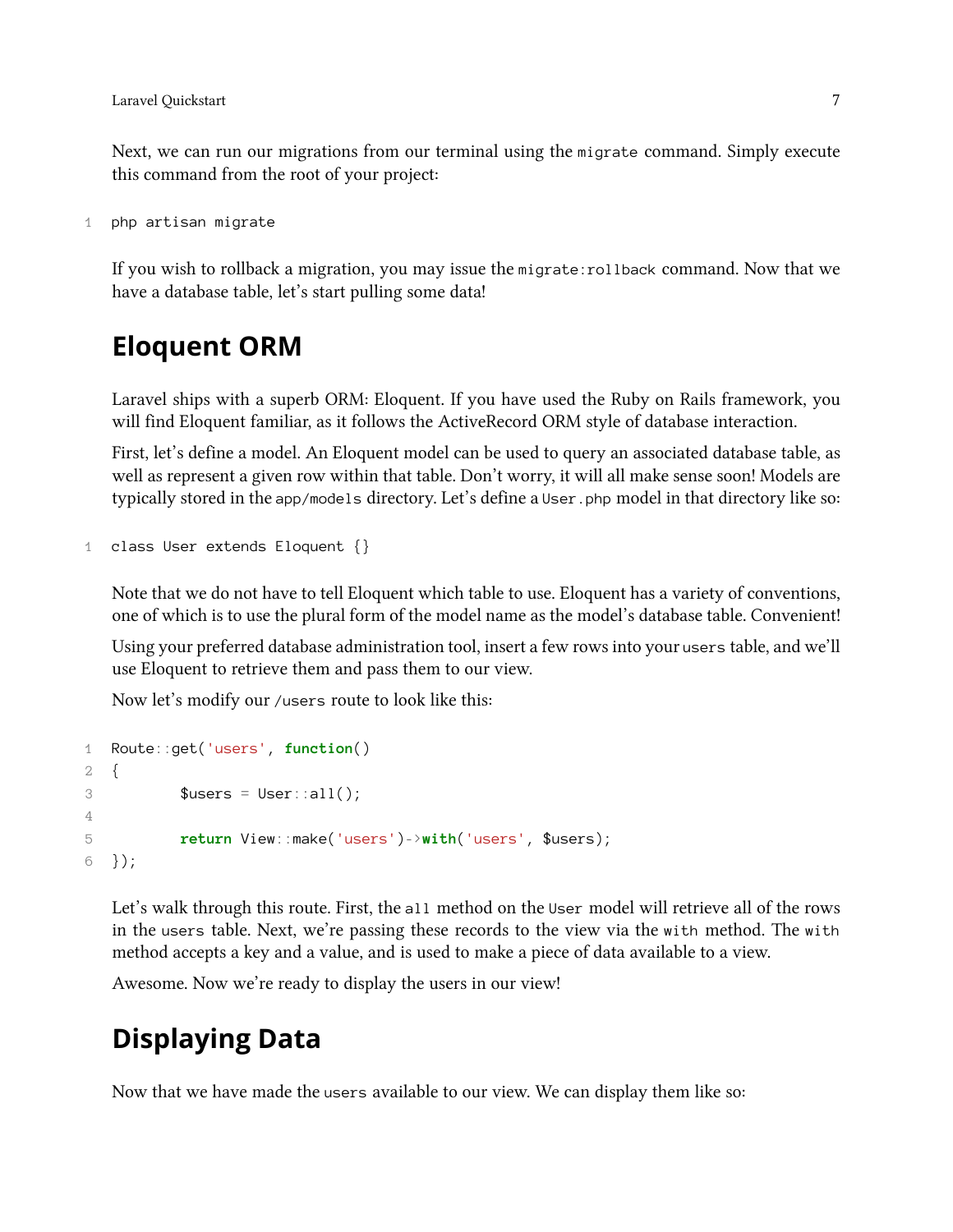Next, we can run our migrations from our terminal using the `migrate` command. Simply execute this command from the root of your project:

```
php artisan migrate
```

If you wish to rollback a migration, you may issue the `migrate:rollback` command. Now that we have a database table, let's start pulling some data!

## Eloquent ORM

Laravel ships with a superb ORM: Eloquent. If you have used the Ruby on Rails framework, you will find Eloquent familiar, as it follows the ActiveRecord ORM style of database interaction.

First, let's define a model. An Eloquent model can be used to query an associated database table, as well as represent a given row within that table. Don't worry, it will all make sense soon! Models are typically stored in the `app/models` directory. Let's define a `User.php` model in that directory like so:

```
class User extends Eloquent {}
```

Note that we do not have to tell Eloquent which table to use. Eloquent has a variety of conventions, one of which is to use the plural form of the model name as the model's database table. Convenient!

Using your preferred database administration tool, insert a few rows into your `users` table, and we'll use Eloquent to retrieve them and pass them to our view.

Now let's modify our `/users` route to look like this:

```
Route::get('users', function()
{
        $users = User::all();

        return View::make('users')->with('users', $users);
});
```

Let's walk through this route. First, the `all` method on the `User` model will retrieve all of the rows in the `users` table. Next, we're passing these records to the view via the `with` method. The `with` method accepts a key and a value, and is used to make a piece of data available to a view.

Awesome. Now we're ready to display the users in our view!

## Displaying Data

Now that we have made the `users` available to our view. We can display them like so: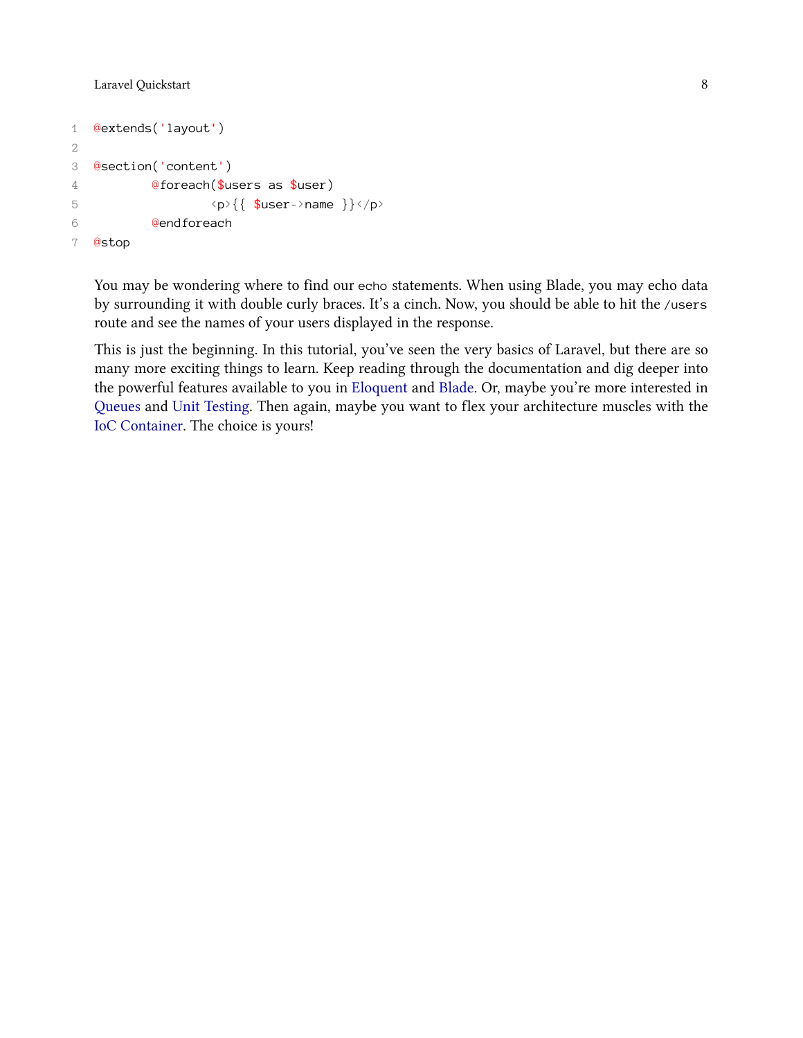```
@extends('layout')

@section('content')
	@foreach($users as $user)
		<p>{{ $user->name }}</p>
	@endforeach
@stop
```

You may be wondering where to find our `echo` statements. When using Blade, you may echo data by surrounding it with double curly braces. It's a cinch. Now, you should be able to hit the `/users` route and see the names of your users displayed in the response.

This is just the beginning. In this tutorial, you've seen the very basics of Laravel, but there are so many more exciting things to learn. Keep reading through the documentation and dig deeper into the powerful features available to you in Eloquent and Blade. Or, maybe you're more interested in Queues and Unit Testing. Then again, maybe you want to flex your architecture muscles with the IoC Container. The choice is yours!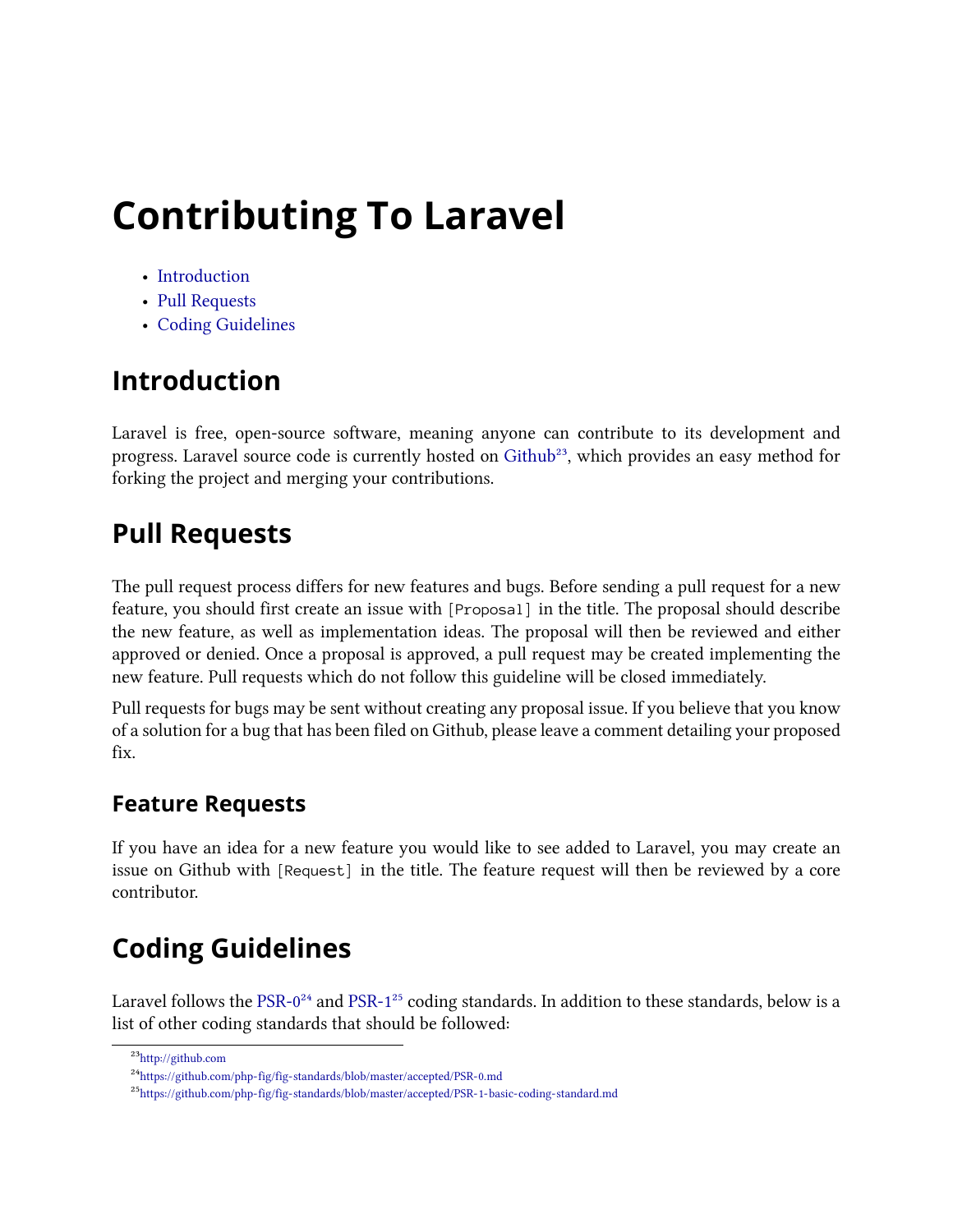# Contributing To Laravel

- Introduction
- Pull Requests
- Coding Guidelines

## Introduction

Laravel is free, open-source software, meaning anyone can contribute to its development and progress. Laravel source code is currently hosted on Github[23], which provides an easy method for forking the project and merging your contributions.

## Pull Requests

The pull request process differs for new features and bugs. Before sending a pull request for a new feature, you should first create an issue with `[Proposal]` in the title. The proposal should describe the new feature, as well as implementation ideas. The proposal will then be reviewed and either approved or denied. Once a proposal is approved, a pull request may be created implementing the new feature. Pull requests which do not follow this guideline will be closed immediately.

Pull requests for bugs may be sent without creating any proposal issue. If you believe that you know of a solution for a bug that has been filed on Github, please leave a comment detailing your proposed fix.

### Feature Requests

If you have an idea for a new feature you would like to see added to Laravel, you may create an issue on Github with `[Request]` in the title. The feature request will then be reviewed by a core contributor.

## Coding Guidelines

Laravel follows the PSR-0[24] and PSR-1[25] coding standards. In addition to these standards, below is a list of other coding standards that should be followed:

[23] http://github.com

[24] https://github.com/php-fig/fig-standards/blob/master/accepted/PSR-0.md

[25] https://github.com/php-fig/fig-standards/blob/master/accepted/PSR-1-basic-coding-standard.md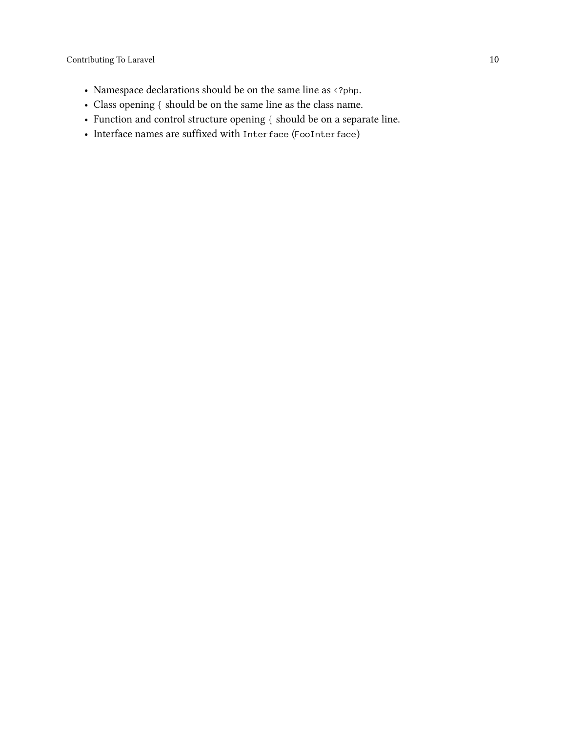- Namespace declarations should be on the same line as `<?php`.
- Class opening `{` should be on the same line as the class name.
- Function and control structure opening `{` should be on a separate line.
- Interface names are suffixed with `Interface` (`FooInterface`)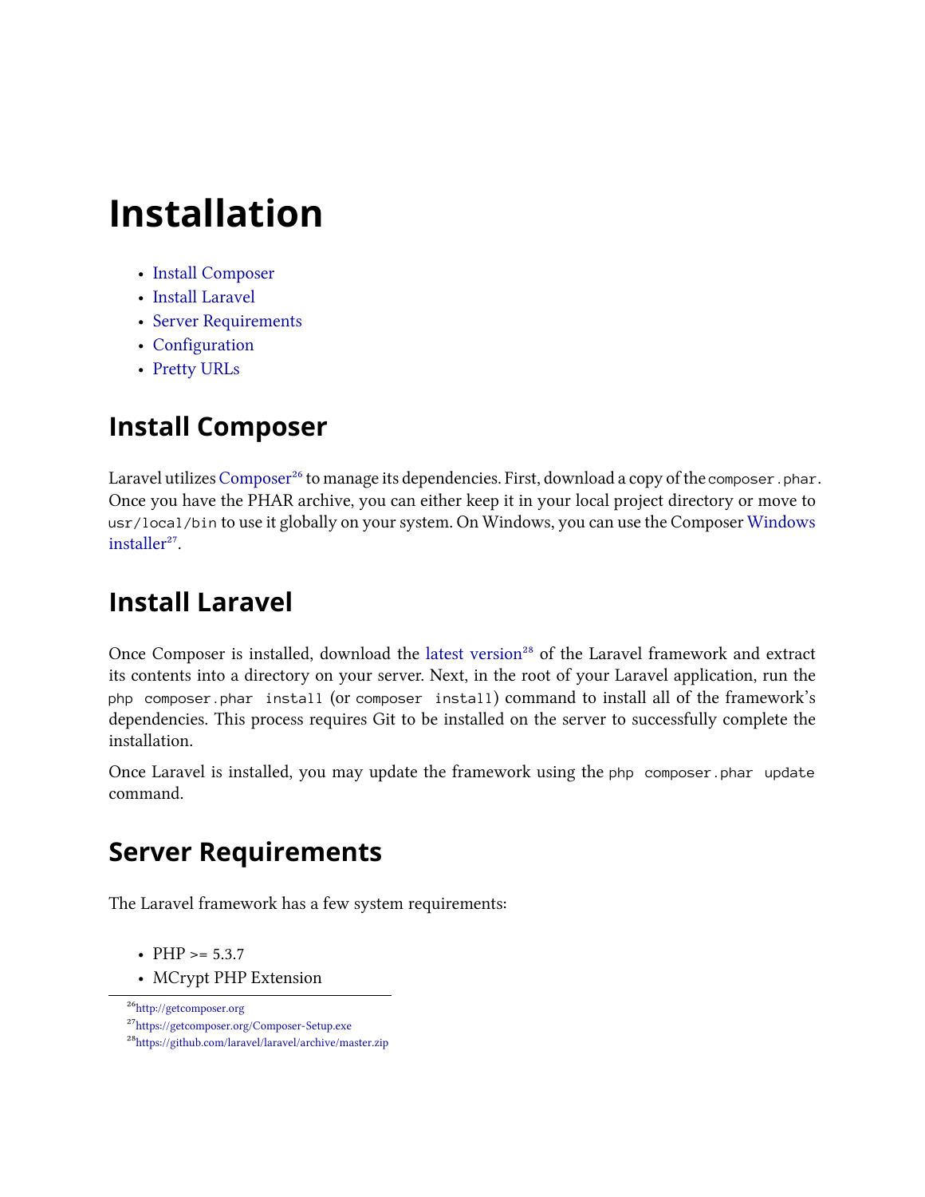# Installation

- Install Composer
- Install Laravel
- Server Requirements
- Configuration
- Pretty URLs

## Install Composer

Laravel utilizes Composer[26] to manage its dependencies. First, download a copy of the `composer.phar`. Once you have the PHAR archive, you can either keep it in your local project directory or move to `usr/local/bin` to use it globally on your system. On Windows, you can use the Composer Windows installer[27].

## Install Laravel

Once Composer is installed, download the latest version[28] of the Laravel framework and extract its contents into a directory on your server. Next, in the root of your Laravel application, run the `php composer.phar install` (or `composer install`) command to install all of the framework's dependencies. This process requires Git to be installed on the server to successfully complete the installation.

Once Laravel is installed, you may update the framework using the `php composer.phar update` command.

## Server Requirements

The Laravel framework has a few system requirements:

- PHP >= 5.3.7
- MCrypt PHP Extension

[26] http://getcomposer.org
[27] https://getcomposer.org/Composer-Setup.exe
[28] https://github.com/laravel/laravel/archive/master.zip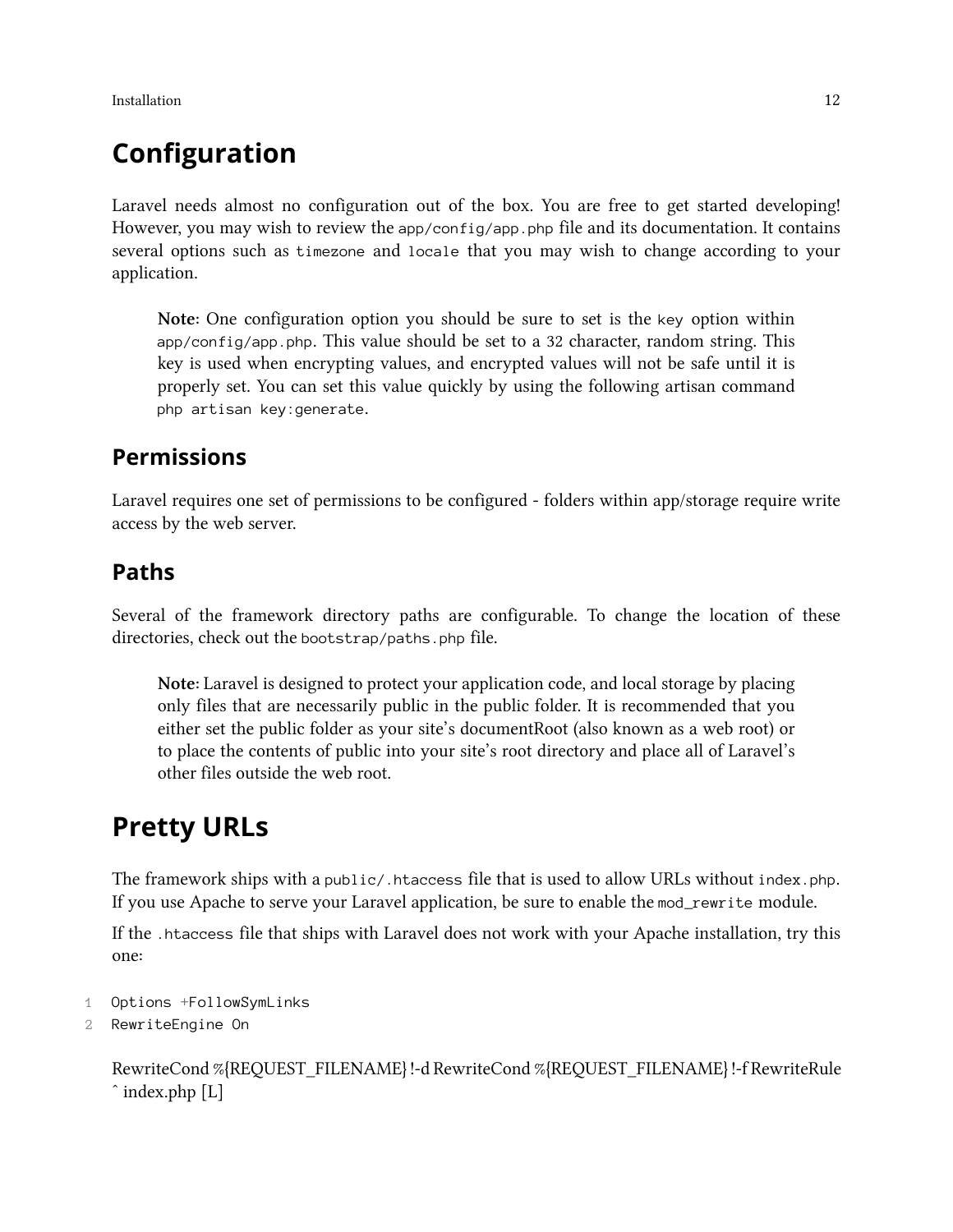# Configuration

Laravel needs almost no configuration out of the box. You are free to get started developing! However, you may wish to review the `app/config/app.php` file and its documentation. It contains several options such as `timezone` and `locale` that you may wish to change according to your application.

> **Note:** One configuration option you should be sure to set is the `key` option within `app/config/app.php`. This value should be set to a 32 character, random string. This key is used when encrypting values, and encrypted values will not be safe until it is properly set. You can set this value quickly by using the following artisan command `php artisan key:generate`.

## Permissions

Laravel requires one set of permissions to be configured - folders within app/storage require write access by the web server.

## Paths

Several of the framework directory paths are configurable. To change the location of these directories, check out the `bootstrap/paths.php` file.

> **Note:** Laravel is designed to protect your application code, and local storage by placing only files that are necessarily public in the public folder. It is recommended that you either set the public folder as your site's documentRoot (also known as a web root) or to place the contents of public into your site's root directory and place all of Laravel's other files outside the web root.

# Pretty URLs

The framework ships with a `public/.htaccess` file that is used to allow URLs without `index.php`. If you use Apache to serve your Laravel application, be sure to enable the `mod_rewrite` module.

If the `.htaccess` file that ships with Laravel does not work with your Apache installation, try this one:

```
Options +FollowSymLinks
RewriteEngine On
```

RewriteCond %{REQUEST_FILENAME} !-d RewriteCond %{REQUEST_FILENAME} !-f RewriteRule ^ index.php [L]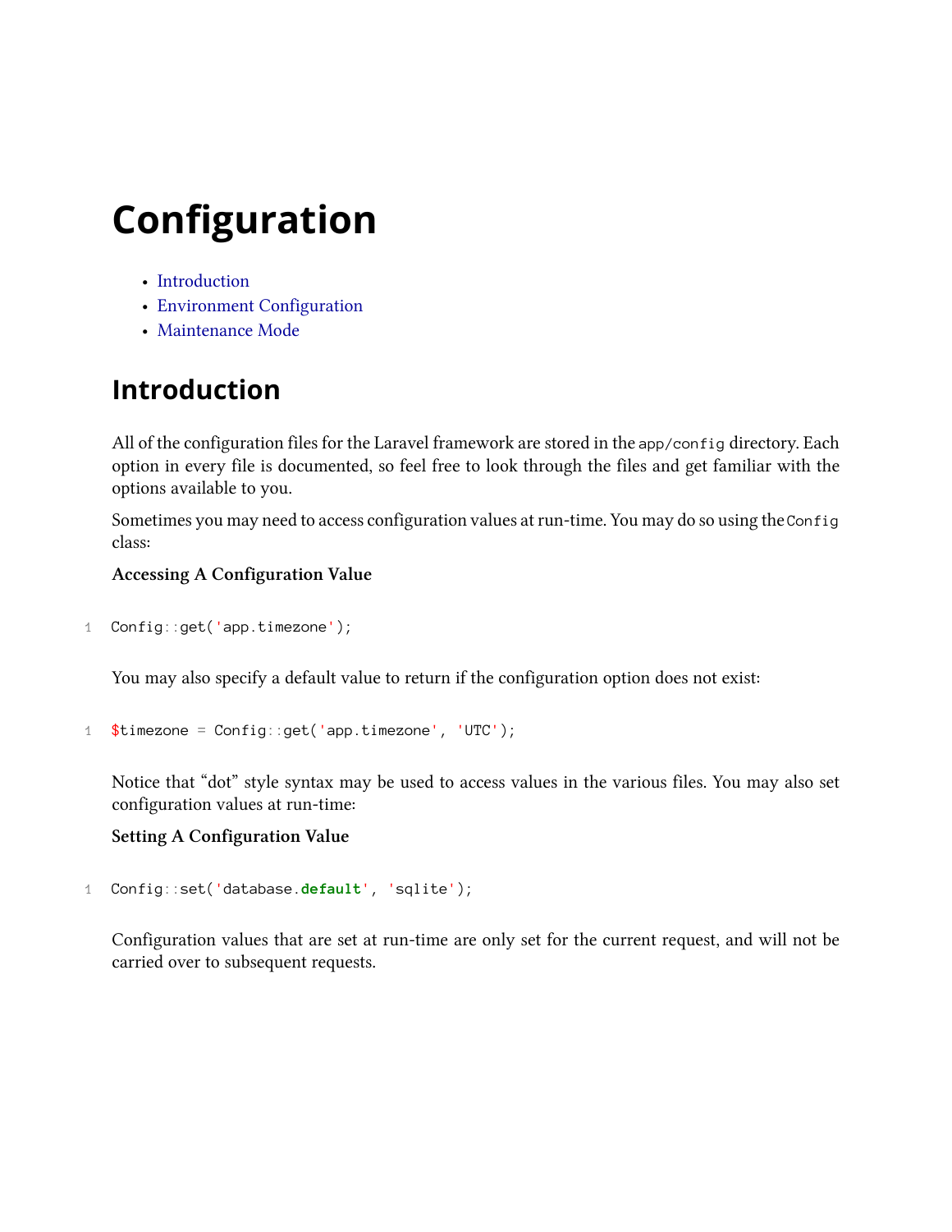# Configuration

- Introduction
- Environment Configuration
- Maintenance Mode

## Introduction

All of the configuration files for the Laravel framework are stored in the `app/config` directory. Each option in every file is documented, so feel free to look through the files and get familiar with the options available to you.

Sometimes you may need to access configuration values at run-time. You may do so using the `Config` class:

**Accessing A Configuration Value**

```
Config::get('app.timezone');
```

You may also specify a default value to return if the configuration option does not exist:

```
$timezone = Config::get('app.timezone', 'UTC');
```

Notice that "dot" style syntax may be used to access values in the various files. You may also set configuration values at run-time:

**Setting A Configuration Value**

```
Config::set('database.default', 'sqlite');
```

Configuration values that are set at run-time are only set for the current request, and will not be carried over to subsequent requests.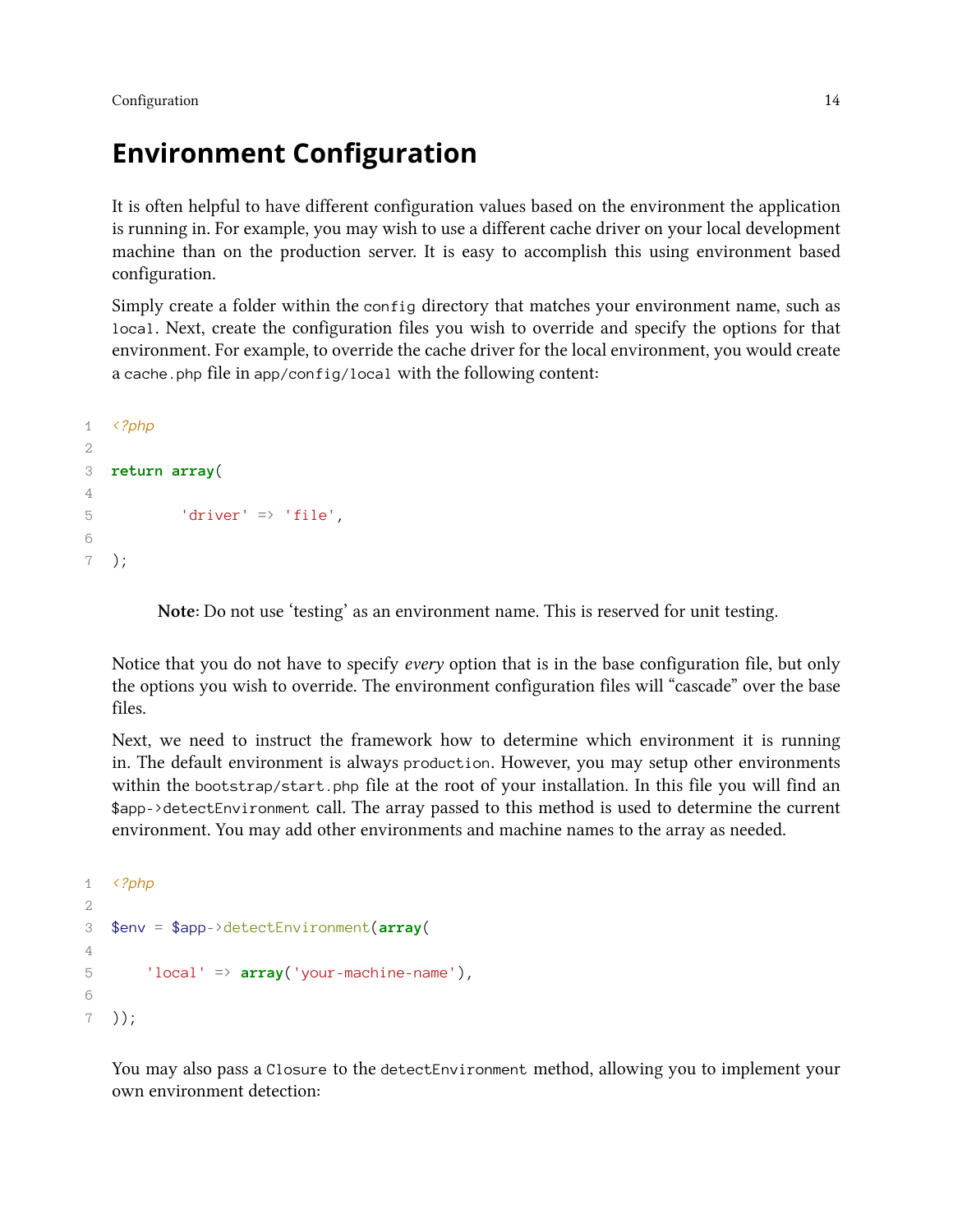## Environment Configuration

It is often helpful to have different configuration values based on the environment the application is running in. For example, you may wish to use a different cache driver on your local development machine than on the production server. It is easy to accomplish this using environment based configuration.

Simply create a folder within the `config` directory that matches your environment name, such as `local`. Next, create the configuration files you wish to override and specify the options for that environment. For example, to override the cache driver for the local environment, you would create a `cache.php` file in `app/config/local` with the following content:

```php
<?php

return array(

        'driver' => 'file',

);
```

> **Note:** Do not use 'testing' as an environment name. This is reserved for unit testing.

Notice that you do not have to specify *every* option that is in the base configuration file, but only the options you wish to override. The environment configuration files will "cascade" over the base files.

Next, we need to instruct the framework how to determine which environment it is running in. The default environment is always `production`. However, you may setup other environments within the `bootstrap/start.php` file at the root of your installation. In this file you will find an `$app->detectEnvironment` call. The array passed to this method is used to determine the current environment. You may add other environments and machine names to the array as needed.

```php
<?php

$env = $app->detectEnvironment(array(

    'local' => array('your-machine-name'),

));
```

You may also pass a `Closure` to the `detectEnvironment` method, allowing you to implement your own environment detection: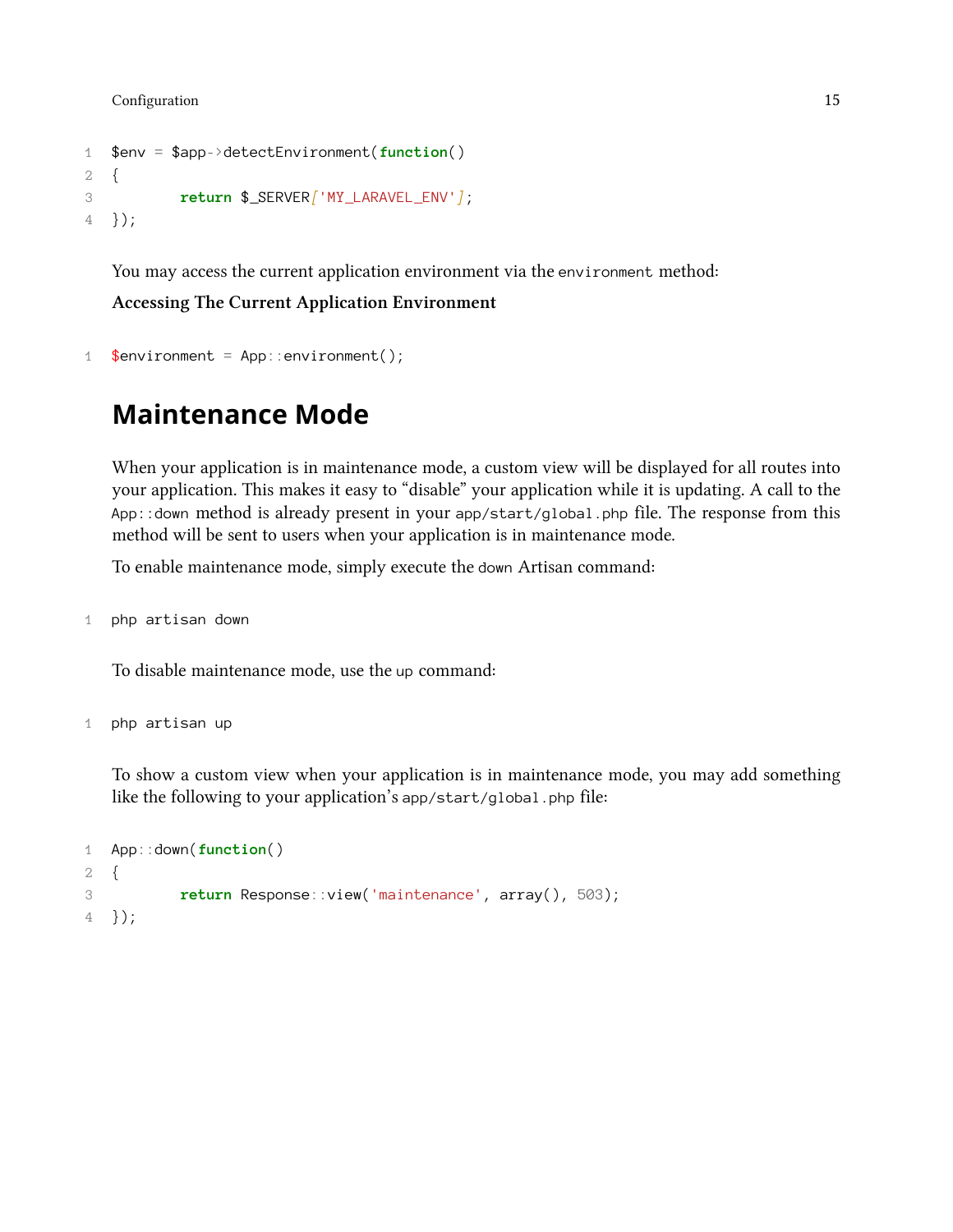```
$env = $app->detectEnvironment(function()
{
        return $_SERVER['MY_LARAVEL_ENV'];
});
```

You may access the current application environment via the `environment` method:

**Accessing The Current Application Environment**

```
$environment = App::environment();
```

## Maintenance Mode

When your application is in maintenance mode, a custom view will be displayed for all routes into your application. This makes it easy to "disable" your application while it is updating. A call to the `App::down` method is already present in your `app/start/global.php` file. The response from this method will be sent to users when your application is in maintenance mode.

To enable maintenance mode, simply execute the `down` Artisan command:

```
php artisan down
```

To disable maintenance mode, use the `up` command:

```
php artisan up
```

To show a custom view when your application is in maintenance mode, you may add something like the following to your application's `app/start/global.php` file:

```
App::down(function()
{
        return Response::view('maintenance', array(), 503);
});
```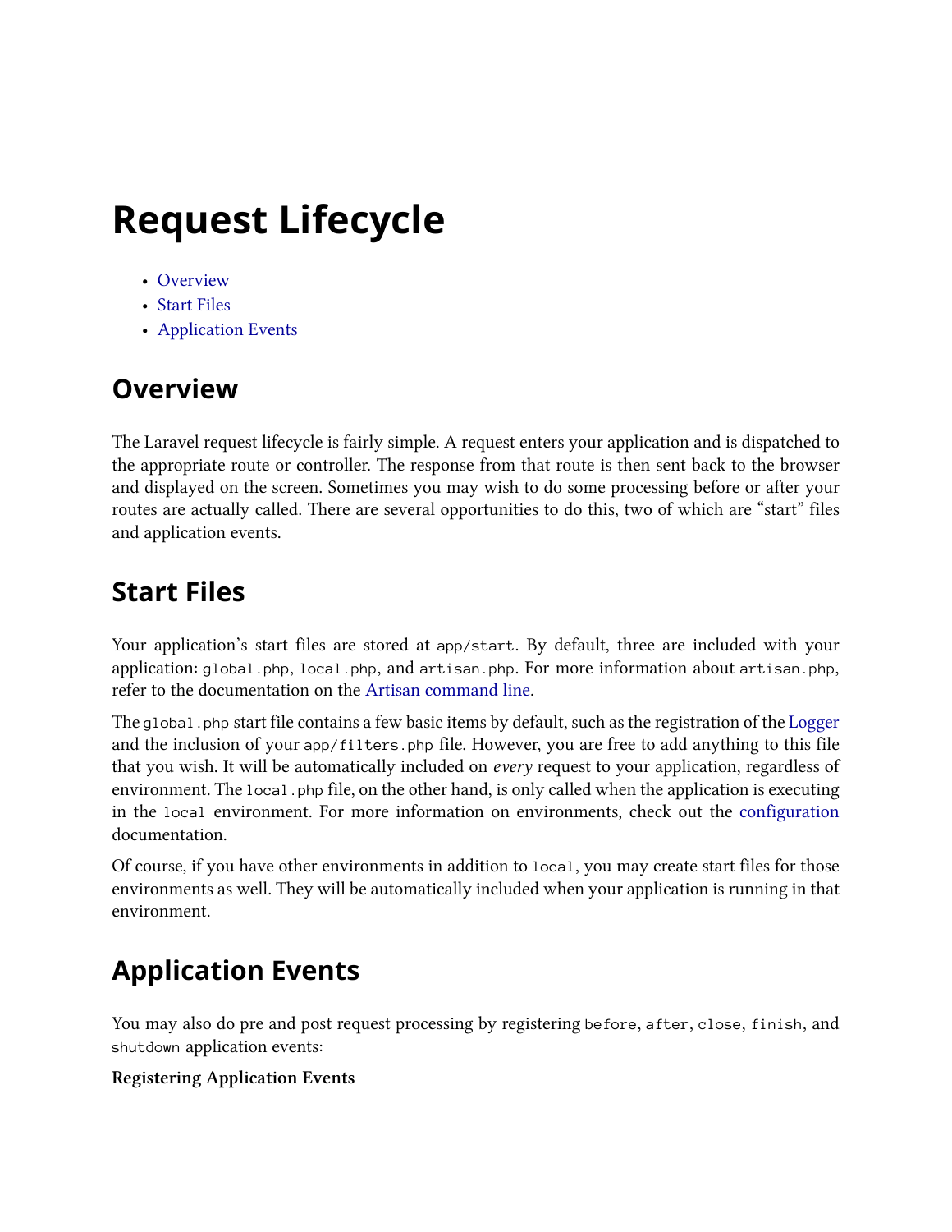# Request Lifecycle

- Overview
- Start Files
- Application Events

## Overview

The Laravel request lifecycle is fairly simple. A request enters your application and is dispatched to the appropriate route or controller. The response from that route is then sent back to the browser and displayed on the screen. Sometimes you may wish to do some processing before or after your routes are actually called. There are several opportunities to do this, two of which are "start" files and application events.

## Start Files

Your application's start files are stored at `app/start`. By default, three are included with your application: `global.php`, `local.php`, and `artisan.php`. For more information about `artisan.php`, refer to the documentation on the Artisan command line.

The `global.php` start file contains a few basic items by default, such as the registration of the Logger and the inclusion of your `app/filters.php` file. However, you are free to add anything to this file that you wish. It will be automatically included on *every* request to your application, regardless of environment. The `local.php` file, on the other hand, is only called when the application is executing in the `local` environment. For more information on environments, check out the configuration documentation.

Of course, if you have other environments in addition to `local`, you may create start files for those environments as well. They will be automatically included when your application is running in that environment.

## Application Events

You may also do pre and post request processing by registering `before`, `after`, `close`, `finish`, and `shutdown` application events:

**Registering Application Events**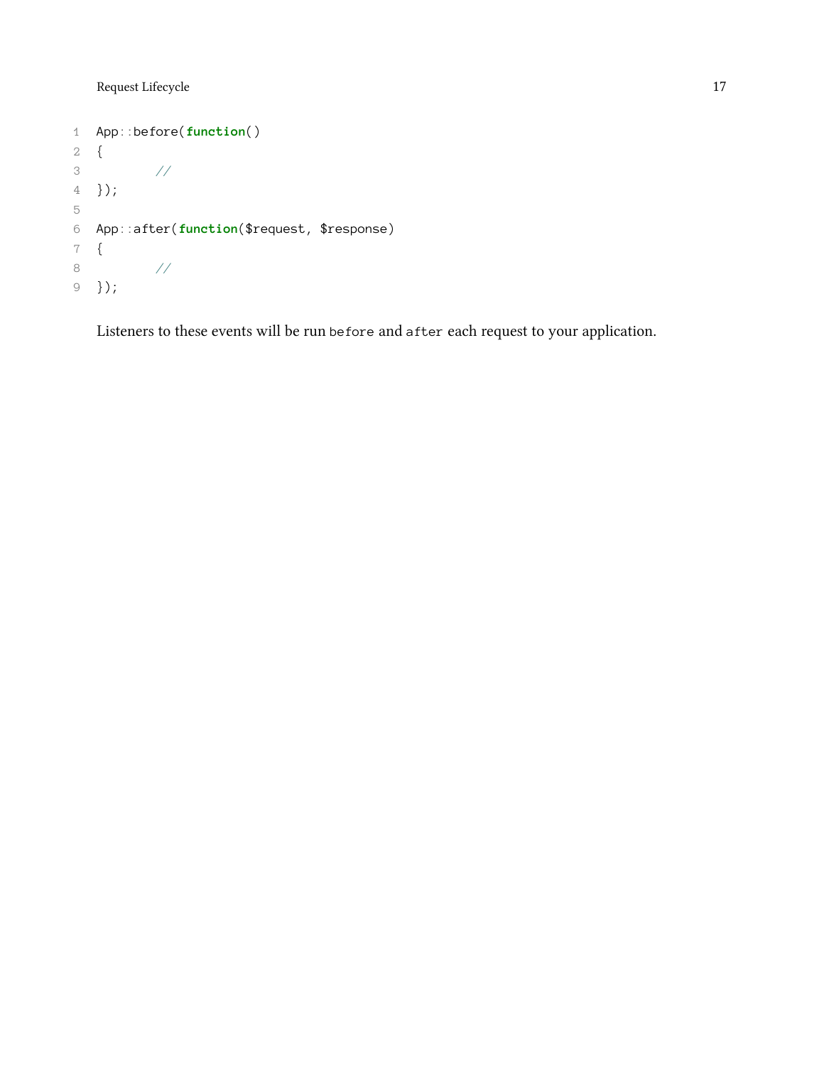```php
App::before(function()
{
	//
});

App::after(function($request, $response)
{
	//
});
```

Listeners to these events will be run `before` and `after` each request to your application.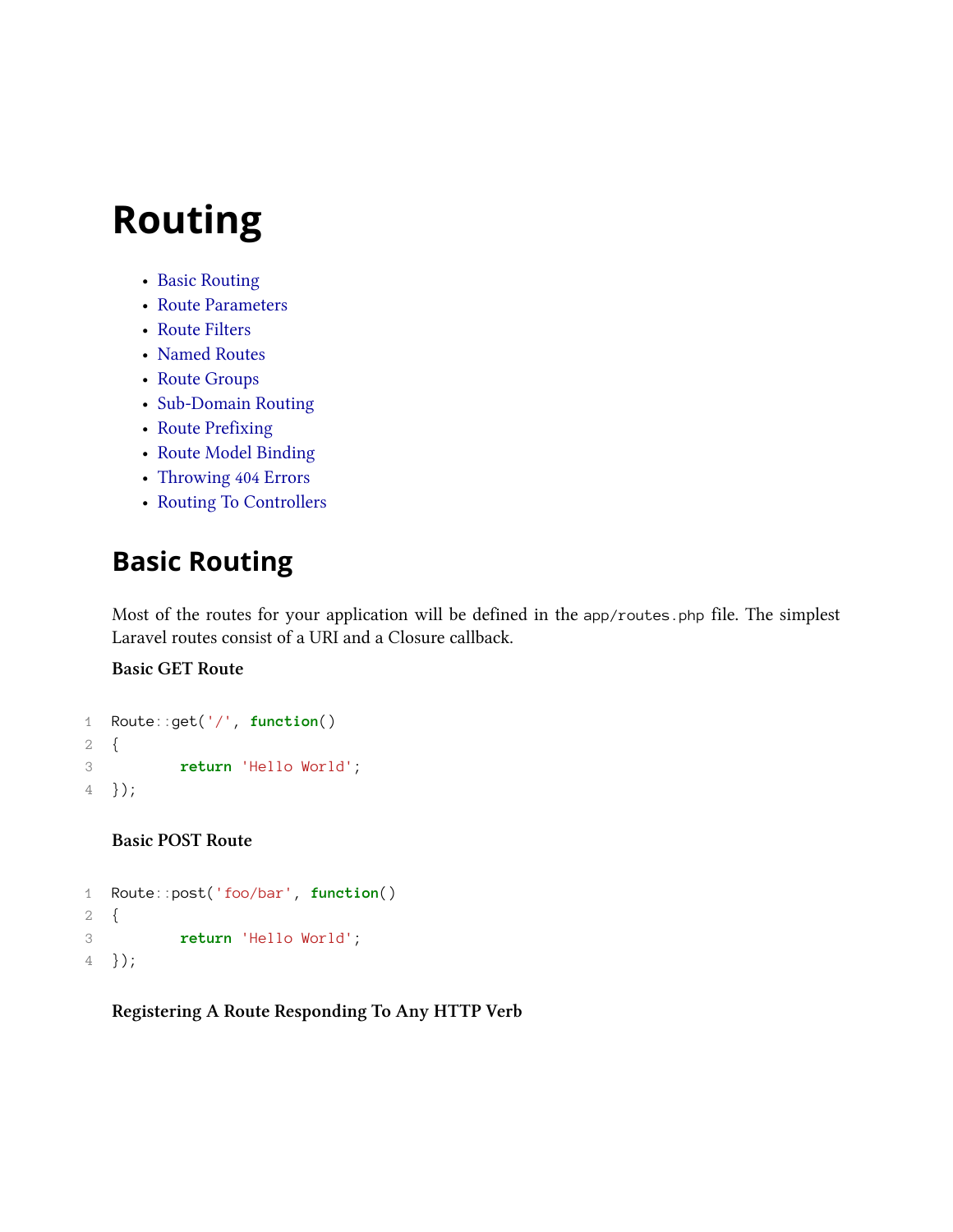# Routing

- Basic Routing
- Route Parameters
- Route Filters
- Named Routes
- Route Groups
- Sub-Domain Routing
- Route Prefixing
- Route Model Binding
- Throwing 404 Errors
- Routing To Controllers

## Basic Routing

Most of the routes for your application will be defined in the `app/routes.php` file. The simplest Laravel routes consist of a URI and a Closure callback.

**Basic GET Route**

```
Route::get('/', function()
{
        return 'Hello World';
});
```

**Basic POST Route**

```
Route::post('foo/bar', function()
{
        return 'Hello World';
});
```

**Registering A Route Responding To Any HTTP Verb**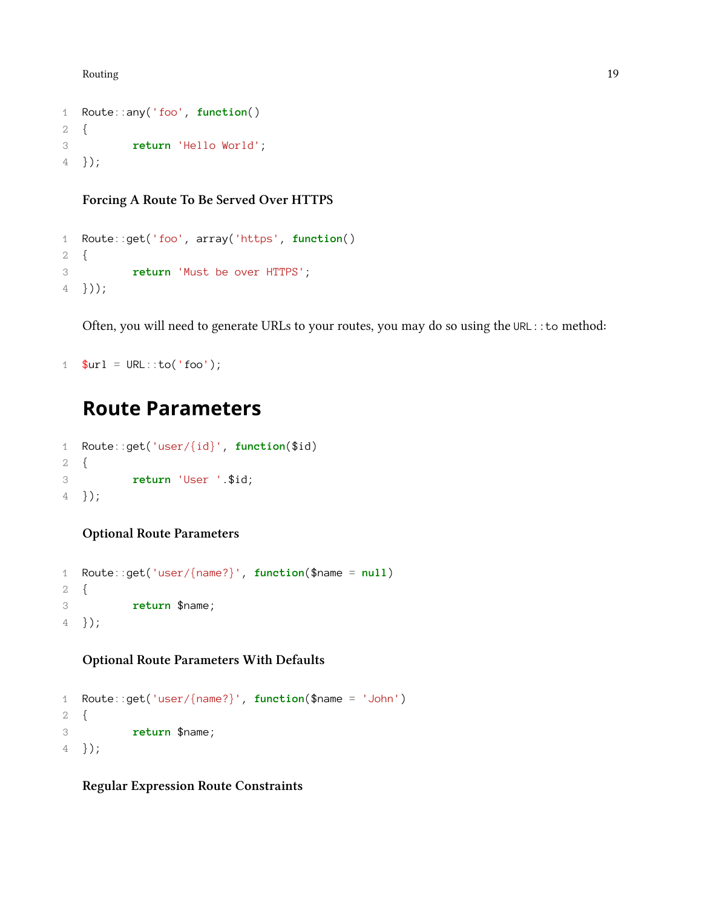```php
Route::any('foo', function()
{
	return 'Hello World';
});
```

#### Forcing A Route To Be Served Over HTTPS

```php
Route::get('foo', array('https', function()
{
	return 'Must be over HTTPS';
}));
```

Often, you will need to generate URLs to your routes, you may do so using the `URL::to` method:

```php
$url = URL::to('foo');
```

## Route Parameters

```php
Route::get('user/{id}', function($id)
{
	return 'User '.$id;
});
```

#### Optional Route Parameters

```php
Route::get('user/{name?}', function($name = null)
{
	return $name;
});
```

#### Optional Route Parameters With Defaults

```php
Route::get('user/{name?}', function($name = 'John')
{
	return $name;
});
```

#### Regular Expression Route Constraints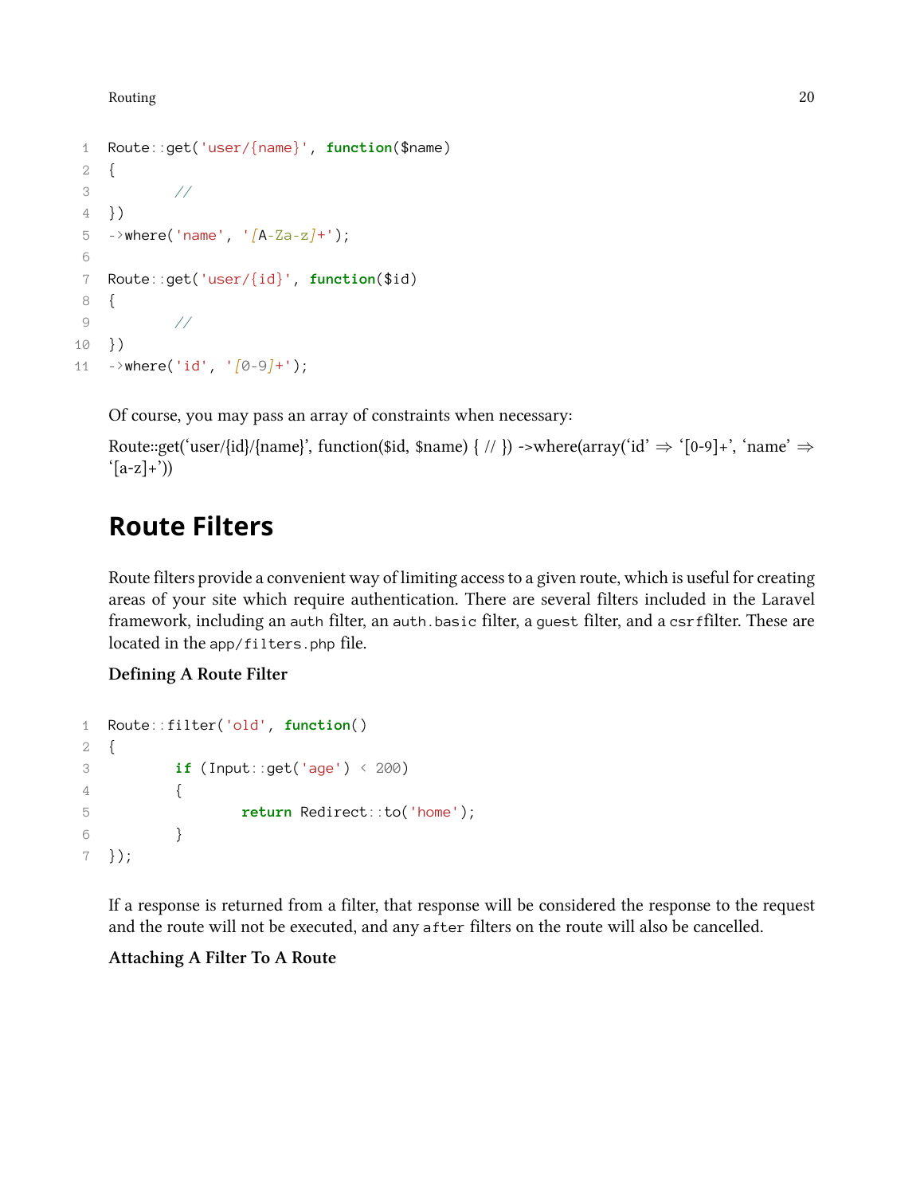```
Route::get('user/{name}', function($name)
{
	//
})
->where('name', '[A-Za-z]+');

Route::get('user/{id}', function($id)
{
	//
})
->where('id', '[0-9]+');
```

Of course, you may pass an array of constraints when necessary:

Route::get('user/{id}/{name}', function($id, $name) { // }) ->where(array('id' => '[0-9]+', 'name' => '[a-z]+'))

## Route Filters

Route filters provide a convenient way of limiting access to a given route, which is useful for creating areas of your site which require authentication. There are several filters included in the Laravel framework, including an `auth` filter, an `auth.basic` filter, a `guest` filter, and a `csrf`filter. These are located in the `app/filters.php` file.

**Defining A Route Filter**

```
Route::filter('old', function()
{
	if (Input::get('age') < 200)
	{
		return Redirect::to('home');
	}
});
```

If a response is returned from a filter, that response will be considered the response to the request and the route will not be executed, and any `after` filters on the route will also be cancelled.

**Attaching A Filter To A Route**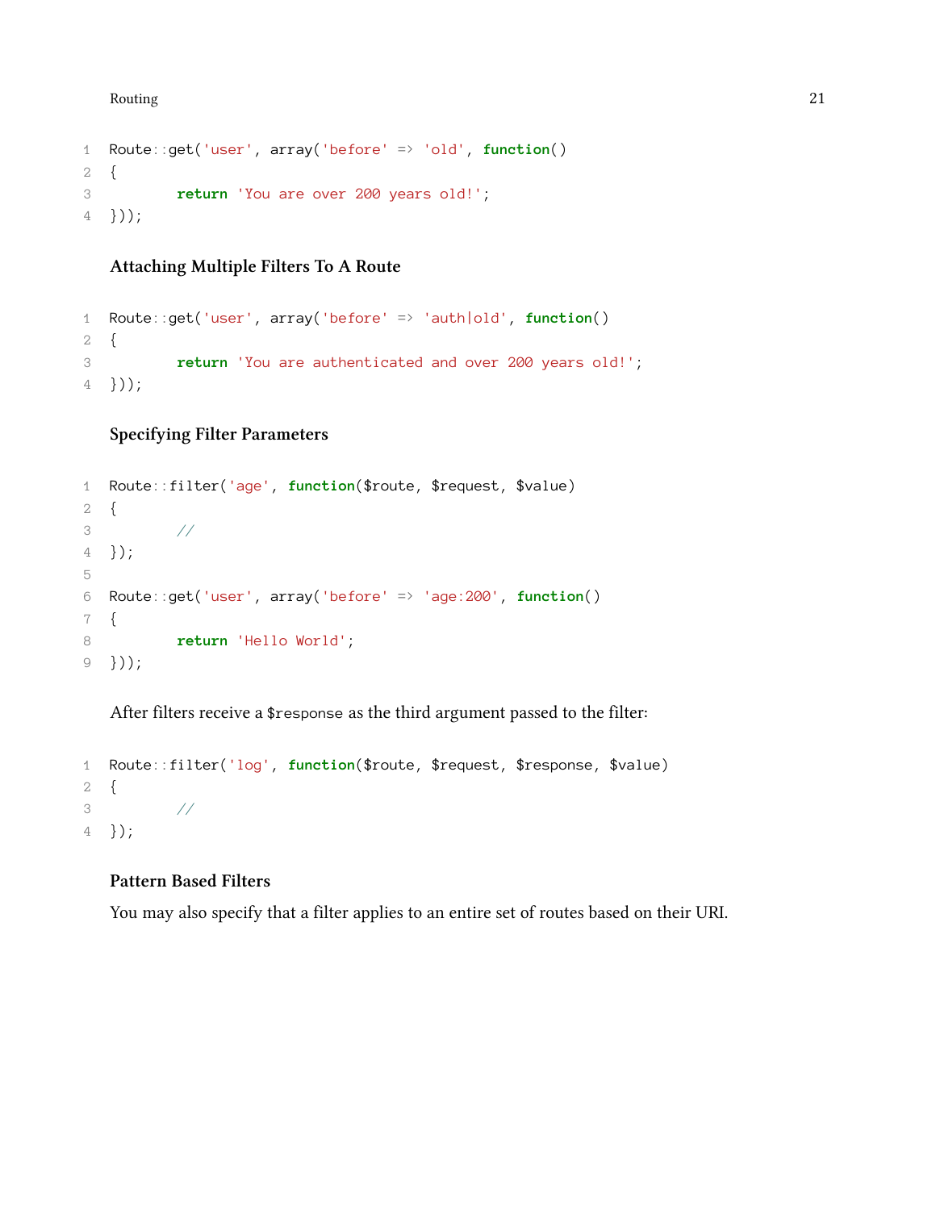```php
Route::get('user', array('before' => 'old', function()
{
	return 'You are over 200 years old!';
}));
```

#### Attaching Multiple Filters To A Route

```php
Route::get('user', array('before' => 'auth|old', function()
{
	return 'You are authenticated and over 200 years old!';
}));
```

#### Specifying Filter Parameters

```php
Route::filter('age', function($route, $request, $value)
{
	//
});

Route::get('user', array('before' => 'age:200', function()
{
	return 'Hello World';
}));
```

After filters receive a `$response` as the third argument passed to the filter:

```php
Route::filter('log', function($route, $request, $response, $value)
{
	//
});
```

#### Pattern Based Filters

You may also specify that a filter applies to an entire set of routes based on their URI.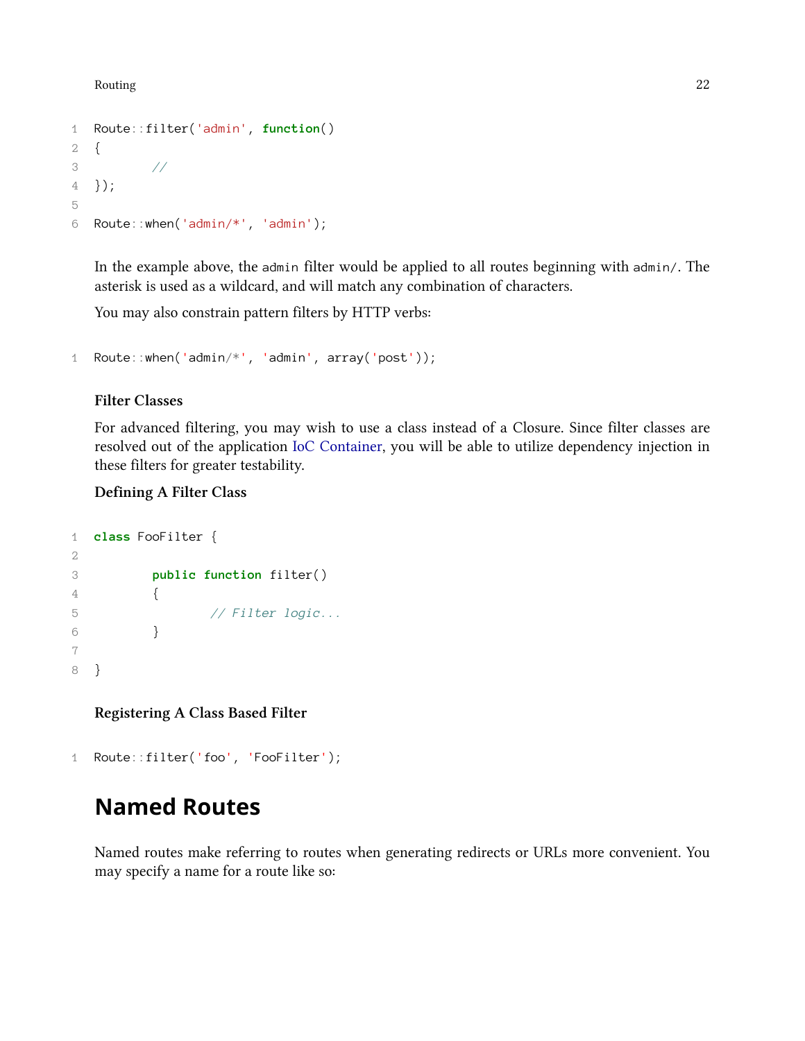```php
Route::filter('admin', function()
{
	//
});

Route::when('admin/*', 'admin');
```

In the example above, the `admin` filter would be applied to all routes beginning with `admin/`. The asterisk is used as a wildcard, and will match any combination of characters.

You may also constrain pattern filters by HTTP verbs:

```php
Route::when('admin/*', 'admin', array('post'));
```

#### Filter Classes

For advanced filtering, you may wish to use a class instead of a Closure. Since filter classes are resolved out of the application IoC Container, you will be able to utilize dependency injection in these filters for greater testability.

#### Defining A Filter Class

```php
class FooFilter {

	public function filter()
	{
		// Filter logic...
	}

}
```

#### Registering A Class Based Filter

```php
Route::filter('foo', 'FooFilter');
```

## Named Routes

Named routes make referring to routes when generating redirects or URLs more convenient. You may specify a name for a route like so: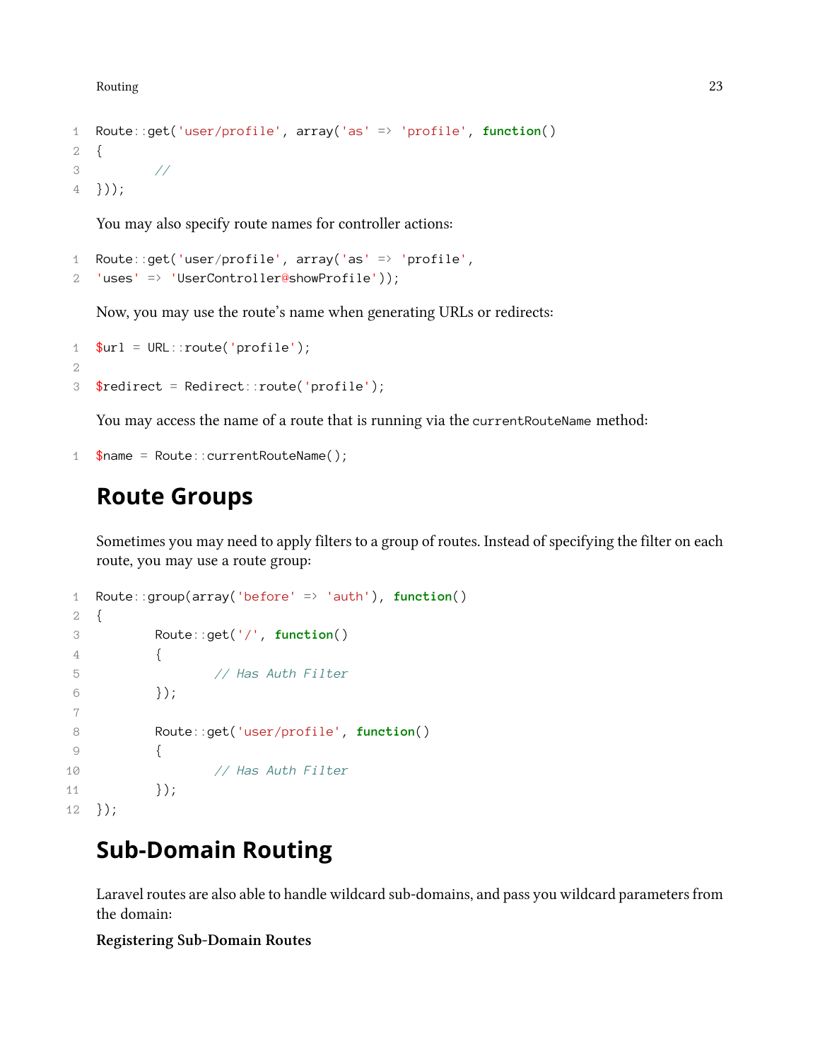```
Route::get('user/profile', array('as' => 'profile', function()
{
	//
}));
```

You may also specify route names for controller actions:

```
Route::get('user/profile', array('as' => 'profile',
'uses' => 'UserController@showProfile'));
```

Now, you may use the route's name when generating URLs or redirects:

```
$url = URL::route('profile');

$redirect = Redirect::route('profile');
```

You may access the name of a route that is running via the `currentRouteName` method:

```
$name = Route::currentRouteName();
```

## Route Groups

Sometimes you may need to apply filters to a group of routes. Instead of specifying the filter on each route, you may use a route group:

```
Route::group(array('before' => 'auth'), function()
{
	Route::get('/', function()
	{
		// Has Auth Filter
	});

	Route::get('user/profile', function()
	{
		// Has Auth Filter
	});
});
```

## Sub-Domain Routing

Laravel routes are also able to handle wildcard sub-domains, and pass you wildcard parameters from the domain:

**Registering Sub-Domain Routes**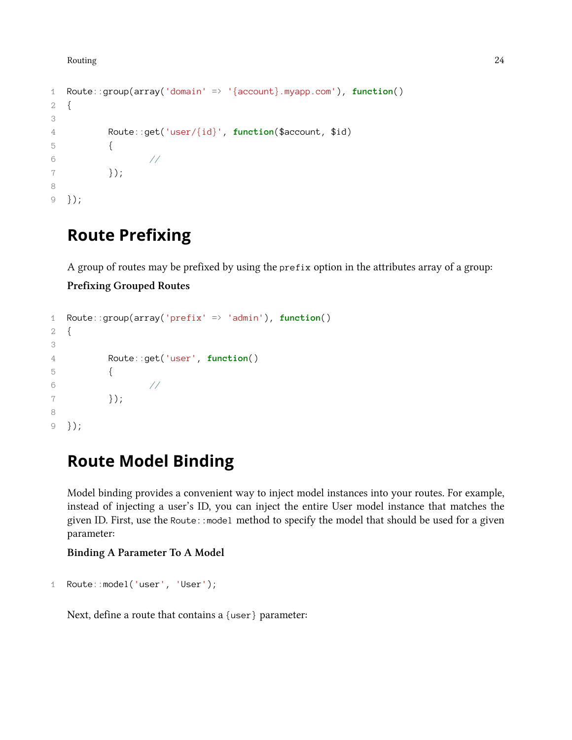```php
Route::group(array('domain' => '{account}.myapp.com'), function()
{

	Route::get('user/{id}', function($account, $id)
	{
		//
	});

});
```

## Route Prefixing

A group of routes may be prefixed by using the `prefix` option in the attributes array of a group:

**Prefixing Grouped Routes**

```php
Route::group(array('prefix' => 'admin'), function()
{

	Route::get('user', function()
	{
		//
	});

});
```

## Route Model Binding

Model binding provides a convenient way to inject model instances into your routes. For example, instead of injecting a user's ID, you can inject the entire User model instance that matches the given ID. First, use the `Route::model` method to specify the model that should be used for a given parameter:

**Binding A Parameter To A Model**

```php
Route::model('user', 'User');
```

Next, define a route that contains a `{user}` parameter: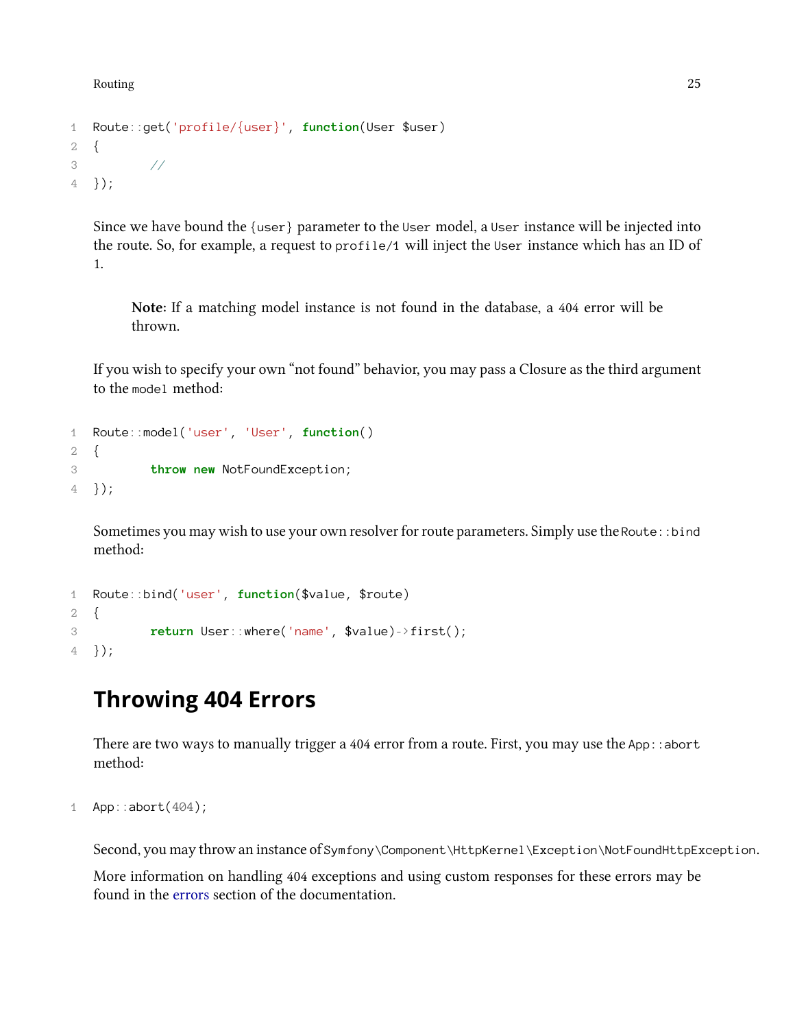```
Route::get('profile/{user}', function(User $user)
{
	//
});
```

Since we have bound the `{user}` parameter to the `User` model, a `User` instance will be injected into the route. So, for example, a request to `profile/1` will inject the `User` instance which has an ID of 1.

> **Note:** If a matching model instance is not found in the database, a 404 error will be thrown.

If you wish to specify your own "not found" behavior, you may pass a Closure as the third argument to the `model` method:

```
Route::model('user', 'User', function()
{
	throw new NotFoundException;
});
```

Sometimes you may wish to use your own resolver for route parameters. Simply use the `Route::bind` method:

```
Route::bind('user', function($value, $route)
{
	return User::where('name', $value)->first();
});
```

## Throwing 404 Errors

There are two ways to manually trigger a 404 error from a route. First, you may use the `App::abort` method:

```
App::abort(404);
```

Second, you may throw an instance of `Symfony\Component\HttpKernel\Exception\NotFoundHttpException`.

More information on handling 404 exceptions and using custom responses for these errors may be found in the errors section of the documentation.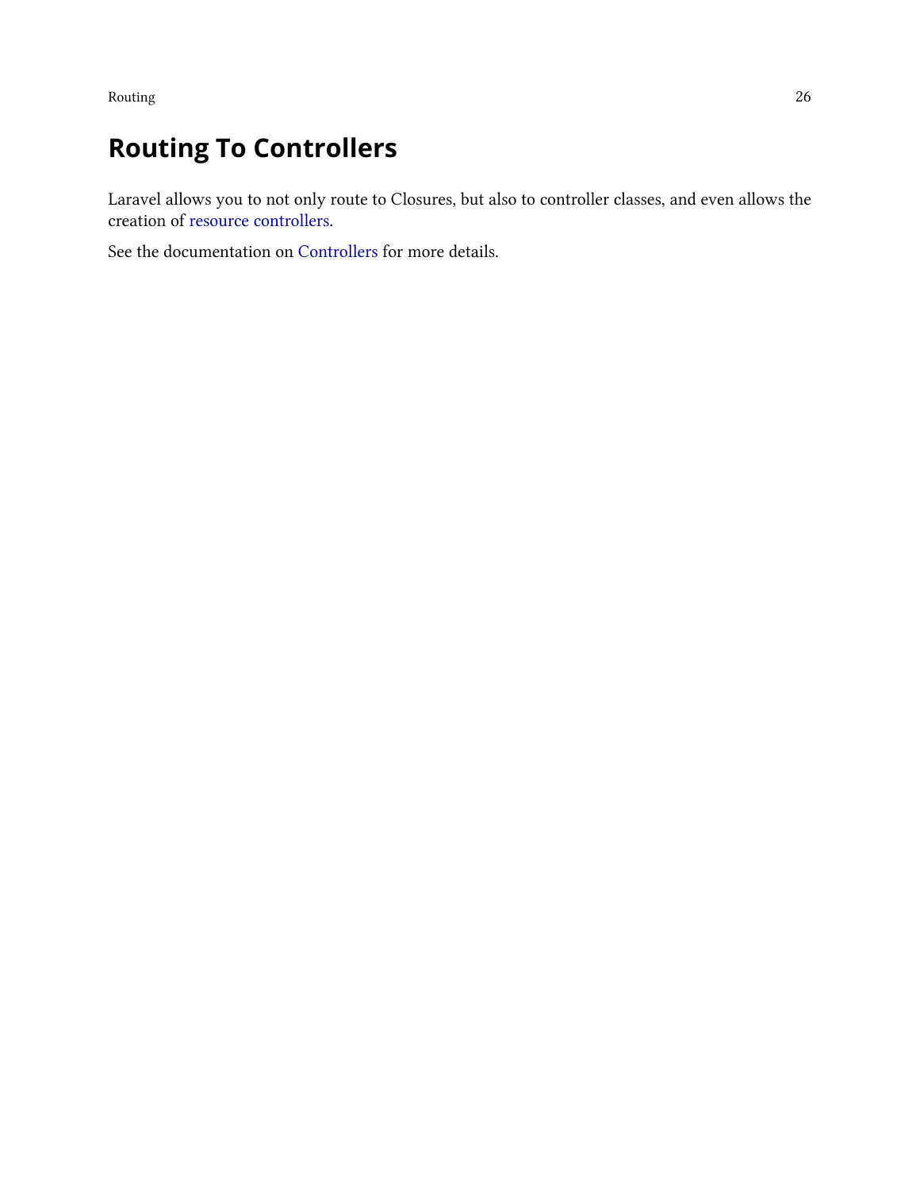## Routing To Controllers

Laravel allows you to not only route to Closures, but also to controller classes, and even allows the creation of resource controllers.

See the documentation on Controllers for more details.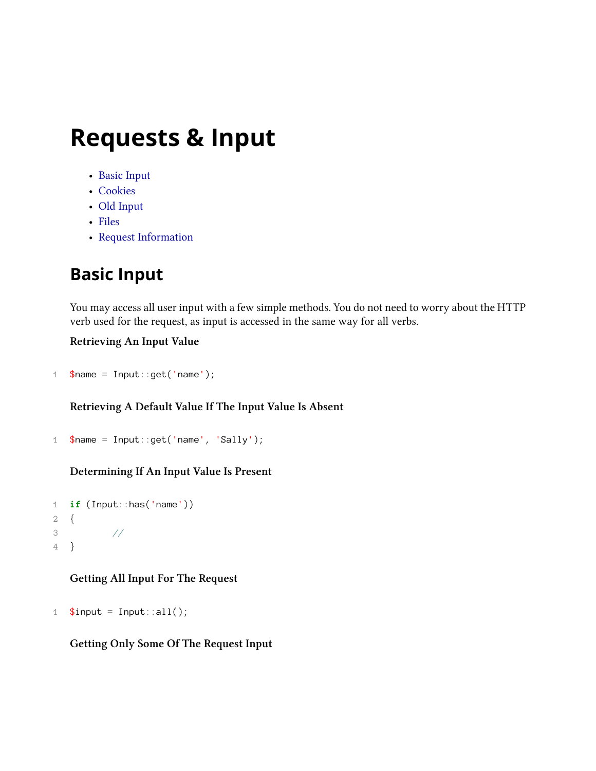# Requests & Input

- Basic Input
- Cookies
- Old Input
- Files
- Request Information

## Basic Input

You may access all user input with a few simple methods. You do not need to worry about the HTTP verb used for the request, as input is accessed in the same way for all verbs.

**Retrieving An Input Value**

```
$name = Input::get('name');
```

**Retrieving A Default Value If The Input Value Is Absent**

```
$name = Input::get('name', 'Sally');
```

**Determining If An Input Value Is Present**

```
if (Input::has('name'))
{
        //
}
```

**Getting All Input For The Request**

```
$input = Input::all();
```

**Getting Only Some Of The Request Input**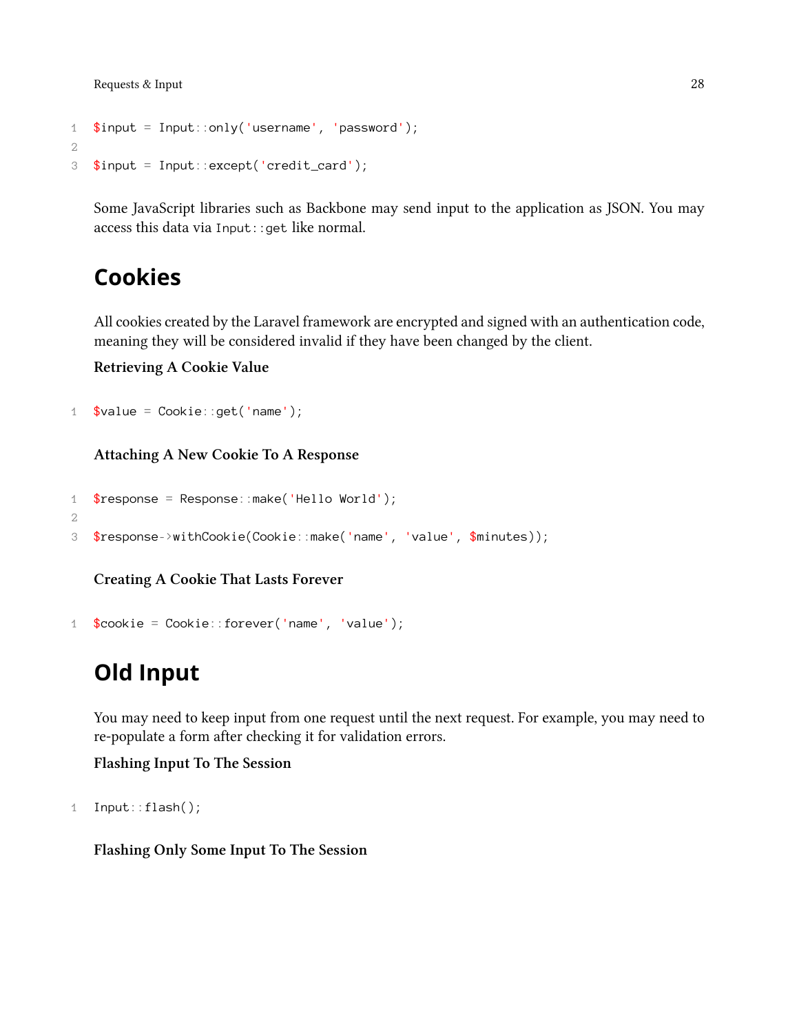```php
$input = Input::only('username', 'password');

$input = Input::except('credit_card');
```

Some JavaScript libraries such as Backbone may send input to the application as JSON. You may access this data via `Input::get` like normal.

## Cookies

All cookies created by the Laravel framework are encrypted and signed with an authentication code, meaning they will be considered invalid if they have been changed by the client.

**Retrieving A Cookie Value**

```php
$value = Cookie::get('name');
```

**Attaching A New Cookie To A Response**

```php
$response = Response::make('Hello World');

$response->withCookie(Cookie::make('name', 'value', $minutes));
```

**Creating A Cookie That Lasts Forever**

```php
$cookie = Cookie::forever('name', 'value');
```

## Old Input

You may need to keep input from one request until the next request. For example, you may need to re-populate a form after checking it for validation errors.

**Flashing Input To The Session**

```php
Input::flash();
```

**Flashing Only Some Input To The Session**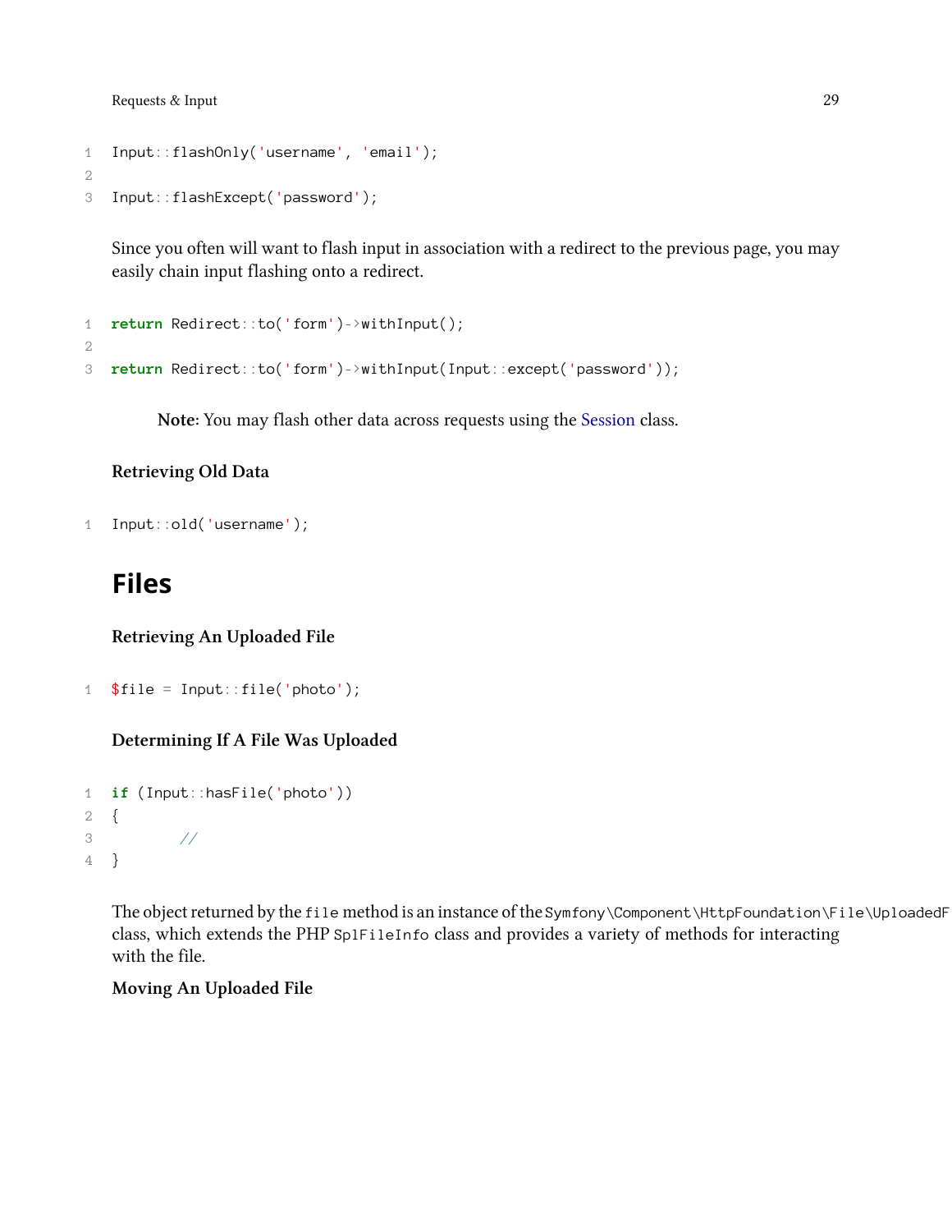```php
Input::flashOnly('username', 'email');

Input::flashExcept('password');
```

Since you often will want to flash input in association with a redirect to the previous page, you may easily chain input flashing onto a redirect.

```php
return Redirect::to('form')->withInput();

return Redirect::to('form')->withInput(Input::except('password'));
```

> **Note:** You may flash other data across requests using the Session class.

#### Retrieving Old Data

```php
Input::old('username');
```

## Files

#### Retrieving An Uploaded File

```php
$file = Input::file('photo');
```

#### Determining If A File Was Uploaded

```php
if (Input::hasFile('photo'))
{
	//
}
```

The object returned by the `file` method is an instance of the `Symfony\Component\HttpFoundation\File\UploadedF` class, which extends the PHP `SplFileInfo` class and provides a variety of methods for interacting with the file.

#### Moving An Uploaded File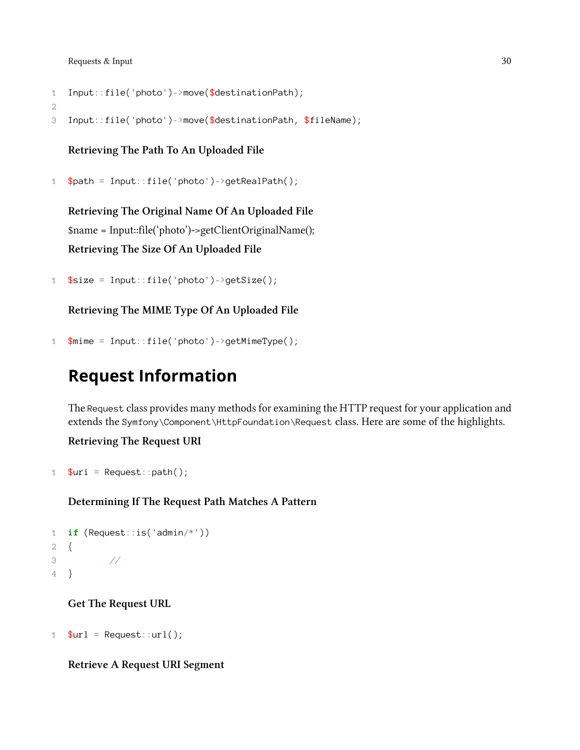```
Input::file('photo')->move($destinationPath);

Input::file('photo')->move($destinationPath, $fileName);
```

#### Retrieving The Path To An Uploaded File

```
$path = Input::file('photo')->getRealPath();
```

#### Retrieving The Original Name Of An Uploaded File

$name = Input::file('photo')->getClientOriginalName();

#### Retrieving The Size Of An Uploaded File

```
$size = Input::file('photo')->getSize();
```

#### Retrieving The MIME Type Of An Uploaded File

```
$mime = Input::file('photo')->getMimeType();
```

## Request Information

The `Request` class provides many methods for examining the HTTP request for your application and extends the `Symfony\Component\HttpFoundation\Request` class. Here are some of the highlights.

#### Retrieving The Request URI

```
$uri = Request::path();
```

#### Determining If The Request Path Matches A Pattern

```
if (Request::is('admin/*'))
{
        //
}
```

#### Get The Request URL

```
$url = Request::url();
```

#### Retrieve A Request URI Segment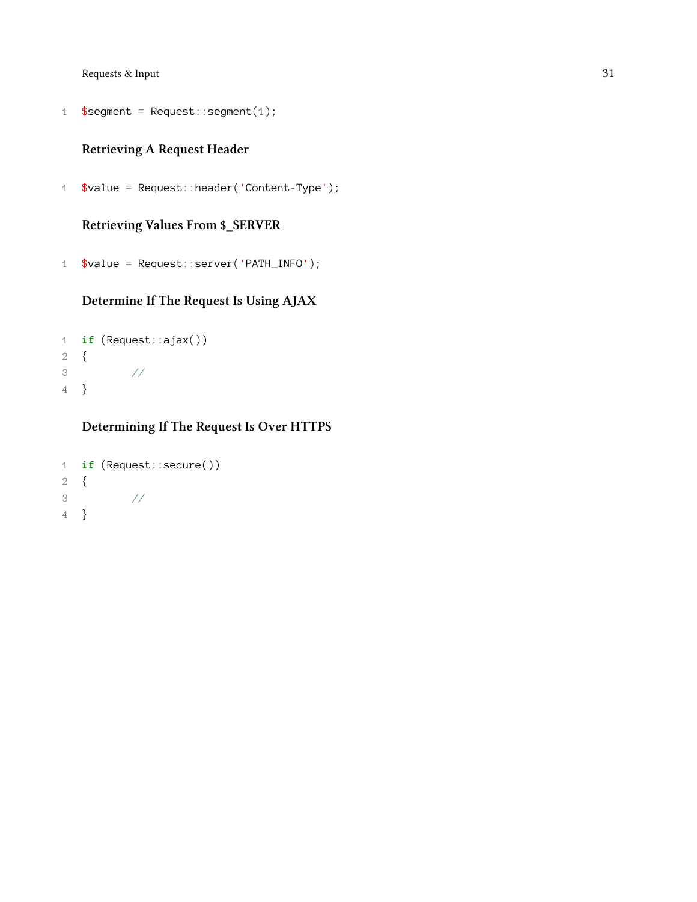```php
$segment = Request::segment(1);
```

#### Retrieving A Request Header

```php
$value = Request::header('Content-Type');
```

#### Retrieving Values From $_SERVER

```php
$value = Request::server('PATH_INFO');
```

#### Determine If The Request Is Using AJAX

```php
if (Request::ajax())
{
	//
}
```

#### Determining If The Request Is Over HTTPS

```php
if (Request::secure())
{
	//
}
```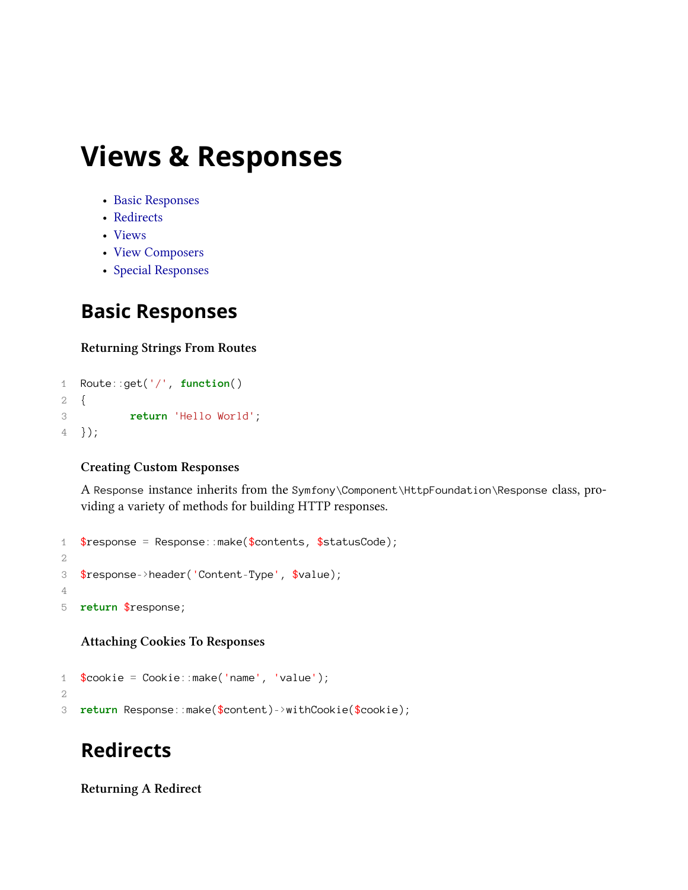# Views & Responses

- Basic Responses
- Redirects
- Views
- View Composers
- Special Responses

## Basic Responses

### Returning Strings From Routes

```
Route::get('/', function()
{
        return 'Hello World';
});
```

### Creating Custom Responses

A `Response` instance inherits from the `Symfony\Component\HttpFoundation\Response` class, providing a variety of methods for building HTTP responses.

```
$response = Response::make($contents, $statusCode);

$response->header('Content-Type', $value);

return $response;
```

### Attaching Cookies To Responses

```
$cookie = Cookie::make('name', 'value');

return Response::make($content)->withCookie($cookie);
```

## Redirects

### Returning A Redirect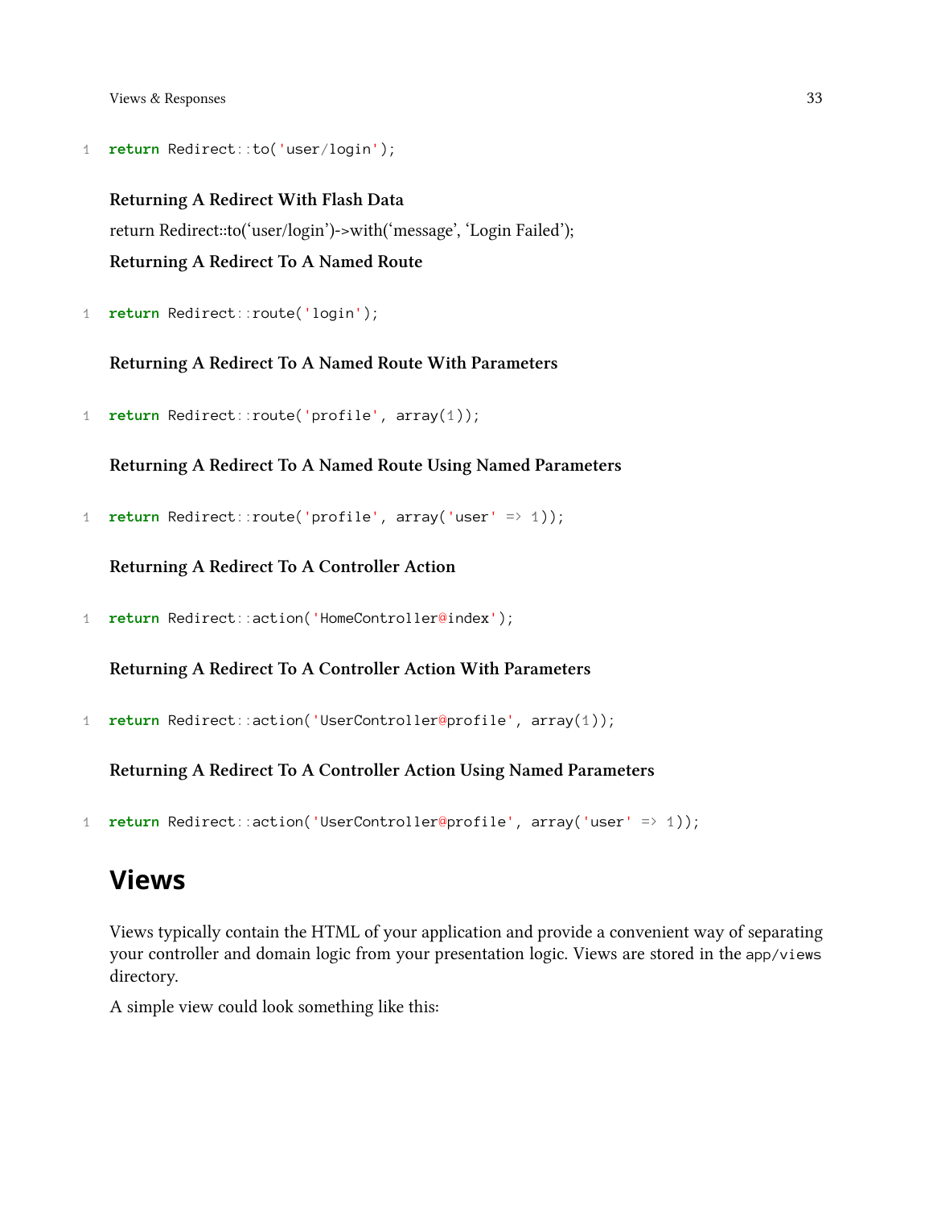```php
return Redirect::to('user/login');
```

#### Returning A Redirect With Flash Data

return Redirect::to('user/login')->with('message', 'Login Failed');

#### Returning A Redirect To A Named Route

```php
return Redirect::route('login');
```

#### Returning A Redirect To A Named Route With Parameters

```php
return Redirect::route('profile', array(1));
```

#### Returning A Redirect To A Named Route Using Named Parameters

```php
return Redirect::route('profile', array('user' => 1));
```

#### Returning A Redirect To A Controller Action

```php
return Redirect::action('HomeController@index');
```

#### Returning A Redirect To A Controller Action With Parameters

```php
return Redirect::action('UserController@profile', array(1));
```

#### Returning A Redirect To A Controller Action Using Named Parameters

```php
return Redirect::action('UserController@profile', array('user' => 1));
```

## Views

Views typically contain the HTML of your application and provide a convenient way of separating your controller and domain logic from your presentation logic. Views are stored in the `app/views` directory.

A simple view could look something like this: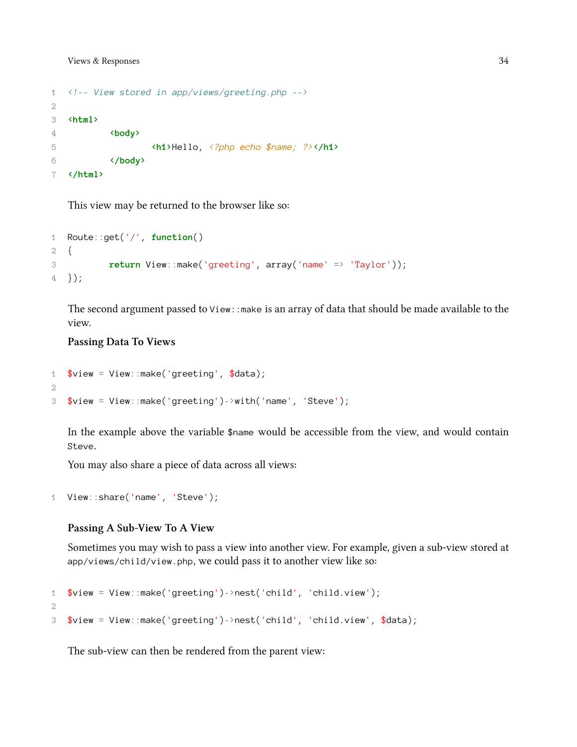```
<!-- View stored in app/views/greeting.php -->

<html>
        <body>
                <h1>Hello, <?php echo $name; ?></h1>
        </body>
</html>
```

This view may be returned to the browser like so:

```
Route::get('/', function()
{
        return View::make('greeting', array('name' => 'Taylor'));
});
```

The second argument passed to `View::make` is an array of data that should be made available to the view.

**Passing Data To Views**

```
$view = View::make('greeting', $data);

$view = View::make('greeting')->with('name', 'Steve');
```

In the example above the variable `$name` would be accessible from the view, and would contain `Steve`.

You may also share a piece of data across all views:

```
View::share('name', 'Steve');
```

**Passing A Sub-View To A View**

Sometimes you may wish to pass a view into another view. For example, given a sub-view stored at `app/views/child/view.php`, we could pass it to another view like so:

```
$view = View::make('greeting')->nest('child', 'child.view');

$view = View::make('greeting')->nest('child', 'child.view', $data);
```

The sub-view can then be rendered from the parent view: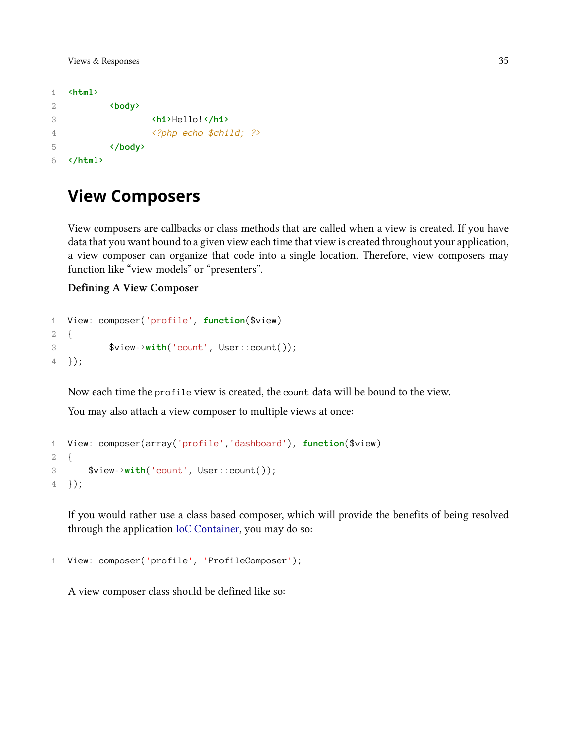```
<html>
	<body>
		<h1>Hello!</h1>
		<?php echo $child; ?>
	</body>
</html>
```

## View Composers

View composers are callbacks or class methods that are called when a view is created. If you have data that you want bound to a given view each time that view is created throughout your application, a view composer can organize that code into a single location. Therefore, view composers may function like "view models" or "presenters".

**Defining A View Composer**

```
View::composer('profile', function($view)
{
	$view->with('count', User::count());
});
```

Now each time the `profile` view is created, the `count` data will be bound to the view.

You may also attach a view composer to multiple views at once:

```
View::composer(array('profile','dashboard'), function($view)
{
    $view->with('count', User::count());
});
```

If you would rather use a class based composer, which will provide the benefits of being resolved through the application IoC Container, you may do so:

```
View::composer('profile', 'ProfileComposer');
```

A view composer class should be defined like so: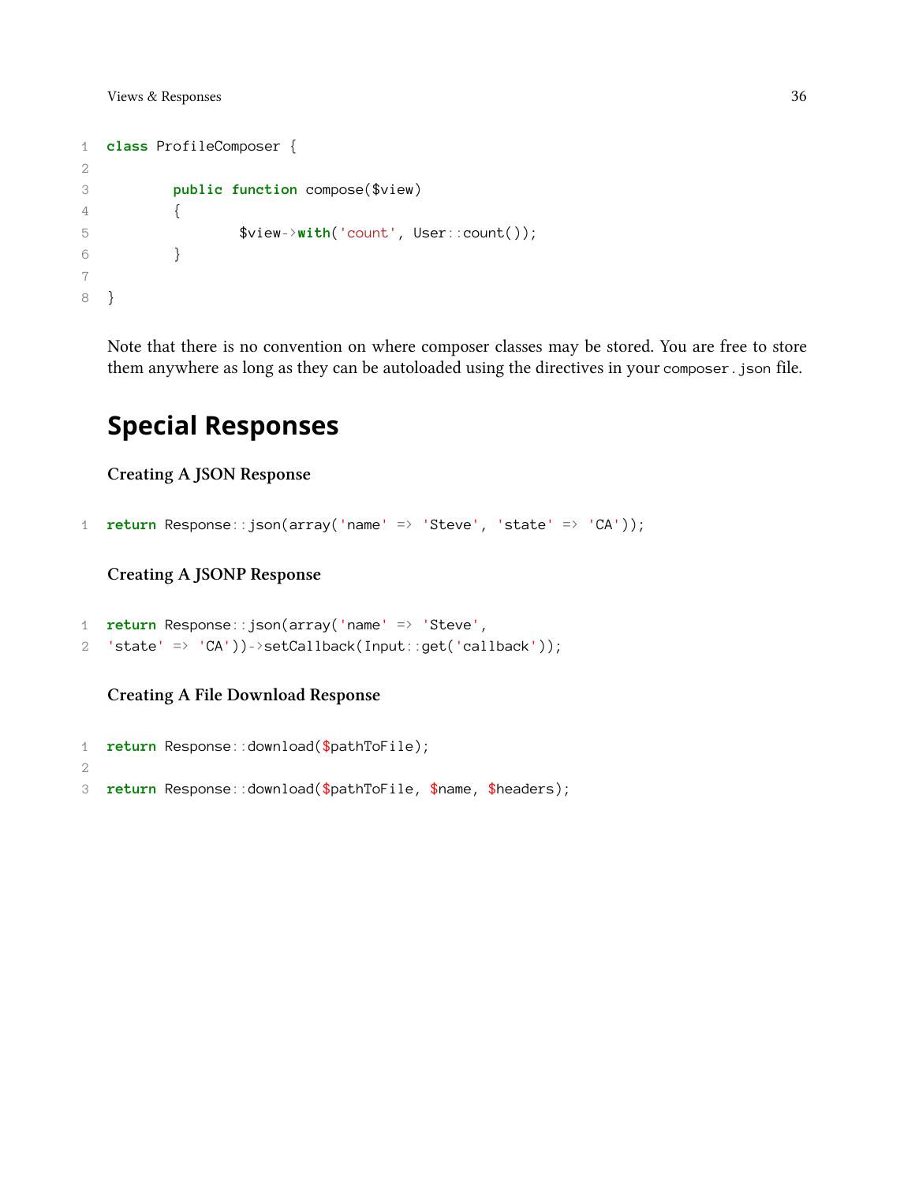```php
class ProfileComposer {

	public function compose($view)
	{
		$view->with('count', User::count());
	}

}
```

Note that there is no convention on where composer classes may be stored. You are free to store them anywhere as long as they can be autoloaded using the directives in your `composer.json` file.

## Special Responses

#### Creating A JSON Response

```php
return Response::json(array('name' => 'Steve', 'state' => 'CA'));
```

#### Creating A JSONP Response

```php
return Response::json(array('name' => 'Steve',
'state' => 'CA'))->setCallback(Input::get('callback'));
```

#### Creating A File Download Response

```php
return Response::download($pathToFile);

return Response::download($pathToFile, $name, $headers);
```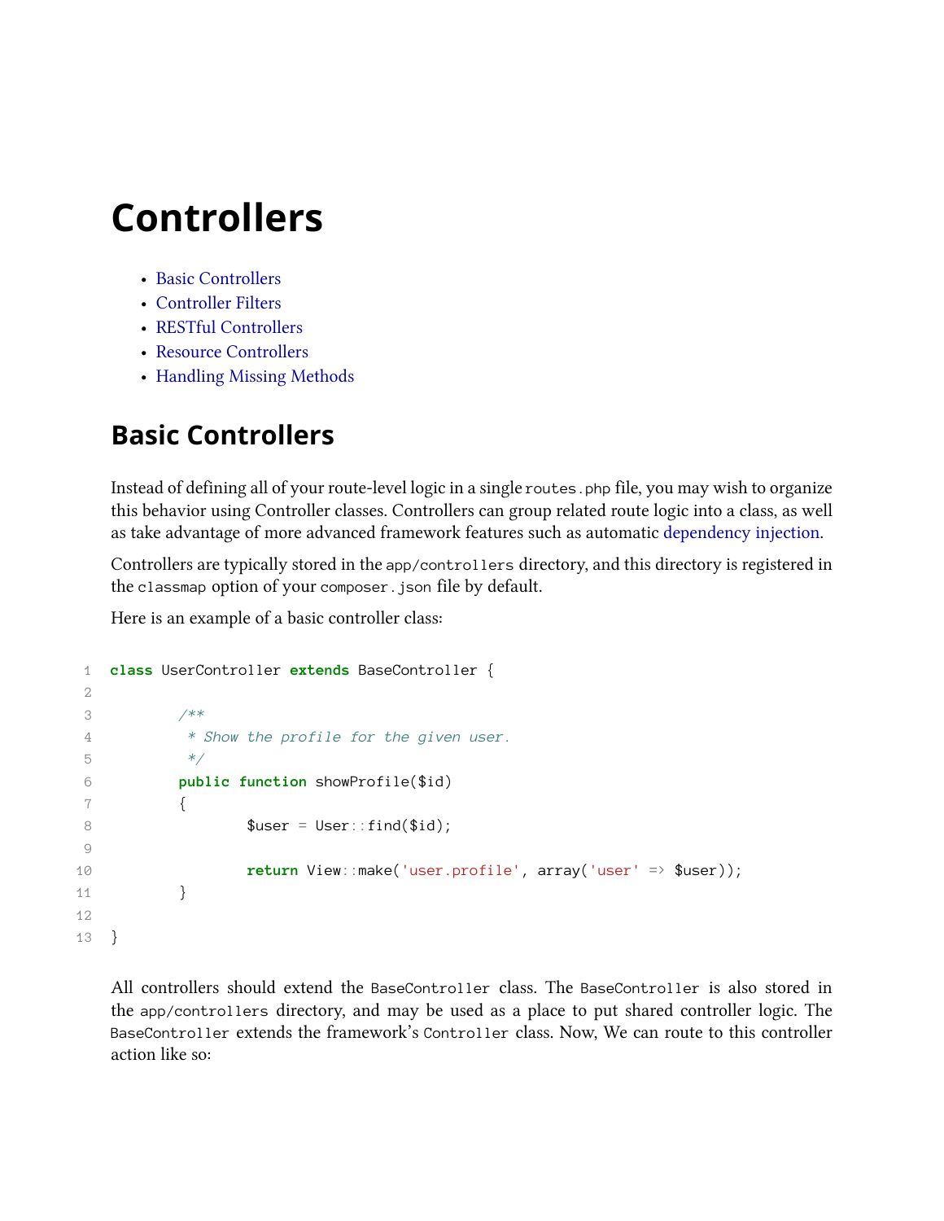# Controllers

- Basic Controllers
- Controller Filters
- RESTful Controllers
- Resource Controllers
- Handling Missing Methods

## Basic Controllers

Instead of defining all of your route-level logic in a single `routes.php` file, you may wish to organize this behavior using Controller classes. Controllers can group related route logic into a class, as well as take advantage of more advanced framework features such as automatic dependency injection.

Controllers are typically stored in the `app/controllers` directory, and this directory is registered in the `classmap` option of your `composer.json` file by default.

Here is an example of a basic controller class:

```
class UserController extends BaseController {

	/**
	 * Show the profile for the given user.
	 */
	public function showProfile($id)
	{
		$user = User::find($id);

		return View::make('user.profile', array('user' => $user));
	}

}
```

All controllers should extend the `BaseController` class. The `BaseController` is also stored in the `app/controllers` directory, and may be used as a place to put shared controller logic. The `BaseController` extends the framework's `Controller` class. Now, We can route to this controller action like so: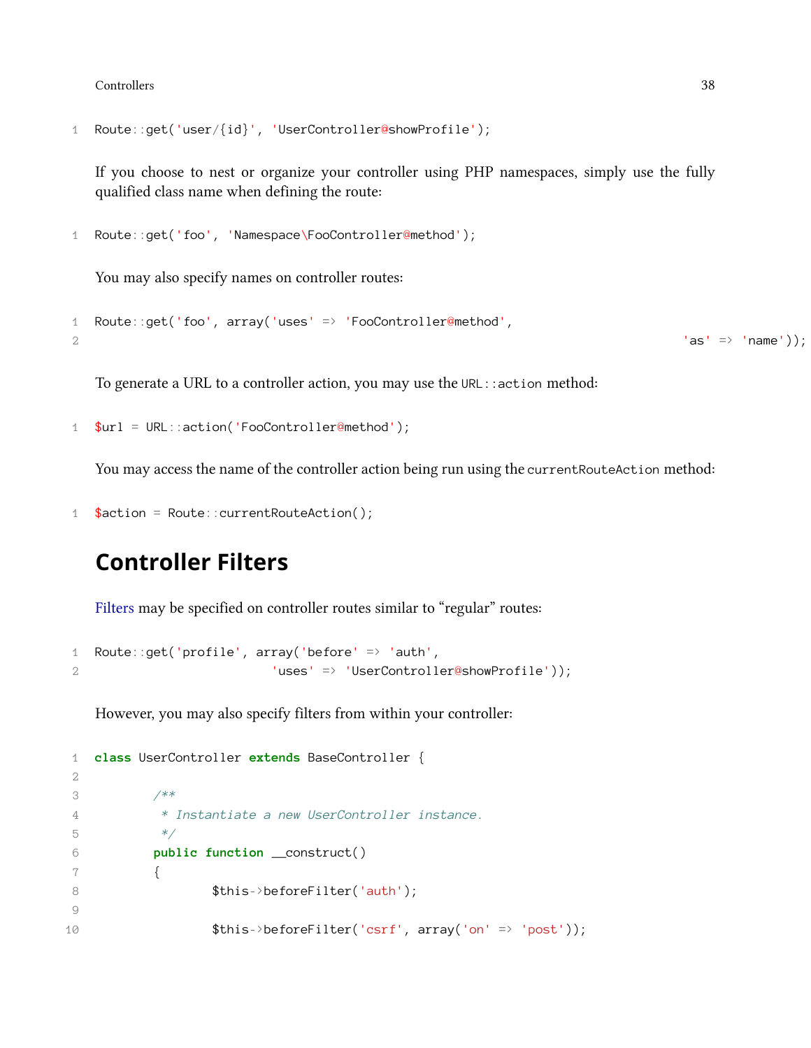```
Route::get('user/{id}', 'UserController@showProfile');
```

If you choose to nest or organize your controller using PHP namespaces, simply use the fully qualified class name when defining the route:

```
Route::get('foo', 'Namespace\FooController@method');
```

You may also specify names on controller routes:

```
Route::get('foo', array('uses' => 'FooController@method',
                                        'as' => 'name'));
```

To generate a URL to a controller action, you may use the `URL::action` method:

```
$url = URL::action('FooController@method');
```

You may access the name of the controller action being run using the `currentRouteAction` method:

```
$action = Route::currentRouteAction();
```

## Controller Filters

Filters may be specified on controller routes similar to "regular" routes:

```
Route::get('profile', array('before' => 'auth',
                        'uses' => 'UserController@showProfile'));
```

However, you may also specify filters from within your controller:

```
class UserController extends BaseController {

        /**
         * Instantiate a new UserController instance.
         */
        public function __construct()
        {
                $this->beforeFilter('auth');

                $this->beforeFilter('csrf', array('on' => 'post'));
```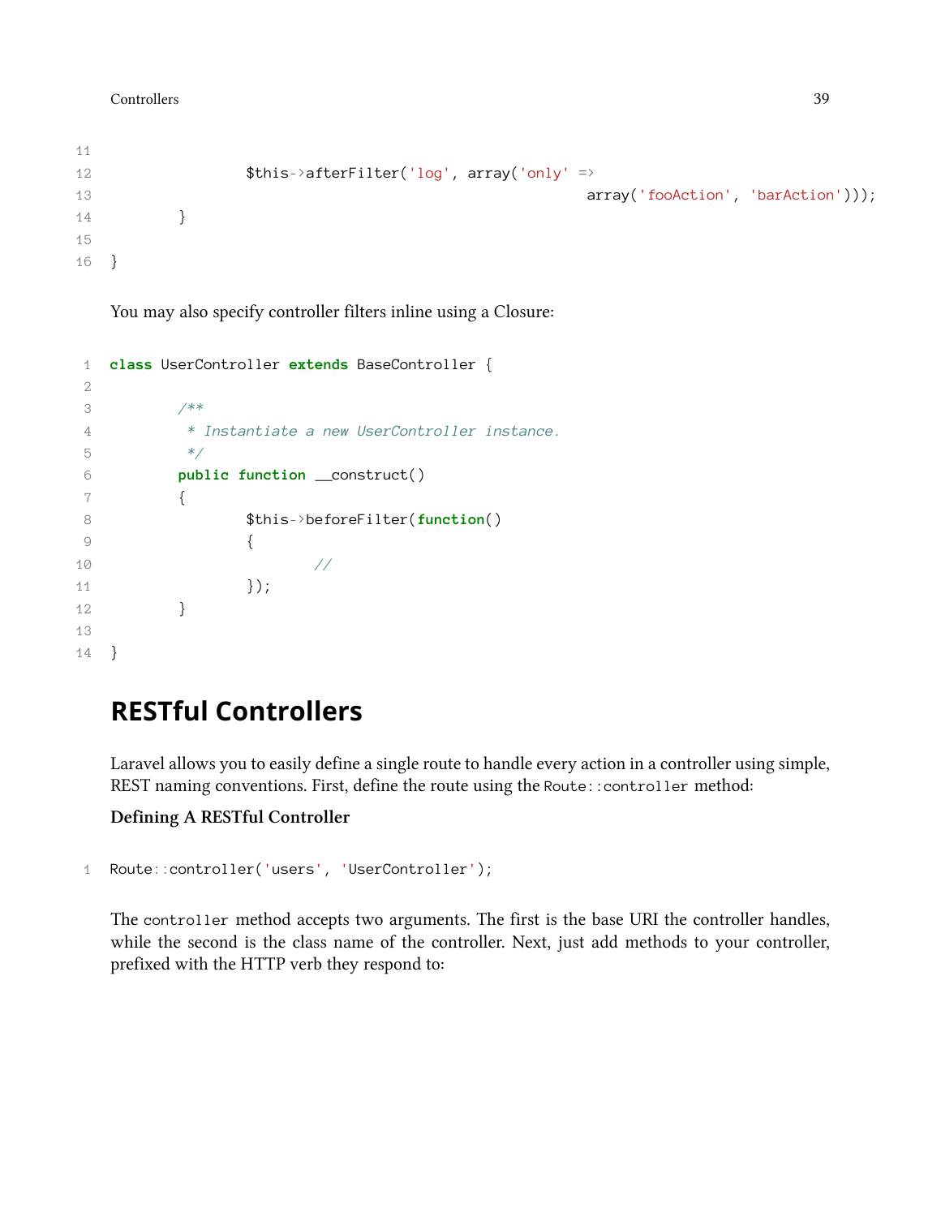```
        $this->afterFilter('log', array('only' =>
                                array('fooAction', 'barAction')));
    }

}
```

You may also specify controller filters inline using a Closure:

```
class UserController extends BaseController {

    /**
     * Instantiate a new UserController instance.
     */
    public function __construct()
    {
        $this->beforeFilter(function()
        {
            //
        });
    }

}
```

## RESTful Controllers

Laravel allows you to easily define a single route to handle every action in a controller using simple, REST naming conventions. First, define the route using the `Route::controller` method:

**Defining A RESTful Controller**

```
Route::controller('users', 'UserController');
```

The `controller` method accepts two arguments. The first is the base URI the controller handles, while the second is the class name of the controller. Next, just add methods to your controller, prefixed with the HTTP verb they respond to: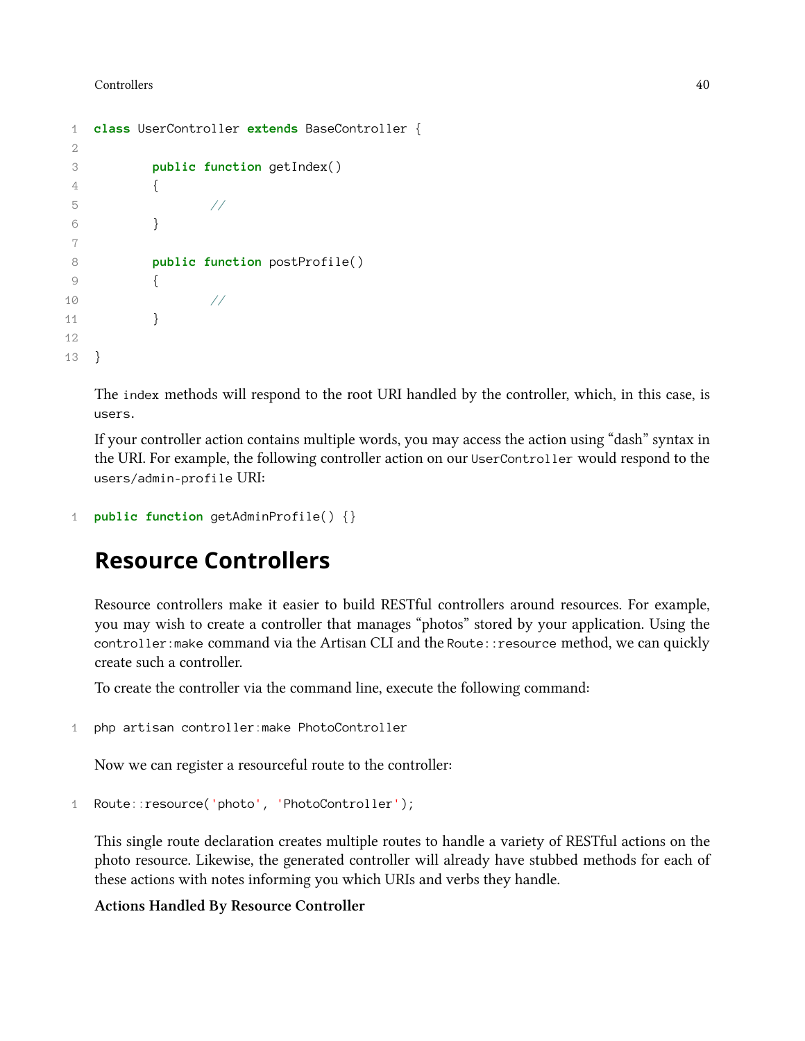```php
class UserController extends BaseController {

	public function getIndex()
	{
		//
	}

	public function postProfile()
	{
		//
	}

}
```

The `index` methods will respond to the root URI handled by the controller, which, in this case, is `users`.

If your controller action contains multiple words, you may access the action using "dash" syntax in the URI. For example, the following controller action on our `UserController` would respond to the `users/admin-profile` URI:

```php
public function getAdminProfile() {}
```

## Resource Controllers

Resource controllers make it easier to build RESTful controllers around resources. For example, you may wish to create a controller that manages "photos" stored by your application. Using the `controller:make` command via the Artisan CLI and the `Route::resource` method, we can quickly create such a controller.

To create the controller via the command line, execute the following command:

```
php artisan controller:make PhotoController
```

Now we can register a resourceful route to the controller:

```php
Route::resource('photo', 'PhotoController');
```

This single route declaration creates multiple routes to handle a variety of RESTful actions on the photo resource. Likewise, the generated controller will already have stubbed methods for each of these actions with notes informing you which URIs and verbs they handle.

**Actions Handled By Resource Controller**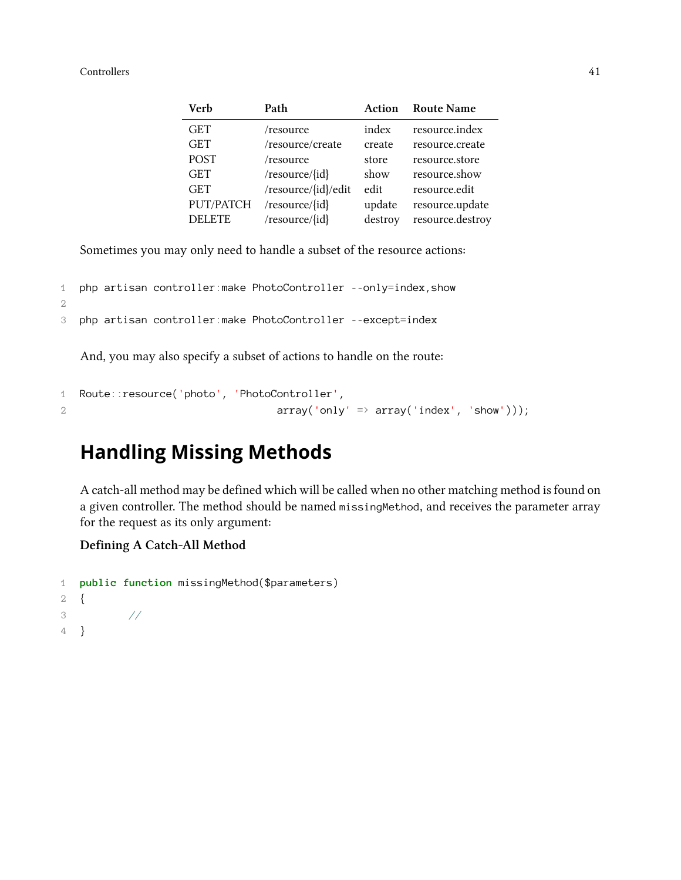| Verb | Path | Action | Route Name |
| --- | --- | --- | --- |
| GET | /resource | index | resource.index |
| GET | /resource/create | create | resource.create |
| POST | /resource | store | resource.store |
| GET | /resource/{id} | show | resource.show |
| GET | /resource/{id}/edit | edit | resource.edit |
| PUT/PATCH | /resource/{id} | update | resource.update |
| DELETE | /resource/{id} | destroy | resource.destroy |

Sometimes you may only need to handle a subset of the resource actions:

```
php artisan controller:make PhotoController --only=index,show

php artisan controller:make PhotoController --except=index
```

And, you may also specify a subset of actions to handle on the route:

```
Route::resource('photo', 'PhotoController',
                                array('only' => array('index', 'show')));
```

## Handling Missing Methods

A catch-all method may be defined which will be called when no other matching method is found on a given controller. The method should be named `missingMethod`, and receives the parameter array for the request as its only argument:

**Defining A Catch-All Method**

```
public function missingMethod($parameters)
{
        //
}
```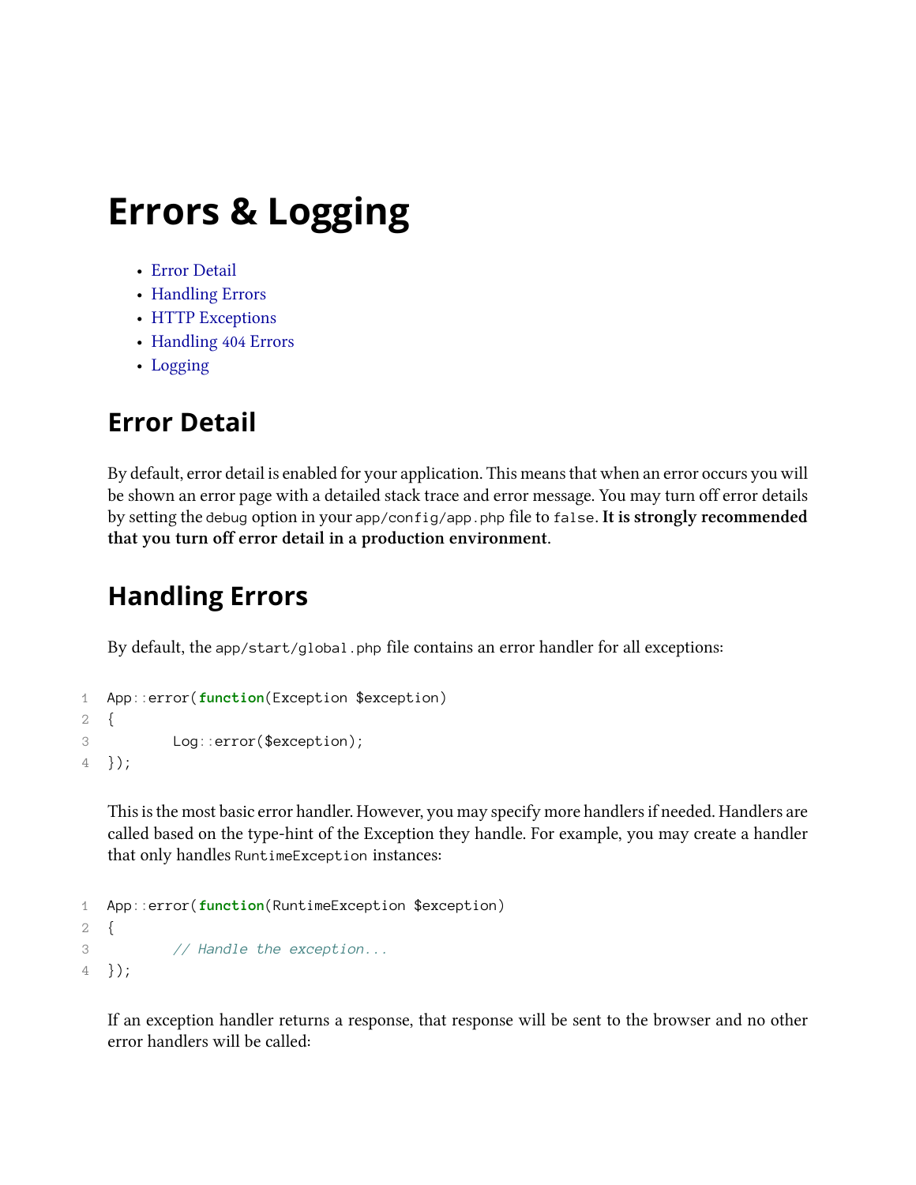# Errors & Logging

- Error Detail
- Handling Errors
- HTTP Exceptions
- Handling 404 Errors
- Logging

## Error Detail

By default, error detail is enabled for your application. This means that when an error occurs you will be shown an error page with a detailed stack trace and error message. You may turn off error details by setting the `debug` option in your `app/config/app.php` file to `false`. **It is strongly recommended that you turn off error detail in a production environment**.

## Handling Errors

By default, the `app/start/global.php` file contains an error handler for all exceptions:

```
App::error(function(Exception $exception)
{
        Log::error($exception);
});
```

This is the most basic error handler. However, you may specify more handlers if needed. Handlers are called based on the type-hint of the Exception they handle. For example, you may create a handler that only handles `RuntimeException` instances:

```
App::error(function(RuntimeException $exception)
{
        // Handle the exception...
});
```

If an exception handler returns a response, that response will be sent to the browser and no other error handlers will be called: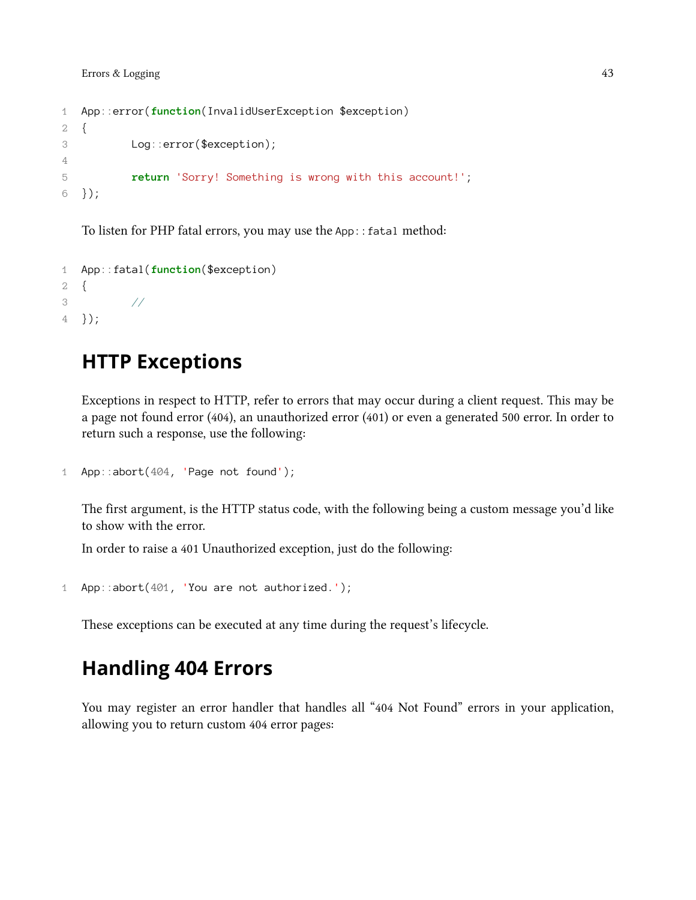```php
App::error(function(InvalidUserException $exception)
{
	Log::error($exception);

	return 'Sorry! Something is wrong with this account!';
});
```

To listen for PHP fatal errors, you may use the `App::fatal` method:

```php
App::fatal(function($exception)
{
	//
});
```

## HTTP Exceptions

Exceptions in respect to HTTP, refer to errors that may occur during a client request. This may be a page not found error (404), an unauthorized error (401) or even a generated 500 error. In order to return such a response, use the following:

```php
App::abort(404, 'Page not found');
```

The first argument, is the HTTP status code, with the following being a custom message you'd like to show with the error.

In order to raise a 401 Unauthorized exception, just do the following:

```php
App::abort(401, 'You are not authorized.');
```

These exceptions can be executed at any time during the request's lifecycle.

## Handling 404 Errors

You may register an error handler that handles all "404 Not Found" errors in your application, allowing you to return custom 404 error pages: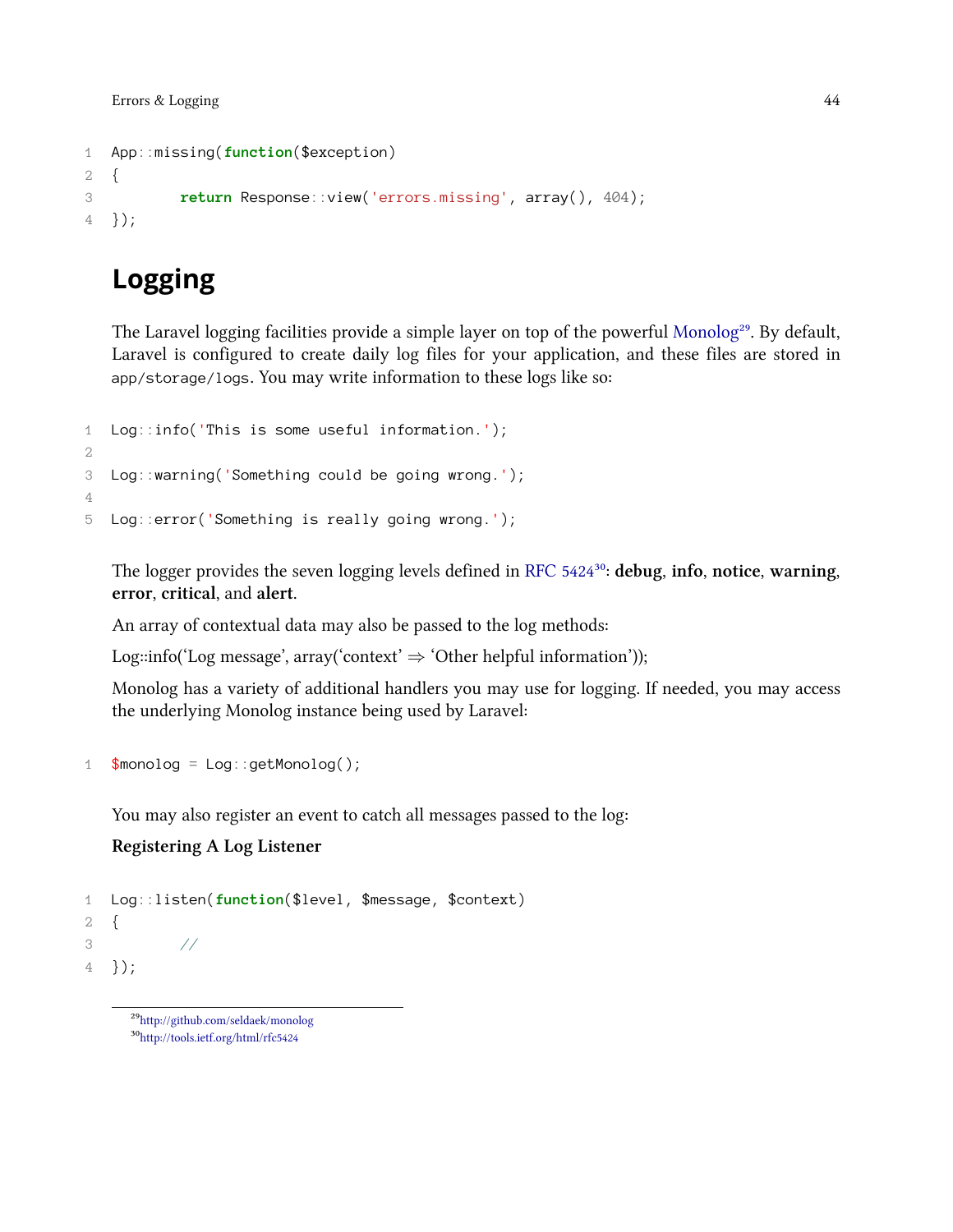```
App::missing(function($exception)
{
        return Response::view('errors.missing', array(), 404);
});
```

## Logging

The Laravel logging facilities provide a simple layer on top of the powerful Monolog[29]. By default, Laravel is configured to create daily log files for your application, and these files are stored in `app/storage/logs`. You may write information to these logs like so:

```
Log::info('This is some useful information.');

Log::warning('Something could be going wrong.');

Log::error('Something is really going wrong.');
```

The logger provides the seven logging levels defined in RFC 5424[30]: **debug**, **info**, **notice**, **warning**, **error**, **critical**, and **alert**.

An array of contextual data may also be passed to the log methods:

Log::info('Log message', array('context' => 'Other helpful information'));

Monolog has a variety of additional handlers you may use for logging. If needed, you may access the underlying Monolog instance being used by Laravel:

```
$monolog = Log::getMonolog();
```

You may also register an event to catch all messages passed to the log:

**Registering A Log Listener**

```
Log::listen(function($level, $message, $context)
{
        //
});
```

[29] http://github.com/seldaek/monolog

[30] http://tools.ietf.org/html/rfc5424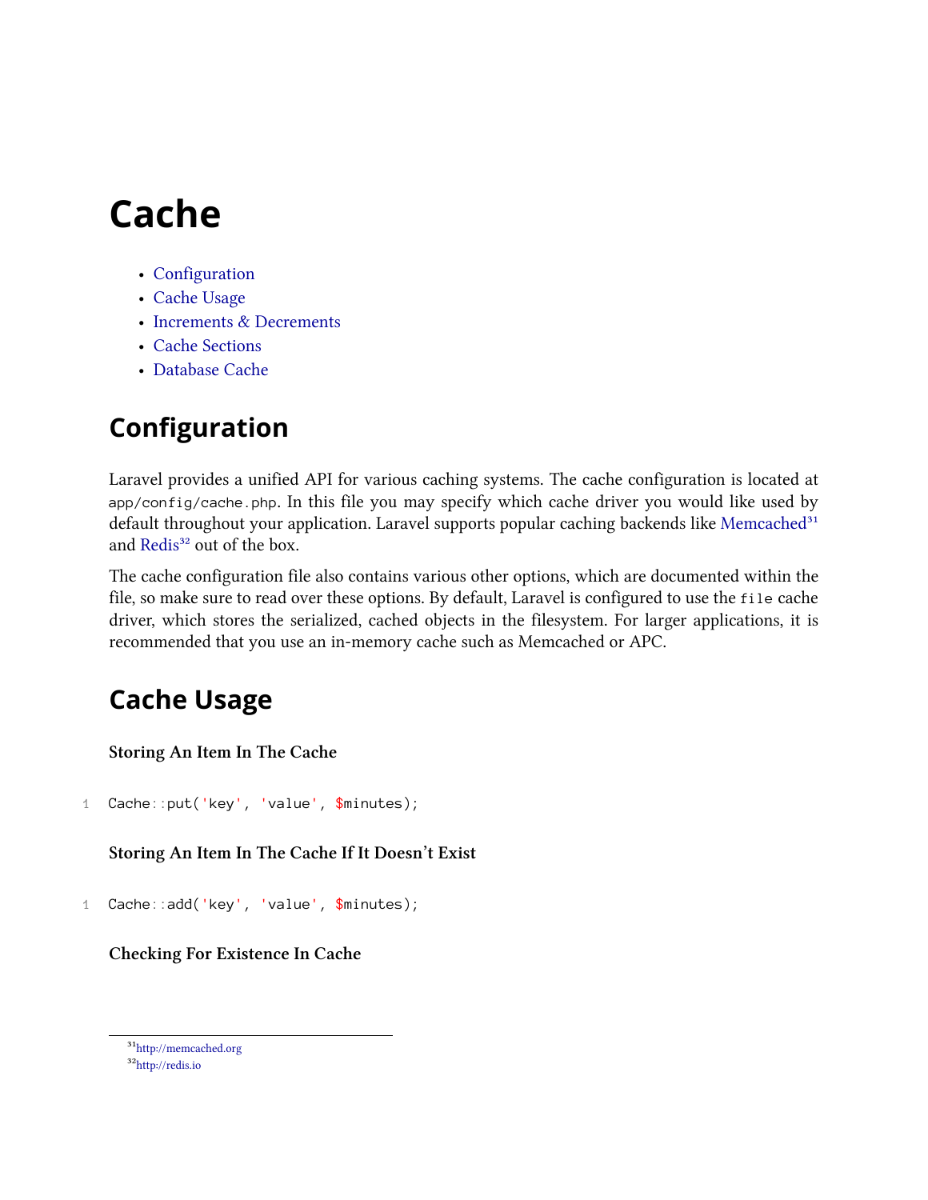# Cache

- Configuration
- Cache Usage
- Increments & Decrements
- Cache Sections
- Database Cache

## Configuration

Laravel provides a unified API for various caching systems. The cache configuration is located at `app/config/cache.php`. In this file you may specify which cache driver you would like used by default throughout your application. Laravel supports popular caching backends like Memcached[31] and Redis[32] out of the box.

The cache configuration file also contains various other options, which are documented within the file, so make sure to read over these options. By default, Laravel is configured to use the `file` cache driver, which stores the serialized, cached objects in the filesystem. For larger applications, it is recommended that you use an in-memory cache such as Memcached or APC.

## Cache Usage

**Storing An Item In The Cache**

```
Cache::put('key', 'value', $minutes);
```

**Storing An Item In The Cache If It Doesn't Exist**

```
Cache::add('key', 'value', $minutes);
```

**Checking For Existence In Cache**

---

[31] http://memcached.org
[32] http://redis.io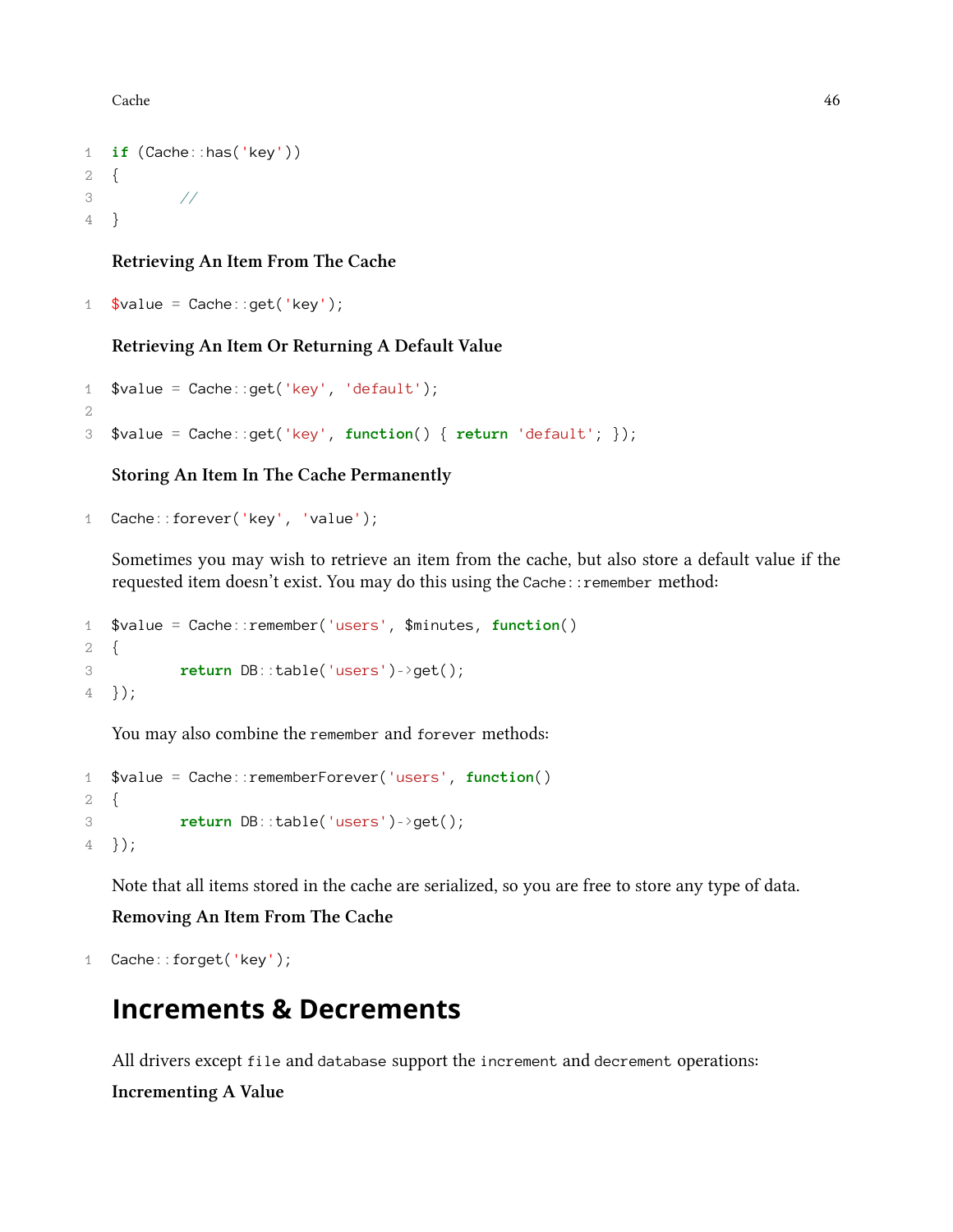```php
if (Cache::has('key'))
{
	//
}
```

**Retrieving An Item From The Cache**

```php
$value = Cache::get('key');
```

**Retrieving An Item Or Returning A Default Value**

```php
$value = Cache::get('key', 'default');

$value = Cache::get('key', function() { return 'default'; });
```

**Storing An Item In The Cache Permanently**

```php
Cache::forever('key', 'value');
```

Sometimes you may wish to retrieve an item from the cache, but also store a default value if the requested item doesn't exist. You may do this using the `Cache::remember` method:

```php
$value = Cache::remember('users', $minutes, function()
{
	return DB::table('users')->get();
});
```

You may also combine the `remember` and `forever` methods:

```php
$value = Cache::rememberForever('users', function()
{
	return DB::table('users')->get();
});
```

Note that all items stored in the cache are serialized, so you are free to store any type of data.

**Removing An Item From The Cache**

```php
Cache::forget('key');
```

## Increments & Decrements

All drivers except `file` and `database` support the `increment` and `decrement` operations:

**Incrementing A Value**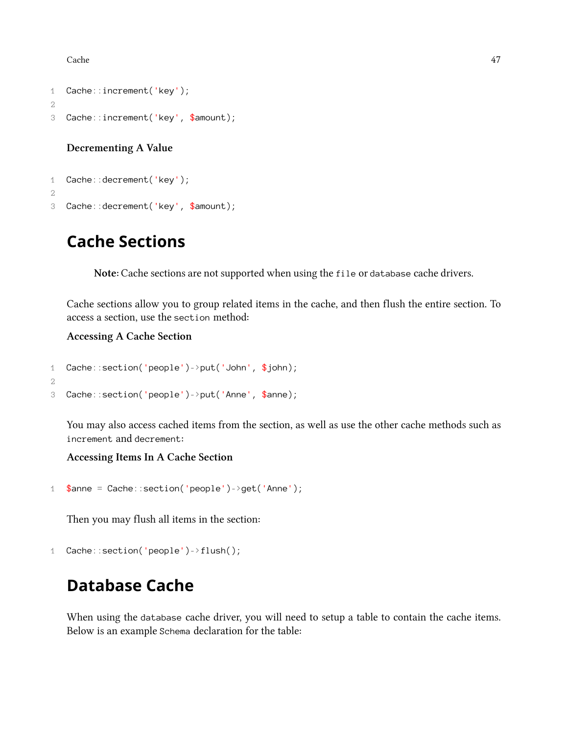```
Cache::increment('key');

Cache::increment('key', $amount);
```

### Decrementing A Value

```
Cache::decrement('key');

Cache::decrement('key', $amount);
```

# Cache Sections

> **Note:** Cache sections are not supported when using the `file` or `database` cache drivers.

Cache sections allow you to group related items in the cache, and then flush the entire section. To access a section, use the `section` method:

### Accessing A Cache Section

```
Cache::section('people')->put('John', $john);

Cache::section('people')->put('Anne', $anne);
```

You may also access cached items from the section, as well as use the other cache methods such as `increment` and `decrement`:

### Accessing Items In A Cache Section

```
$anne = Cache::section('people')->get('Anne');
```

Then you may flush all items in the section:

```
Cache::section('people')->flush();
```

# Database Cache

When using the `database` cache driver, you will need to setup a table to contain the cache items. Below is an example `Schema` declaration for the table: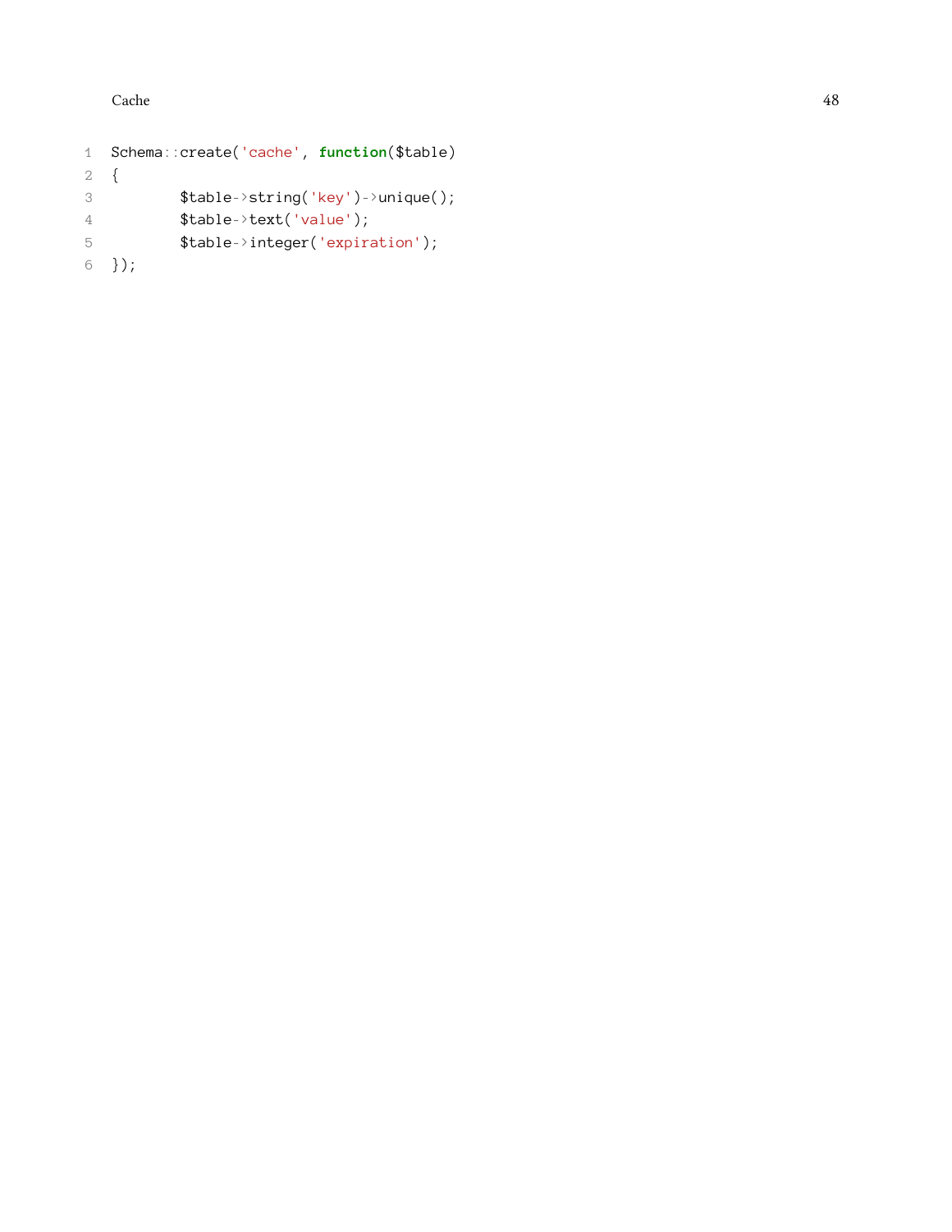```php
Schema::create('cache', function($table)
{
        $table->string('key')->unique();
        $table->text('value');
        $table->integer('expiration');
});
```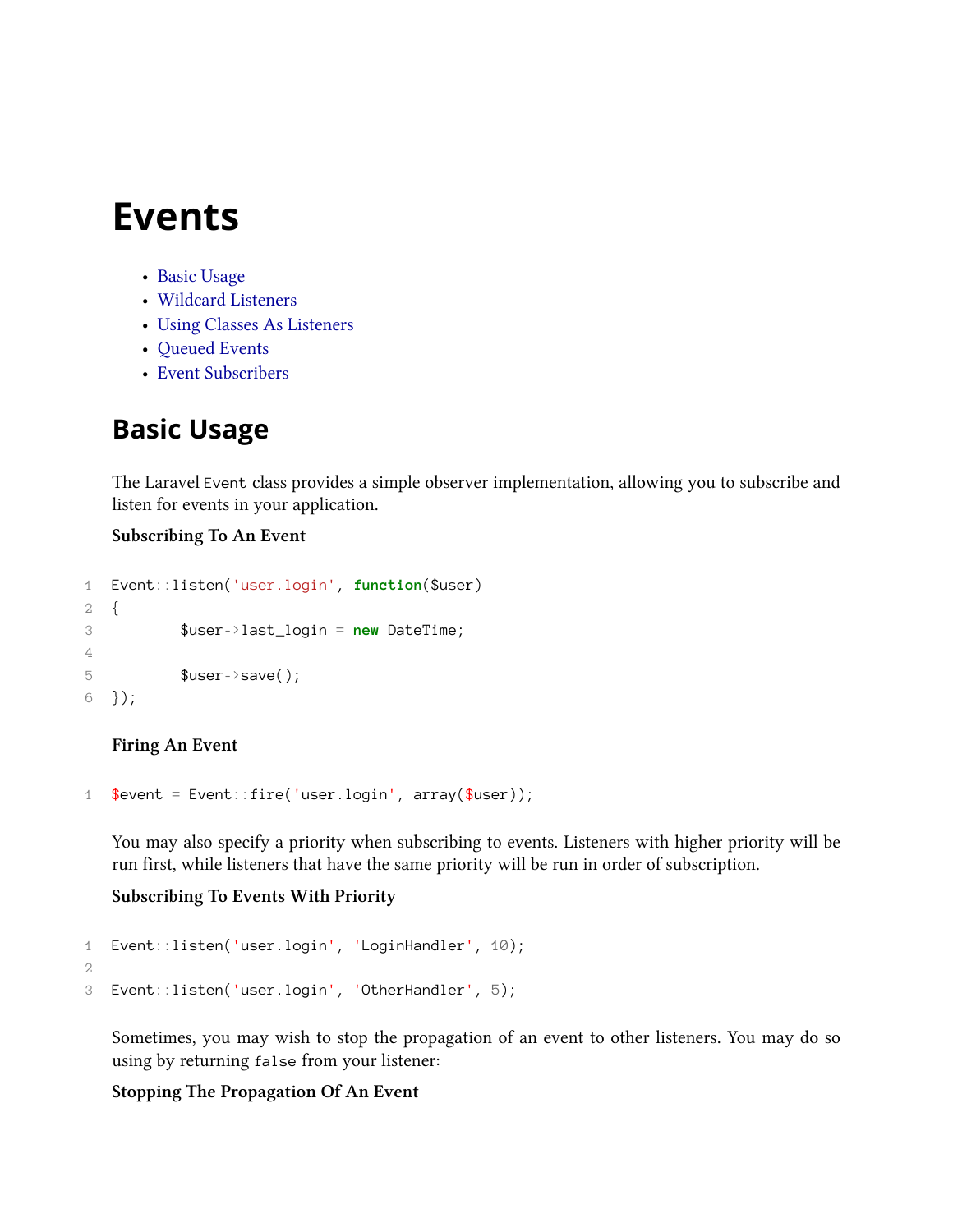# Events

- Basic Usage
- Wildcard Listeners
- Using Classes As Listeners
- Queued Events
- Event Subscribers

## Basic Usage

The Laravel `Event` class provides a simple observer implementation, allowing you to subscribe and listen for events in your application.

**Subscribing To An Event**

```
Event::listen('user.login', function($user)
{
        $user->last_login = new DateTime;

        $user->save();
});
```

**Firing An Event**

```
$event = Event::fire('user.login', array($user));
```

You may also specify a priority when subscribing to events. Listeners with higher priority will be run first, while listeners that have the same priority will be run in order of subscription.

**Subscribing To Events With Priority**

```
Event::listen('user.login', 'LoginHandler', 10);

Event::listen('user.login', 'OtherHandler', 5);
```

Sometimes, you may wish to stop the propagation of an event to other listeners. You may do so using by returning `false` from your listener:

**Stopping The Propagation Of An Event**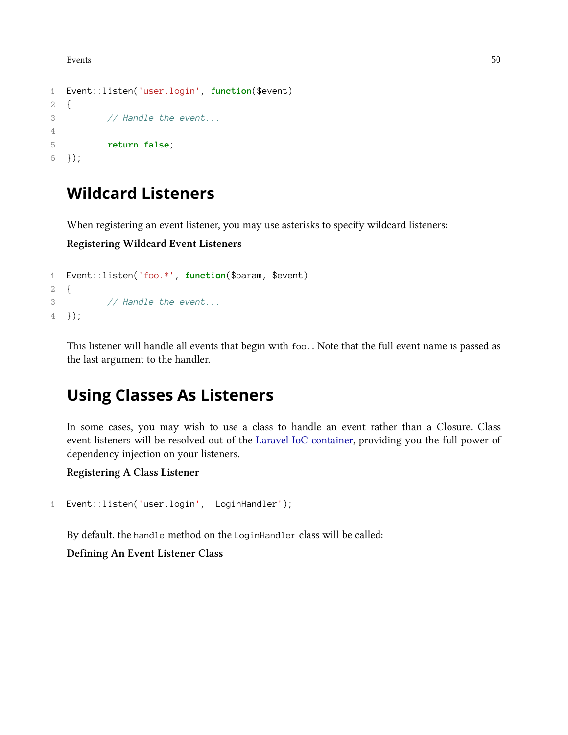```php
Event::listen('user.login', function($event)
{
	// Handle the event...

	return false;
});
```

## Wildcard Listeners

When registering an event listener, you may use asterisks to specify wildcard listeners:

**Registering Wildcard Event Listeners**

```php
Event::listen('foo.*', function($param, $event)
{
	// Handle the event...
});
```

This listener will handle all events that begin with `foo.`. Note that the full event name is passed as the last argument to the handler.

## Using Classes As Listeners

In some cases, you may wish to use a class to handle an event rather than a Closure. Class event listeners will be resolved out of the Laravel IoC container, providing you the full power of dependency injection on your listeners.

**Registering A Class Listener**

```php
Event::listen('user.login', 'LoginHandler');
```

By default, the `handle` method on the `LoginHandler` class will be called:

**Defining An Event Listener Class**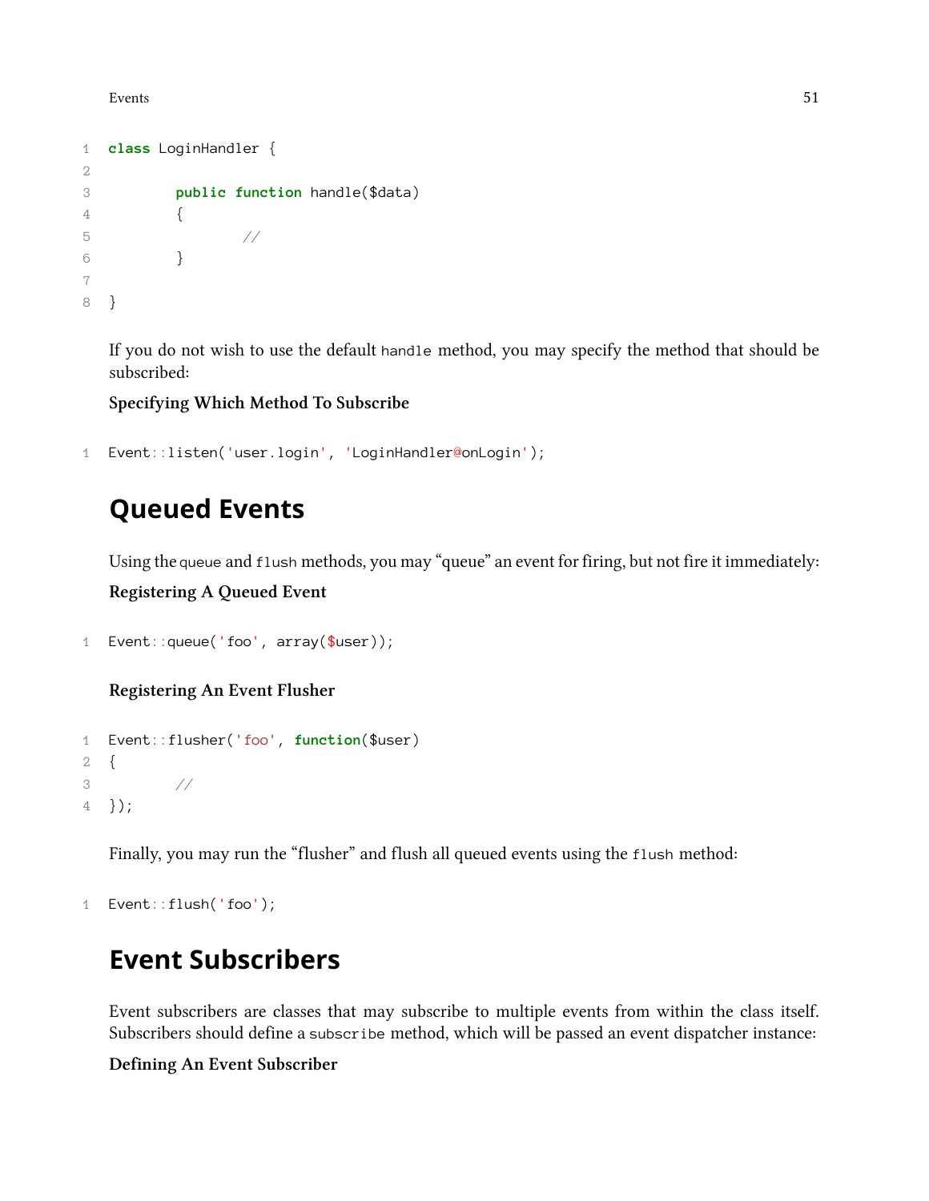```php
class LoginHandler {

	public function handle($data)
	{
		//
	}

}
```

If you do not wish to use the default `handle` method, you may specify the method that should be subscribed:

**Specifying Which Method To Subscribe**

```php
Event::listen('user.login', 'LoginHandler@onLogin');
```

## Queued Events

Using the `queue` and `flush` methods, you may "queue" an event for firing, but not fire it immediately:

**Registering A Queued Event**

```php
Event::queue('foo', array($user));
```

**Registering An Event Flusher**

```php
Event::flusher('foo', function($user)
{
	//
});
```

Finally, you may run the "flusher" and flush all queued events using the `flush` method:

```php
Event::flush('foo');
```

## Event Subscribers

Event subscribers are classes that may subscribe to multiple events from within the class itself. Subscribers should define a `subscribe` method, which will be passed an event dispatcher instance:

**Defining An Event Subscriber**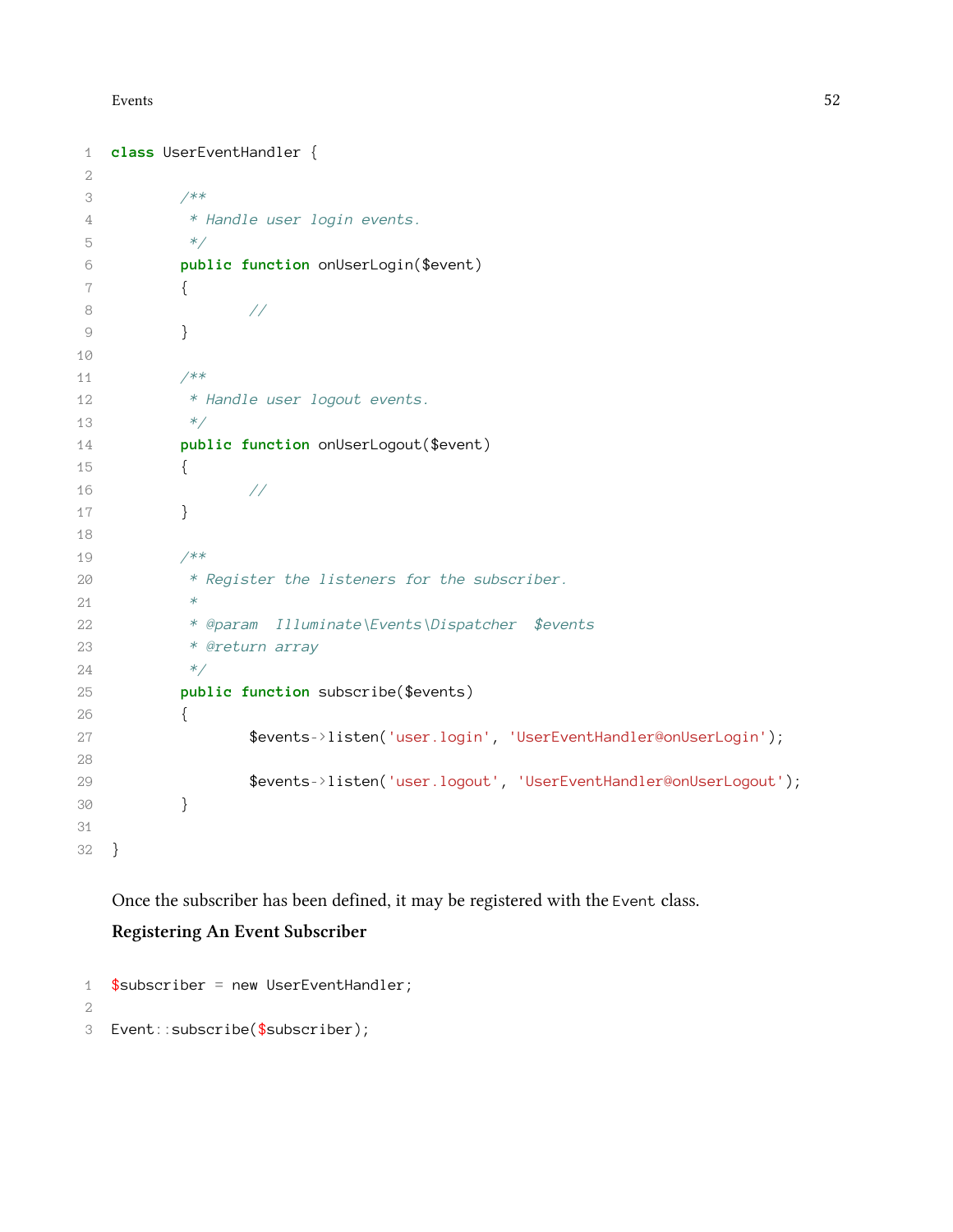```php
class UserEventHandler {

	/**
	 * Handle user login events.
	 */
	public function onUserLogin($event)
	{
		//
	}

	/**
	 * Handle user logout events.
	 */
	public function onUserLogout($event)
	{
		//
	}

	/**
	 * Register the listeners for the subscriber.
	 *
	 * @param  Illuminate\Events\Dispatcher  $events
	 * @return array
	 */
	public function subscribe($events)
	{
		$events->listen('user.login', 'UserEventHandler@onUserLogin');

		$events->listen('user.logout', 'UserEventHandler@onUserLogout');
	}

}
```

Once the subscriber has been defined, it may be registered with the `Event` class.

**Registering An Event Subscriber**

```php
$subscriber = new UserEventHandler;

Event::subscribe($subscriber);
```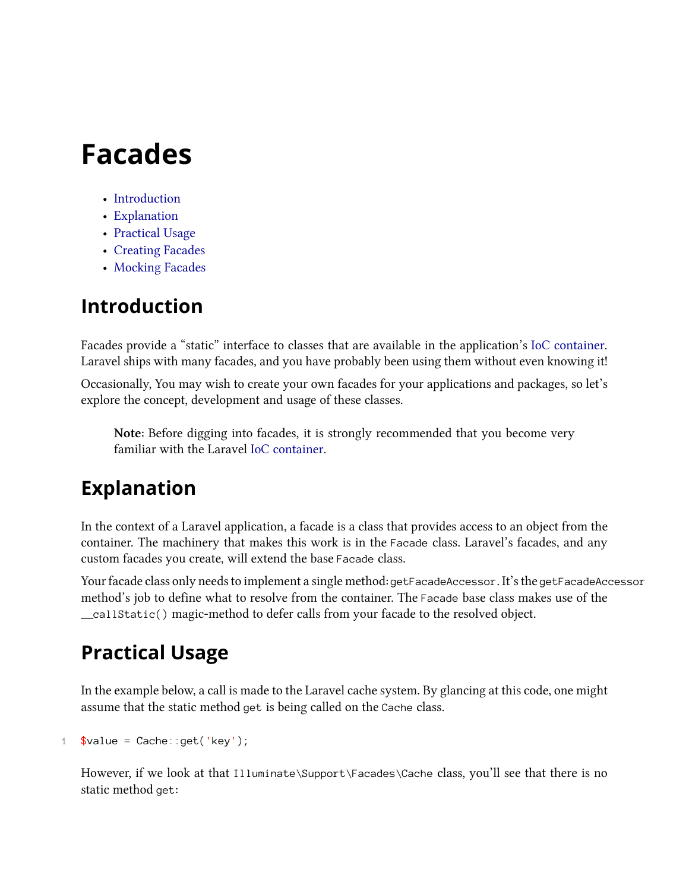# Facades

- Introduction
- Explanation
- Practical Usage
- Creating Facades
- Mocking Facades

## Introduction

Facades provide a "static" interface to classes that are available in the application's IoC container. Laravel ships with many facades, and you have probably been using them without even knowing it!

Occasionally, You may wish to create your own facades for your applications and packages, so let's explore the concept, development and usage of these classes.

> **Note**: Before digging into facades, it is strongly recommended that you become very familiar with the Laravel IoC container.

## Explanation

In the context of a Laravel application, a facade is a class that provides access to an object from the container. The machinery that makes this work is in the `Facade` class. Laravel's facades, and any custom facades you create, will extend the base `Facade` class.

Your facade class only needs to implement a single method: `getFacadeAccessor`. It's the `getFacadeAccessor` method's job to define what to resolve from the container. The `Facade` base class makes use of the `__callStatic()` magic-method to defer calls from your facade to the resolved object.

## Practical Usage

In the example below, a call is made to the Laravel cache system. By glancing at this code, one might assume that the static method `get` is being called on the `Cache` class.

```
$value = Cache::get('key');
```

However, if we look at that `Illuminate\Support\Facades\Cache` class, you'll see that there is no static method `get`: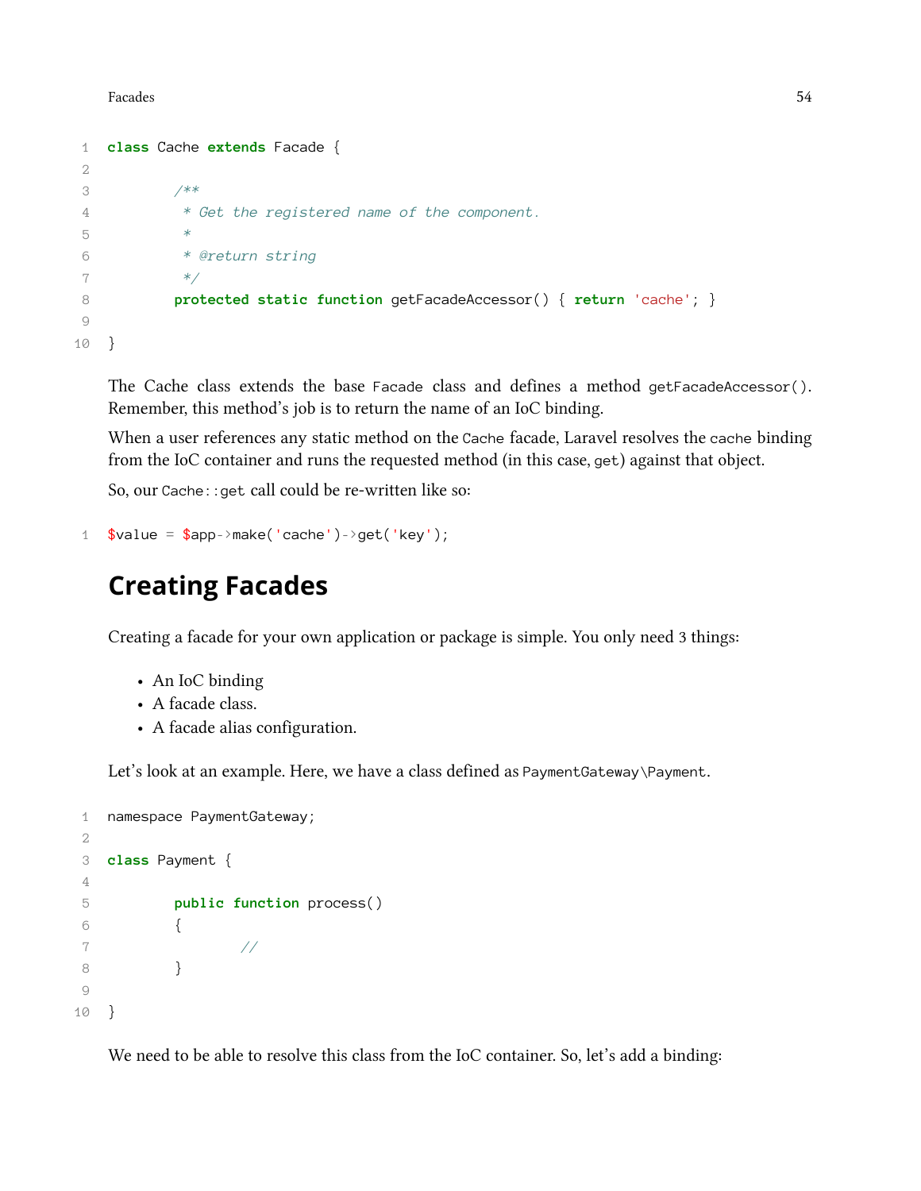```php
class Cache extends Facade {

	/**
	 * Get the registered name of the component.
	 *
	 * @return string
	 */
	protected static function getFacadeAccessor() { return 'cache'; }

}
```

The Cache class extends the base `Facade` class and defines a method `getFacadeAccessor()`. Remember, this method's job is to return the name of an IoC binding.

When a user references any static method on the `Cache` facade, Laravel resolves the `cache` binding from the IoC container and runs the requested method (in this case, `get`) against that object.

So, our `Cache::get` call could be re-written like so:

```php
$value = $app->make('cache')->get('key');
```

## Creating Facades

Creating a facade for your own application or package is simple. You only need 3 things:

- An IoC binding
- A facade class.
- A facade alias configuration.

Let's look at an example. Here, we have a class defined as `PaymentGateway\Payment`.

```php
namespace PaymentGateway;

class Payment {

	public function process()
	{
		//
	}

}
```

We need to be able to resolve this class from the IoC container. So, let's add a binding: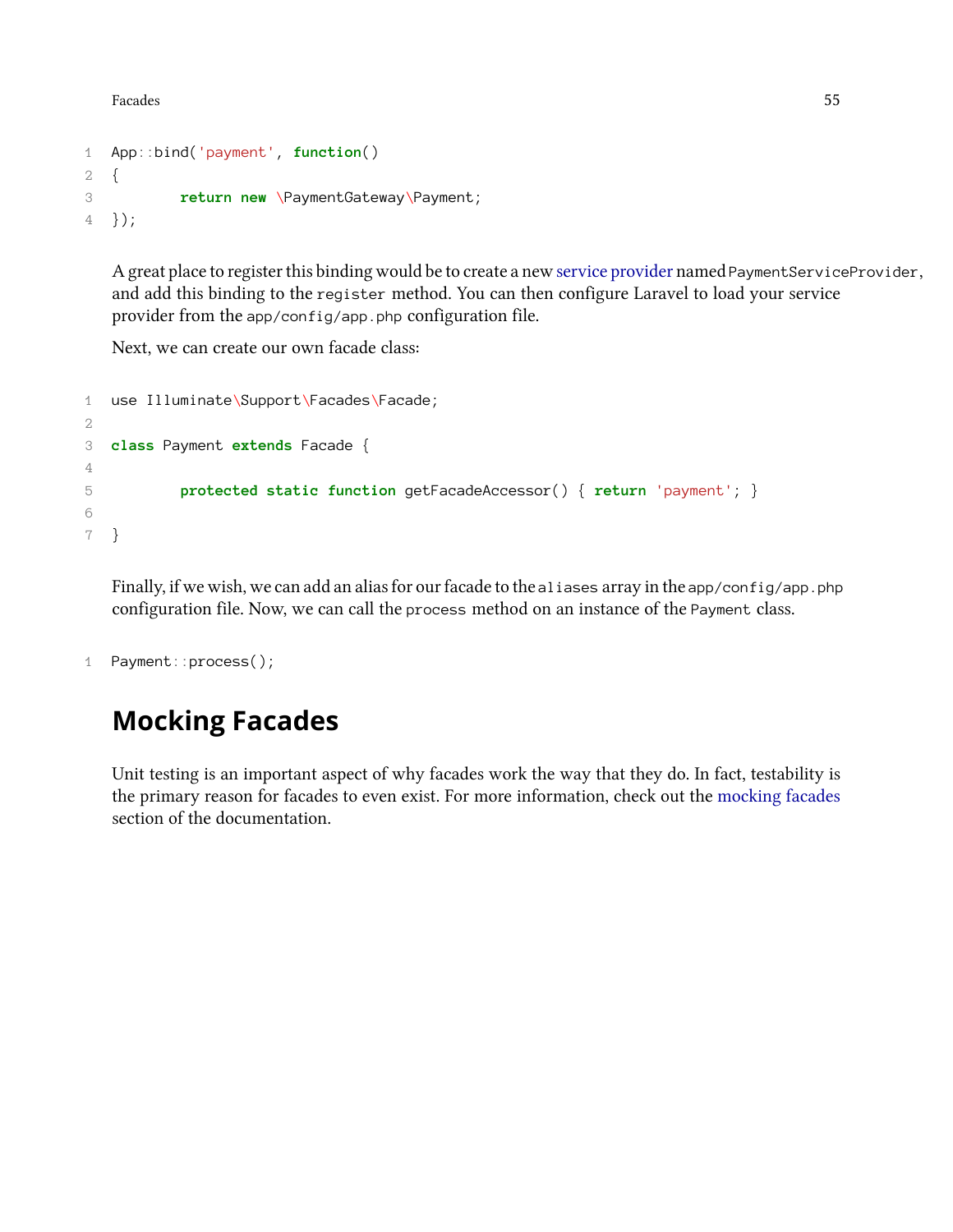```
App::bind('payment', function()
{
	return new \PaymentGateway\Payment;
});
```

A great place to register this binding would be to create a new service provider named `PaymentServiceProvider`, and add this binding to the `register` method. You can then configure Laravel to load your service provider from the `app/config/app.php` configuration file.

Next, we can create our own facade class:

```
use Illuminate\Support\Facades\Facade;

class Payment extends Facade {

	protected static function getFacadeAccessor() { return 'payment'; }

}
```

Finally, if we wish, we can add an alias for our facade to the `aliases` array in the `app/config/app.php` configuration file. Now, we can call the `process` method on an instance of the `Payment` class.

```
Payment::process();
```

## Mocking Facades

Unit testing is an important aspect of why facades work the way that they do. In fact, testability is the primary reason for facades to even exist. For more information, check out the mocking facades section of the documentation.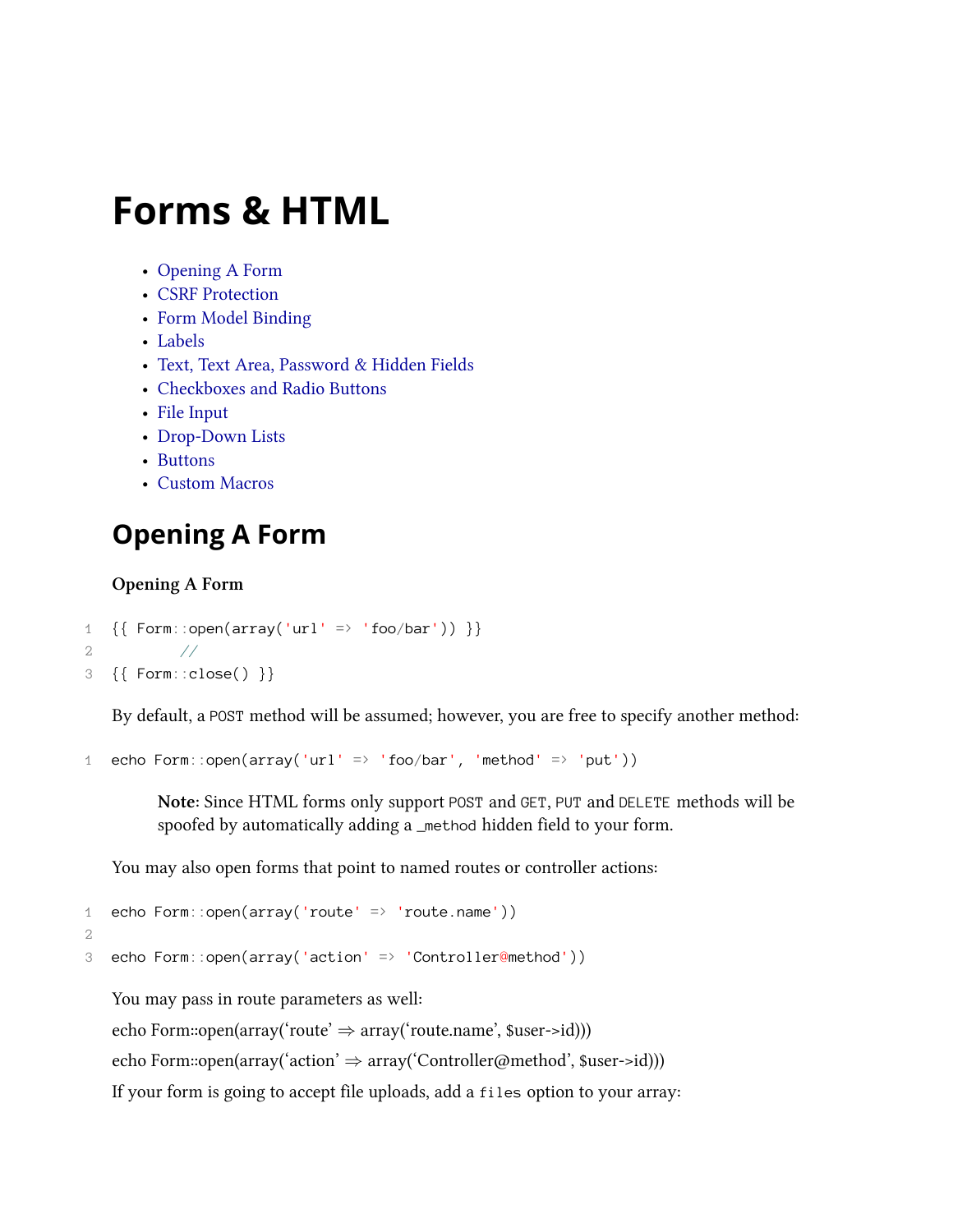# Forms & HTML

- Opening A Form
- CSRF Protection
- Form Model Binding
- Labels
- Text, Text Area, Password & Hidden Fields
- Checkboxes and Radio Buttons
- File Input
- Drop-Down Lists
- Buttons
- Custom Macros

## Opening A Form

**Opening A Form**

```
{{ Form::open(array('url' => 'foo/bar')) }}
    //
{{ Form::close() }}
```

By default, a `POST` method will be assumed; however, you are free to specify another method:

```
echo Form::open(array('url' => 'foo/bar', 'method' => 'put'))
```

> **Note:** Since HTML forms only support `POST` and `GET`, `PUT` and `DELETE` methods will be spoofed by automatically adding a `_method` hidden field to your form.

You may also open forms that point to named routes or controller actions:

```
echo Form::open(array('route' => 'route.name'))

echo Form::open(array('action' => 'Controller@method'))
```

You may pass in route parameters as well:

echo Form::open(array('route' ⇒ array('route.name', $user->id)))

echo Form::open(array('action' ⇒ array('Controller@method', $user->id)))

If your form is going to accept file uploads, add a `files` option to your array: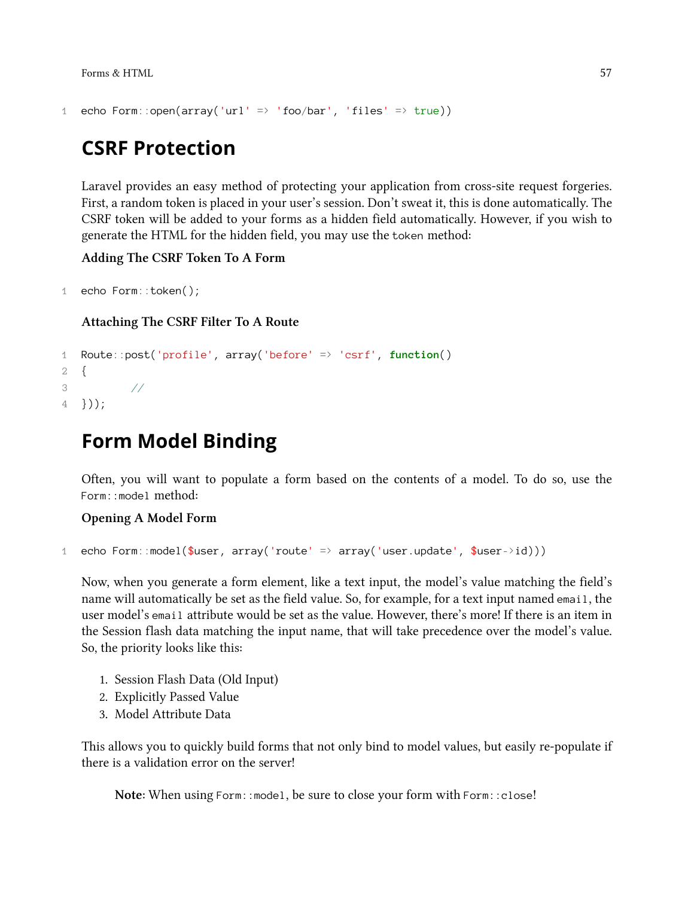```
echo Form::open(array('url' => 'foo/bar', 'files' => true))
```

## CSRF Protection

Laravel provides an easy method of protecting your application from cross-site request forgeries. First, a random token is placed in your user's session. Don't sweat it, this is done automatically. The CSRF token will be added to your forms as a hidden field automatically. However, if you wish to generate the HTML for the hidden field, you may use the `token` method:

**Adding The CSRF Token To A Form**

```
echo Form::token();
```

**Attaching The CSRF Filter To A Route**

```
Route::post('profile', array('before' => 'csrf', function()
{
        //
}));
```

## Form Model Binding

Often, you will want to populate a form based on the contents of a model. To do so, use the `Form::model` method:

**Opening A Model Form**

```
echo Form::model($user, array('route' => array('user.update', $user->id)))
```

Now, when you generate a form element, like a text input, the model's value matching the field's name will automatically be set as the field value. So, for example, for a text input named `email`, the user model's `email` attribute would be set as the value. However, there's more! If there is an item in the Session flash data matching the input name, that will take precedence over the model's value. So, the priority looks like this:

1. Session Flash Data (Old Input)
2. Explicitly Passed Value
3. Model Attribute Data

This allows you to quickly build forms that not only bind to model values, but easily re-populate if there is a validation error on the server!

> **Note:** When using `Form::model`, be sure to close your form with `Form::close`!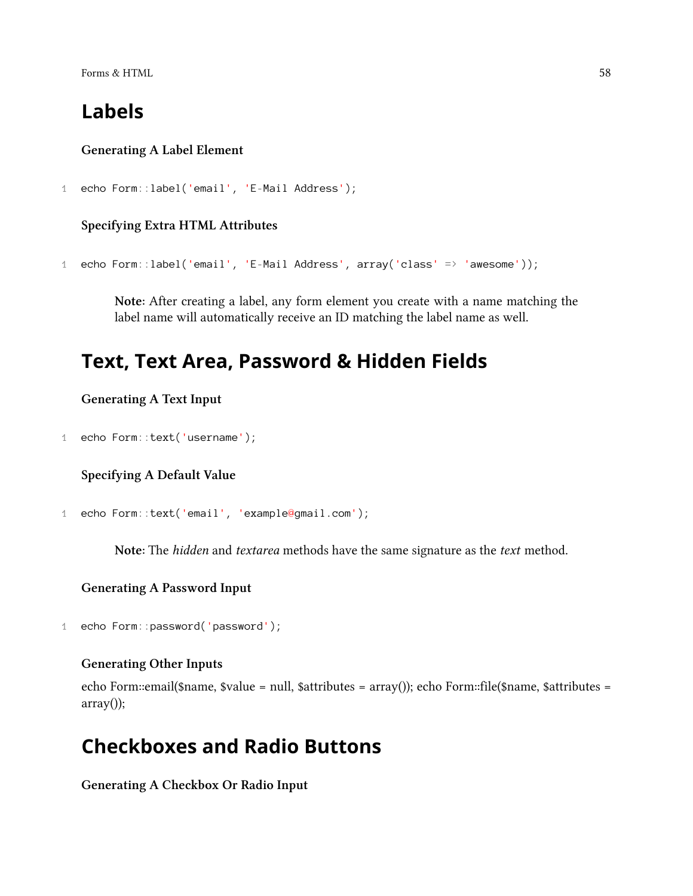## Labels

#### Generating A Label Element

```
echo Form::label('email', 'E-Mail Address');
```

#### Specifying Extra HTML Attributes

```
echo Form::label('email', 'E-Mail Address', array('class' => 'awesome'));
```

> **Note:** After creating a label, any form element you create with a name matching the label name will automatically receive an ID matching the label name as well.

## Text, Text Area, Password & Hidden Fields

#### Generating A Text Input

```
echo Form::text('username');
```

#### Specifying A Default Value

```
echo Form::text('email', 'example@gmail.com');
```

> **Note:** The *hidden* and *textarea* methods have the same signature as the *text* method.

#### Generating A Password Input

```
echo Form::password('password');
```

#### Generating Other Inputs

echo Form::email($name, $value = null, $attributes = array()); echo Form::file($name, $attributes = array());

## Checkboxes and Radio Buttons

#### Generating A Checkbox Or Radio Input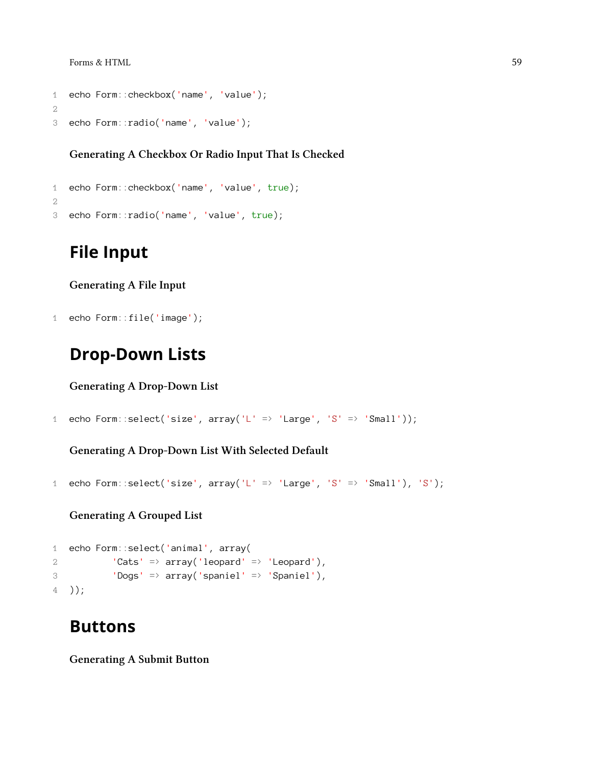```
echo Form::checkbox('name', 'value');

echo Form::radio('name', 'value');
```

#### Generating A Checkbox Or Radio Input That Is Checked

```
echo Form::checkbox('name', 'value', true);

echo Form::radio('name', 'value', true);
```

## File Input

#### Generating A File Input

```
echo Form::file('image');
```

## Drop-Down Lists

#### Generating A Drop-Down List

```
echo Form::select('size', array('L' => 'Large', 'S' => 'Small'));
```

#### Generating A Drop-Down List With Selected Default

```
echo Form::select('size', array('L' => 'Large', 'S' => 'Small'), 'S');
```

#### Generating A Grouped List

```
echo Form::select('animal', array(
        'Cats' => array('leopard' => 'Leopard'),
        'Dogs' => array('spaniel' => 'Spaniel'),
));
```

## Buttons

#### Generating A Submit Button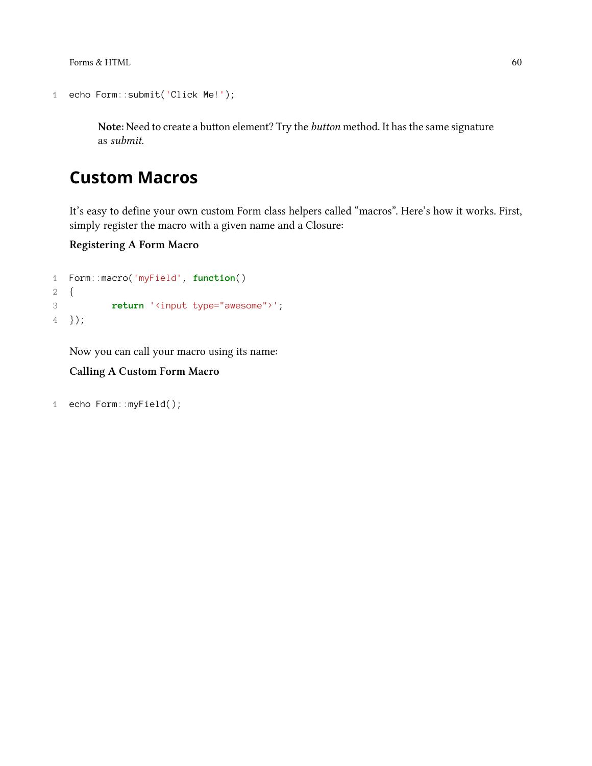```
echo Form::submit('Click Me!');
```

> **Note:** Need to create a button element? Try the *button* method. It has the same signature as *submit*.

## Custom Macros

It's easy to define your own custom Form class helpers called "macros". Here's how it works. First, simply register the macro with a given name and a Closure:

**Registering A Form Macro**

```
Form::macro('myField', function()
{
        return '<input type="awesome">';
});
```

Now you can call your macro using its name:

**Calling A Custom Form Macro**

```
echo Form::myField();
```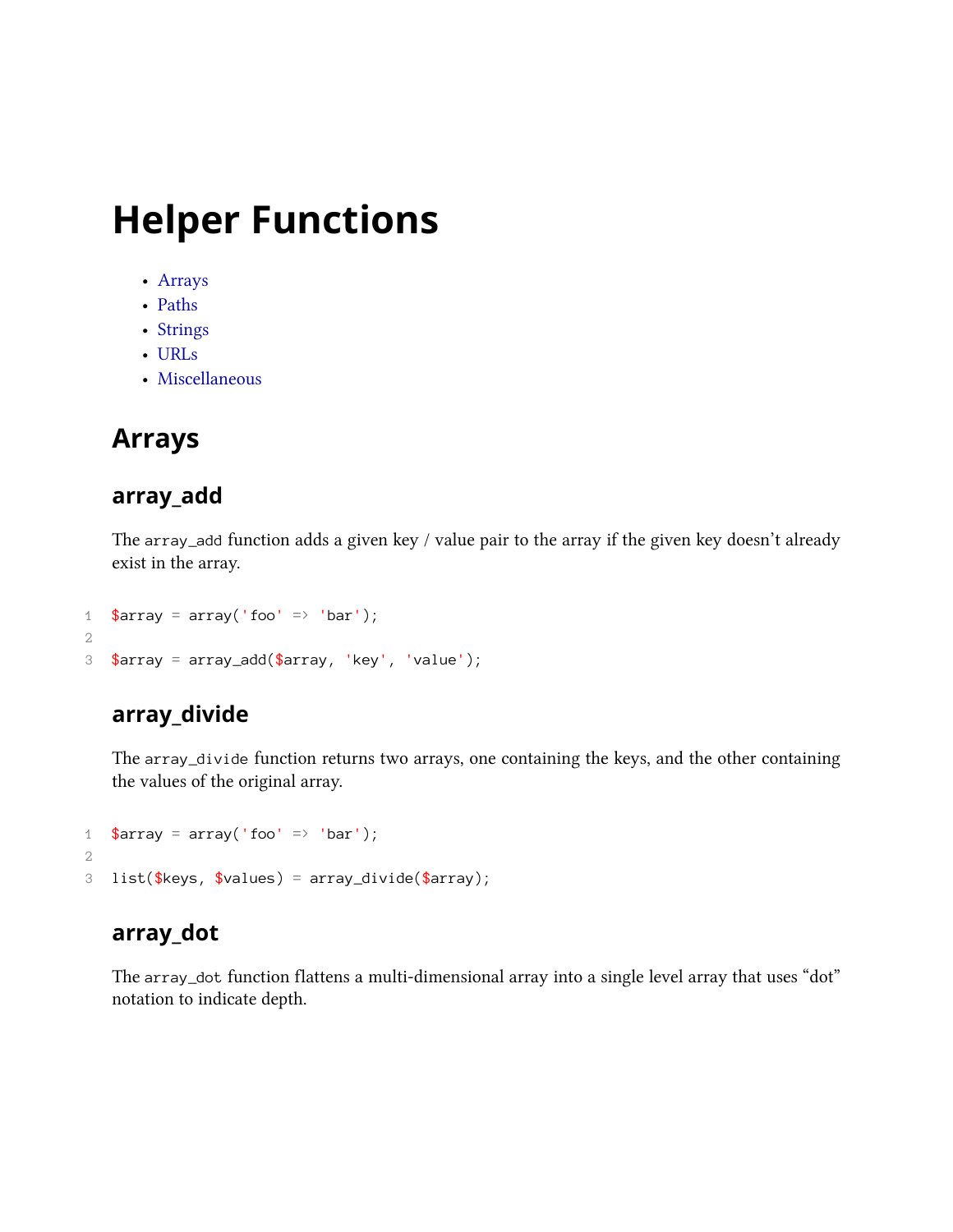# Helper Functions

- Arrays
- Paths
- Strings
- URLs
- Miscellaneous

## Arrays

### array_add

The `array_add` function adds a given key / value pair to the array if the given key doesn't already exist in the array.

```
$array = array('foo' => 'bar');

$array = array_add($array, 'key', 'value');
```

### array_divide

The `array_divide` function returns two arrays, one containing the keys, and the other containing the values of the original array.

```
$array = array('foo' => 'bar');

list($keys, $values) = array_divide($array);
```

### array_dot

The `array_dot` function flattens a multi-dimensional array into a single level array that uses "dot" notation to indicate depth.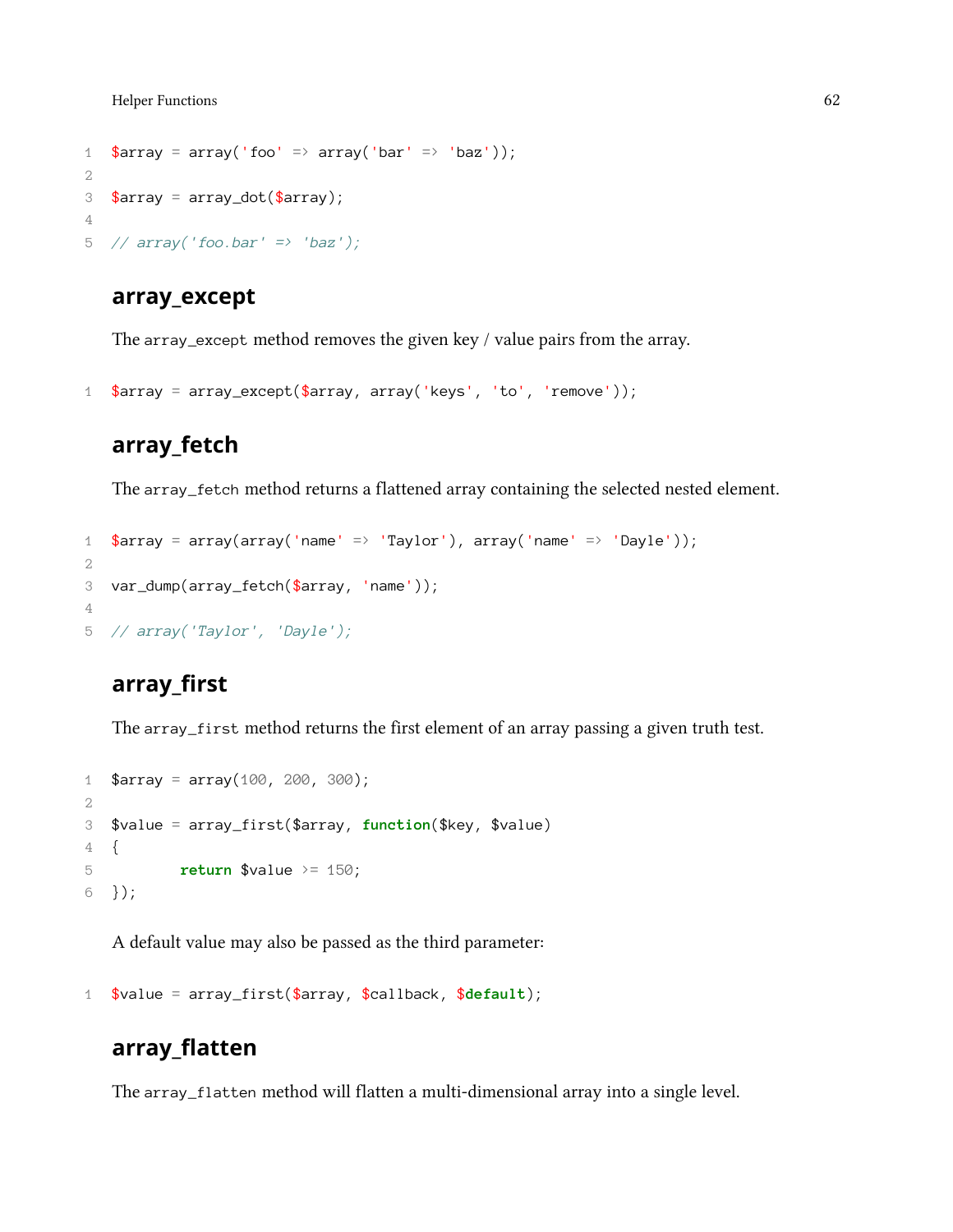```php
$array = array('foo' => array('bar' => 'baz'));

$array = array_dot($array);

// array('foo.bar' => 'baz');
```

## array_except

The `array_except` method removes the given key / value pairs from the array.

```php
$array = array_except($array, array('keys', 'to', 'remove'));
```

## array_fetch

The `array_fetch` method returns a flattened array containing the selected nested element.

```php
$array = array(array('name' => 'Taylor'), array('name' => 'Dayle'));

var_dump(array_fetch($array, 'name'));

// array('Taylor', 'Dayle');
```

## array_first

The `array_first` method returns the first element of an array passing a given truth test.

```php
$array = array(100, 200, 300);

$value = array_first($array, function($key, $value)
{
        return $value >= 150;
});
```

A default value may also be passed as the third parameter:

```php
$value = array_first($array, $callback, $default);
```

## array_flatten

The `array_flatten` method will flatten a multi-dimensional array into a single level.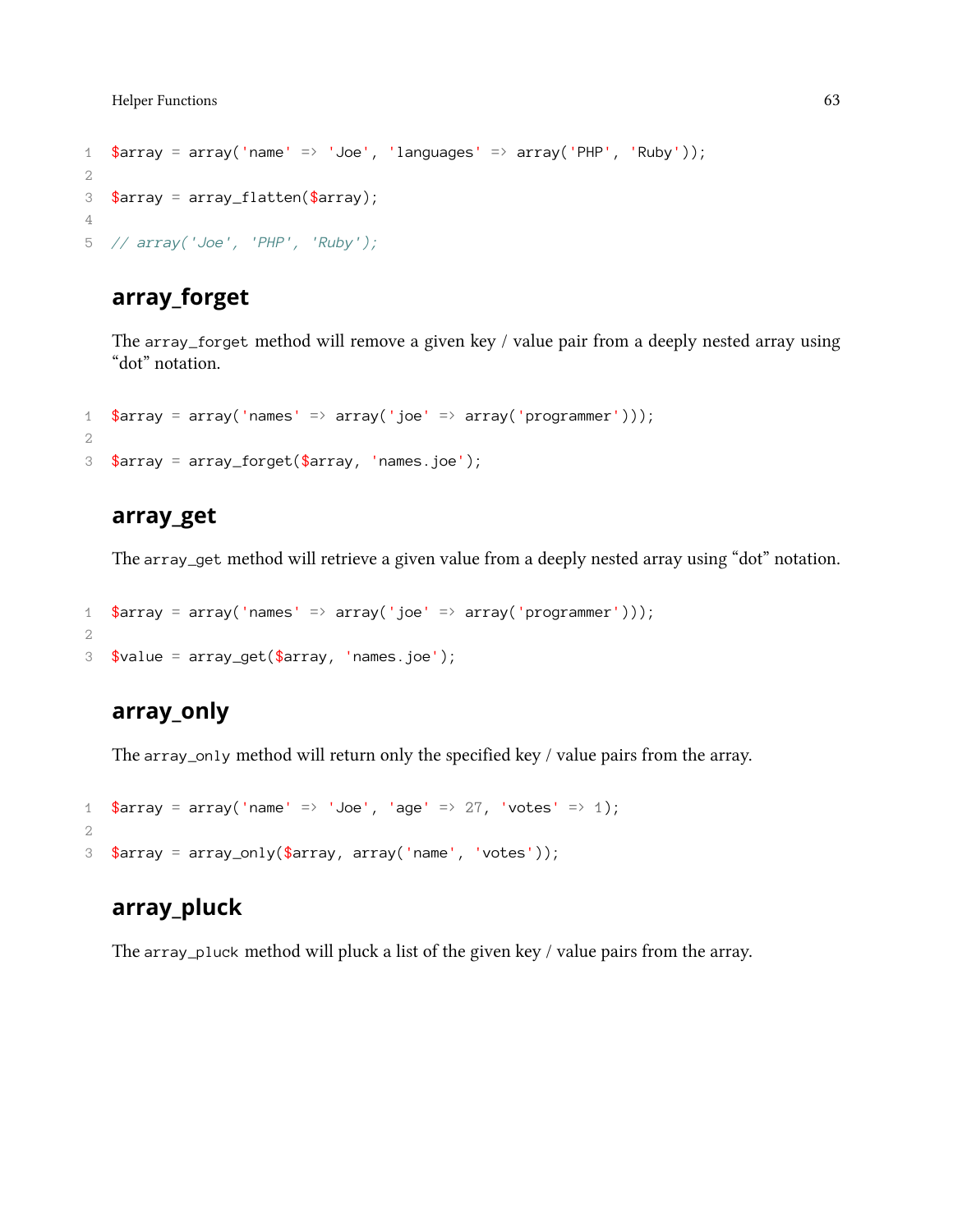```php
$array = array('name' => 'Joe', 'languages' => array('PHP', 'Ruby'));

$array = array_flatten($array);

// array('Joe', 'PHP', 'Ruby');
```

## array_forget

The `array_forget` method will remove a given key / value pair from a deeply nested array using "dot" notation.

```php
$array = array('names' => array('joe' => array('programmer')));

$array = array_forget($array, 'names.joe');
```

## array_get

The `array_get` method will retrieve a given value from a deeply nested array using "dot" notation.

```php
$array = array('names' => array('joe' => array('programmer')));

$value = array_get($array, 'names.joe');
```

## array_only

The `array_only` method will return only the specified key / value pairs from the array.

```php
$array = array('name' => 'Joe', 'age' => 27, 'votes' => 1);

$array = array_only($array, array('name', 'votes'));
```

## array_pluck

The `array_pluck` method will pluck a list of the given key / value pairs from the array.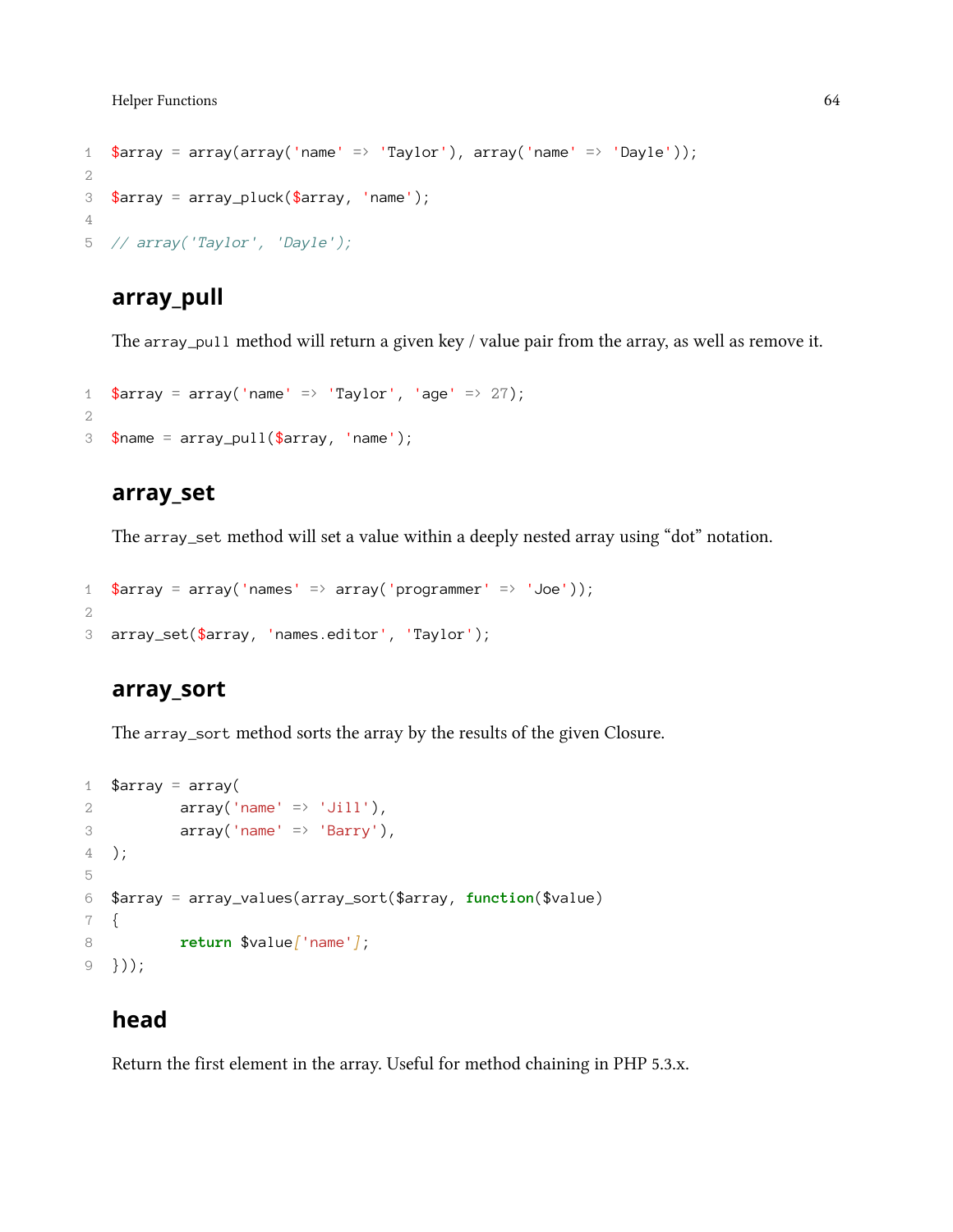```php
$array = array(array('name' => 'Taylor'), array('name' => 'Dayle'));

$array = array_pluck($array, 'name');

// array('Taylor', 'Dayle');
```

### array_pull

The `array_pull` method will return a given key / value pair from the array, as well as remove it.

```php
$array = array('name' => 'Taylor', 'age' => 27);

$name = array_pull($array, 'name');
```

### array_set

The `array_set` method will set a value within a deeply nested array using "dot" notation.

```php
$array = array('names' => array('programmer' => 'Joe'));

array_set($array, 'names.editor', 'Taylor');
```

### array_sort

The `array_sort` method sorts the array by the results of the given Closure.

```php
$array = array(
        array('name' => 'Jill'),
        array('name' => 'Barry'),
);

$array = array_values(array_sort($array, function($value)
{
        return $value['name'];
}));
```

### head

Return the first element in the array. Useful for method chaining in PHP 5.3.x.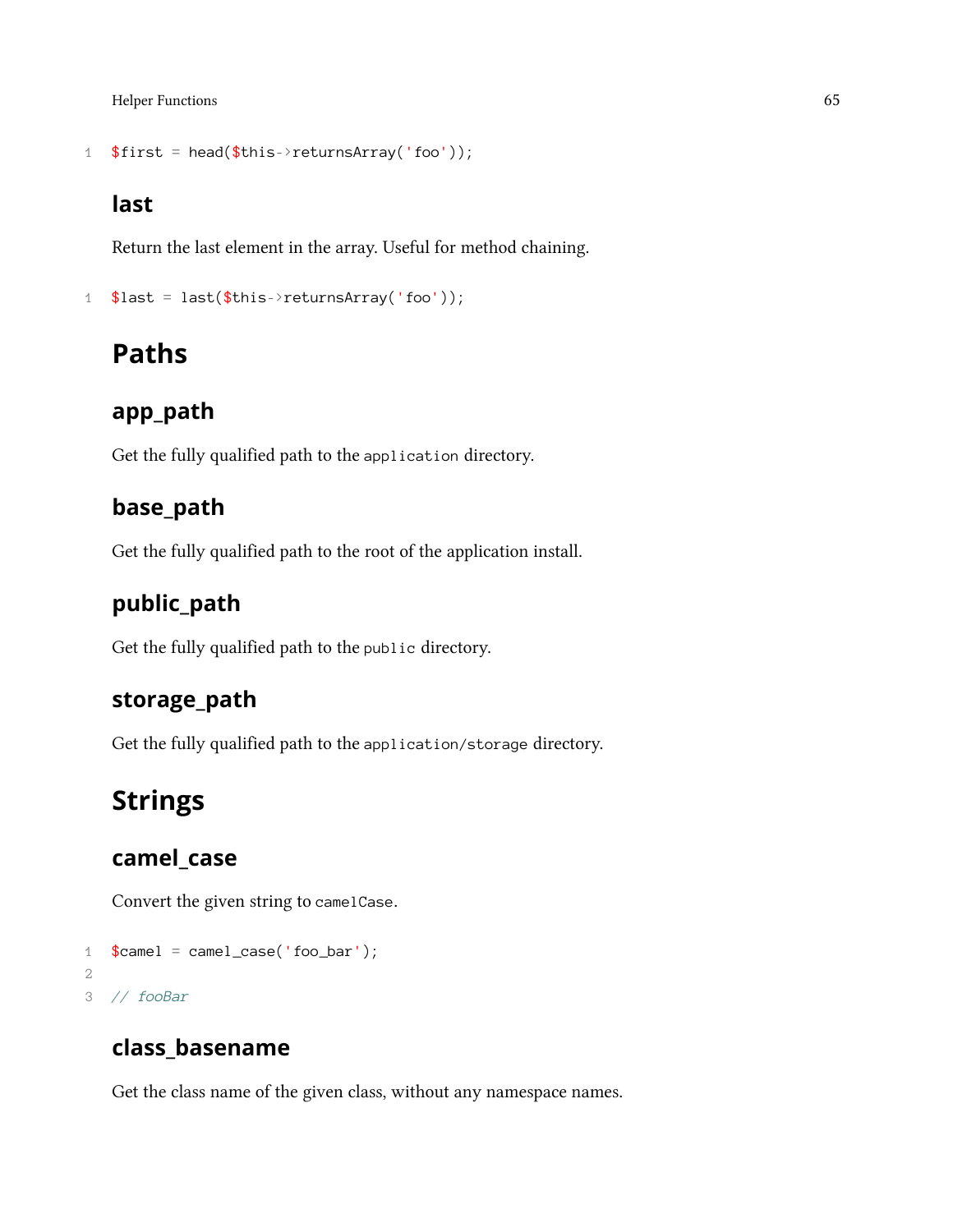```
$first = head($this->returnsArray('foo'));
```

### last

Return the last element in the array. Useful for method chaining.

```
$last = last($this->returnsArray('foo'));
```

## Paths

### app_path

Get the fully qualified path to the `application` directory.

### base_path

Get the fully qualified path to the root of the application install.

### public_path

Get the fully qualified path to the `public` directory.

### storage_path

Get the fully qualified path to the `application/storage` directory.

## Strings

### camel_case

Convert the given string to `camelCase`.

```
$camel = camel_case('foo_bar');

// fooBar
```

### class_basename

Get the class name of the given class, without any namespace names.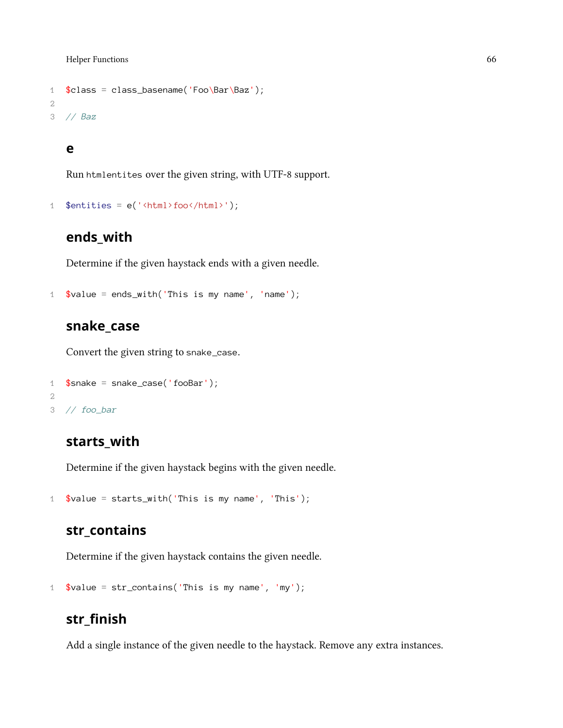```
$class = class_basename('Foo\Bar\Baz');

// Baz
```

### e

Run `htmlentites` over the given string, with UTF-8 support.

```
$entities = e('<html>foo</html>');
```

### ends_with

Determine if the given haystack ends with a given needle.

```
$value = ends_with('This is my name', 'name');
```

### snake_case

Convert the given string to `snake_case`.

```
$snake = snake_case('fooBar');

// foo_bar
```

### starts_with

Determine if the given haystack begins with the given needle.

```
$value = starts_with('This is my name', 'This');
```

### str_contains

Determine if the given haystack contains the given needle.

```
$value = str_contains('This is my name', 'my');
```

### str_finish

Add a single instance of the given needle to the haystack. Remove any extra instances.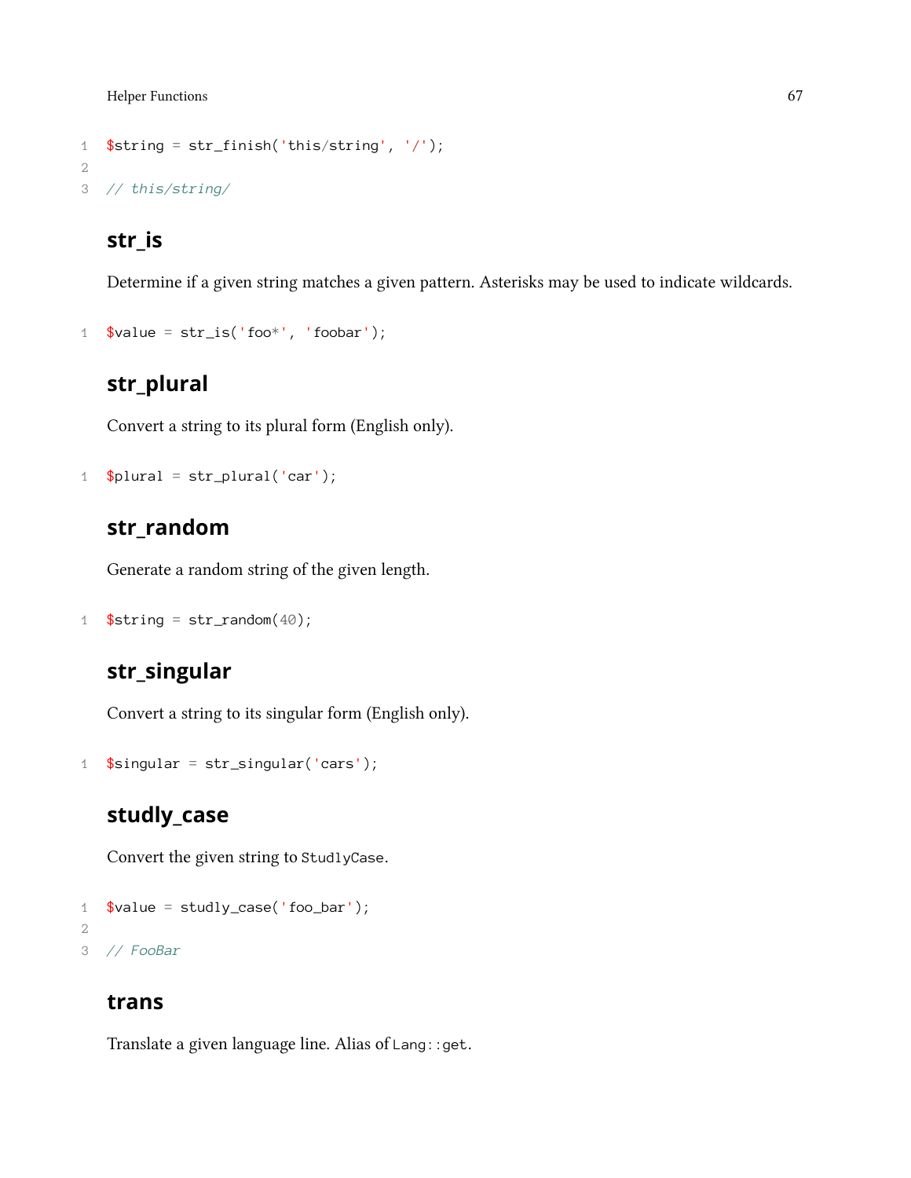```php
$string = str_finish('this/string', '/');

// this/string/
```

### str_is

Determine if a given string matches a given pattern. Asterisks may be used to indicate wildcards.

```php
$value = str_is('foo*', 'foobar');
```

### str_plural

Convert a string to its plural form (English only).

```php
$plural = str_plural('car');
```

### str_random

Generate a random string of the given length.

```php
$string = str_random(40);
```

### str_singular

Convert a string to its singular form (English only).

```php
$singular = str_singular('cars');
```

### studly_case

Convert the given string to `StudlyCase`.

```php
$value = studly_case('foo_bar');

// FooBar
```

### trans

Translate a given language line. Alias of `Lang::get`.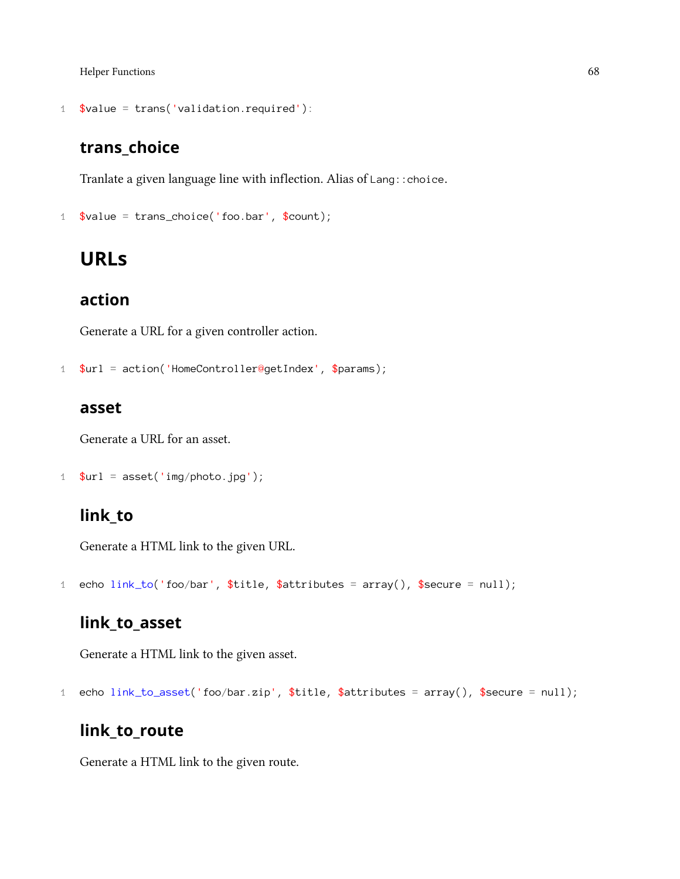```
$value = trans('validation.required'):
```

### trans_choice

Tranlate a given language line with inflection. Alias of `Lang::choice`.

```
$value = trans_choice('foo.bar', $count);
```

## URLs

### action

Generate a URL for a given controller action.

```
$url = action('HomeController@getIndex', $params);
```

### asset

Generate a URL for an asset.

```
$url = asset('img/photo.jpg');
```

### link_to

Generate a HTML link to the given URL.

```
echo link_to('foo/bar', $title, $attributes = array(), $secure = null);
```

### link_to_asset

Generate a HTML link to the given asset.

```
echo link_to_asset('foo/bar.zip', $title, $attributes = array(), $secure = null);
```

### link_to_route

Generate a HTML link to the given route.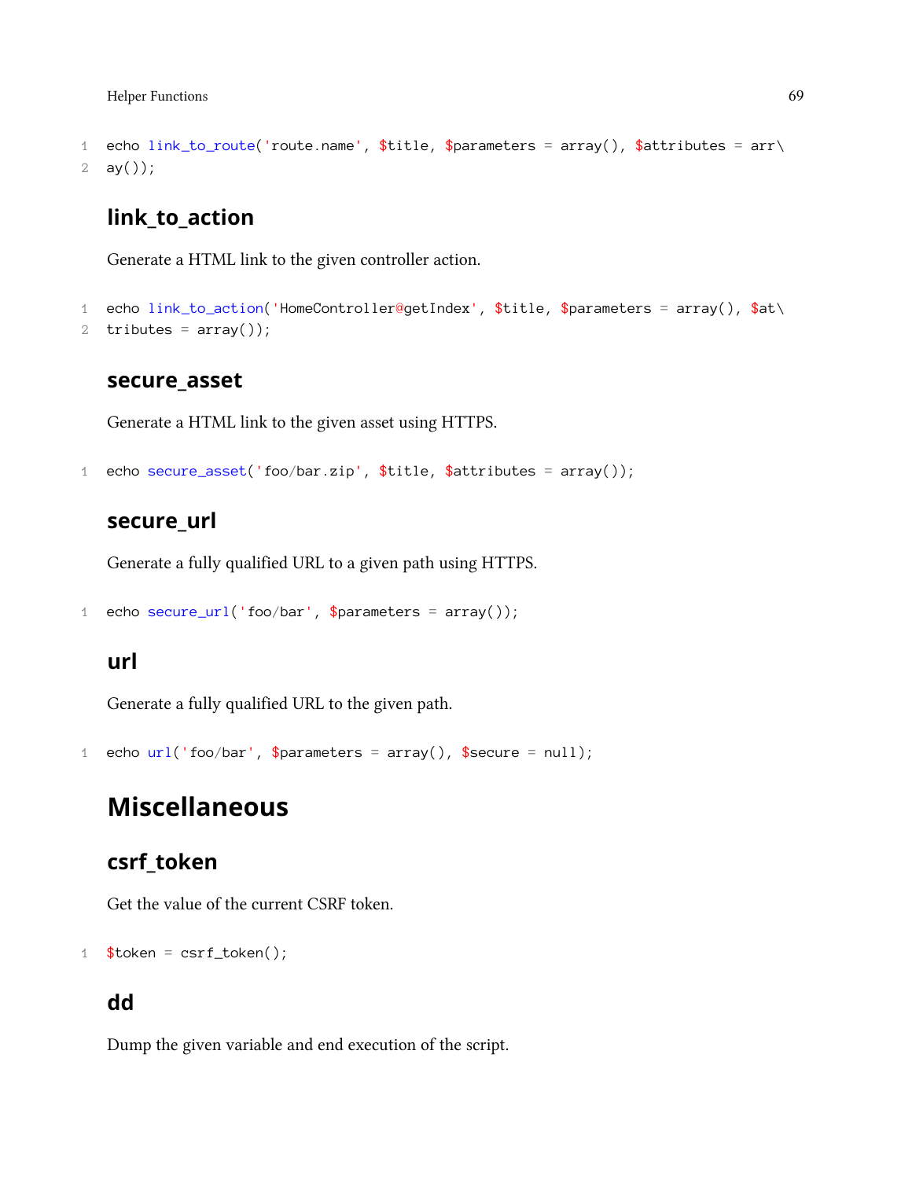```
echo link_to_route('route.name', $title, $parameters = array(), $attributes = arr\
ay());
```

### link_to_action

Generate a HTML link to the given controller action.

```
echo link_to_action('HomeController@getIndex', $title, $parameters = array(), $at\
tributes = array());
```

### secure_asset

Generate a HTML link to the given asset using HTTPS.

```
echo secure_asset('foo/bar.zip', $title, $attributes = array());
```

### secure_url

Generate a fully qualified URL to a given path using HTTPS.

```
echo secure_url('foo/bar', $parameters = array());
```

### url

Generate a fully qualified URL to the given path.

```
echo url('foo/bar', $parameters = array(), $secure = null);
```

## Miscellaneous

### csrf_token

Get the value of the current CSRF token.

```
$token = csrf_token();
```

### dd

Dump the given variable and end execution of the script.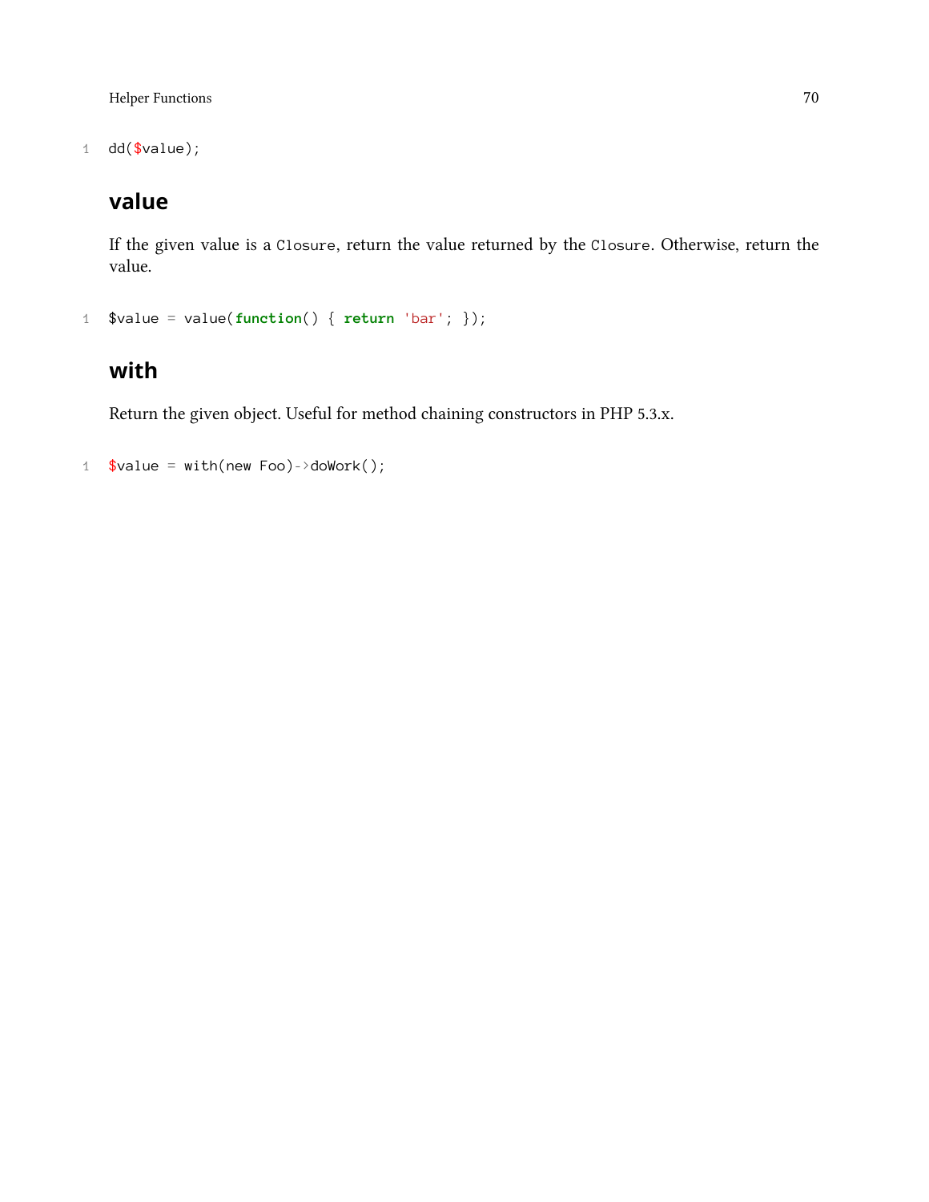```
dd($value);
```

## value

If the given value is a `Closure`, return the value returned by the `Closure`. Otherwise, return the value.

```
$value = value(function() { return 'bar'; });
```

## with

Return the given object. Useful for method chaining constructors in PHP 5.3.x.

```
$value = with(new Foo)->doWork();
```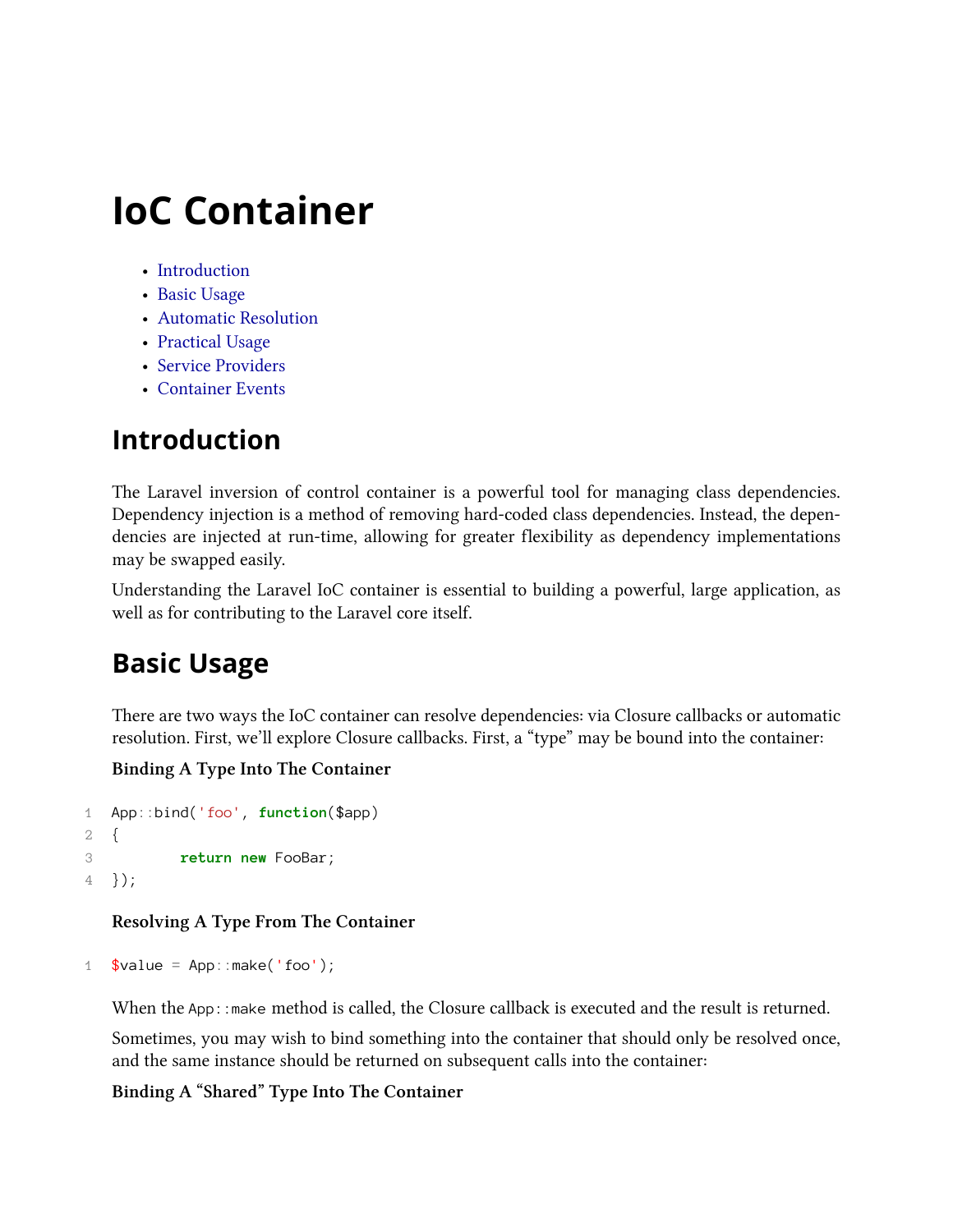# IoC Container

- Introduction
- Basic Usage
- Automatic Resolution
- Practical Usage
- Service Providers
- Container Events

## Introduction

The Laravel inversion of control container is a powerful tool for managing class dependencies. Dependency injection is a method of removing hard-coded class dependencies. Instead, the dependencies are injected at run-time, allowing for greater flexibility as dependency implementations may be swapped easily.

Understanding the Laravel IoC container is essential to building a powerful, large application, as well as for contributing to the Laravel core itself.

## Basic Usage

There are two ways the IoC container can resolve dependencies: via Closure callbacks or automatic resolution. First, we'll explore Closure callbacks. First, a "type" may be bound into the container:

**Binding A Type Into The Container**

```
App::bind('foo', function($app)
{
	return new FooBar;
});
```

**Resolving A Type From The Container**

```
$value = App::make('foo');
```

When the `App::make` method is called, the Closure callback is executed and the result is returned.

Sometimes, you may wish to bind something into the container that should only be resolved once, and the same instance should be returned on subsequent calls into the container:

**Binding A "Shared" Type Into The Container**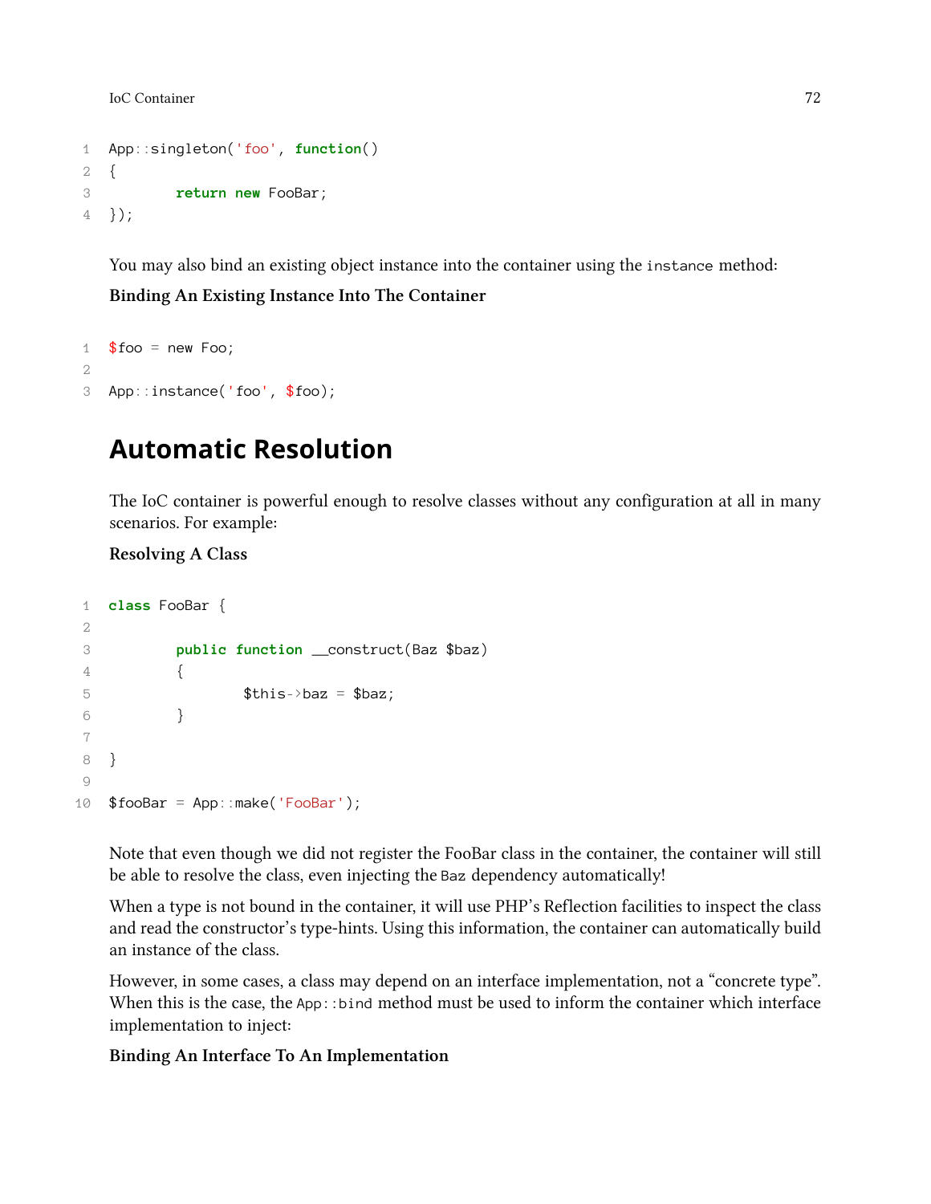```
App::singleton('foo', function()
{
	return new FooBar;
});
```

You may also bind an existing object instance into the container using the `instance` method:

**Binding An Existing Instance Into The Container**

```
$foo = new Foo;

App::instance('foo', $foo);
```

## Automatic Resolution

The IoC container is powerful enough to resolve classes without any configuration at all in many scenarios. For example:

**Resolving A Class**

```
class FooBar {

	public function __construct(Baz $baz)
	{
		$this->baz = $baz;
	}

}

$fooBar = App::make('FooBar');
```

Note that even though we did not register the FooBar class in the container, the container will still be able to resolve the class, even injecting the `Baz` dependency automatically!

When a type is not bound in the container, it will use PHP's Reflection facilities to inspect the class and read the constructor's type-hints. Using this information, the container can automatically build an instance of the class.

However, in some cases, a class may depend on an interface implementation, not a "concrete type". When this is the case, the `App::bind` method must be used to inform the container which interface implementation to inject:

**Binding An Interface To An Implementation**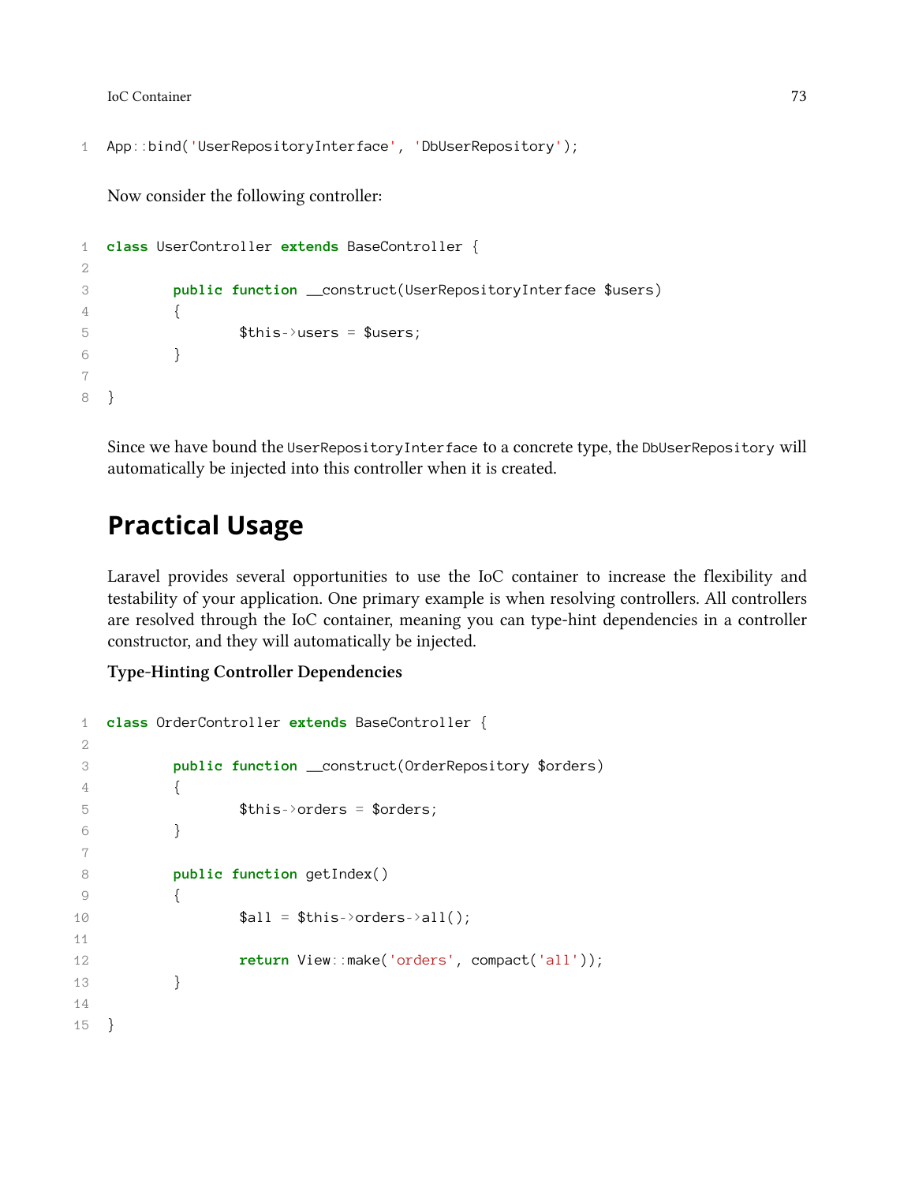```php
App::bind('UserRepositoryInterface', 'DbUserRepository');
```

Now consider the following controller:

```php
class UserController extends BaseController {

	public function __construct(UserRepositoryInterface $users)
	{
		$this->users = $users;
	}

}
```

Since we have bound the `UserRepositoryInterface` to a concrete type, the `DbUserRepository` will automatically be injected into this controller when it is created.

## Practical Usage

Laravel provides several opportunities to use the IoC container to increase the flexibility and testability of your application. One primary example is when resolving controllers. All controllers are resolved through the IoC container, meaning you can type-hint dependencies in a controller constructor, and they will automatically be injected.

**Type-Hinting Controller Dependencies**

```php
class OrderController extends BaseController {

	public function __construct(OrderRepository $orders)
	{
		$this->orders = $orders;
	}

	public function getIndex()
	{
		$all = $this->orders->all();

		return View::make('orders', compact('all'));
	}

}
```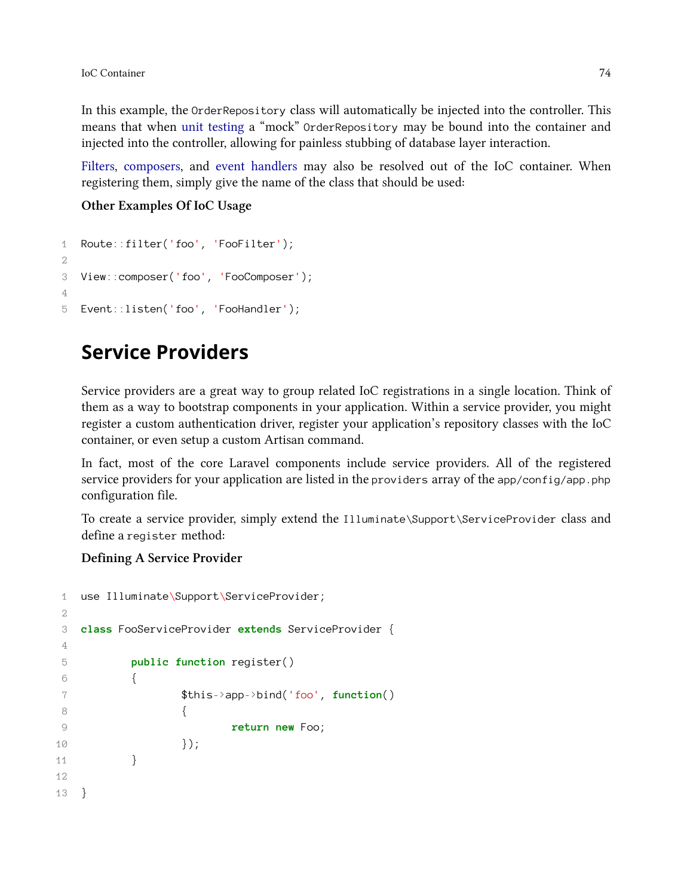In this example, the `OrderRepository` class will automatically be injected into the controller. This means that when unit testing a "mock" `OrderRepository` may be bound into the container and injected into the controller, allowing for painless stubbing of database layer interaction.

Filters, composers, and event handlers may also be resolved out of the IoC container. When registering them, simply give the name of the class that should be used:

**Other Examples Of IoC Usage**

```
Route::filter('foo', 'FooFilter');

View::composer('foo', 'FooComposer');

Event::listen('foo', 'FooHandler');
```

## Service Providers

Service providers are a great way to group related IoC registrations in a single location. Think of them as a way to bootstrap components in your application. Within a service provider, you might register a custom authentication driver, register your application's repository classes with the IoC container, or even setup a custom Artisan command.

In fact, most of the core Laravel components include service providers. All of the registered service providers for your application are listed in the `providers` array of the `app/config/app.php` configuration file.

To create a service provider, simply extend the `Illuminate\Support\ServiceProvider` class and define a `register` method:

**Defining A Service Provider**

```
use Illuminate\Support\ServiceProvider;

class FooServiceProvider extends ServiceProvider {

	public function register()
	{
		$this->app->bind('foo', function()
		{
			return new Foo;
		});
	}

}
```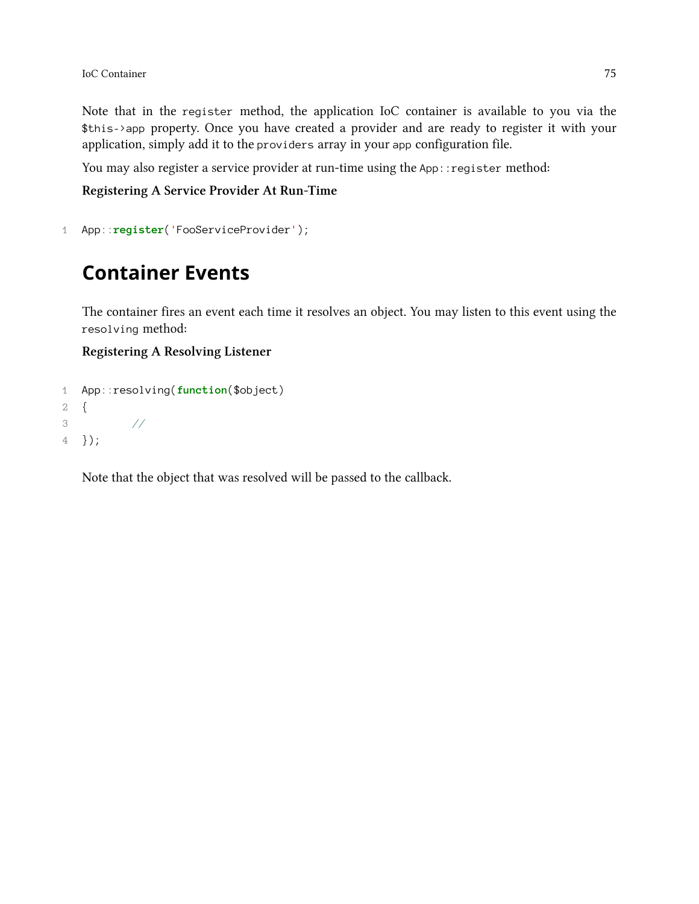Note that in the `register` method, the application IoC container is available to you via the `$this->app` property. Once you have created a provider and are ready to register it with your application, simply add it to the `providers` array in your `app` configuration file.

You may also register a service provider at run-time using the `App::register` method:

**Registering A Service Provider At Run-Time**

```
App::register('FooServiceProvider');
```

## Container Events

The container fires an event each time it resolves an object. You may listen to this event using the `resolving` method:

**Registering A Resolving Listener**

```
App::resolving(function($object)
{
        //
});
```

Note that the object that was resolved will be passed to the callback.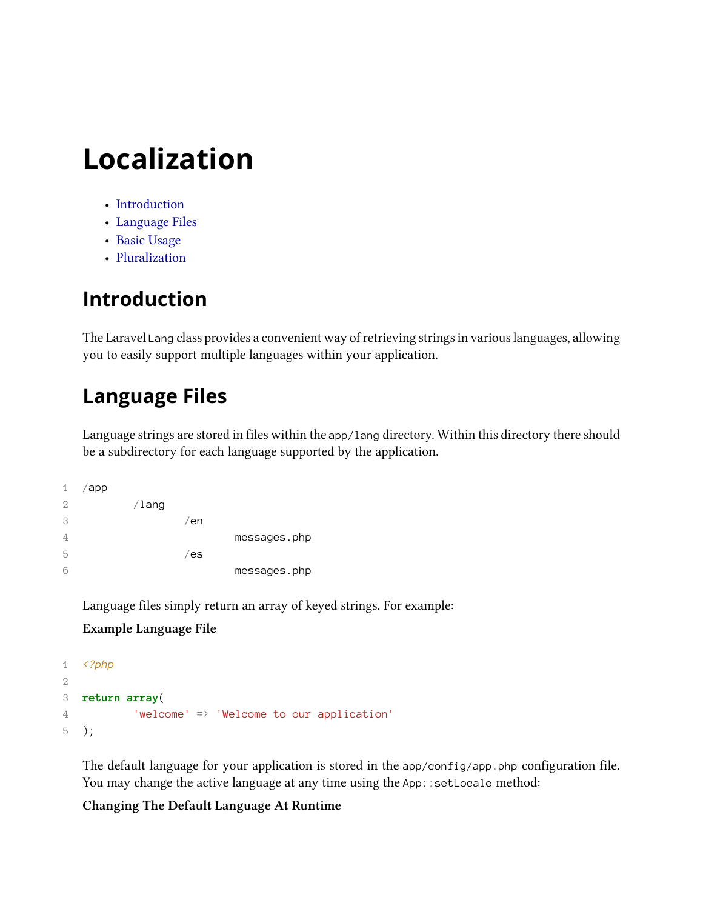# Localization

- Introduction
- Language Files
- Basic Usage
- Pluralization

## Introduction

The Laravel `Lang` class provides a convenient way of retrieving strings in various languages, allowing you to easily support multiple languages within your application.

## Language Files

Language strings are stored in files within the `app/lang` directory. Within this directory there should be a subdirectory for each language supported by the application.

```
/app
	/lang
		/en
			messages.php
		/es
			messages.php
```

Language files simply return an array of keyed strings. For example:

**Example Language File**

```php
<?php

return array(
	'welcome' => 'Welcome to our application'
);
```

The default language for your application is stored in the `app/config/app.php` configuration file. You may change the active language at any time using the `App::setLocale` method:

**Changing The Default Language At Runtime**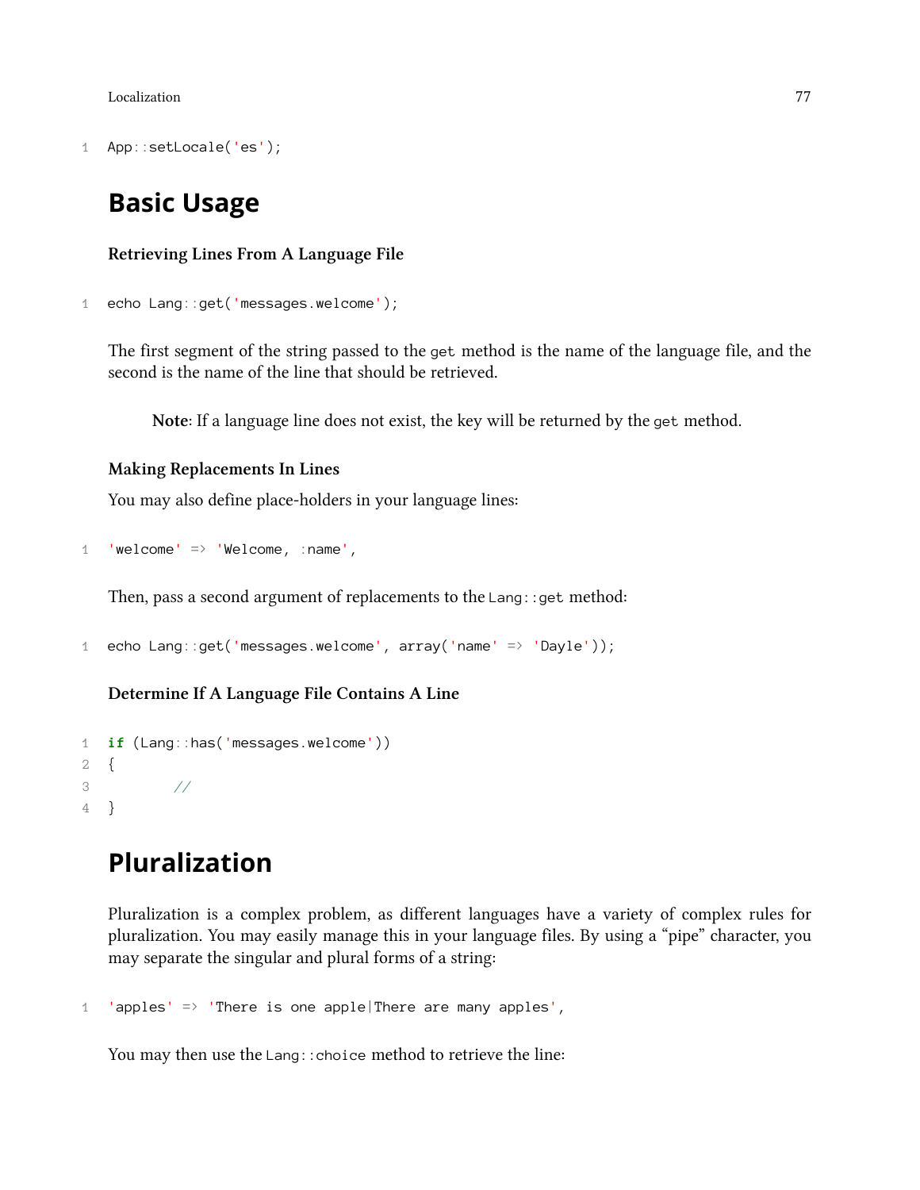```php
App::setLocale('es');
```

# Basic Usage

### Retrieving Lines From A Language File

```php
echo Lang::get('messages.welcome');
```

The first segment of the string passed to the `get` method is the name of the language file, and the second is the name of the line that should be retrieved.

> **Note**: If a language line does not exist, the key will be returned by the `get` method.

### Making Replacements In Lines

You may also define place-holders in your language lines:

```php
'welcome' => 'Welcome, :name',
```

Then, pass a second argument of replacements to the `Lang::get` method:

```php
echo Lang::get('messages.welcome', array('name' => 'Dayle'));
```

### Determine If A Language File Contains A Line

```php
if (Lang::has('messages.welcome'))
{
	//
}
```

# Pluralization

Pluralization is a complex problem, as different languages have a variety of complex rules for pluralization. You may easily manage this in your language files. By using a "pipe" character, you may separate the singular and plural forms of a string:

```php
'apples' => 'There is one apple|There are many apples',
```

You may then use the `Lang::choice` method to retrieve the line: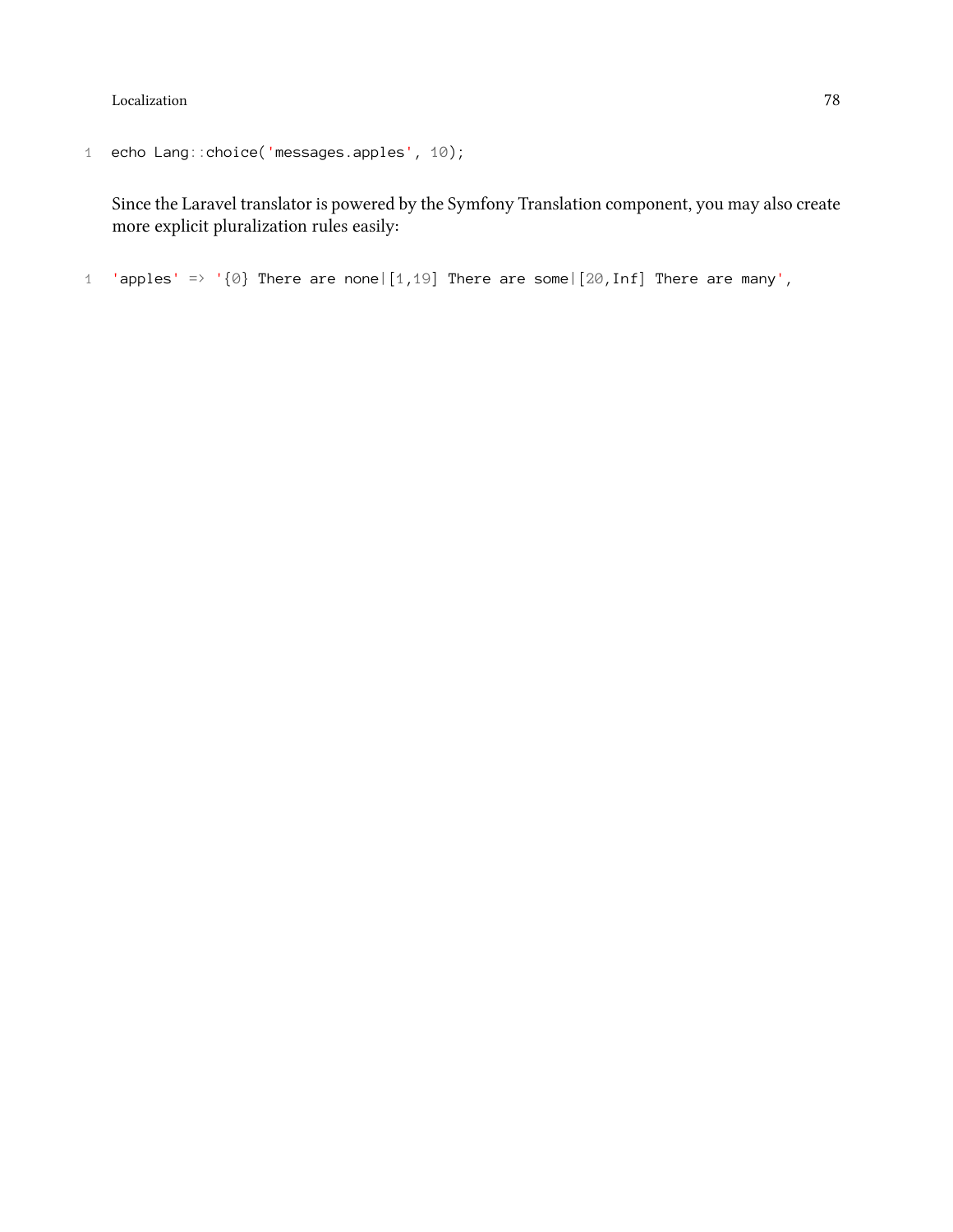```
echo Lang::choice('messages.apples', 10);
```

Since the Laravel translator is powered by the Symfony Translation component, you may also create more explicit pluralization rules easily:

```
'apples' => '{0} There are none|[1,19] There are some|[20,Inf] There are many',
```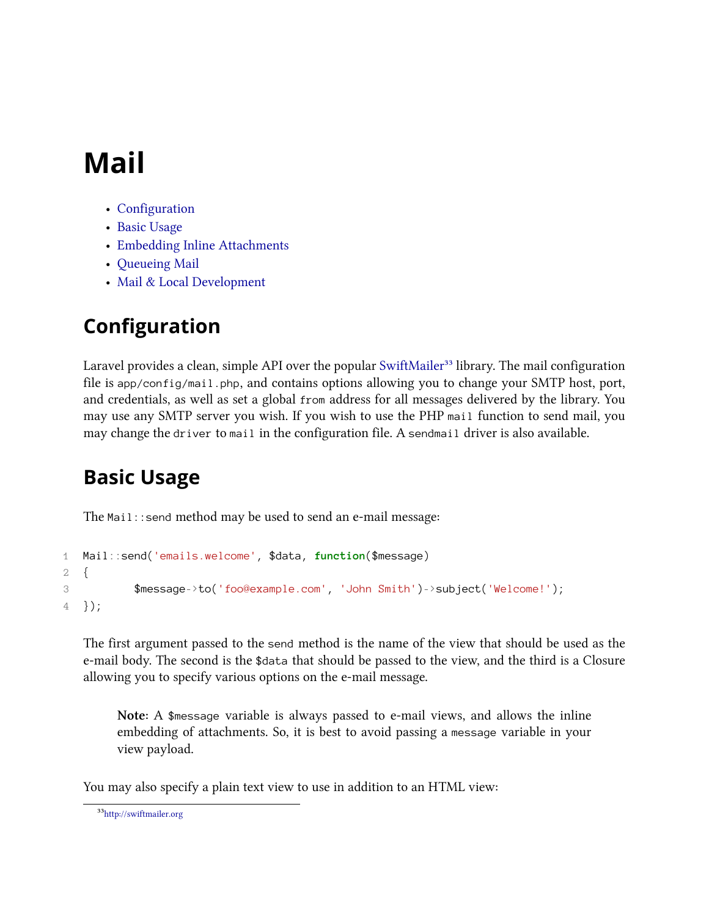# Mail

- Configuration
- Basic Usage
- Embedding Inline Attachments
- Queueing Mail
- Mail & Local Development

## Configuration

Laravel provides a clean, simple API over the popular SwiftMailer[33] library. The mail configuration file is `app/config/mail.php`, and contains options allowing you to change your SMTP host, port, and credentials, as well as set a global `from` address for all messages delivered by the library. You may use any SMTP server you wish. If you wish to use the PHP `mail` function to send mail, you may change the `driver` to `mail` in the configuration file. A `sendmail` driver is also available.

## Basic Usage

The `Mail::send` method may be used to send an e-mail message:

```
Mail::send('emails.welcome', $data, function($message)
{
        $message->to('foo@example.com', 'John Smith')->subject('Welcome!');
});
```

The first argument passed to the `send` method is the name of the view that should be used as the e-mail body. The second is the `$data` that should be passed to the view, and the third is a Closure allowing you to specify various options on the e-mail message.

> **Note:** A `$message` variable is always passed to e-mail views, and allows the inline embedding of attachments. So, it is best to avoid passing a `message` variable in your view payload.

You may also specify a plain text view to use in addition to an HTML view:

[33] http://swiftmailer.org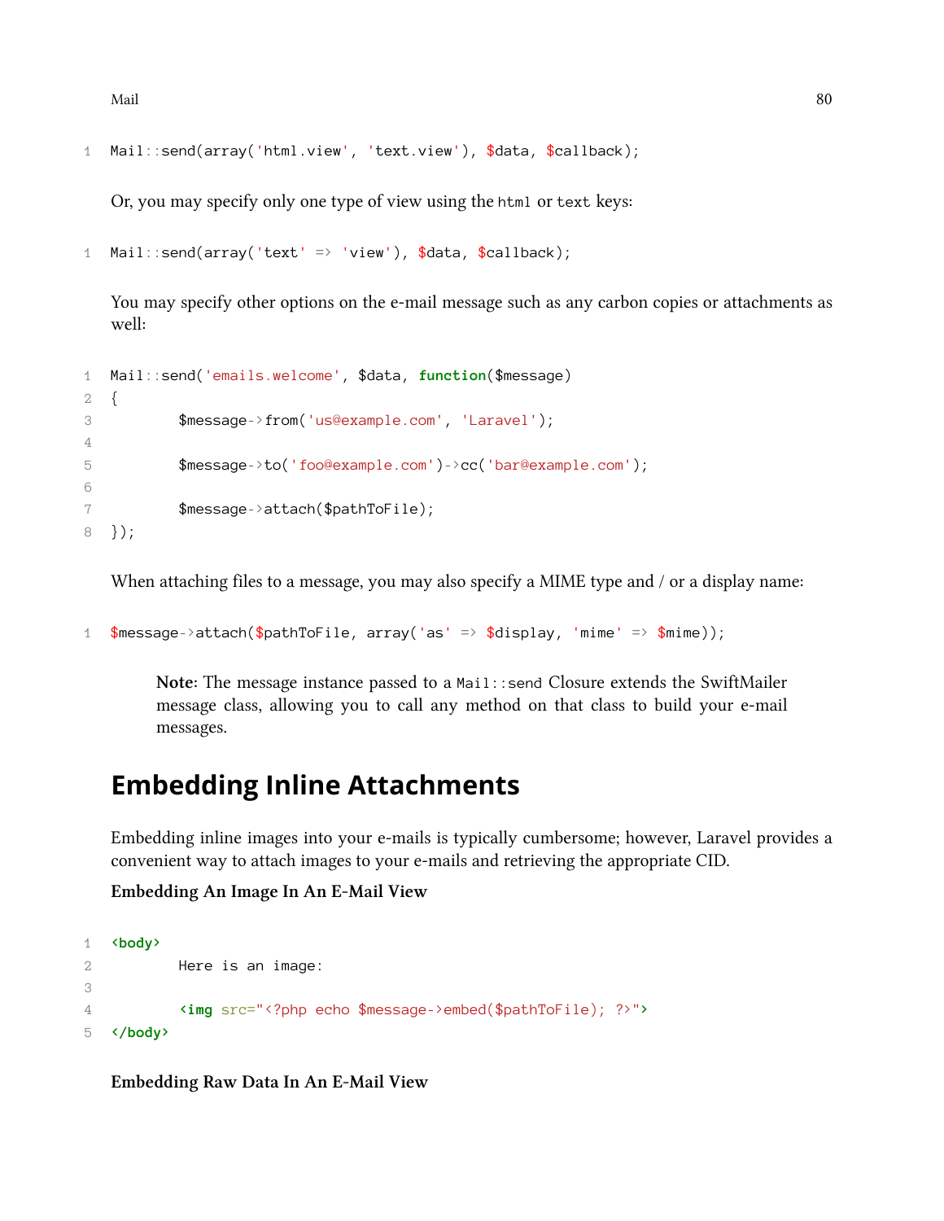```php
Mail::send(array('html.view', 'text.view'), $data, $callback);
```

Or, you may specify only one type of view using the `html` or `text` keys:

```php
Mail::send(array('text' => 'view'), $data, $callback);
```

You may specify other options on the e-mail message such as any carbon copies or attachments as well:

```php
Mail::send('emails.welcome', $data, function($message)
{
        $message->from('us@example.com', 'Laravel');

        $message->to('foo@example.com')->cc('bar@example.com');

        $message->attach($pathToFile);
});
```

When attaching files to a message, you may also specify a MIME type and / or a display name:

```php
$message->attach($pathToFile, array('as' => $display, 'mime' => $mime));
```

> **Note:** The message instance passed to a `Mail::send` Closure extends the SwiftMailer message class, allowing you to call any method on that class to build your e-mail messages.

## Embedding Inline Attachments

Embedding inline images into your e-mails is typically cumbersome; however, Laravel provides a convenient way to attach images to your e-mails and retrieving the appropriate CID.

**Embedding An Image In An E-Mail View**

```html
<body>
        Here is an image:

        <img src="<?php echo $message->embed($pathToFile); ?>">
</body>
```

**Embedding Raw Data In An E-Mail View**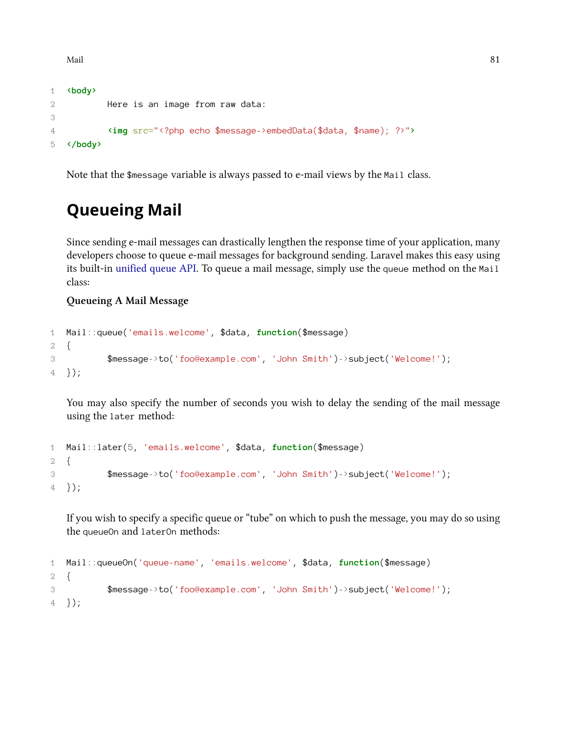```
<body>
        Here is an image from raw data:

        <img src="<?php echo $message->embedData($data, $name); ?>">
</body>
```

Note that the `$message` variable is always passed to e-mail views by the `Mail` class.

## Queueing Mail

Since sending e-mail messages can drastically lengthen the response time of your application, many developers choose to queue e-mail messages for background sending. Laravel makes this easy using its built-in unified queue API. To queue a mail message, simply use the `queue` method on the `Mail` class:

**Queueing A Mail Message**

```
Mail::queue('emails.welcome', $data, function($message)
{
        $message->to('foo@example.com', 'John Smith')->subject('Welcome!');
});
```

You may also specify the number of seconds you wish to delay the sending of the mail message using the `later` method:

```
Mail::later(5, 'emails.welcome', $data, function($message)
{
        $message->to('foo@example.com', 'John Smith')->subject('Welcome!');
});
```

If you wish to specify a specific queue or "tube" on which to push the message, you may do so using the `queueOn` and `laterOn` methods:

```
Mail::queueOn('queue-name', 'emails.welcome', $data, function($message)
{
        $message->to('foo@example.com', 'John Smith')->subject('Welcome!');
});
```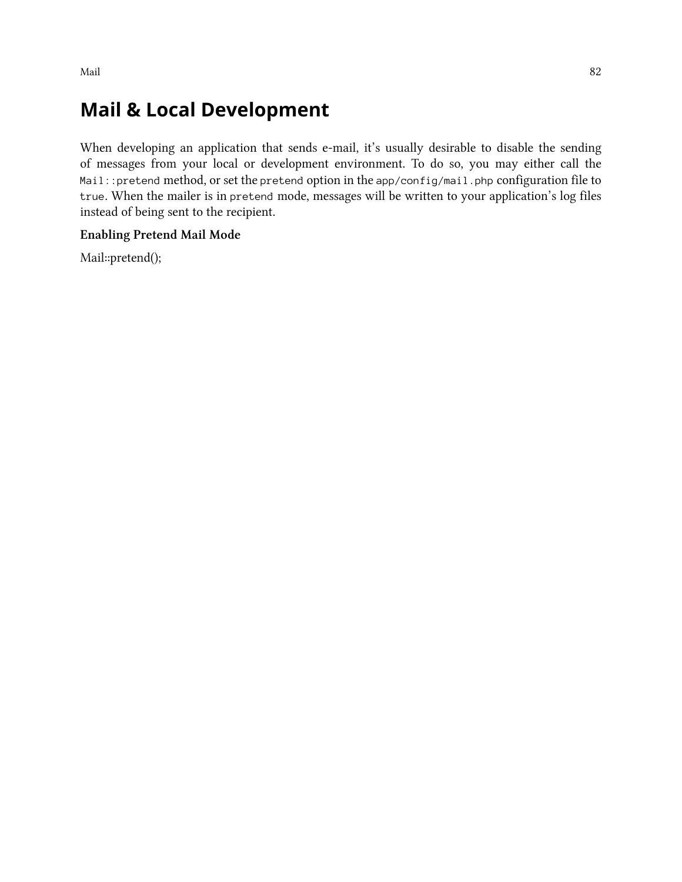## Mail & Local Development

When developing an application that sends e-mail, it's usually desirable to disable the sending of messages from your local or development environment. To do so, you may either call the `Mail::pretend` method, or set the `pretend` option in the `app/config/mail.php` configuration file to `true`. When the mailer is in `pretend` mode, messages will be written to your application's log files instead of being sent to the recipient.

**Enabling Pretend Mail Mode**

Mail::pretend();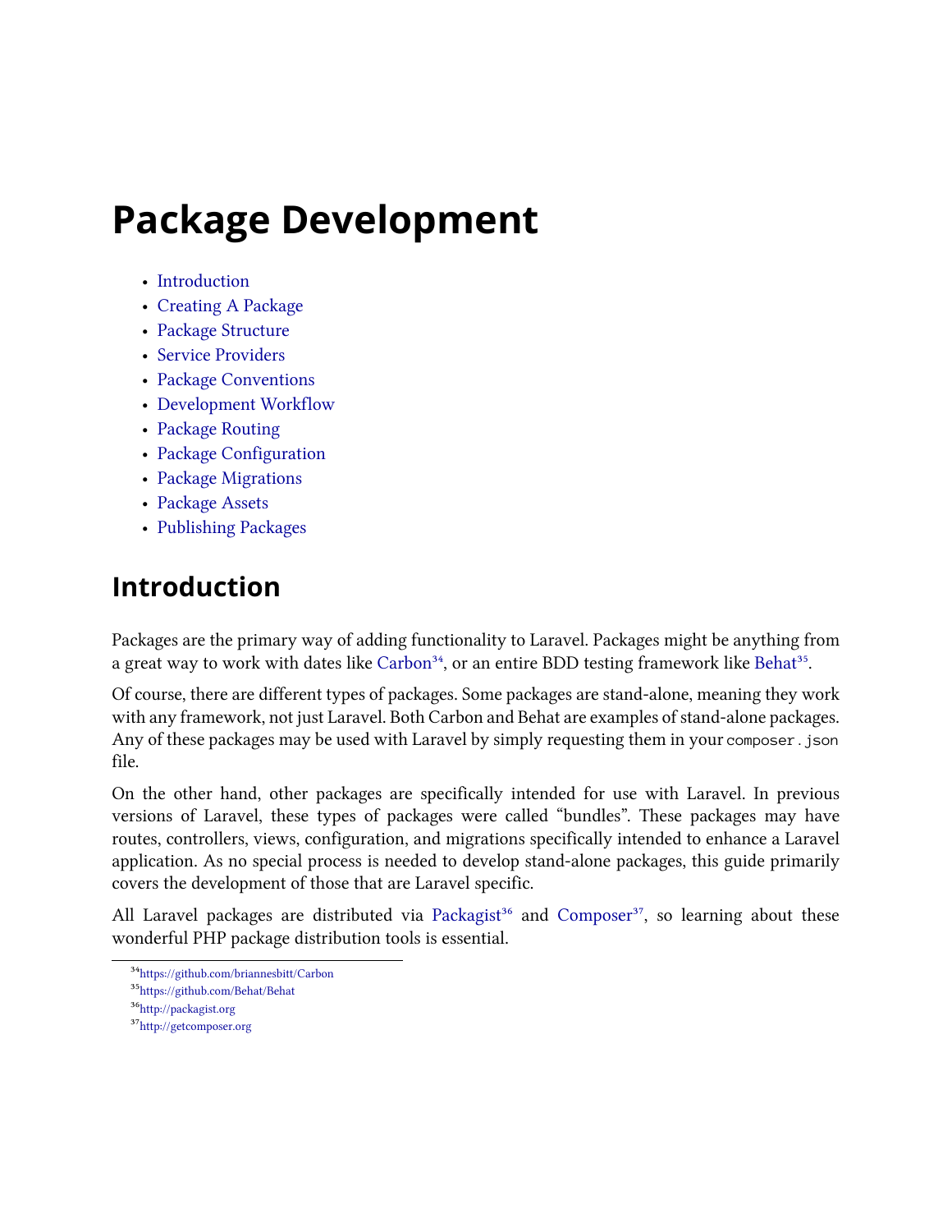# Package Development

- Introduction
- Creating A Package
- Package Structure
- Service Providers
- Package Conventions
- Development Workflow
- Package Routing
- Package Configuration
- Package Migrations
- Package Assets
- Publishing Packages

## Introduction

Packages are the primary way of adding functionality to Laravel. Packages might be anything from a great way to work with dates like Carbon[34], or an entire BDD testing framework like Behat[35].

Of course, there are different types of packages. Some packages are stand-alone, meaning they work with any framework, not just Laravel. Both Carbon and Behat are examples of stand-alone packages. Any of these packages may be used with Laravel by simply requesting them in your `composer.json` file.

On the other hand, other packages are specifically intended for use with Laravel. In previous versions of Laravel, these types of packages were called "bundles". These packages may have routes, controllers, views, configuration, and migrations specifically intended to enhance a Laravel application. As no special process is needed to develop stand-alone packages, this guide primarily covers the development of those that are Laravel specific.

All Laravel packages are distributed via Packagist[36] and Composer[37], so learning about these wonderful PHP package distribution tools is essential.

[34] https://github.com/briannesbitt/Carbon
[35] https://github.com/Behat/Behat
[36] http://packagist.org
[37] http://getcomposer.org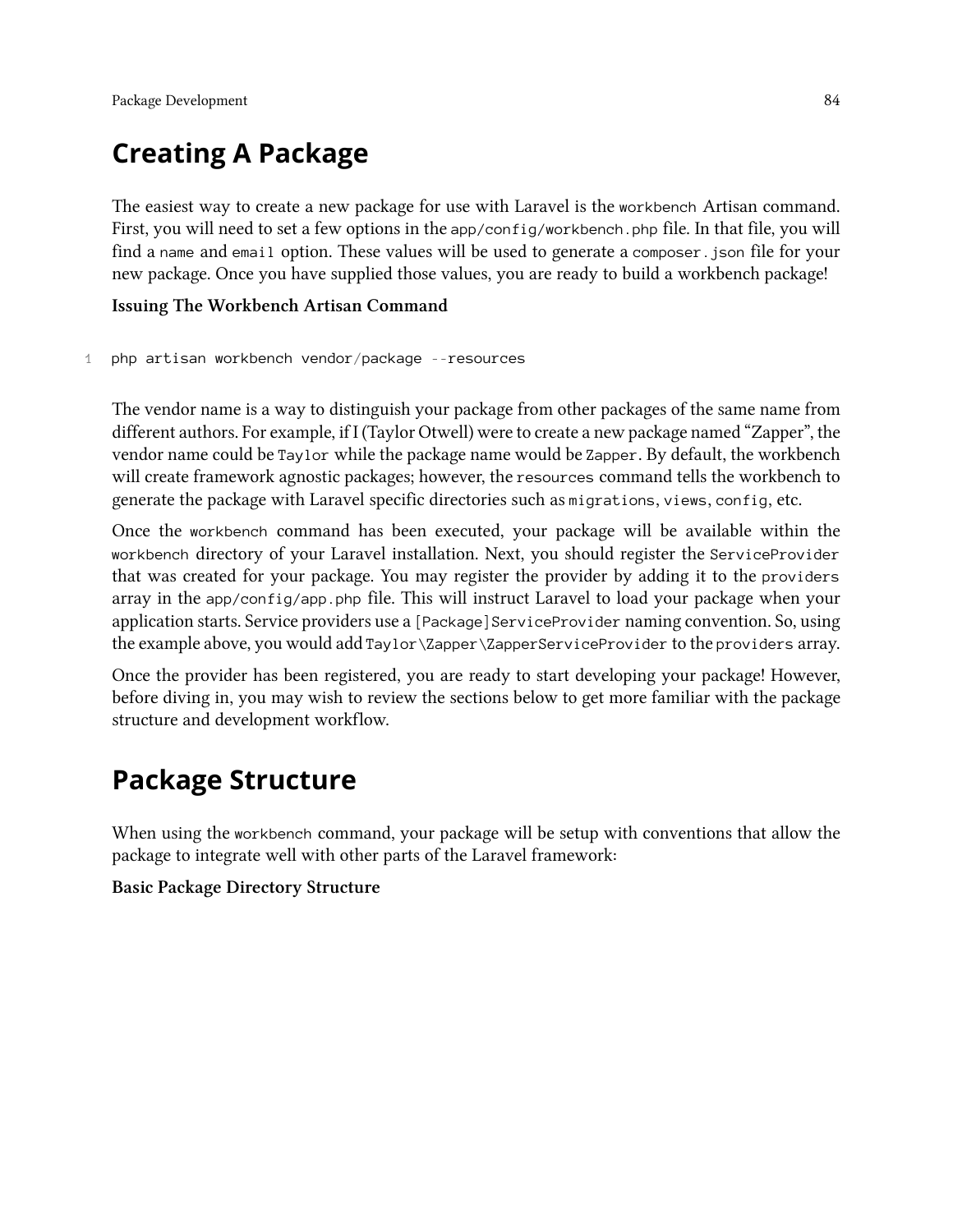# Creating A Package

The easiest way to create a new package for use with Laravel is the `workbench` Artisan command. First, you will need to set a few options in the `app/config/workbench.php` file. In that file, you will find a `name` and `email` option. These values will be used to generate a `composer.json` file for your new package. Once you have supplied those values, you are ready to build a workbench package!

**Issuing The Workbench Artisan Command**

```
php artisan workbench vendor/package --resources
```

The vendor name is a way to distinguish your package from other packages of the same name from different authors. For example, if I (Taylor Otwell) were to create a new package named “Zapper”, the vendor name could be `Taylor` while the package name would be `Zapper`. By default, the workbench will create framework agnostic packages; however, the `resources` command tells the workbench to generate the package with Laravel specific directories such as `migrations`, `views`, `config`, etc.

Once the `workbench` command has been executed, your package will be available within the `workbench` directory of your Laravel installation. Next, you should register the `ServiceProvider` that was created for your package. You may register the provider by adding it to the `providers` array in the `app/config/app.php` file. This will instruct Laravel to load your package when your application starts. Service providers use a `[Package]ServiceProvider` naming convention. So, using the example above, you would add `Taylor\Zapper\ZapperServiceProvider` to the `providers` array.

Once the provider has been registered, you are ready to start developing your package! However, before diving in, you may wish to review the sections below to get more familiar with the package structure and development workflow.

# Package Structure

When using the `workbench` command, your package will be setup with conventions that allow the package to integrate well with other parts of the Laravel framework:

**Basic Package Directory Structure**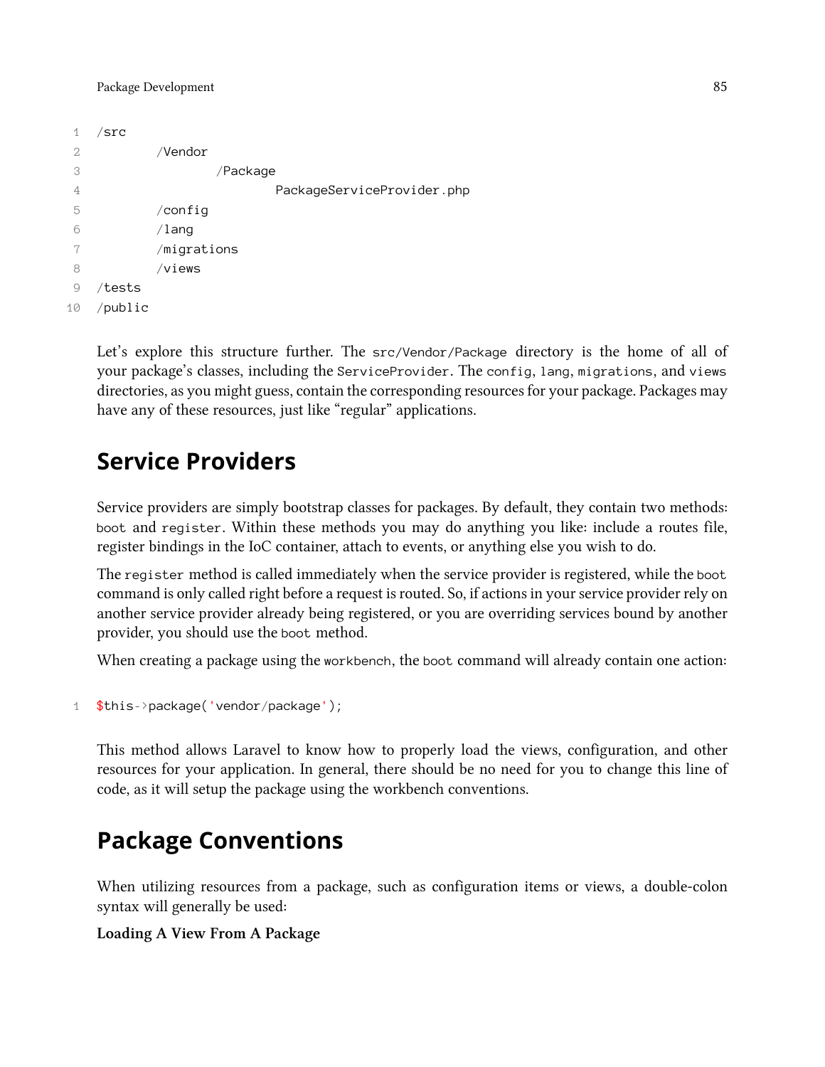```
/src
	/Vendor
		/Package
			PackageServiceProvider.php
	/config
	/lang
	/migrations
	/views
/tests
/public
```

Let's explore this structure further. The `src/Vendor/Package` directory is the home of all of your package's classes, including the `ServiceProvider`. The `config`, `lang`, `migrations`, and `views` directories, as you might guess, contain the corresponding resources for your package. Packages may have any of these resources, just like "regular" applications.

## Service Providers

Service providers are simply bootstrap classes for packages. By default, they contain two methods: `boot` and `register`. Within these methods you may do anything you like: include a routes file, register bindings in the IoC container, attach to events, or anything else you wish to do.

The `register` method is called immediately when the service provider is registered, while the `boot` command is only called right before a request is routed. So, if actions in your service provider rely on another service provider already being registered, or you are overriding services bound by another provider, you should use the `boot` method.

When creating a package using the `workbench`, the `boot` command will already contain one action:

```
$this->package('vendor/package');
```

This method allows Laravel to know how to properly load the views, configuration, and other resources for your application. In general, there should be no need for you to change this line of code, as it will setup the package using the workbench conventions.

## Package Conventions

When utilizing resources from a package, such as configuration items or views, a double-colon syntax will generally be used:

**Loading A View From A Package**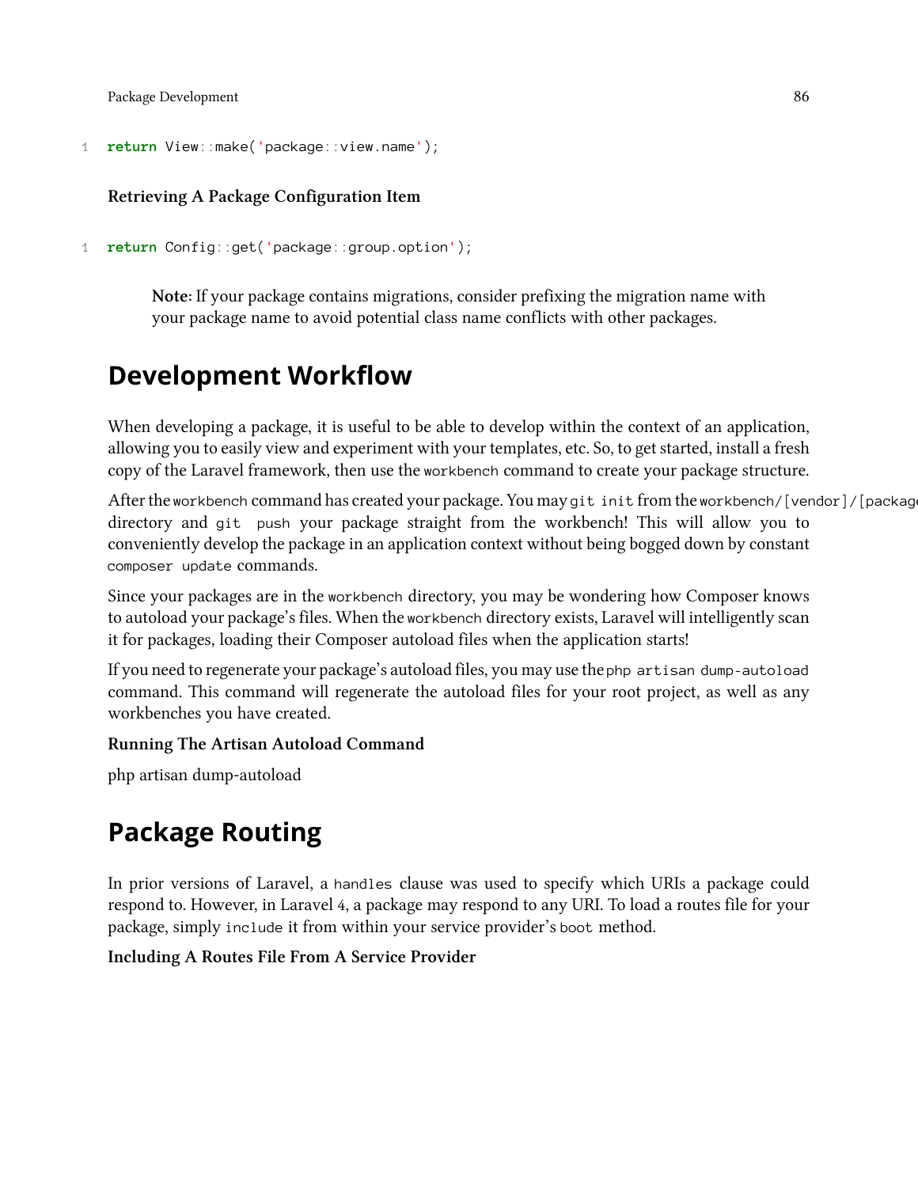```
return View::make('package::view.name');
```

**Retrieving A Package Configuration Item**

```
return Config::get('package::group.option');
```

> **Note:** If your package contains migrations, consider prefixing the migration name with your package name to avoid potential class name conflicts with other packages.

## Development Workflow

When developing a package, it is useful to be able to develop within the context of an application, allowing you to easily view and experiment with your templates, etc. So, to get started, install a fresh copy of the Laravel framework, then use the `workbench` command to create your package structure.

After the `workbench` command has created your package. You may `git init` from the `workbench/[vendor]/[package` directory and `git push` your package straight from the workbench! This will allow you to conveniently develop the package in an application context without being bogged down by constant `composer update` commands.

Since your packages are in the `workbench` directory, you may be wondering how Composer knows to autoload your package's files. When the `workbench` directory exists, Laravel will intelligently scan it for packages, loading their Composer autoload files when the application starts!

If you need to regenerate your package's autoload files, you may use the `php artisan dump-autoload` command. This command will regenerate the autoload files for your root project, as well as any workbenches you have created.

**Running The Artisan Autoload Command**

php artisan dump-autoload

## Package Routing

In prior versions of Laravel, a `handles` clause was used to specify which URIs a package could respond to. However, in Laravel 4, a package may respond to any URI. To load a routes file for your package, simply `include` it from within your service provider's `boot` method.

**Including A Routes File From A Service Provider**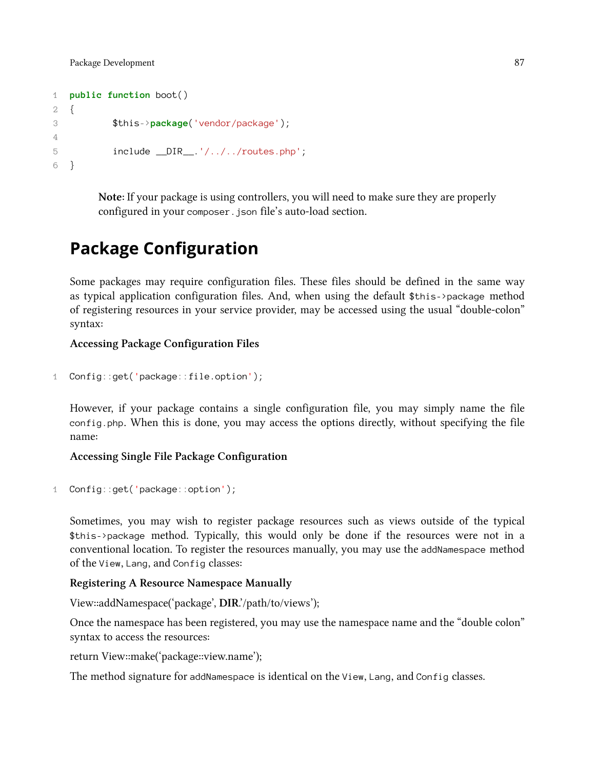```php
public function boot()
{
        $this->package('vendor/package');

        include __DIR__.'/../../routes.php';
}
```

> **Note:** If your package is using controllers, you will need to make sure they are properly configured in your `composer.json` file's auto-load section.

## Package Configuration

Some packages may require configuration files. These files should be defined in the same way as typical application configuration files. And, when using the default `$this->package` method of registering resources in your service provider, may be accessed using the usual "double-colon" syntax:

**Accessing Package Configuration Files**

```php
Config::get('package::file.option');
```

However, if your package contains a single configuration file, you may simply name the file `config.php`. When this is done, you may access the options directly, without specifying the file name:

**Accessing Single File Package Configuration**

```php
Config::get('package::option');
```

Sometimes, you may wish to register package resources such as views outside of the typical `$this->package` method. Typically, this would only be done if the resources were not in a conventional location. To register the resources manually, you may use the `addNamespace` method of the `View`, `Lang`, and `Config` classes:

**Registering A Resource Namespace Manually**

View::addNamespace('package', **DIR**.'/path/to/views');

Once the namespace has been registered, you may use the namespace name and the "double colon" syntax to access the resources:

return View::make('package::view.name');

The method signature for `addNamespace` is identical on the `View`, `Lang`, and `Config` classes.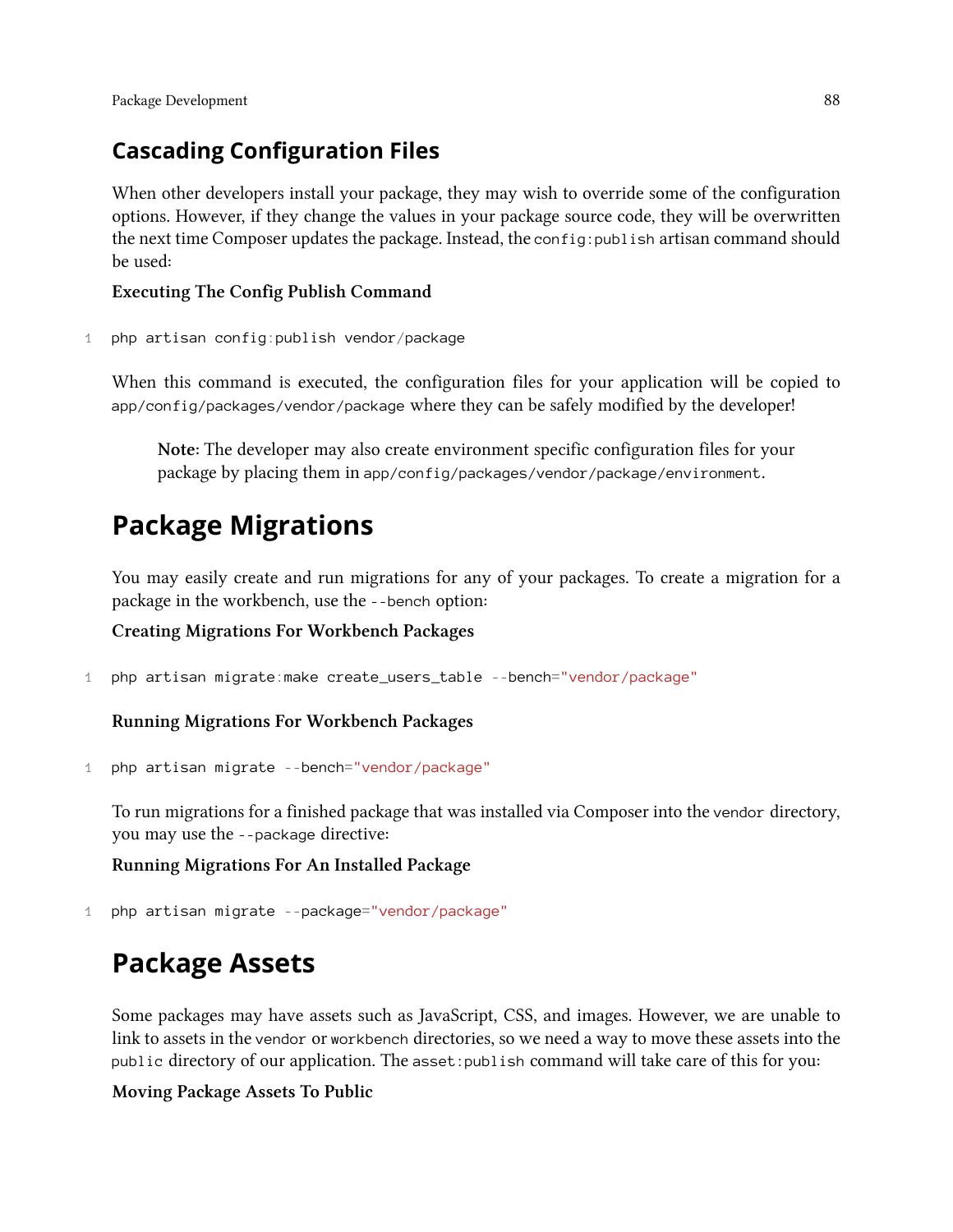### Cascading Configuration Files

When other developers install your package, they may wish to override some of the configuration options. However, if they change the values in your package source code, they will be overwritten the next time Composer updates the package. Instead, the `config:publish` artisan command should be used:

**Executing The Config Publish Command**

```
php artisan config:publish vendor/package
```

When this command is executed, the configuration files for your application will be copied to `app/config/packages/vendor/package` where they can be safely modified by the developer!

> **Note:** The developer may also create environment specific configuration files for your package by placing them in `app/config/packages/vendor/package/environment`.

## Package Migrations

You may easily create and run migrations for any of your packages. To create a migration for a package in the workbench, use the `--bench` option:

**Creating Migrations For Workbench Packages**

```
php artisan migrate:make create_users_table --bench="vendor/package"
```

**Running Migrations For Workbench Packages**

```
php artisan migrate --bench="vendor/package"
```

To run migrations for a finished package that was installed via Composer into the `vendor` directory, you may use the `--package` directive:

**Running Migrations For An Installed Package**

```
php artisan migrate --package="vendor/package"
```

## Package Assets

Some packages may have assets such as JavaScript, CSS, and images. However, we are unable to link to assets in the `vendor` or `workbench` directories, so we need a way to move these assets into the `public` directory of our application. The `asset:publish` command will take care of this for you:

**Moving Package Assets To Public**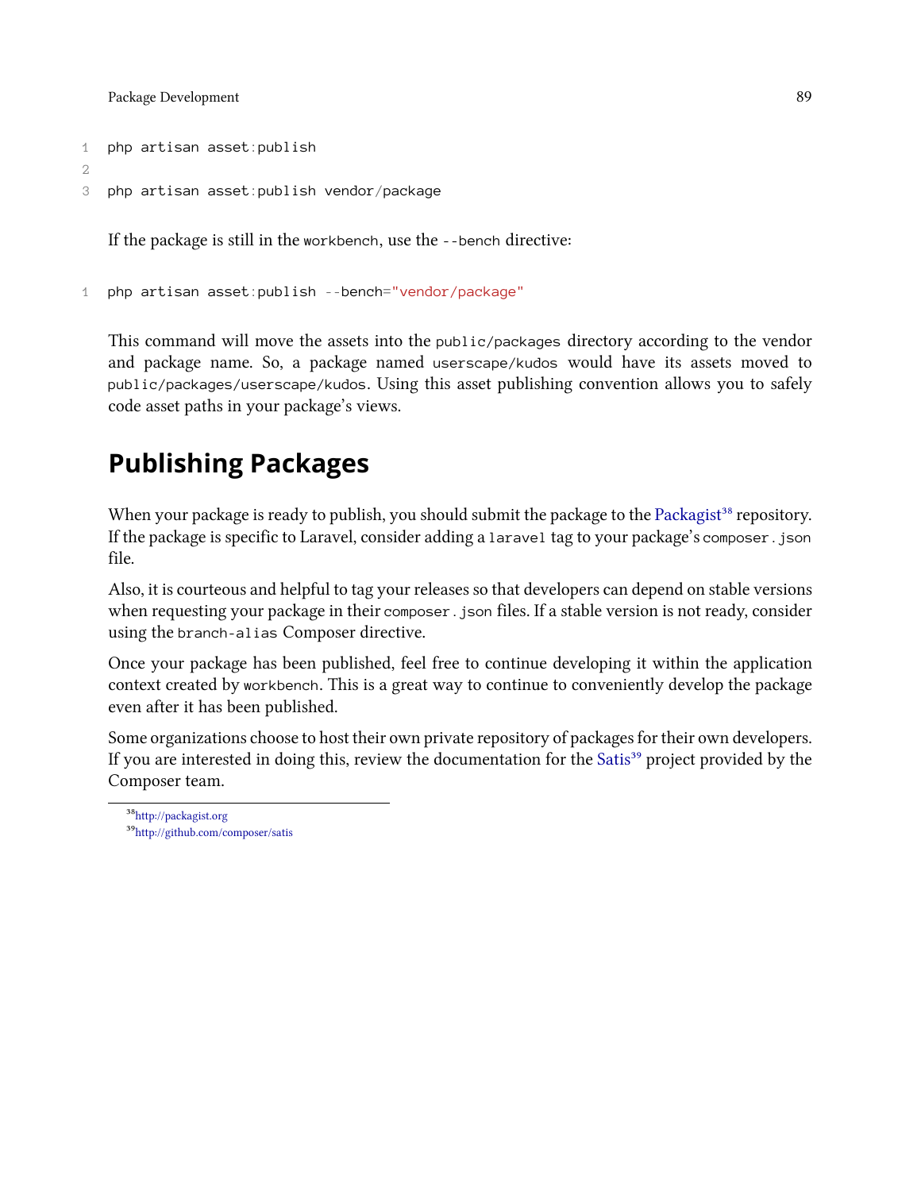```
php artisan asset:publish

php artisan asset:publish vendor/package
```

If the package is still in the `workbench`, use the `--bench` directive:

```
php artisan asset:publish --bench="vendor/package"
```

This command will move the assets into the `public/packages` directory according to the vendor and package name. So, a package named `userscape/kudos` would have its assets moved to `public/packages/userscape/kudos`. Using this asset publishing convention allows you to safely code asset paths in your package's views.

## Publishing Packages

When your package is ready to publish, you should submit the package to the Packagist[38] repository. If the package is specific to Laravel, consider adding a `laravel` tag to your package's `composer.json` file.

Also, it is courteous and helpful to tag your releases so that developers can depend on stable versions when requesting your package in their `composer.json` files. If a stable version is not ready, consider using the `branch-alias` Composer directive.

Once your package has been published, feel free to continue developing it within the application context created by `workbench`. This is a great way to continue to conveniently develop the package even after it has been published.

Some organizations choose to host their own private repository of packages for their own developers. If you are interested in doing this, review the documentation for the Satis[39] project provided by the Composer team.

[38] http://packagist.org

[39] http://github.com/composer/satis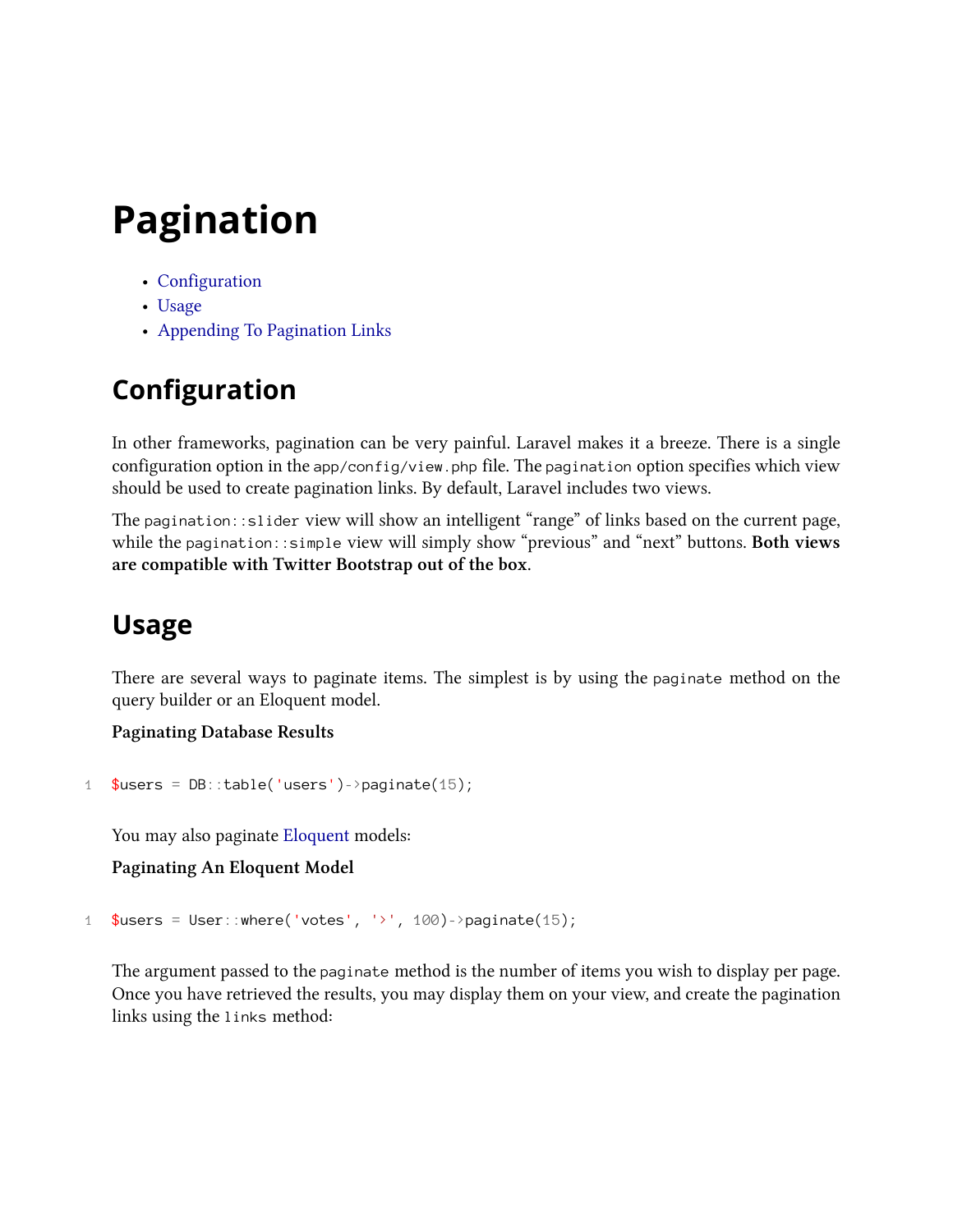# Pagination

- Configuration
- Usage
- Appending To Pagination Links

## Configuration

In other frameworks, pagination can be very painful. Laravel makes it a breeze. There is a single configuration option in the `app/config/view.php` file. The `pagination` option specifies which view should be used to create pagination links. By default, Laravel includes two views.

The `pagination::slider` view will show an intelligent "range" of links based on the current page, while the `pagination::simple` view will simply show "previous" and "next" buttons. **Both views are compatible with Twitter Bootstrap out of the box.**

## Usage

There are several ways to paginate items. The simplest is by using the `paginate` method on the query builder or an Eloquent model.

**Paginating Database Results**

```
$users = DB::table('users')->paginate(15);
```

You may also paginate Eloquent models:

**Paginating An Eloquent Model**

```
$users = User::where('votes', '>', 100)->paginate(15);
```

The argument passed to the `paginate` method is the number of items you wish to display per page. Once you have retrieved the results, you may display them on your view, and create the pagination links using the `links` method: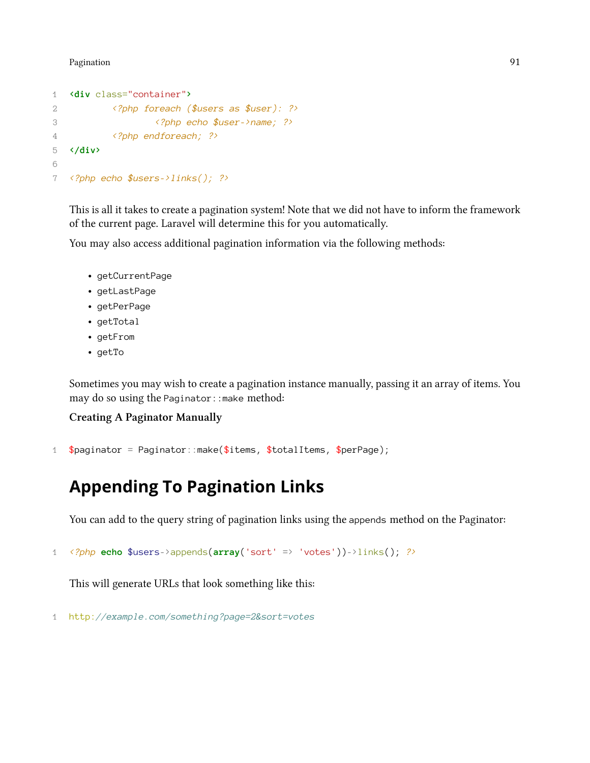```
<div class="container">
	<?php foreach ($users as $user): ?>
		<?php echo $user->name; ?>
	<?php endforeach; ?>
</div>

<?php echo $users->links(); ?>
```

This is all it takes to create a pagination system! Note that we did not have to inform the framework of the current page. Laravel will determine this for you automatically.

You may also access additional pagination information via the following methods:

- `getCurrentPage`
- `getLastPage`
- `getPerPage`
- `getTotal`
- `getFrom`
- `getTo`

Sometimes you may wish to create a pagination instance manually, passing it an array of items. You may do so using the `Paginator::make` method:

**Creating A Paginator Manually**

```
$paginator = Paginator::make($items, $totalItems, $perPage);
```

## Appending To Pagination Links

You can add to the query string of pagination links using the `appends` method on the Paginator:

```
<?php echo $users->appends(array('sort' => 'votes'))->links(); ?>
```

This will generate URLs that look something like this:

```
http://example.com/something?page=2&sort=votes
```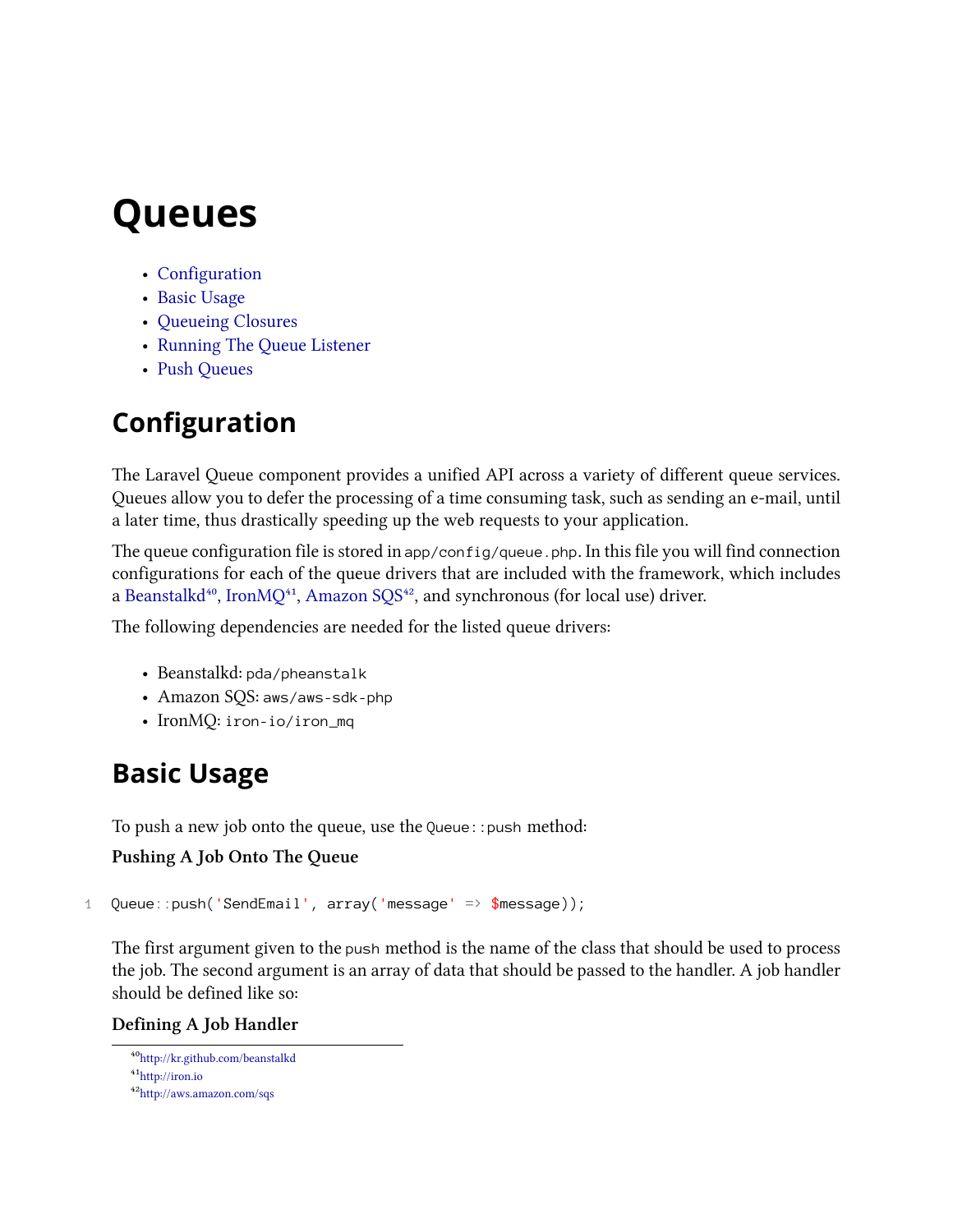# Queues

- Configuration
- Basic Usage
- Queueing Closures
- Running The Queue Listener
- Push Queues

## Configuration

The Laravel Queue component provides a unified API across a variety of different queue services. Queues allow you to defer the processing of a time consuming task, such as sending an e-mail, until a later time, thus drastically speeding up the web requests to your application.

The queue configuration file is stored in `app/config/queue.php`. In this file you will find connection configurations for each of the queue drivers that are included with the framework, which includes a Beanstalkd[40], IronMQ[41], Amazon SQS[42], and synchronous (for local use) driver.

The following dependencies are needed for the listed queue drivers:

- Beanstalkd: `pda/pheanstalk`
- Amazon SQS: `aws/aws-sdk-php`
- IronMQ: `iron-io/iron_mq`

## Basic Usage

To push a new job onto the queue, use the `Queue::push` method:

**Pushing A Job Onto The Queue**

```
Queue::push('SendEmail', array('message' => $message));
```

The first argument given to the `push` method is the name of the class that should be used to process the job. The second argument is an array of data that should be passed to the handler. A job handler should be defined like so:

**Defining A Job Handler**

[40] http://kr.github.com/beanstalkd
[41] http://iron.io
[42] http://aws.amazon.com/sqs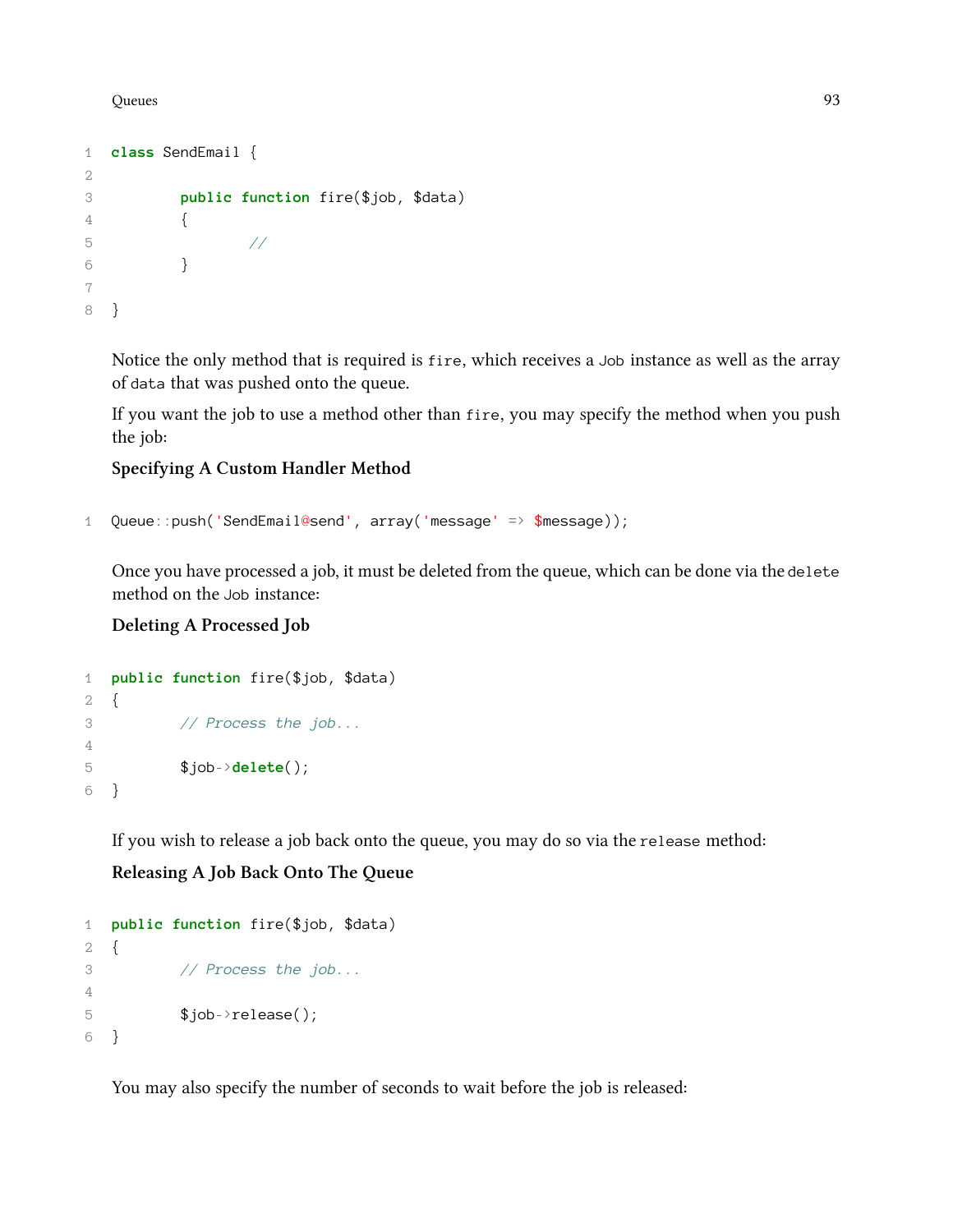```php
class SendEmail {

	public function fire($job, $data)
	{
		//
	}

}
```

Notice the only method that is required is `fire`, which receives a `Job` instance as well as the array of `data` that was pushed onto the queue.

If you want the job to use a method other than `fire`, you may specify the method when you push the job:

**Specifying A Custom Handler Method**

```php
Queue::push('SendEmail@send', array('message' => $message));
```

Once you have processed a job, it must be deleted from the queue, which can be done via the `delete` method on the `Job` instance:

**Deleting A Processed Job**

```php
public function fire($job, $data)
{
	// Process the job...

	$job->delete();
}
```

If you wish to release a job back onto the queue, you may do so via the `release` method:

**Releasing A Job Back Onto The Queue**

```php
public function fire($job, $data)
{
	// Process the job...

	$job->release();
}
```

You may also specify the number of seconds to wait before the job is released: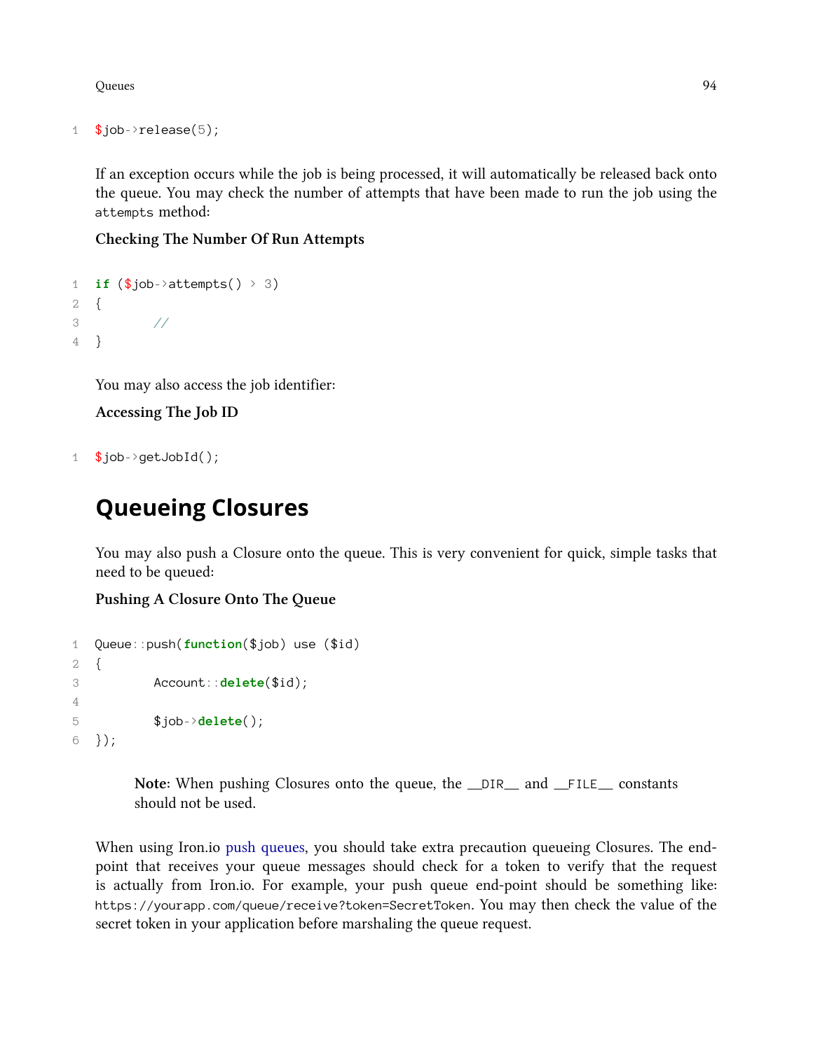```
$job->release(5);
```

If an exception occurs while the job is being processed, it will automatically be released back onto the queue. You may check the number of attempts that have been made to run the job using the `attempts` method:

**Checking The Number Of Run Attempts**

```
if ($job->attempts() > 3)
{
	//
}
```

You may also access the job identifier:

**Accessing The Job ID**

```
$job->getJobId();
```

## Queueing Closures

You may also push a Closure onto the queue. This is very convenient for quick, simple tasks that need to be queued:

**Pushing A Closure Onto The Queue**

```
Queue::push(function($job) use ($id)
{
	Account::delete($id);

	$job->delete();
});
```

> **Note:** When pushing Closures onto the queue, the `__DIR__` and `__FILE__` constants should not be used.

When using Iron.io push queues, you should take extra precaution queueing Closures. The end-point that receives your queue messages should check for a token to verify that the request is actually from Iron.io. For example, your push queue end-point should be something like: `https://yourapp.com/queue/receive?token=SecretToken`. You may then check the value of the secret token in your application before marshaling the queue request.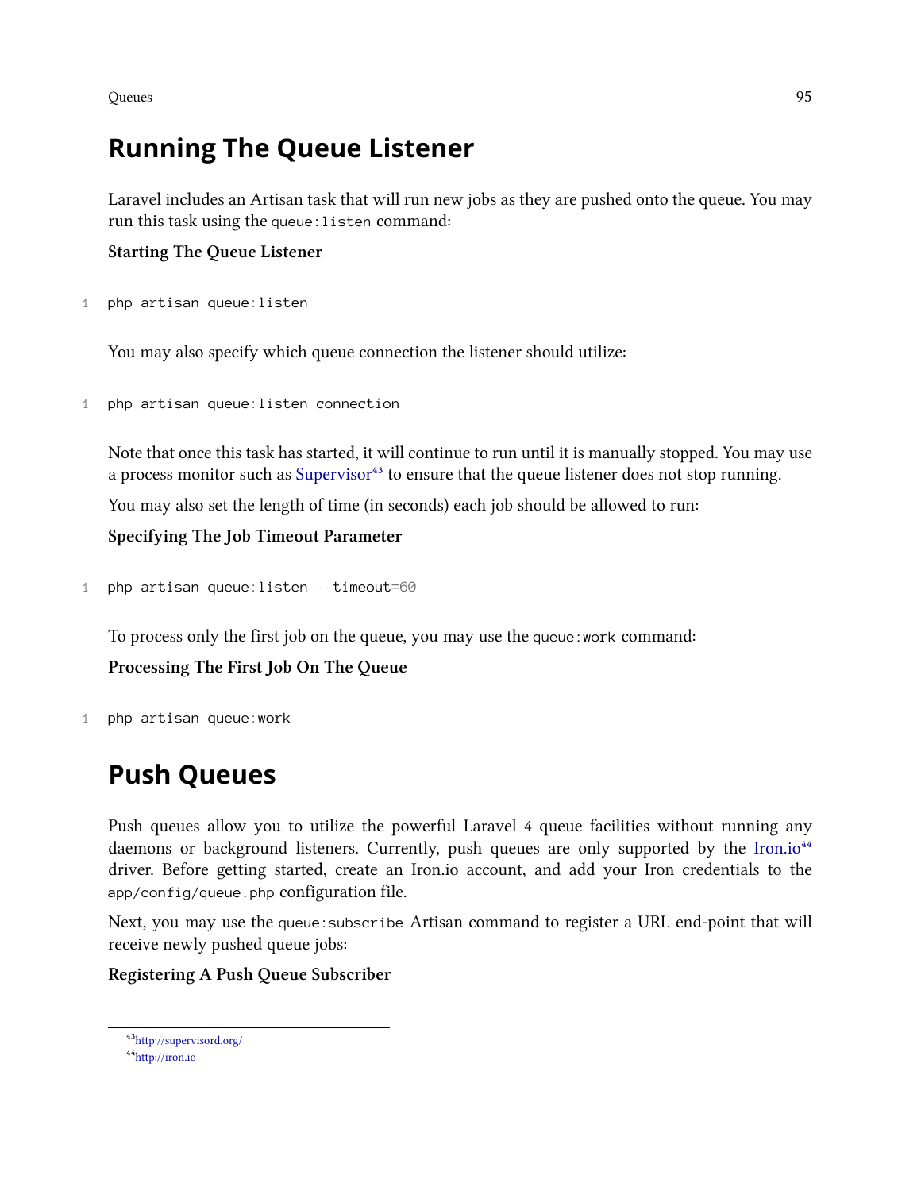## Running The Queue Listener

Laravel includes an Artisan task that will run new jobs as they are pushed onto the queue. You may run this task using the `queue:listen` command:

**Starting The Queue Listener**

```
php artisan queue:listen
```

You may also specify which queue connection the listener should utilize:

```
php artisan queue:listen connection
```

Note that once this task has started, it will continue to run until it is manually stopped. You may use a process monitor such as Supervisor[43] to ensure that the queue listener does not stop running.

You may also set the length of time (in seconds) each job should be allowed to run:

**Specifying The Job Timeout Parameter**

```
php artisan queue:listen --timeout=60
```

To process only the first job on the queue, you may use the `queue:work` command:

**Processing The First Job On The Queue**

```
php artisan queue:work
```

## Push Queues

Push queues allow you to utilize the powerful Laravel 4 queue facilities without running any daemons or background listeners. Currently, push queues are only supported by the Iron.io[44] driver. Before getting started, create an Iron.io account, and add your Iron credentials to the `app/config/queue.php` configuration file.

Next, you may use the `queue:subscribe` Artisan command to register a URL end-point that will receive newly pushed queue jobs:

**Registering A Push Queue Subscriber**

[43] http://supervisord.org/

[44] http://iron.io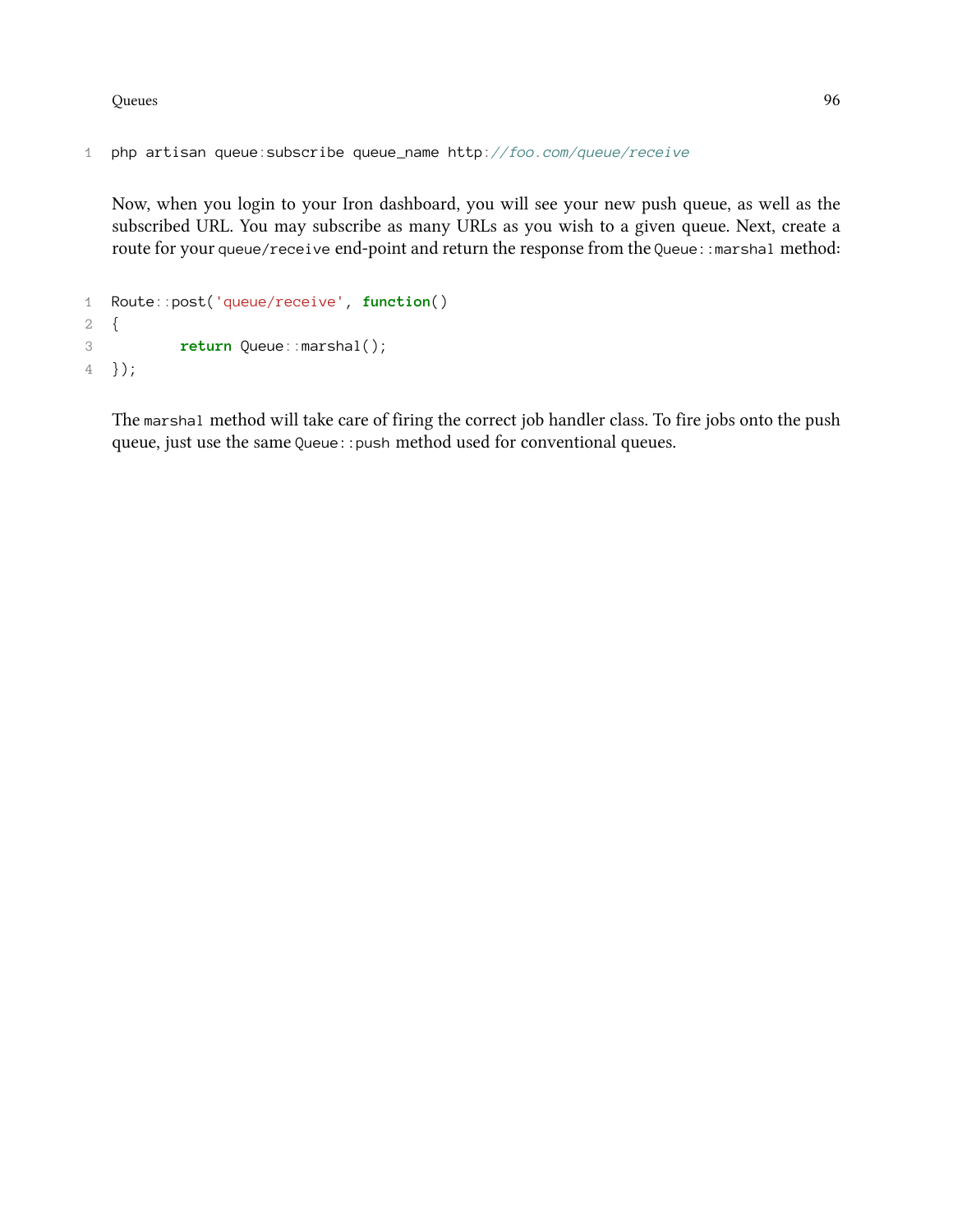```
php artisan queue:subscribe queue_name http://foo.com/queue/receive
```

Now, when you login to your Iron dashboard, you will see your new push queue, as well as the subscribed URL. You may subscribe as many URLs as you wish to a given queue. Next, create a route for your `queue/receive` end-point and return the response from the `Queue::marshal` method:

```
Route::post('queue/receive', function()
{
        return Queue::marshal();
});
```

The `marshal` method will take care of firing the correct job handler class. To fire jobs onto the push queue, just use the same `Queue::push` method used for conventional queues.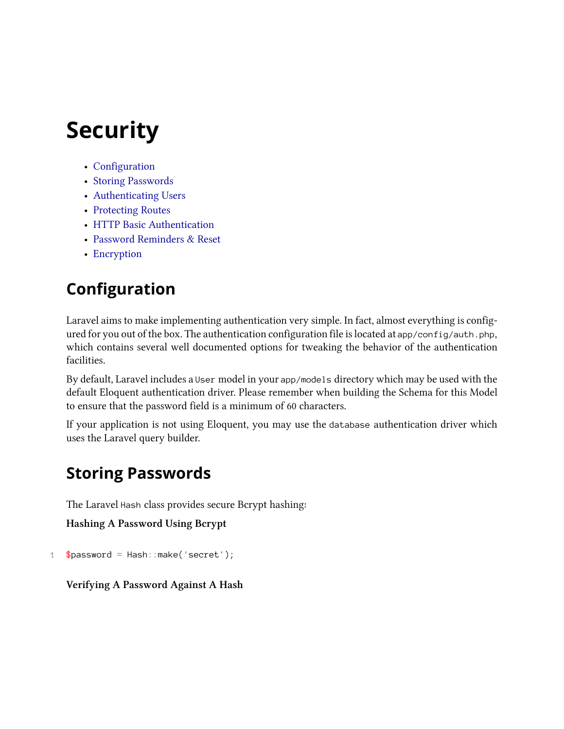# Security

- Configuration
- Storing Passwords
- Authenticating Users
- Protecting Routes
- HTTP Basic Authentication
- Password Reminders & Reset
- Encryption

## Configuration

Laravel aims to make implementing authentication very simple. In fact, almost everything is configured for you out of the box. The authentication configuration file is located at `app/config/auth.php`, which contains several well documented options for tweaking the behavior of the authentication facilities.

By default, Laravel includes a `User` model in your `app/models` directory which may be used with the default Eloquent authentication driver. Please remember when building the Schema for this Model to ensure that the password field is a minimum of 60 characters.

If your application is not using Eloquent, you may use the `database` authentication driver which uses the Laravel query builder.

## Storing Passwords

The Laravel `Hash` class provides secure Bcrypt hashing:

**Hashing A Password Using Bcrypt**

```
$password = Hash::make('secret');
```

**Verifying A Password Against A Hash**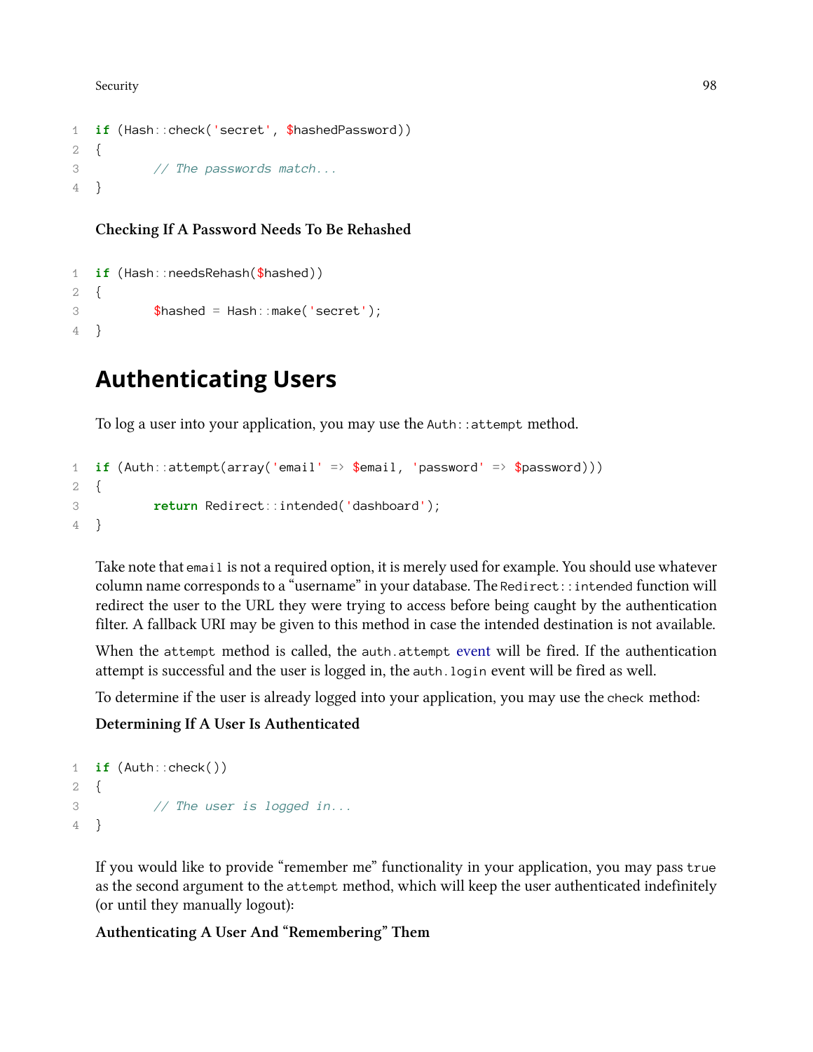```php
if (Hash::check('secret', $hashedPassword))
{
	// The passwords match...
}
```

**Checking If A Password Needs To Be Rehashed**

```php
if (Hash::needsRehash($hashed))
{
	$hashed = Hash::make('secret');
}
```

## Authenticating Users

To log a user into your application, you may use the `Auth::attempt` method.

```php
if (Auth::attempt(array('email' => $email, 'password' => $password)))
{
	return Redirect::intended('dashboard');
}
```

Take note that `email` is not a required option, it is merely used for example. You should use whatever column name corresponds to a "username" in your database. The `Redirect::intended` function will redirect the user to the URL they were trying to access before being caught by the authentication filter. A fallback URI may be given to this method in case the intended destination is not available.

When the `attempt` method is called, the `auth.attempt` event will be fired. If the authentication attempt is successful and the user is logged in, the `auth.login` event will be fired as well.

To determine if the user is already logged into your application, you may use the `check` method:

**Determining If A User Is Authenticated**

```php
if (Auth::check())
{
	// The user is logged in...
}
```

If you would like to provide "remember me" functionality in your application, you may pass `true` as the second argument to the `attempt` method, which will keep the user authenticated indefinitely (or until they manually logout):

**Authenticating A User And "Remembering" Them**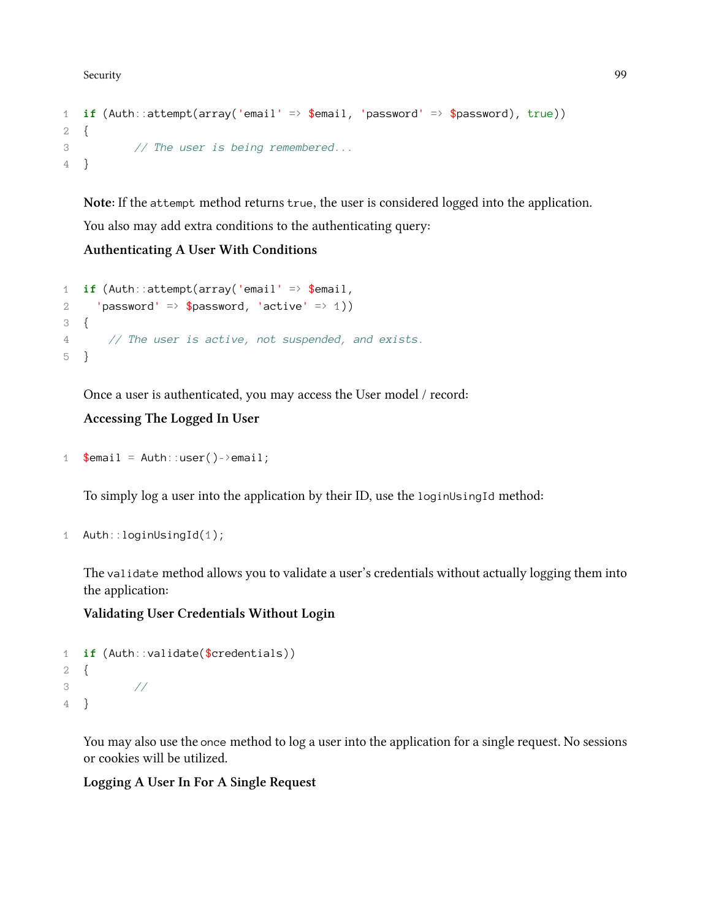```php
if (Auth::attempt(array('email' => $email, 'password' => $password), true))
{
        // The user is being remembered...
}
```

**Note:** If the `attempt` method returns `true`, the user is considered logged into the application.

You also may add extra conditions to the authenticating query:

**Authenticating A User With Conditions**

```php
if (Auth::attempt(array('email' => $email,
  'password' => $password, 'active' => 1))
{
    // The user is active, not suspended, and exists.
}
```

Once a user is authenticated, you may access the User model / record:

**Accessing The Logged In User**

```php
$email = Auth::user()->email;
```

To simply log a user into the application by their ID, use the `loginUsingId` method:

```php
Auth::loginUsingId(1);
```

The `validate` method allows you to validate a user's credentials without actually logging them into the application:

**Validating User Credentials Without Login**

```php
if (Auth::validate($credentials))
{
        //
}
```

You may also use the `once` method to log a user into the application for a single request. No sessions or cookies will be utilized.

**Logging A User In For A Single Request**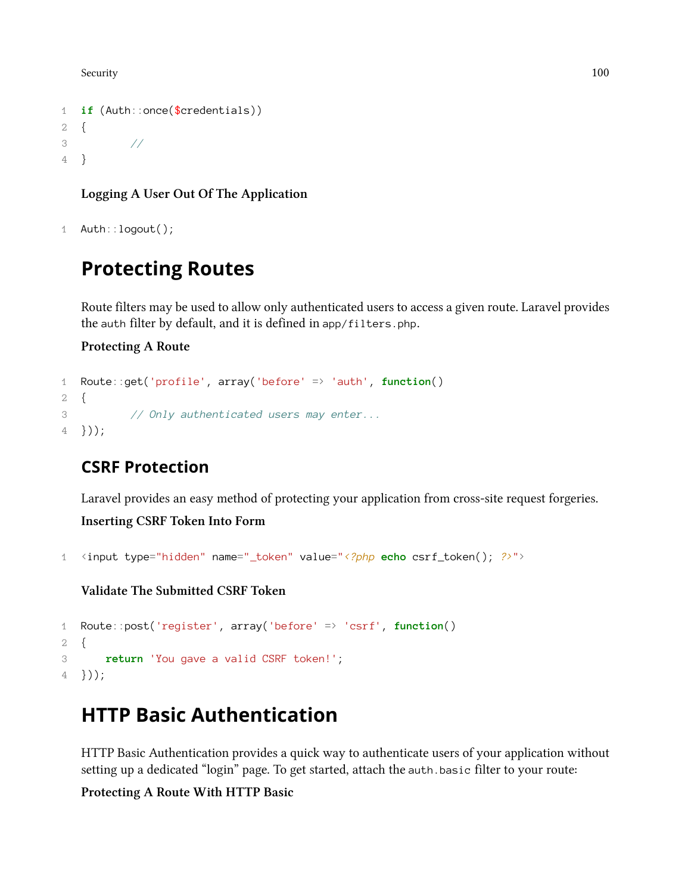```
if (Auth::once($credentials))
{
        //
}
```

**Logging A User Out Of The Application**

```
Auth::logout();
```

## Protecting Routes

Route filters may be used to allow only authenticated users to access a given route. Laravel provides the `auth` filter by default, and it is defined in `app/filters.php`.

**Protecting A Route**

```
Route::get('profile', array('before' => 'auth', function()
{
        // Only authenticated users may enter...
}));
```

### CSRF Protection

Laravel provides an easy method of protecting your application from cross-site request forgeries.

**Inserting CSRF Token Into Form**

```
<input type="hidden" name="_token" value="<?php echo csrf_token(); ?>">
```

**Validate The Submitted CSRF Token**

```
Route::post('register', array('before' => 'csrf', function()
{
    return 'You gave a valid CSRF token!';
}));
```

## HTTP Basic Authentication

HTTP Basic Authentication provides a quick way to authenticate users of your application without setting up a dedicated "login" page. To get started, attach the `auth.basic` filter to your route:

**Protecting A Route With HTTP Basic**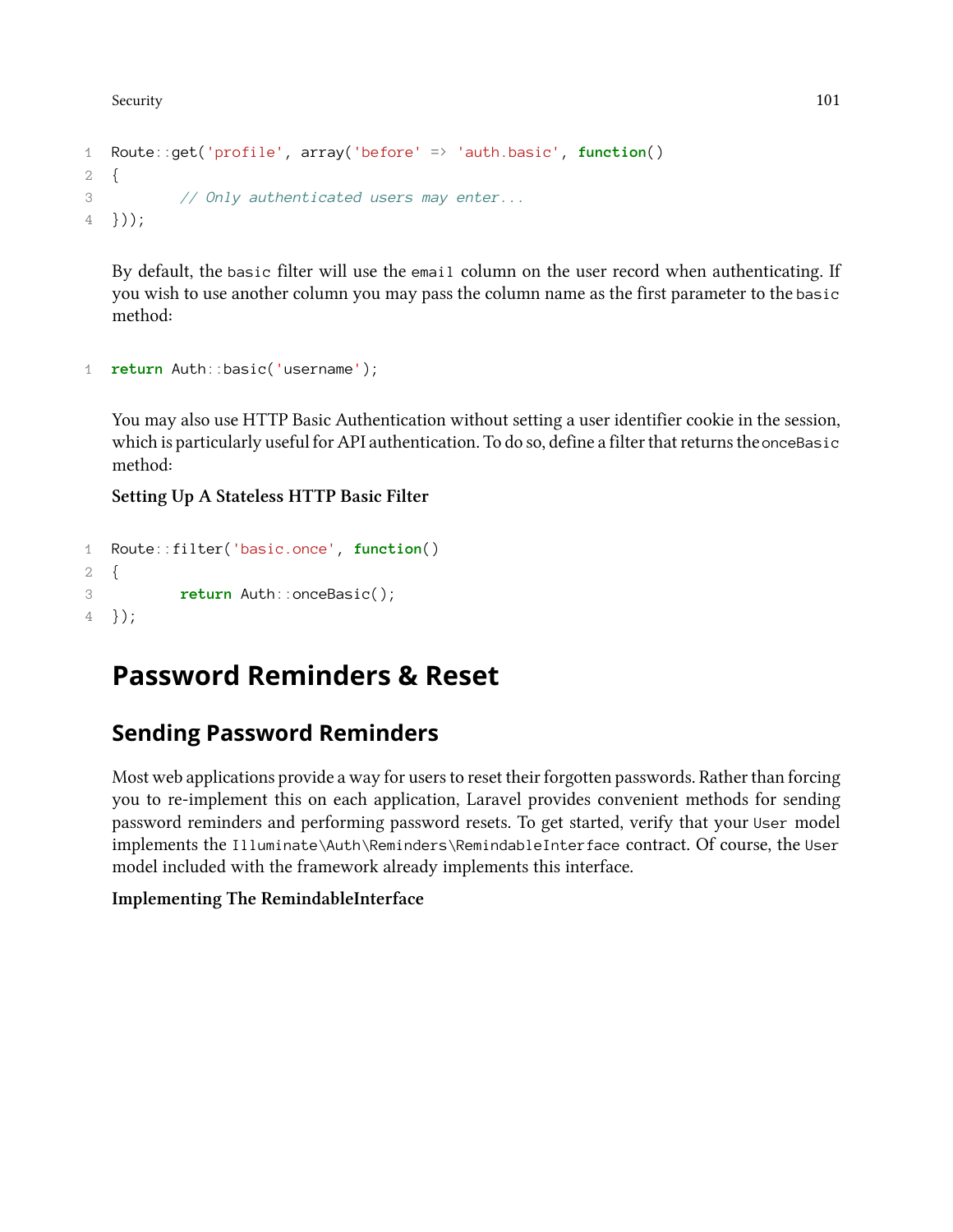```
Route::get('profile', array('before' => 'auth.basic', function()
{
	// Only authenticated users may enter...
}));
```

By default, the `basic` filter will use the `email` column on the user record when authenticating. If you wish to use another column you may pass the column name as the first parameter to the `basic` method:

```
return Auth::basic('username');
```

You may also use HTTP Basic Authentication without setting a user identifier cookie in the session, which is particularly useful for API authentication. To do so, define a filter that returns the `onceBasic` method:

**Setting Up A Stateless HTTP Basic Filter**

```
Route::filter('basic.once', function()
{
	return Auth::onceBasic();
});
```

# Password Reminders & Reset

## Sending Password Reminders

Most web applications provide a way for users to reset their forgotten passwords. Rather than forcing you to re-implement this on each application, Laravel provides convenient methods for sending password reminders and performing password resets. To get started, verify that your `User` model implements the `Illuminate\Auth\Reminders\RemindableInterface` contract. Of course, the `User` model included with the framework already implements this interface.

**Implementing The RemindableInterface**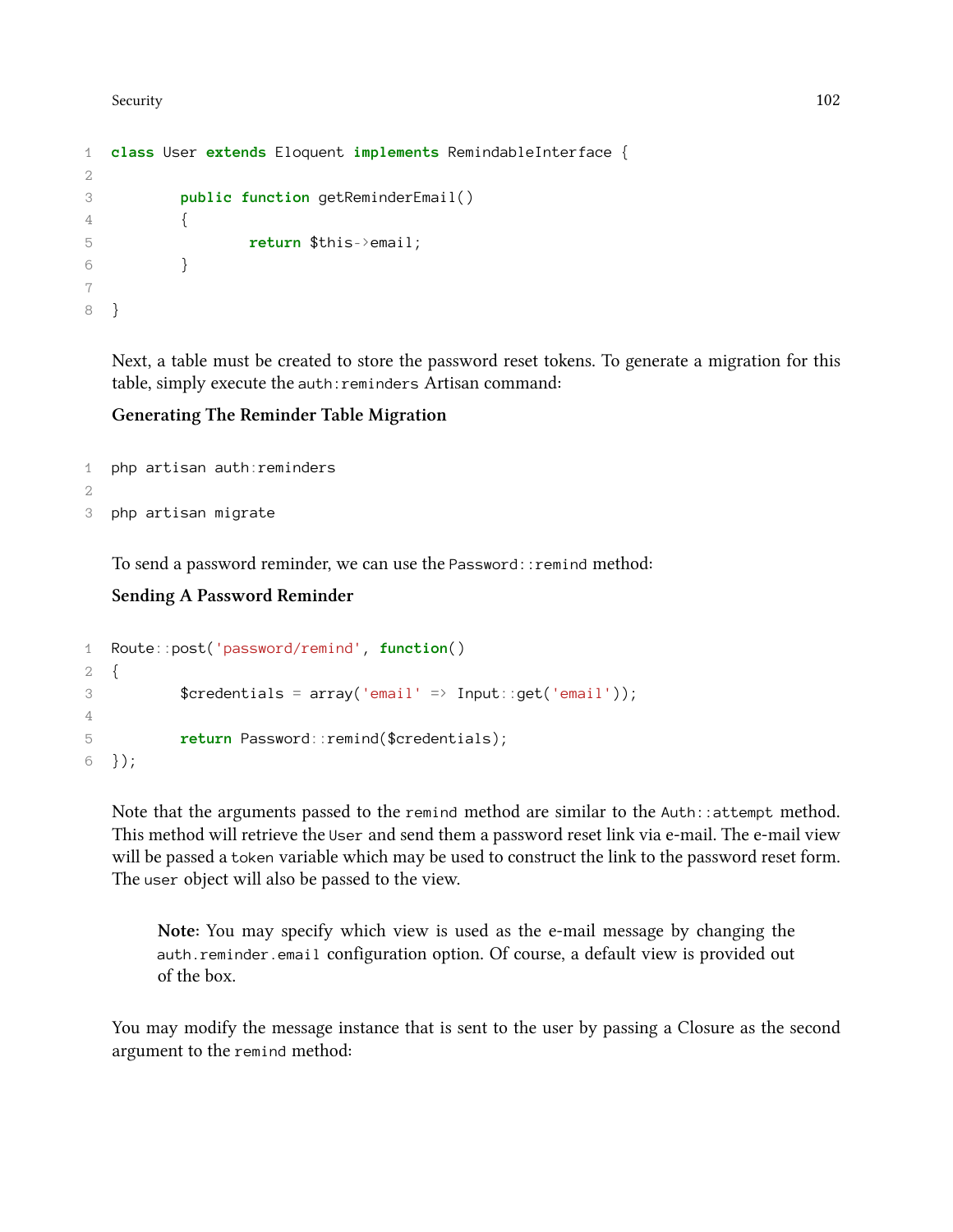```
class User extends Eloquent implements RemindableInterface {

        public function getReminderEmail()
        {
                return $this->email;
        }

}
```

Next, a table must be created to store the password reset tokens. To generate a migration for this table, simply execute the `auth:reminders` Artisan command:

**Generating The Reminder Table Migration**

```
php artisan auth:reminders

php artisan migrate
```

To send a password reminder, we can use the `Password::remind` method:

**Sending A Password Reminder**

```
Route::post('password/remind', function()
{
        $credentials = array('email' => Input::get('email'));

        return Password::remind($credentials);
});
```

Note that the arguments passed to the `remind` method are similar to the `Auth::attempt` method. This method will retrieve the `User` and send them a password reset link via e-mail. The e-mail view will be passed a `token` variable which may be used to construct the link to the password reset form. The `user` object will also be passed to the view.

> **Note:** You may specify which view is used as the e-mail message by changing the `auth.reminder.email` configuration option. Of course, a default view is provided out of the box.

You may modify the message instance that is sent to the user by passing a Closure as the second argument to the `remind` method: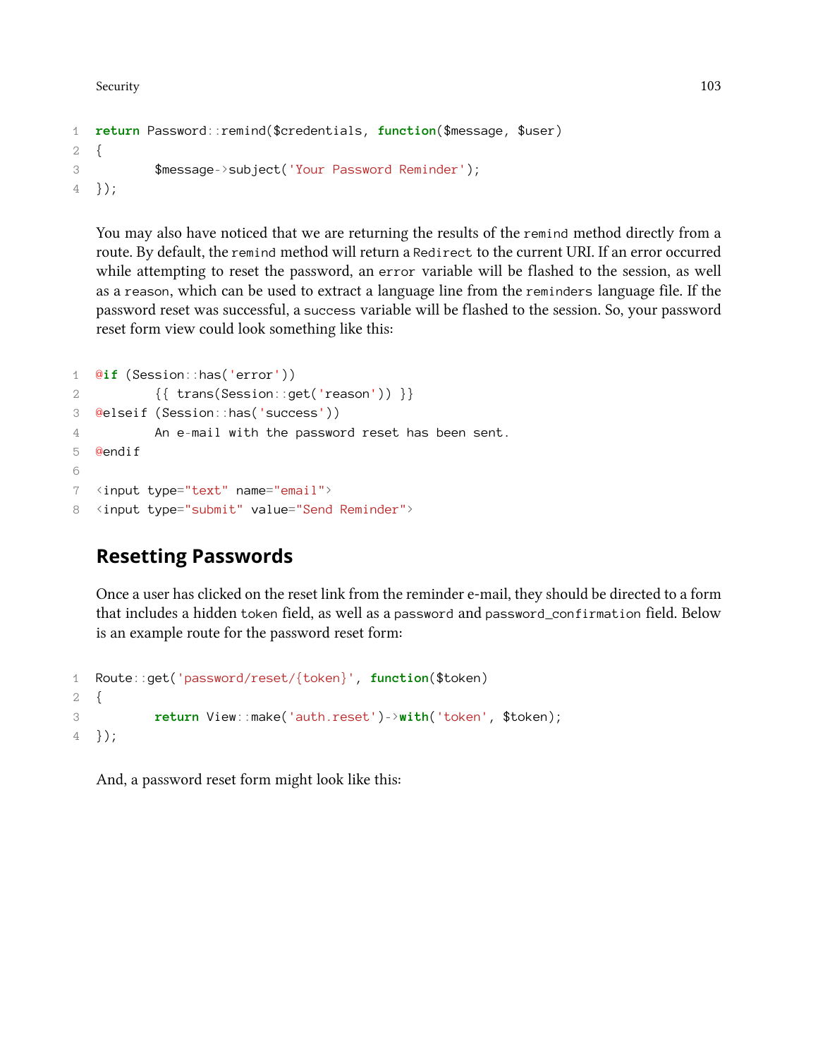```php
return Password::remind($credentials, function($message, $user)
{
	$message->subject('Your Password Reminder');
});
```

You may also have noticed that we are returning the results of the `remind` method directly from a route. By default, the `remind` method will return a `Redirect` to the current URI. If an error occurred while attempting to reset the password, an `error` variable will be flashed to the session, as well as a `reason`, which can be used to extract a language line from the `reminders` language file. If the password reset was successful, a `success` variable will be flashed to the session. So, your password reset form view could look something like this:

```php
@if (Session::has('error'))
	{{ trans(Session::get('reason')) }}
@elseif (Session::has('success'))
	An e-mail with the password reset has been sent.
@endif

<input type="text" name="email">
<input type="submit" value="Send Reminder">
```

## Resetting Passwords

Once a user has clicked on the reset link from the reminder e-mail, they should be directed to a form that includes a hidden `token` field, as well as a `password` and `password_confirmation` field. Below is an example route for the password reset form:

```php
Route::get('password/reset/{token}', function($token)
{
	return View::make('auth.reset')->with('token', $token);
});
```

And, a password reset form might look like this: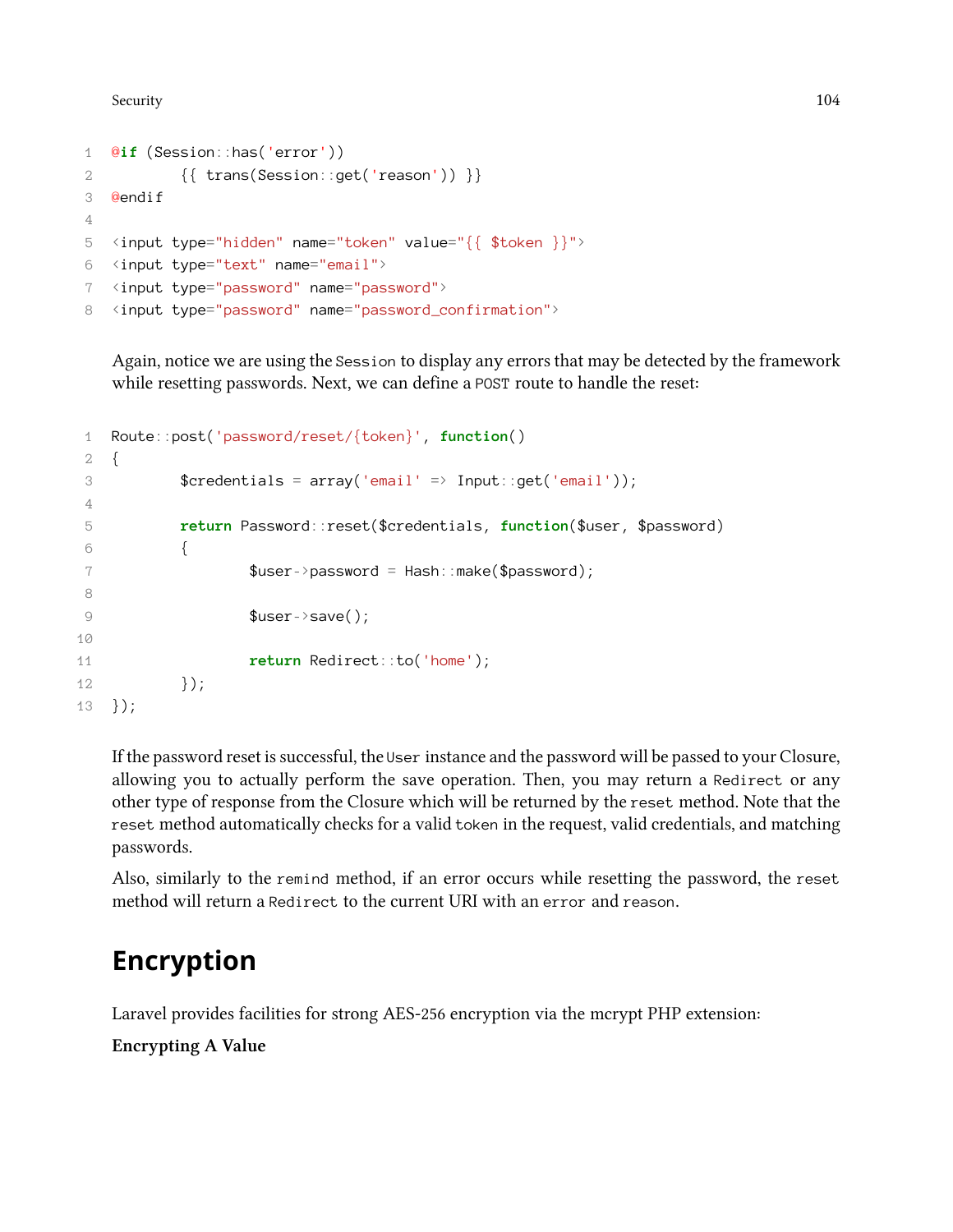```
@if (Session::has('error'))
	{{ trans(Session::get('reason')) }}
@endif

<input type="hidden" name="token" value="{{ $token }}">
<input type="text" name="email">
<input type="password" name="password">
<input type="password" name="password_confirmation">
```

Again, notice we are using the `Session` to display any errors that may be detected by the framework while resetting passwords. Next, we can define a `POST` route to handle the reset:

```
Route::post('password/reset/{token}', function()
{
	$credentials = array('email' => Input::get('email'));

	return Password::reset($credentials, function($user, $password)
	{
		$user->password = Hash::make($password);

		$user->save();

		return Redirect::to('home');
	});
});
```

If the password reset is successful, the `User` instance and the password will be passed to your Closure, allowing you to actually perform the save operation. Then, you may return a `Redirect` or any other type of response from the Closure which will be returned by the `reset` method. Note that the `reset` method automatically checks for a valid `token` in the request, valid credentials, and matching passwords.

Also, similarly to the `remind` method, if an error occurs while resetting the password, the `reset` method will return a `Redirect` to the current URI with an `error` and `reason`.

# Encryption

Laravel provides facilities for strong AES-256 encryption via the mcrypt PHP extension:

**Encrypting A Value**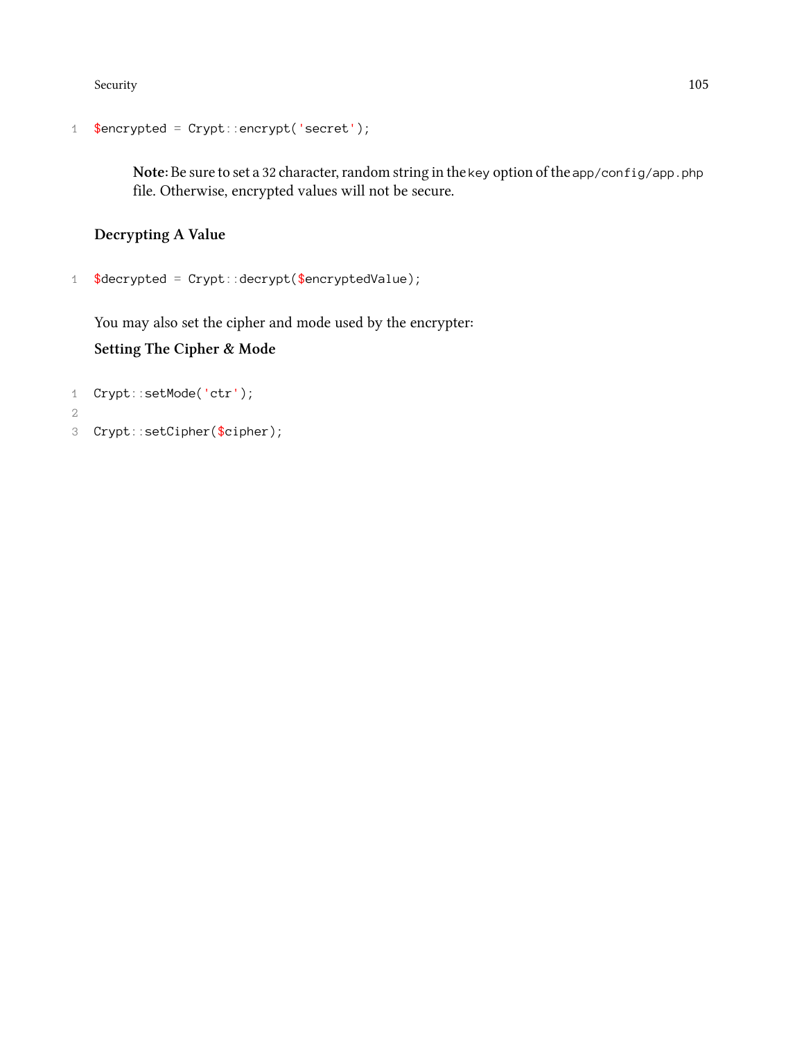```
$encrypted = Crypt::encrypt('secret');
```

> **Note:** Be sure to set a 32 character, random string in the `key` option of the `app/config/app.php` file. Otherwise, encrypted values will not be secure.

#### Decrypting A Value

```
$decrypted = Crypt::decrypt($encryptedValue);
```

You may also set the cipher and mode used by the encrypter:

#### Setting The Cipher & Mode

```
Crypt::setMode('ctr');

Crypt::setCipher($cipher);
```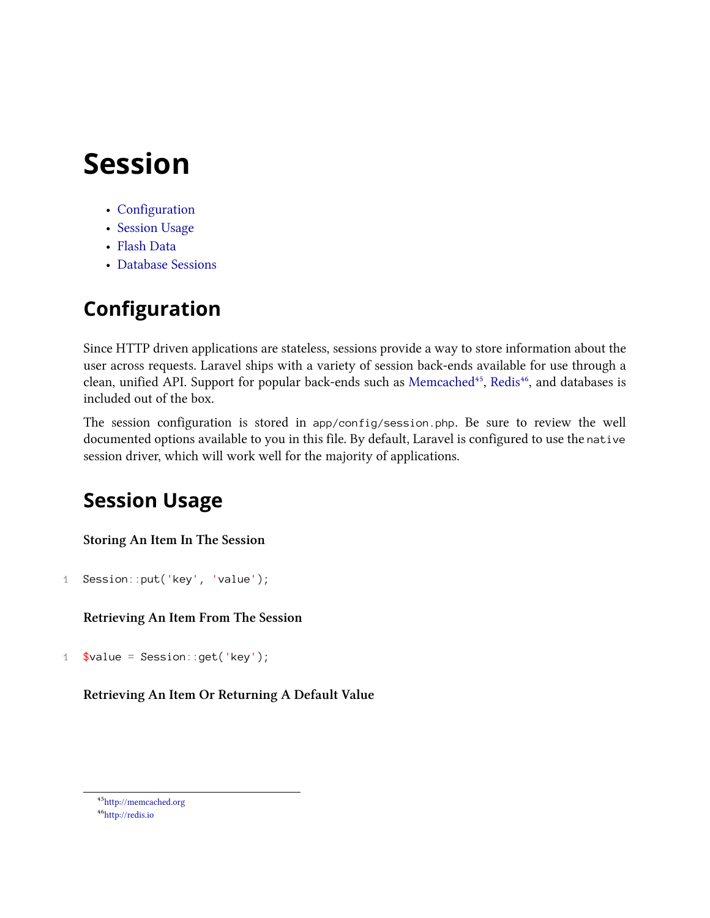# Session

- Configuration
- Session Usage
- Flash Data
- Database Sessions

## Configuration

Since HTTP driven applications are stateless, sessions provide a way to store information about the user across requests. Laravel ships with a variety of session back-ends available for use through a clean, unified API. Support for popular back-ends such as Memcached[45], Redis[46], and databases is included out of the box.

The session configuration is stored in `app/config/session.php`. Be sure to review the well documented options available to you in this file. By default, Laravel is configured to use the `native` session driver, which will work well for the majority of applications.

## Session Usage

**Storing An Item In The Session**

```
Session::put('key', 'value');
```

**Retrieving An Item From The Session**

```
$value = Session::get('key');
```

**Retrieving An Item Or Returning A Default Value**

[45] http://memcached.org
[46] http://redis.io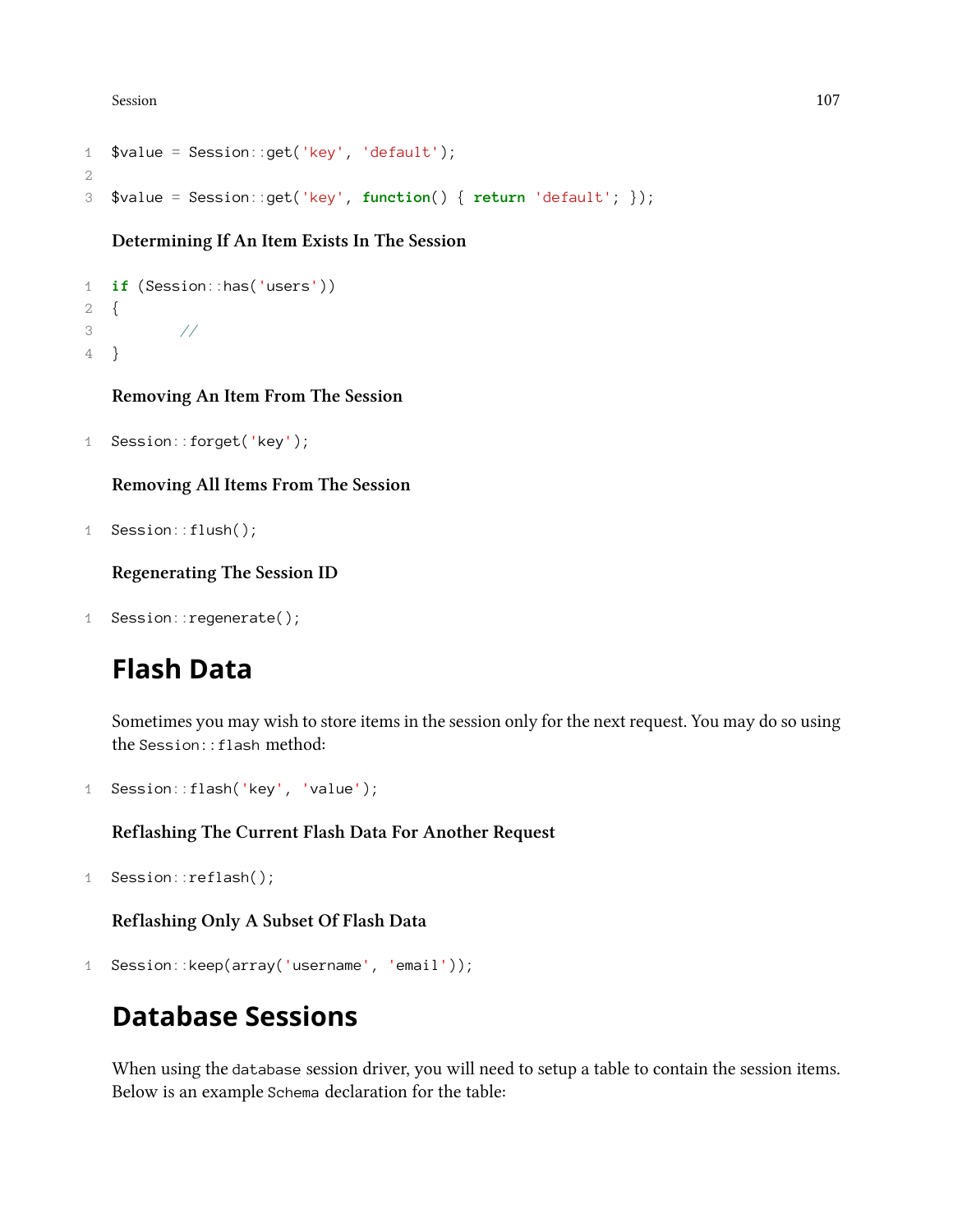```
$value = Session::get('key', 'default');

$value = Session::get('key', function() { return 'default'; });
```

#### Determining If An Item Exists In The Session

```
if (Session::has('users'))
{
        //
}
```

#### Removing An Item From The Session

```
Session::forget('key');
```

#### Removing All Items From The Session

```
Session::flush();
```

#### Regenerating The Session ID

```
Session::regenerate();
```

## Flash Data

Sometimes you may wish to store items in the session only for the next request. You may do so using the `Session::flash` method:

```
Session::flash('key', 'value');
```

#### Reflashing The Current Flash Data For Another Request

```
Session::reflash();
```

#### Reflashing Only A Subset Of Flash Data

```
Session::keep(array('username', 'email'));
```

## Database Sessions

When using the `database` session driver, you will need to setup a table to contain the session items. Below is an example `Schema` declaration for the table: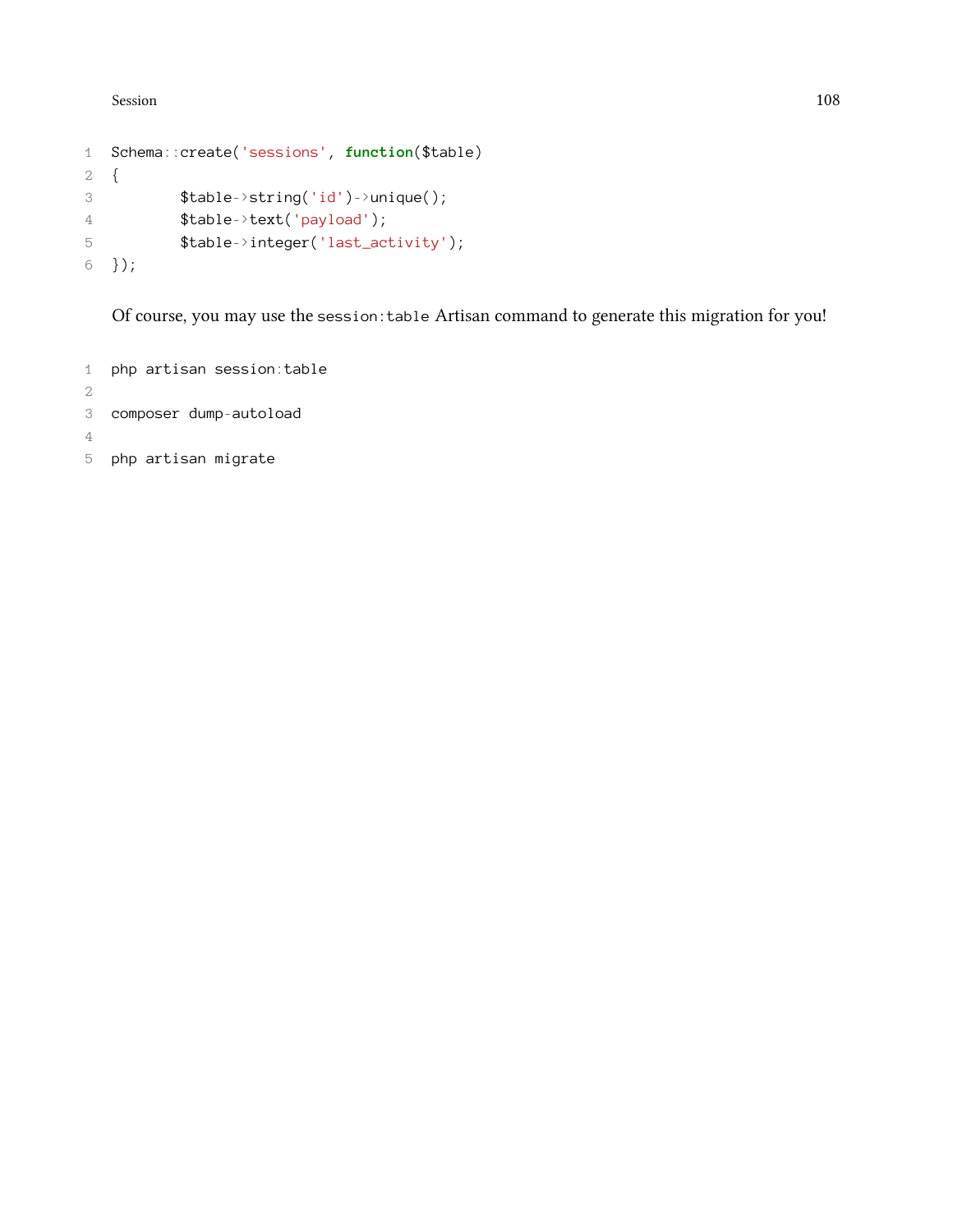```
Schema::create('sessions', function($table)
{
        $table->string('id')->unique();
        $table->text('payload');
        $table->integer('last_activity');
});
```

Of course, you may use the `session:table` Artisan command to generate this migration for you!

```
php artisan session:table

composer dump-autoload

php artisan migrate
```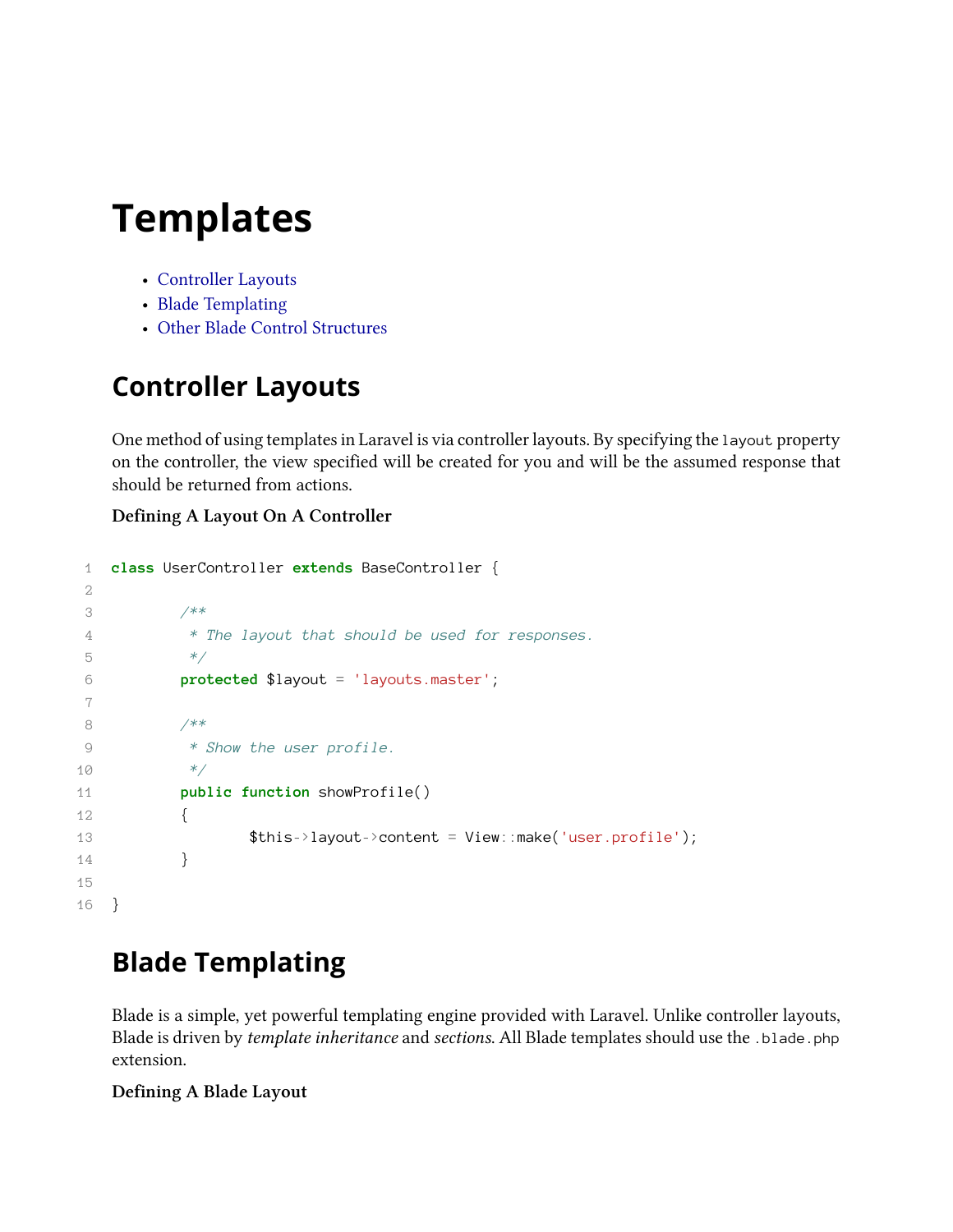# Templates

- Controller Layouts
- Blade Templating
- Other Blade Control Structures

## Controller Layouts

One method of using templates in Laravel is via controller layouts. By specifying the `layout` property on the controller, the view specified will be created for you and will be the assumed response that should be returned from actions.

**Defining A Layout On A Controller**

```
class UserController extends BaseController {

	/**
	 * The layout that should be used for responses.
	 */
	protected $layout = 'layouts.master';

	/**
	 * Show the user profile.
	 */
	public function showProfile()
	{
		$this->layout->content = View::make('user.profile');
	}

}
```

## Blade Templating

Blade is a simple, yet powerful templating engine provided with Laravel. Unlike controller layouts, Blade is driven by *template inheritance* and *sections*. All Blade templates should use the `.blade.php` extension.

**Defining A Blade Layout**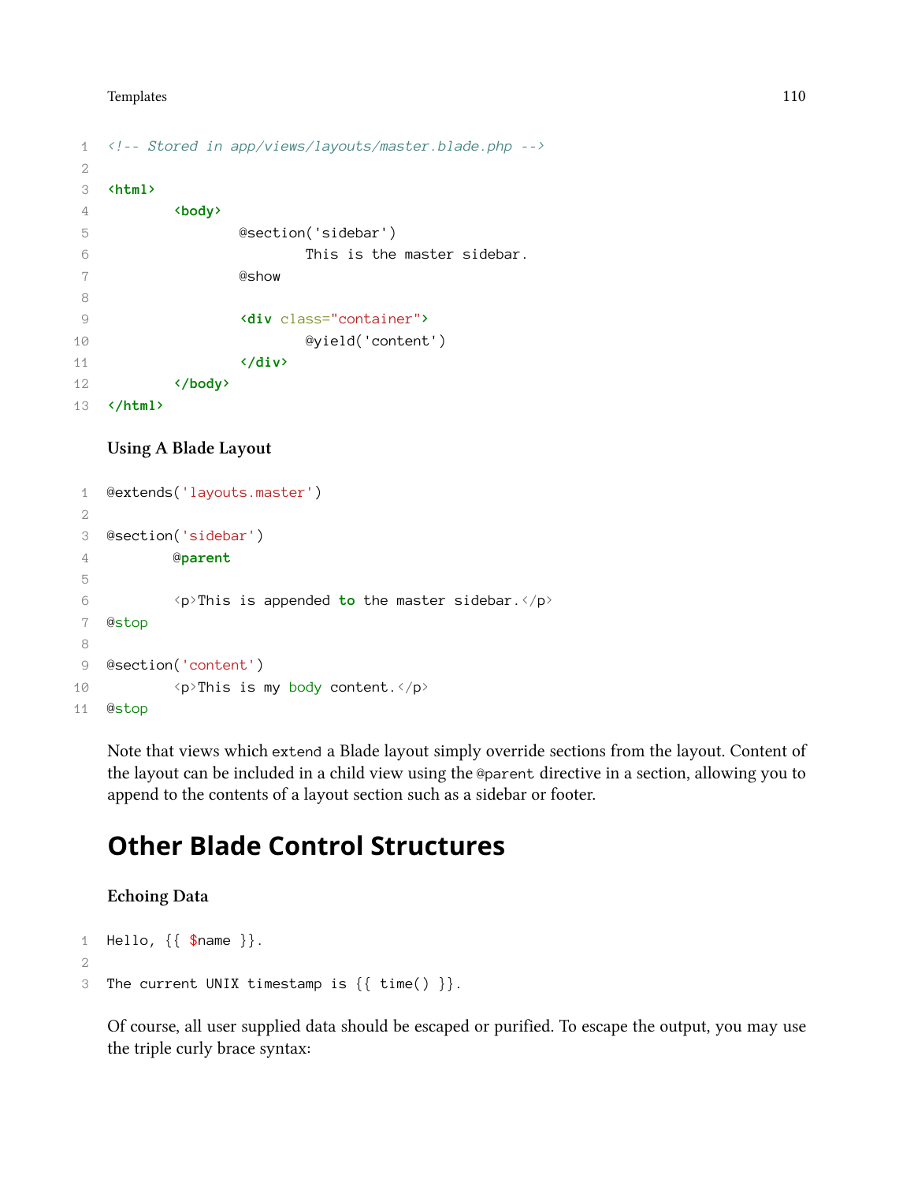```
<!-- Stored in app/views/layouts/master.blade.php -->

<html>
        <body>
                @section('sidebar')
                        This is the master sidebar.
                @show

                <div class="container">
                        @yield('content')
                </div>
        </body>
</html>
```

#### Using A Blade Layout

```
@extends('layouts.master')

@section('sidebar')
        @parent

        <p>This is appended to the master sidebar.</p>
@stop

@section('content')
        <p>This is my body content.</p>
@stop
```

Note that views which `extend` a Blade layout simply override sections from the layout. Content of the layout can be included in a child view using the `@parent` directive in a section, allowing you to append to the contents of a layout section such as a sidebar or footer.

## Other Blade Control Structures

#### Echoing Data

```
Hello, {{ $name }}.

The current UNIX timestamp is {{ time() }}.
```

Of course, all user supplied data should be escaped or purified. To escape the output, you may use the triple curly brace syntax: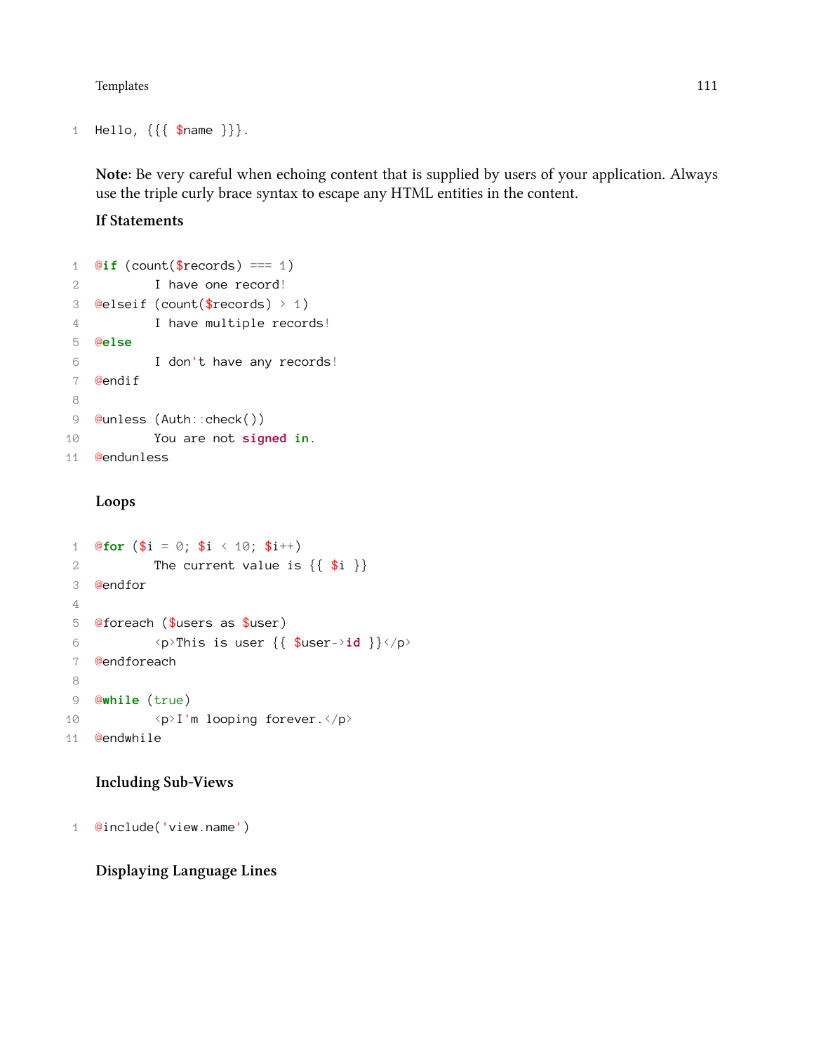```
Hello, {{{ $name }}}.
```

**Note:** Be very careful when echoing content that is supplied by users of your application. Always use the triple curly brace syntax to escape any HTML entities in the content.

### If Statements

```
@if (count($records) === 1)
        I have one record!
@elseif (count($records) > 1)
        I have multiple records!
@else
        I don't have any records!
@endif

@unless (Auth::check())
        You are not signed in.
@endunless
```

### Loops

```
@for ($i = 0; $i < 10; $i++)
        The current value is {{ $i }}
@endfor

@foreach ($users as $user)
        <p>This is user {{ $user->id }}</p>
@endforeach

@while (true)
        <p>I'm looping forever.</p>
@endwhile
```

### Including Sub-Views

```
@include('view.name')
```

### Displaying Language Lines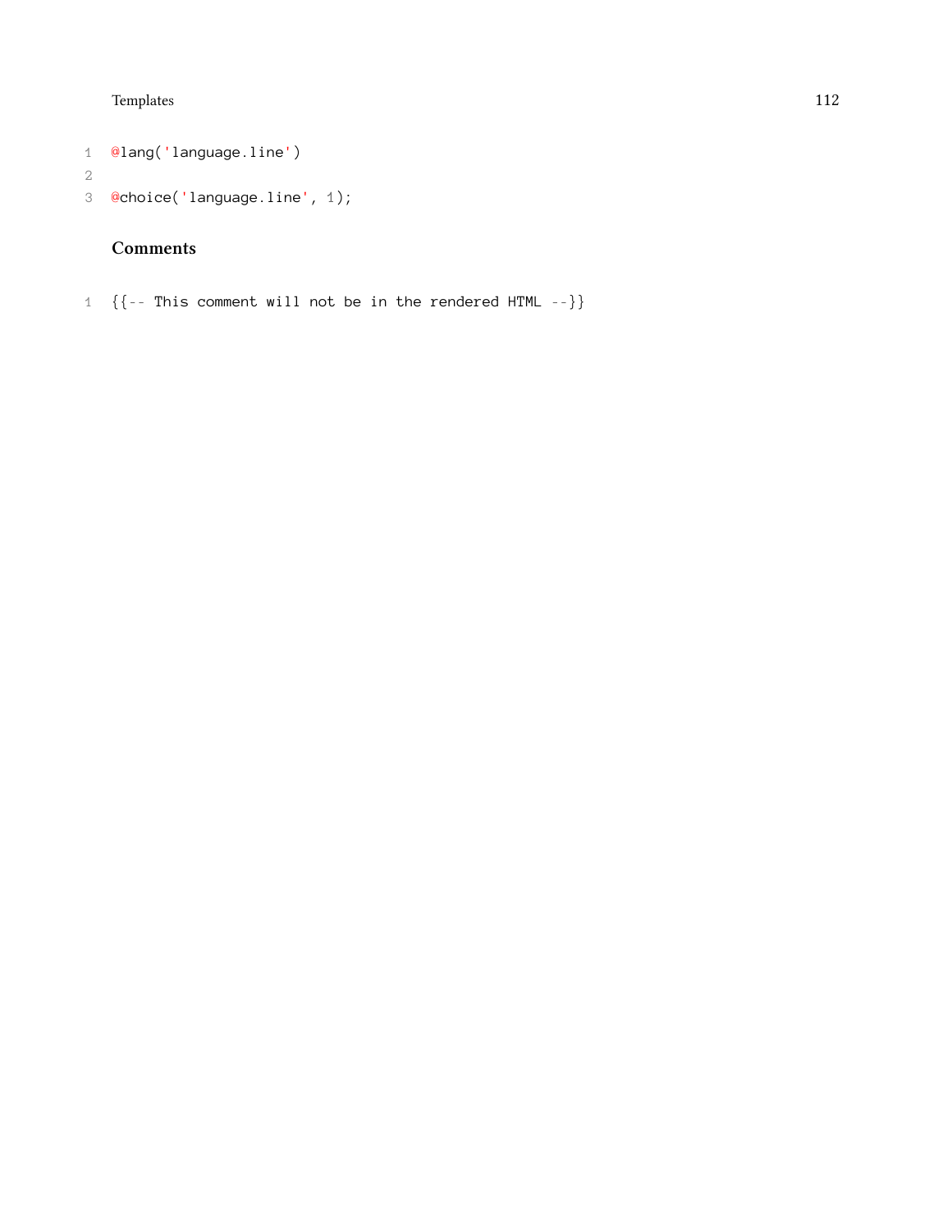```
@lang('language.line')

@choice('language.line', 1);
```

### Comments

```
{{-- This comment will not be in the rendered HTML --}}
```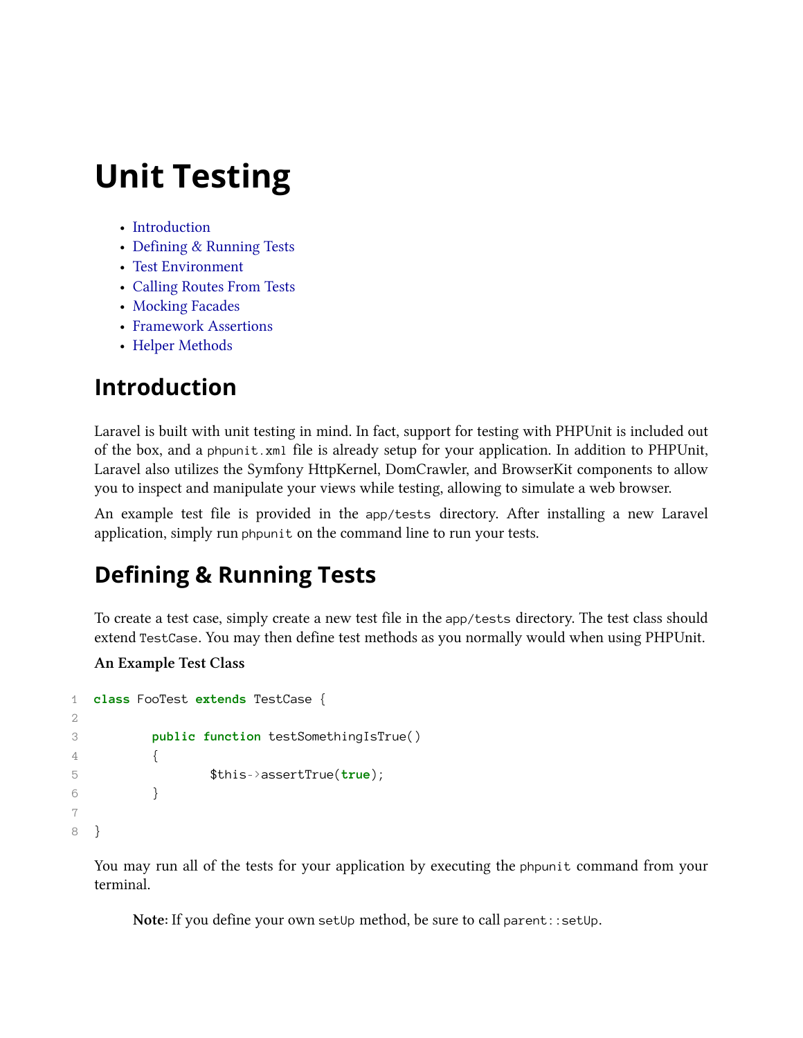# Unit Testing

- Introduction
- Defining & Running Tests
- Test Environment
- Calling Routes From Tests
- Mocking Facades
- Framework Assertions
- Helper Methods

## Introduction

Laravel is built with unit testing in mind. In fact, support for testing with PHPUnit is included out of the box, and a `phpunit.xml` file is already setup for your application. In addition to PHPUnit, Laravel also utilizes the Symfony HttpKernel, DomCrawler, and BrowserKit components to allow you to inspect and manipulate your views while testing, allowing to simulate a web browser.

An example test file is provided in the `app/tests` directory. After installing a new Laravel application, simply run `phpunit` on the command line to run your tests.

## Defining & Running Tests

To create a test case, simply create a new test file in the `app/tests` directory. The test class should extend `TestCase`. You may then define test methods as you normally would when using PHPUnit.

**An Example Test Class**

```php
class FooTest extends TestCase {

	public function testSomethingIsTrue()
	{
		$this->assertTrue(true);
	}

}
```

You may run all of the tests for your application by executing the `phpunit` command from your terminal.

> **Note**: If you define your own `setUp` method, be sure to call `parent::setUp`.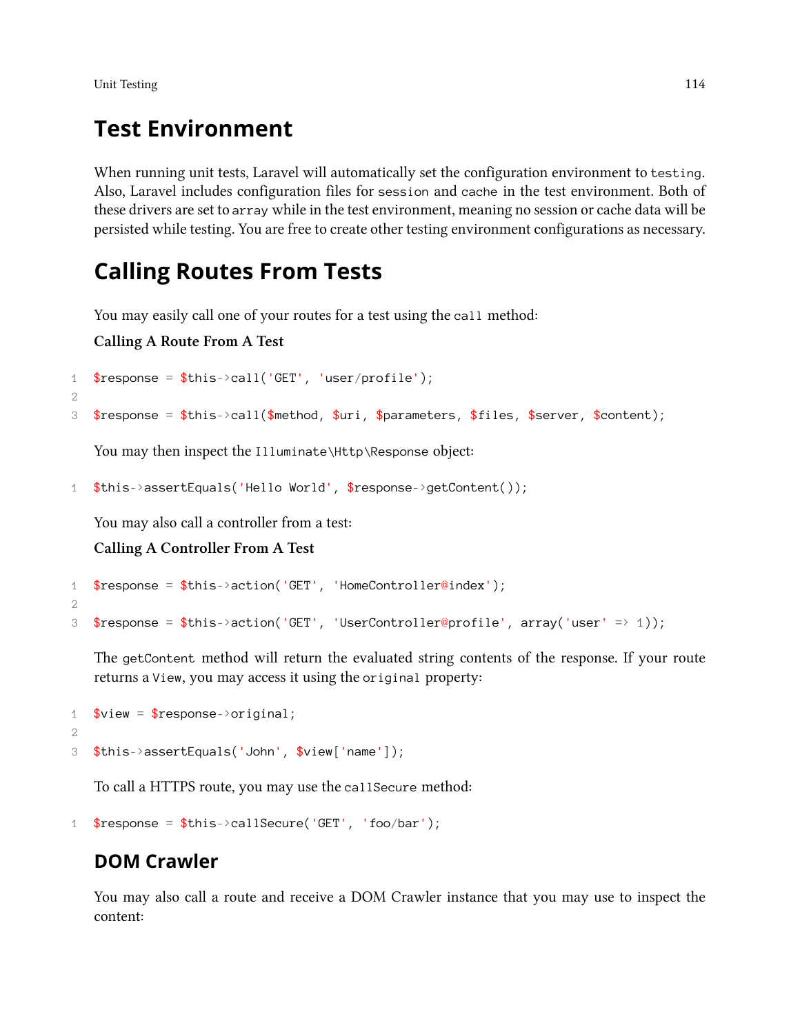## Test Environment

When running unit tests, Laravel will automatically set the configuration environment to `testing`. Also, Laravel includes configuration files for `session` and `cache` in the test environment. Both of these drivers are set to `array` while in the test environment, meaning no session or cache data will be persisted while testing. You are free to create other testing environment configurations as necessary.

## Calling Routes From Tests

You may easily call one of your routes for a test using the `call` method:

**Calling A Route From A Test**

```
$response = $this->call('GET', 'user/profile');

$response = $this->call($method, $uri, $parameters, $files, $server, $content);
```

You may then inspect the `Illuminate\Http\Response` object:

```
$this->assertEquals('Hello World', $response->getContent());
```

You may also call a controller from a test:

**Calling A Controller From A Test**

```
$response = $this->action('GET', 'HomeController@index');

$response = $this->action('GET', 'UserController@profile', array('user' => 1));
```

The `getContent` method will return the evaluated string contents of the response. If your route returns a `View`, you may access it using the `original` property:

```
$view = $response->original;

$this->assertEquals('John', $view['name']);
```

To call a HTTPS route, you may use the `callSecure` method:

```
$response = $this->callSecure('GET', 'foo/bar');
```

### DOM Crawler

You may also call a route and receive a DOM Crawler instance that you may use to inspect the content: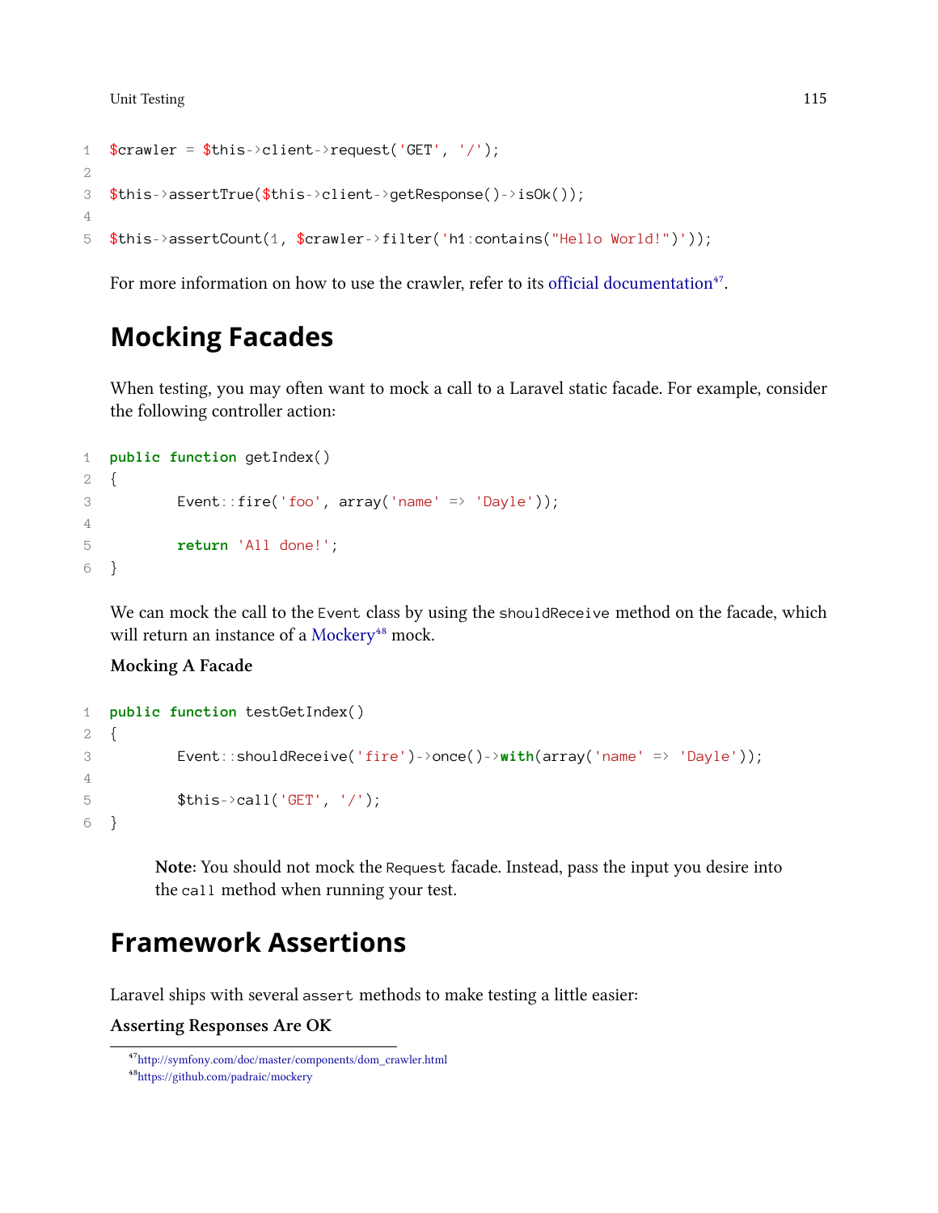```
$crawler = $this->client->request('GET', '/');

$this->assertTrue($this->client->getResponse()->isOk());

$this->assertCount(1, $crawler->filter('h1:contains("Hello World!")'));
```

For more information on how to use the crawler, refer to its official documentation[47].

# Mocking Facades

When testing, you may often want to mock a call to a Laravel static facade. For example, consider the following controller action:

```
public function getIndex()
{
        Event::fire('foo', array('name' => 'Dayle'));

        return 'All done!';
}
```

We can mock the call to the `Event` class by using the `shouldReceive` method on the facade, which will return an instance of a Mockery[48] mock.

**Mocking A Facade**

```
public function testGetIndex()
{
        Event::shouldReceive('fire')->once()->with(array('name' => 'Dayle'));

        $this->call('GET', '/');
}
```

> **Note:** You should not mock the `Request` facade. Instead, pass the input you desire into the `call` method when running your test.

# Framework Assertions

Laravel ships with several `assert` methods to make testing a little easier:

**Asserting Responses Are OK**

[47] http://symfony.com/doc/master/components/dom_crawler.html

[48] https://github.com/padraic/mockery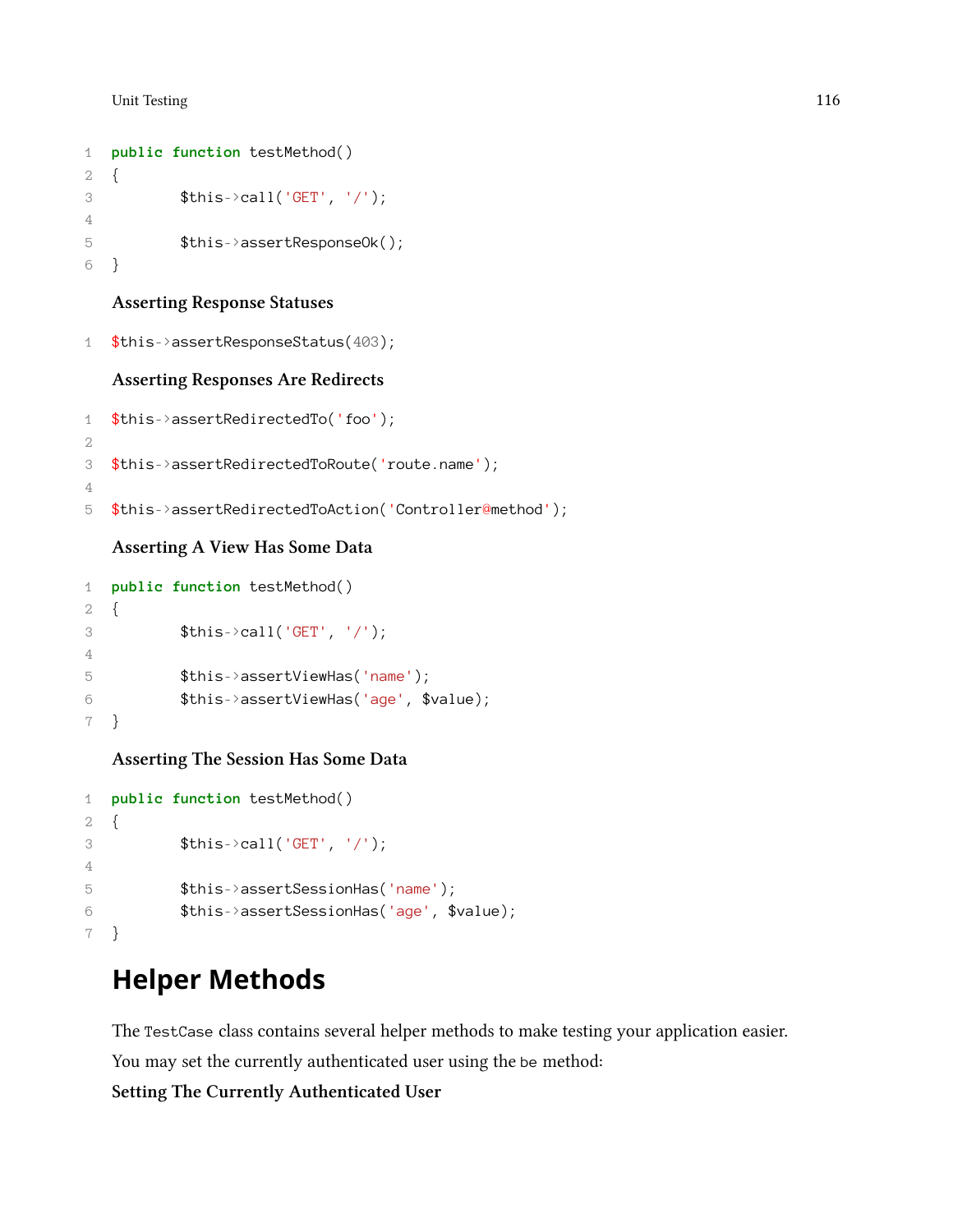```php
public function testMethod()
{
	$this->call('GET', '/');

	$this->assertResponseOk();
}
```

**Asserting Response Statuses**

```php
$this->assertResponseStatus(403);
```

**Asserting Responses Are Redirects**

```php
$this->assertRedirectedTo('foo');

$this->assertRedirectedToRoute('route.name');

$this->assertRedirectedToAction('Controller@method');
```

**Asserting A View Has Some Data**

```php
public function testMethod()
{
	$this->call('GET', '/');

	$this->assertViewHas('name');
	$this->assertViewHas('age', $value);
}
```

**Asserting The Session Has Some Data**

```php
public function testMethod()
{
	$this->call('GET', '/');

	$this->assertSessionHas('name');
	$this->assertSessionHas('age', $value);
}
```

## Helper Methods

The `TestCase` class contains several helper methods to make testing your application easier.

You may set the currently authenticated user using the `be` method:

**Setting The Currently Authenticated User**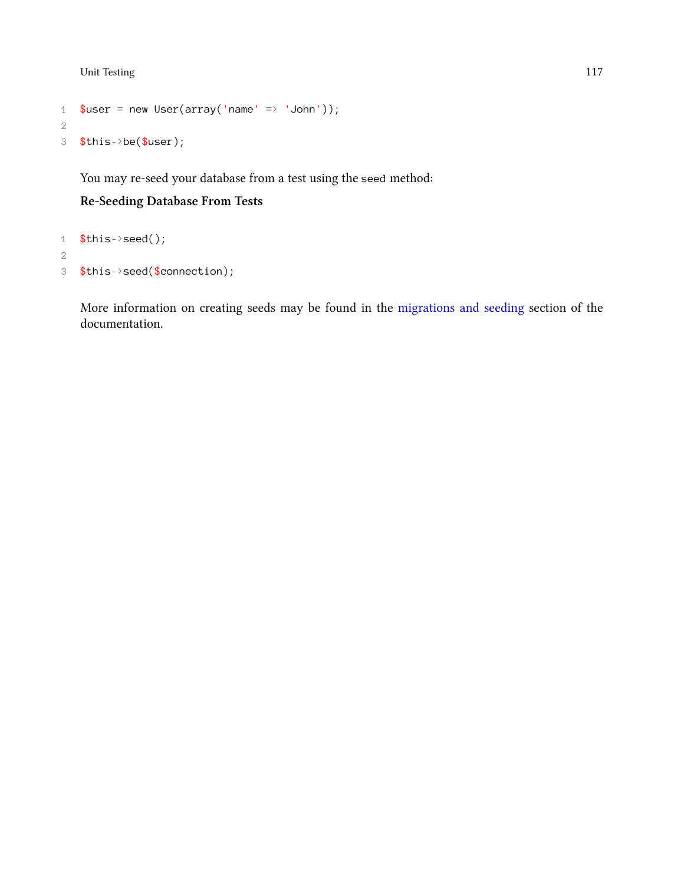```php
$user = new User(array('name' => 'John'));

$this->be($user);
```

You may re-seed your database from a test using the `seed` method:

**Re-Seeding Database From Tests**

```php
$this->seed();

$this->seed($connection);
```

More information on creating seeds may be found in the migrations and seeding section of the documentation.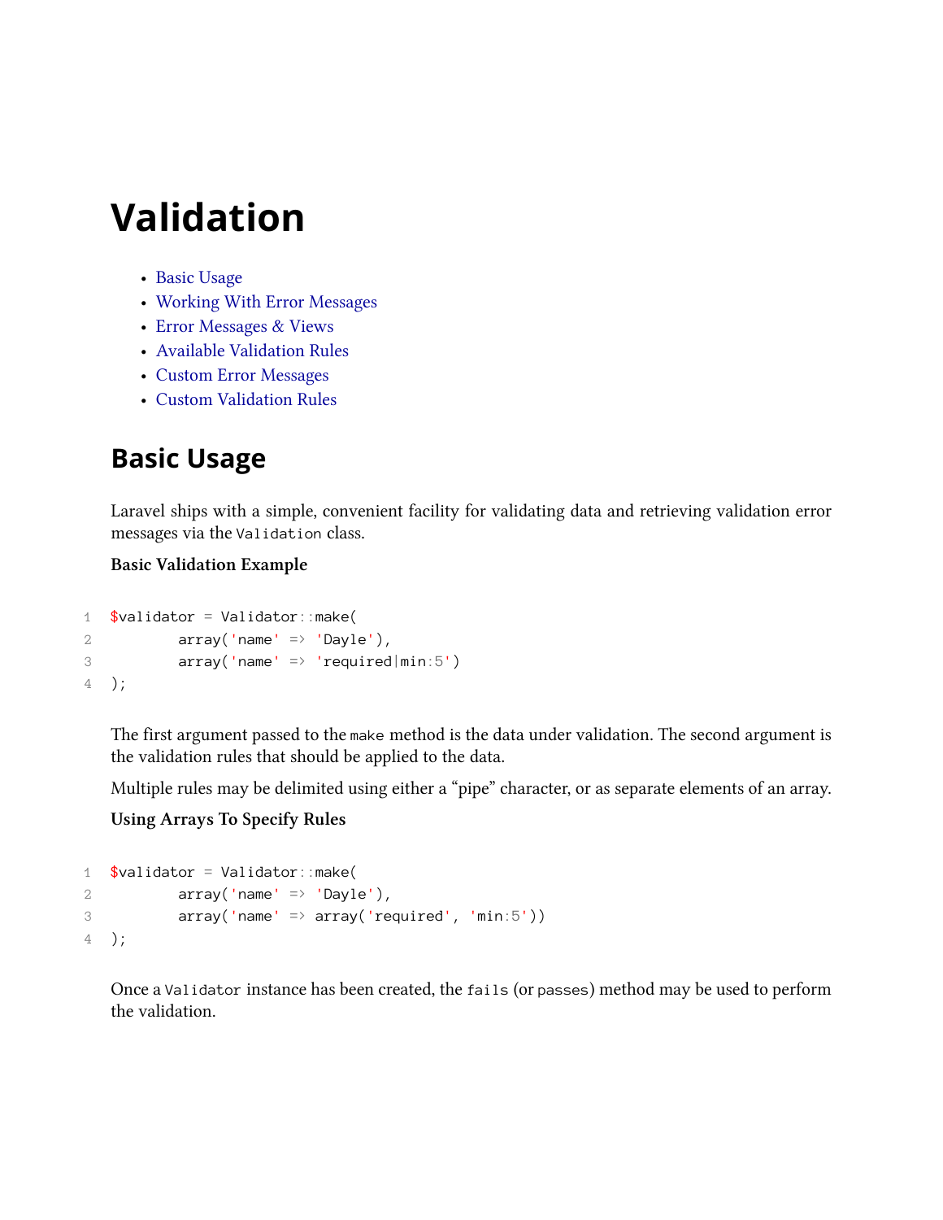# Validation

- Basic Usage
- Working With Error Messages
- Error Messages & Views
- Available Validation Rules
- Custom Error Messages
- Custom Validation Rules

## Basic Usage

Laravel ships with a simple, convenient facility for validating data and retrieving validation error messages via the `Validation` class.

**Basic Validation Example**

```
$validator = Validator::make(
        array('name' => 'Dayle'),
        array('name' => 'required|min:5')
);
```

The first argument passed to the `make` method is the data under validation. The second argument is the validation rules that should be applied to the data.

Multiple rules may be delimited using either a "pipe" character, or as separate elements of an array.

**Using Arrays To Specify Rules**

```
$validator = Validator::make(
        array('name' => 'Dayle'),
        array('name' => array('required', 'min:5'))
);
```

Once a `Validator` instance has been created, the `fails` (or `passes`) method may be used to perform the validation.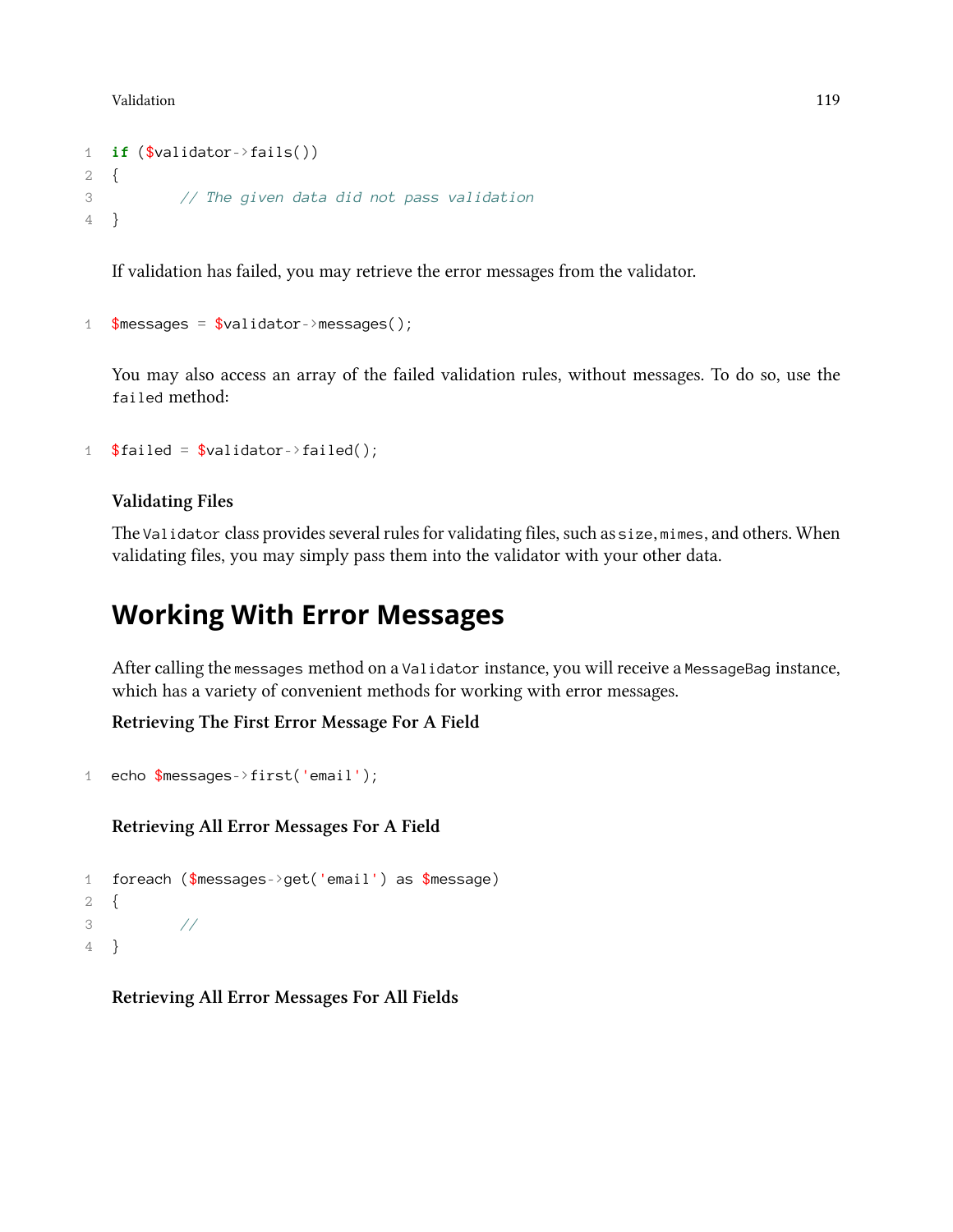```php
if ($validator->fails())
{
	// The given data did not pass validation
}
```

If validation has failed, you may retrieve the error messages from the validator.

```php
$messages = $validator->messages();
```

You may also access an array of the failed validation rules, without messages. To do so, use the `failed` method:

```php
$failed = $validator->failed();
```

#### Validating Files

The `Validator` class provides several rules for validating files, such as `size`, `mimes`, and others. When validating files, you may simply pass them into the validator with your other data.

## Working With Error Messages

After calling the `messages` method on a `Validator` instance, you will receive a `MessageBag` instance, which has a variety of convenient methods for working with error messages.

#### Retrieving The First Error Message For A Field

```php
echo $messages->first('email');
```

#### Retrieving All Error Messages For A Field

```php
foreach ($messages->get('email') as $message)
{
	//
}
```

#### Retrieving All Error Messages For All Fields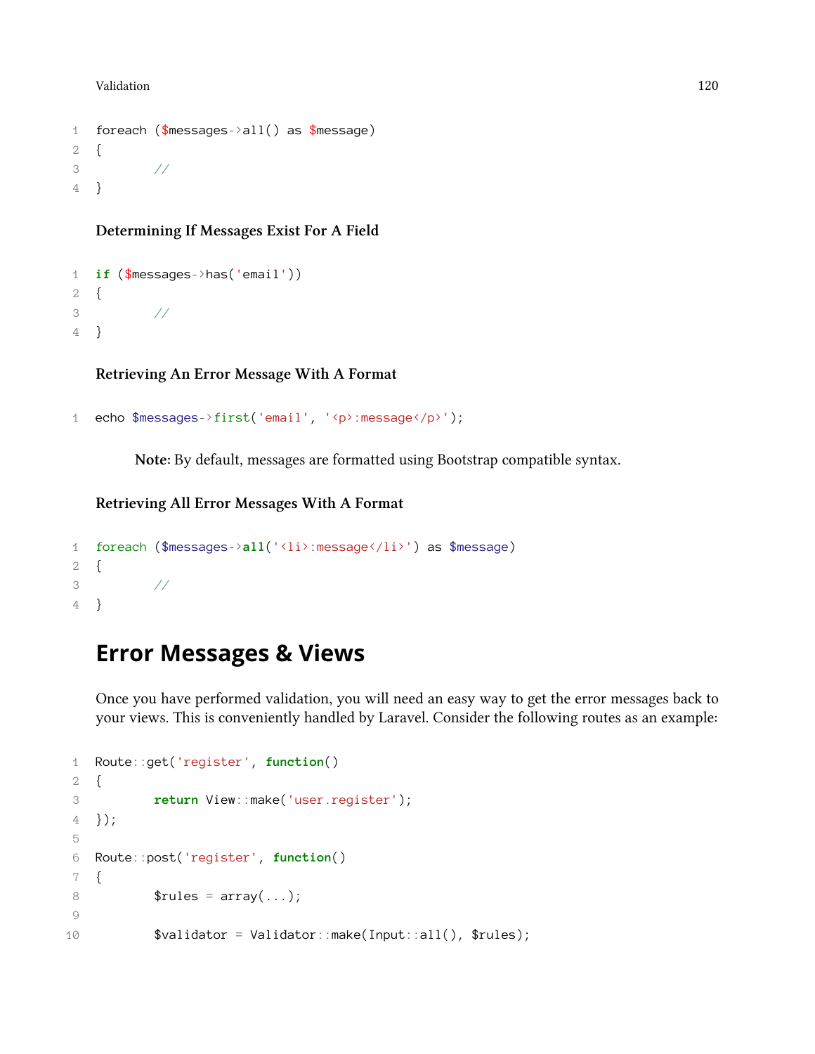```php
foreach ($messages->all() as $message)
{
	//
}
```

#### Determining If Messages Exist For A Field

```php
if ($messages->has('email'))
{
	//
}
```

#### Retrieving An Error Message With A Format

```php
echo $messages->first('email', '<p>:message</p>');
```

> **Note:** By default, messages are formatted using Bootstrap compatible syntax.

#### Retrieving All Error Messages With A Format

```php
foreach ($messages->all('<li>:message</li>') as $message)
{
	//
}
```

## Error Messages & Views

Once you have performed validation, you will need an easy way to get the error messages back to your views. This is conveniently handled by Laravel. Consider the following routes as an example:

```php
Route::get('register', function()
{
	return View::make('user.register');
});

Route::post('register', function()
{
	$rules = array(...);

	$validator = Validator::make(Input::all(), $rules);
```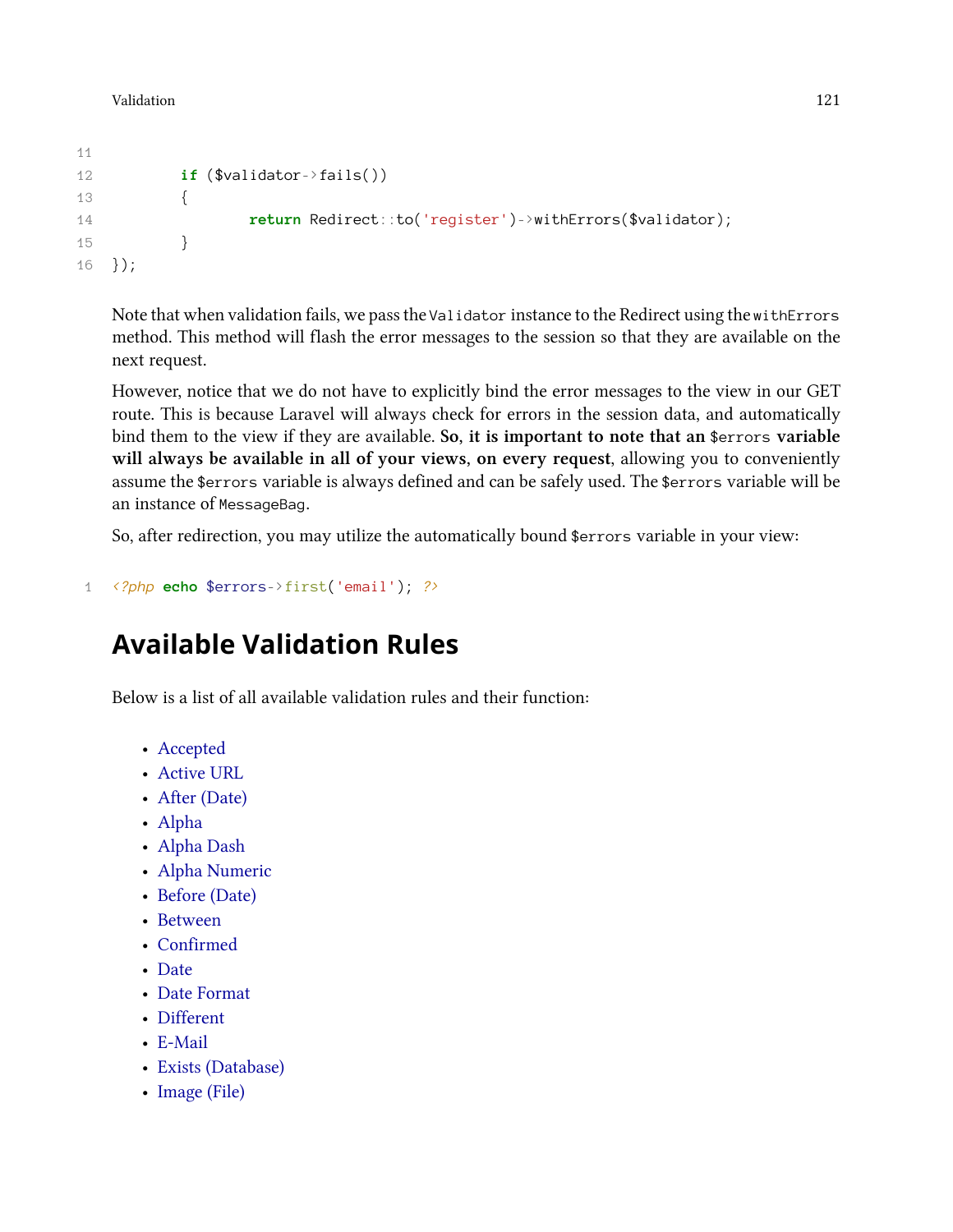```
        if ($validator->fails())
        {
                return Redirect::to('register')->withErrors($validator);
        }
});
```

Note that when validation fails, we pass the `Validator` instance to the Redirect using the `withErrors` method. This method will flash the error messages to the session so that they are available on the next request.

However, notice that we do not have to explicitly bind the error messages to the view in our GET route. This is because Laravel will always check for errors in the session data, and automatically bind them to the view if they are available. **So, it is important to note that an `$errors` variable will always be available in all of your views, on every request**, allowing you to conveniently assume the `$errors` variable is always defined and can be safely used. The `$errors` variable will be an instance of `MessageBag`.

So, after redirection, you may utilize the automatically bound `$errors` variable in your view:

```
<?php echo $errors->first('email'); ?>
```

## Available Validation Rules

Below is a list of all available validation rules and their function:

- Accepted
- Active URL
- After (Date)
- Alpha
- Alpha Dash
- Alpha Numeric
- Before (Date)
- Between
- Confirmed
- Date
- Date Format
- Different
- E-Mail
- Exists (Database)
- Image (File)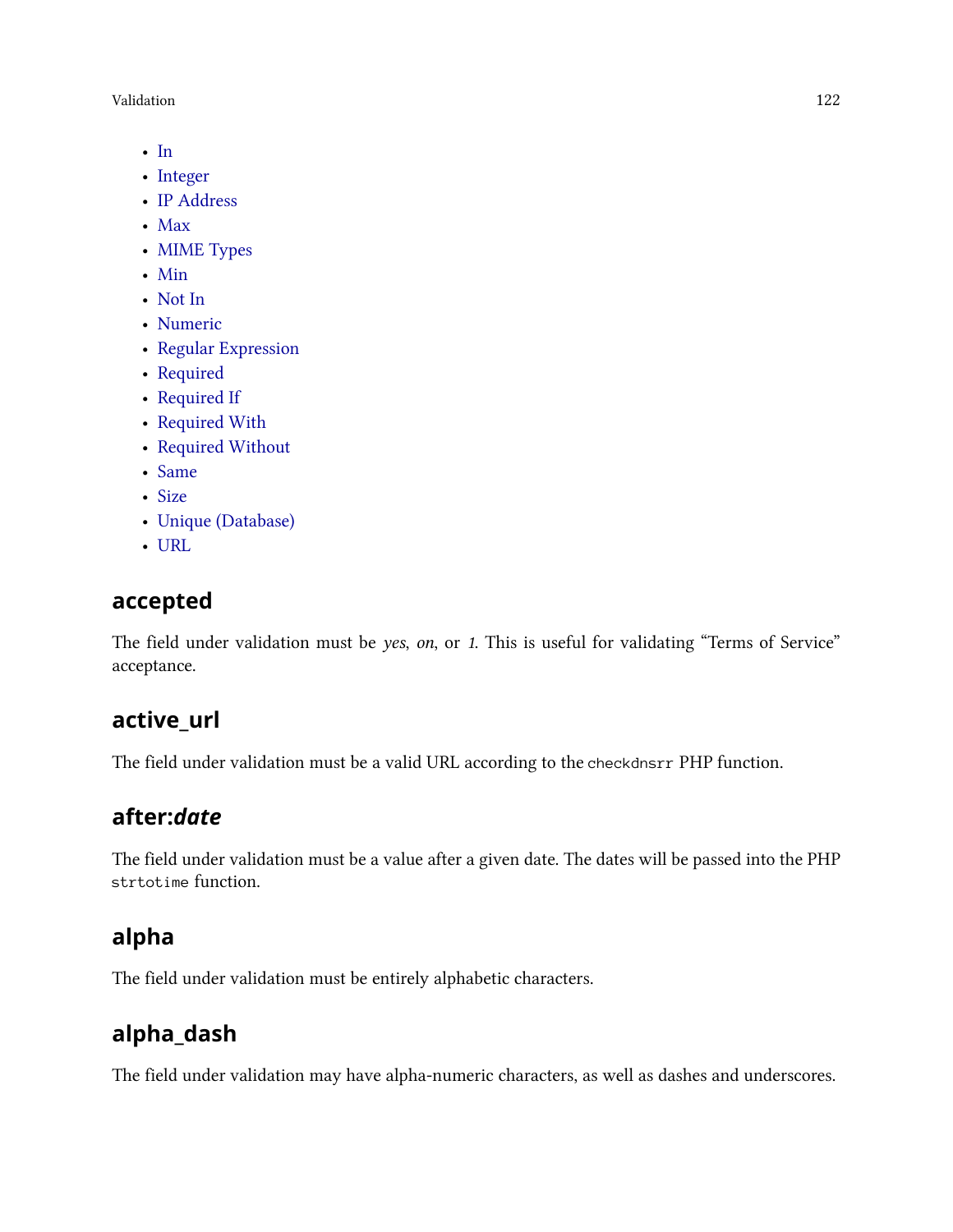- In
- Integer
- IP Address
- Max
- MIME Types
- Min
- Not In
- Numeric
- Regular Expression
- Required
- Required If
- Required With
- Required Without
- Same
- Size
- Unique (Database)
- URL

## accepted

The field under validation must be *yes*, *on*, or *1*. This is useful for validating "Terms of Service" acceptance.

## active_url

The field under validation must be a valid URL according to the `checkdnsrr` PHP function.

## after:*date*

The field under validation must be a value after a given date. The dates will be passed into the PHP `strtotime` function.

## alpha

The field under validation must be entirely alphabetic characters.

## alpha_dash

The field under validation may have alpha-numeric characters, as well as dashes and underscores.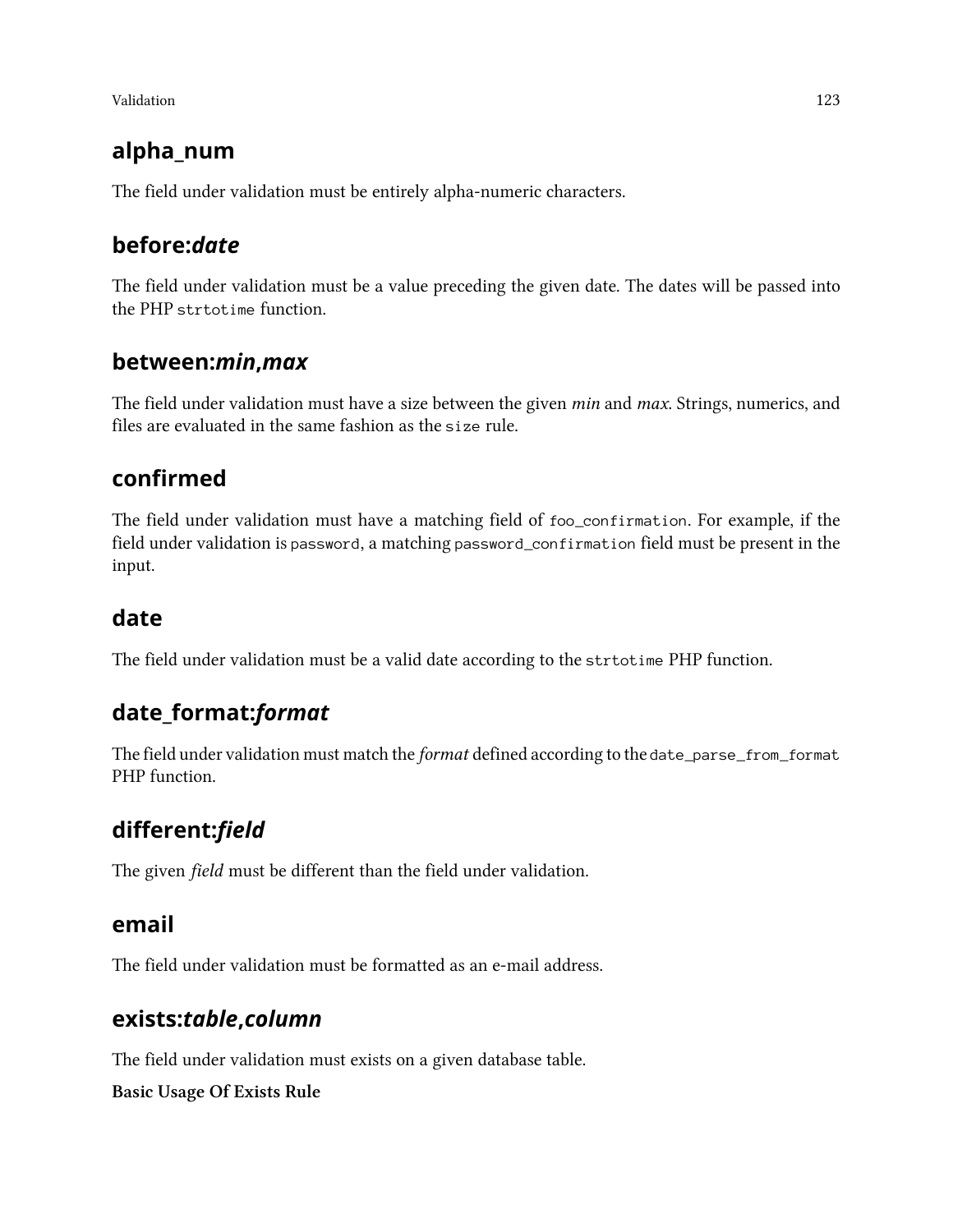#### alpha_num

The field under validation must be entirely alpha-numeric characters.

#### before:*date*

The field under validation must be a value preceding the given date. The dates will be passed into the PHP `strtotime` function.

#### between:*min*,*max*

The field under validation must have a size between the given *min* and *max*. Strings, numerics, and files are evaluated in the same fashion as the `size` rule.

#### confirmed

The field under validation must have a matching field of `foo_confirmation`. For example, if the field under validation is `password`, a matching `password_confirmation` field must be present in the input.

#### date

The field under validation must be a valid date according to the `strtotime` PHP function.

#### date_format:*format*

The field under validation must match the *format* defined according to the `date_parse_from_format` PHP function.

#### different:*field*

The given *field* must be different than the field under validation.

#### email

The field under validation must be formatted as an e-mail address.

#### exists:*table*,*column*

The field under validation must exists on a given database table.

**Basic Usage Of Exists Rule**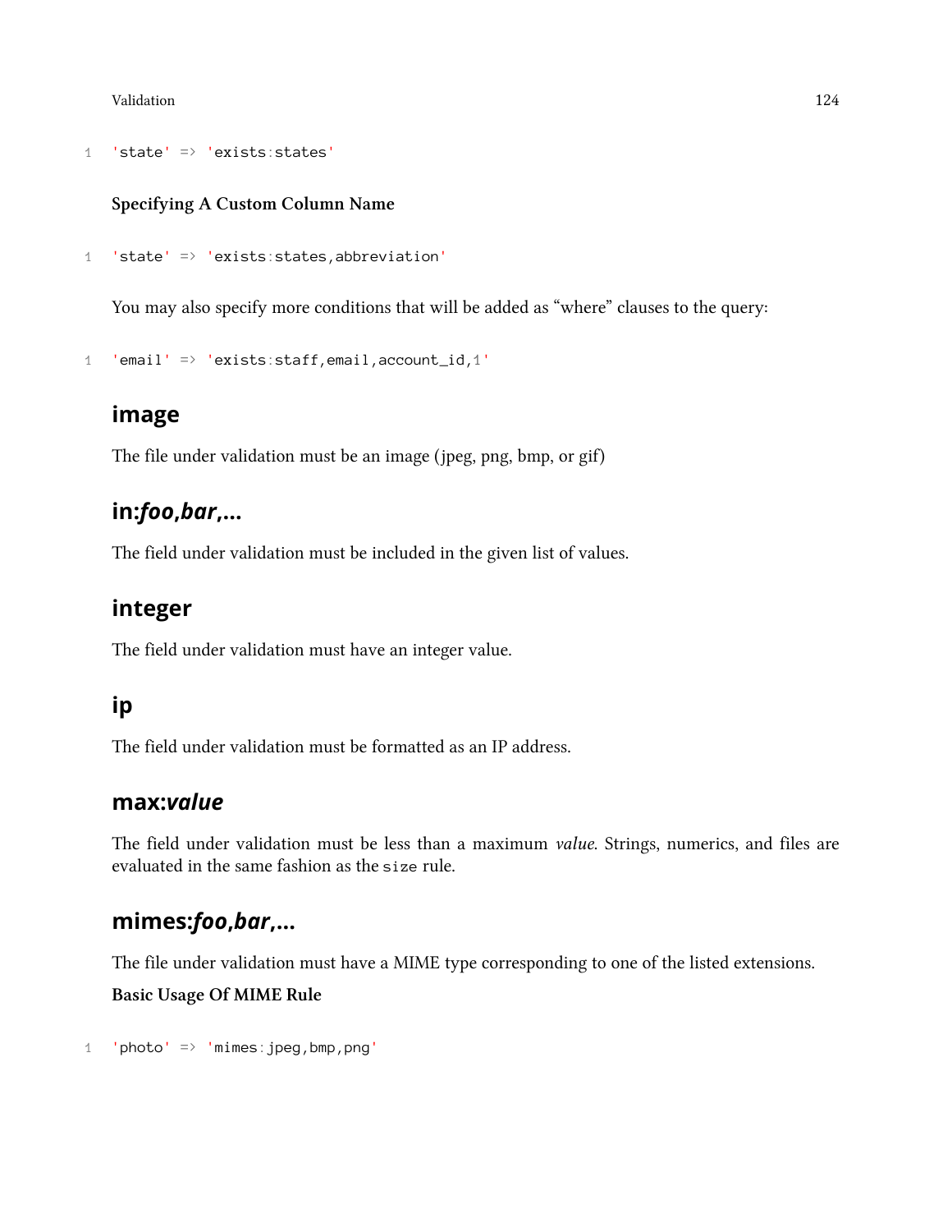```
'state' => 'exists:states'
```

#### Specifying A Custom Column Name

```
'state' => 'exists:states,abbreviation'
```

You may also specify more conditions that will be added as "where" clauses to the query:

```
'email' => 'exists:staff,email,account_id,1'
```

### image

The file under validation must be an image (jpeg, png, bmp, or gif)

### in:*foo*,*bar*,...

The field under validation must be included in the given list of values.

### integer

The field under validation must have an integer value.

### ip

The field under validation must be formatted as an IP address.

### max:*value*

The field under validation must be less than a maximum *value*. Strings, numerics, and files are evaluated in the same fashion as the `size` rule.

### mimes:*foo*,*bar*,...

The file under validation must have a MIME type corresponding to one of the listed extensions.

#### Basic Usage Of MIME Rule

```
'photo' => 'mimes:jpeg,bmp,png'
```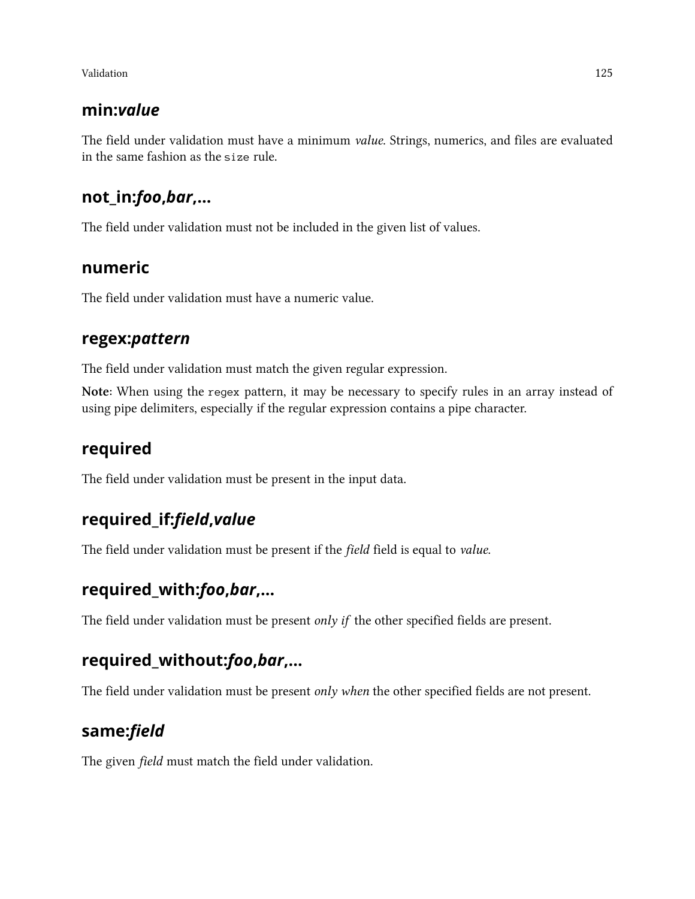### min:*value*

The field under validation must have a minimum *value*. Strings, numerics, and files are evaluated in the same fashion as the `size` rule.

### not_in:*foo*,*bar*,...

The field under validation must not be included in the given list of values.

### numeric

The field under validation must have a numeric value.

### regex:*pattern*

The field under validation must match the given regular expression.

**Note**: When using the `regex` pattern, it may be necessary to specify rules in an array instead of using pipe delimiters, especially if the regular expression contains a pipe character.

### required

The field under validation must be present in the input data.

### required_if:*field*,*value*

The field under validation must be present if the *field* field is equal to *value*.

### required_with:*foo*,*bar*,...

The field under validation must be present *only if* the other specified fields are present.

### required_without:*foo*,*bar*,...

The field under validation must be present *only when* the other specified fields are not present.

### same:*field*

The given *field* must match the field under validation.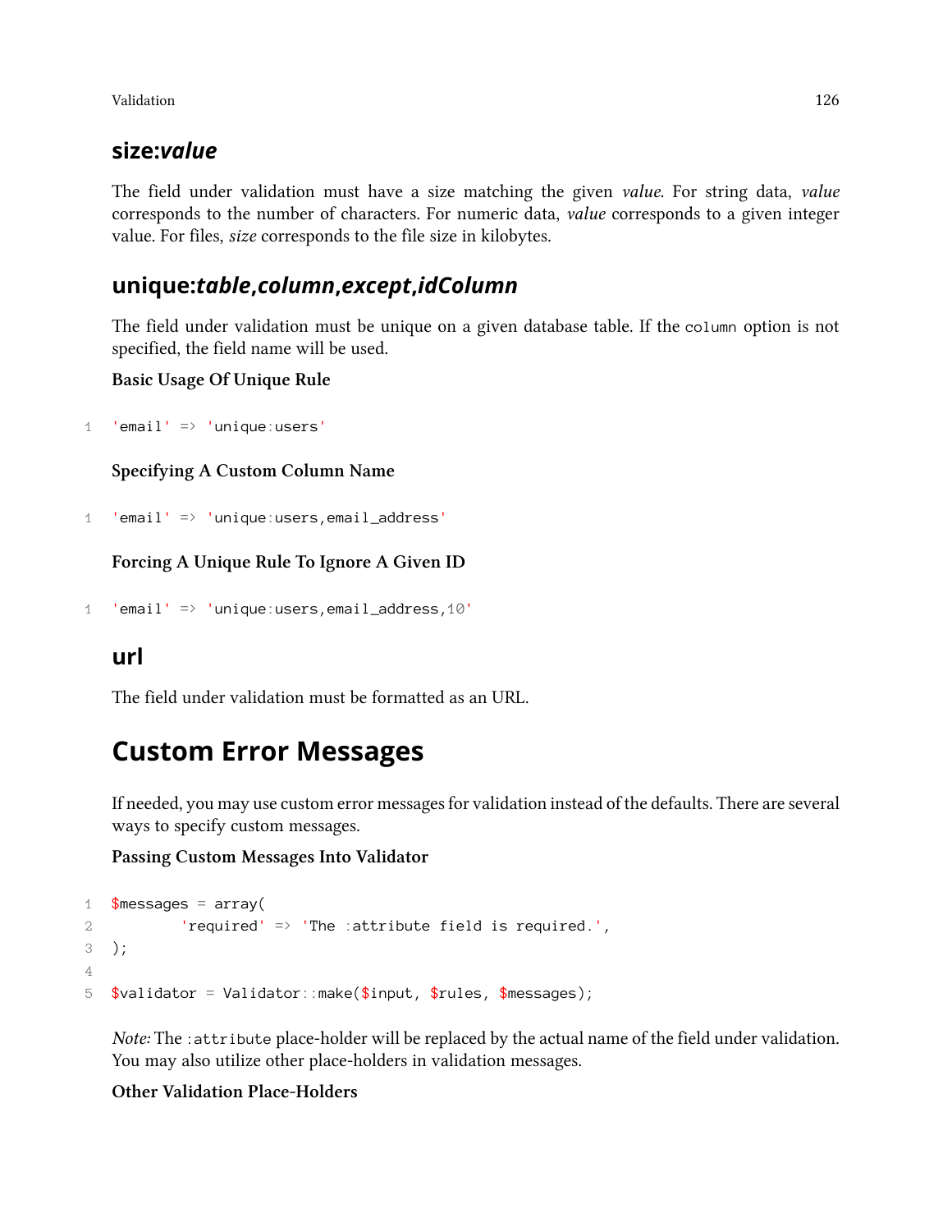### size:*value*

The field under validation must have a size matching the given *value*. For string data, *value* corresponds to the number of characters. For numeric data, *value* corresponds to a given integer value. For files, *size* corresponds to the file size in kilobytes.

### unique:*table*,*column*,*except*,*idColumn*

The field under validation must be unique on a given database table. If the `column` option is not specified, the field name will be used.

**Basic Usage Of Unique Rule**

```
'email' => 'unique:users'
```

**Specifying A Custom Column Name**

```
'email' => 'unique:users,email_address'
```

**Forcing A Unique Rule To Ignore A Given ID**

```
'email' => 'unique:users,email_address,10'
```

### url

The field under validation must be formatted as an URL.

## Custom Error Messages

If needed, you may use custom error messages for validation instead of the defaults. There are several ways to specify custom messages.

**Passing Custom Messages Into Validator**

```
$messages = array(
	'required' => 'The :attribute field is required.',
);

$validator = Validator::make($input, $rules, $messages);
```

*Note:* The `:attribute` place-holder will be replaced by the actual name of the field under validation. You may also utilize other place-holders in validation messages.

**Other Validation Place-Holders**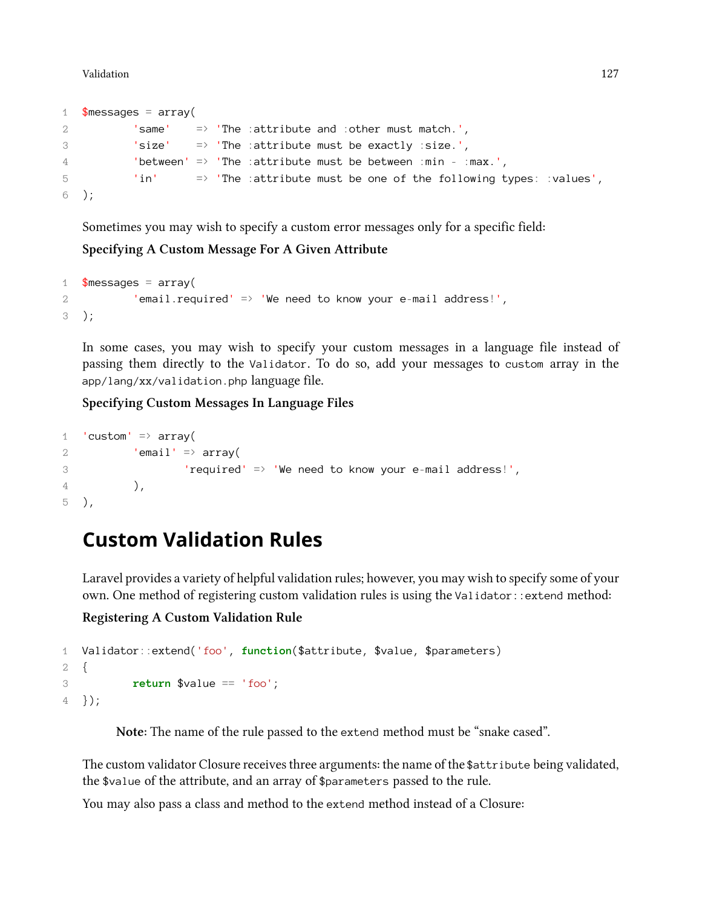```
$messages = array(
        'same'    => 'The :attribute and :other must match.',
        'size'    => 'The :attribute must be exactly :size.',
        'between' => 'The :attribute must be between :min - :max.',
        'in'      => 'The :attribute must be one of the following types: :values',
);
```

Sometimes you may wish to specify a custom error messages only for a specific field:

**Specifying A Custom Message For A Given Attribute**

```
$messages = array(
        'email.required' => 'We need to know your e-mail address!',
);
```

In some cases, you may wish to specify your custom messages in a language file instead of passing them directly to the `Validator`. To do so, add your messages to `custom` array in the `app/lang/xx/validation.php` language file.

**Specifying Custom Messages In Language Files**

```
'custom' => array(
        'email' => array(
                'required' => 'We need to know your e-mail address!',
        ),
),
```

## Custom Validation Rules

Laravel provides a variety of helpful validation rules; however, you may wish to specify some of your own. One method of registering custom validation rules is using the `Validator::extend` method:

**Registering A Custom Validation Rule**

```
Validator::extend('foo', function($attribute, $value, $parameters)
{
        return $value == 'foo';
});
```

> **Note:** The name of the rule passed to the `extend` method must be "snake cased".

The custom validator Closure receives three arguments: the name of the `$attribute` being validated, the `$value` of the attribute, and an array of `$parameters` passed to the rule.

You may also pass a class and method to the `extend` method instead of a Closure: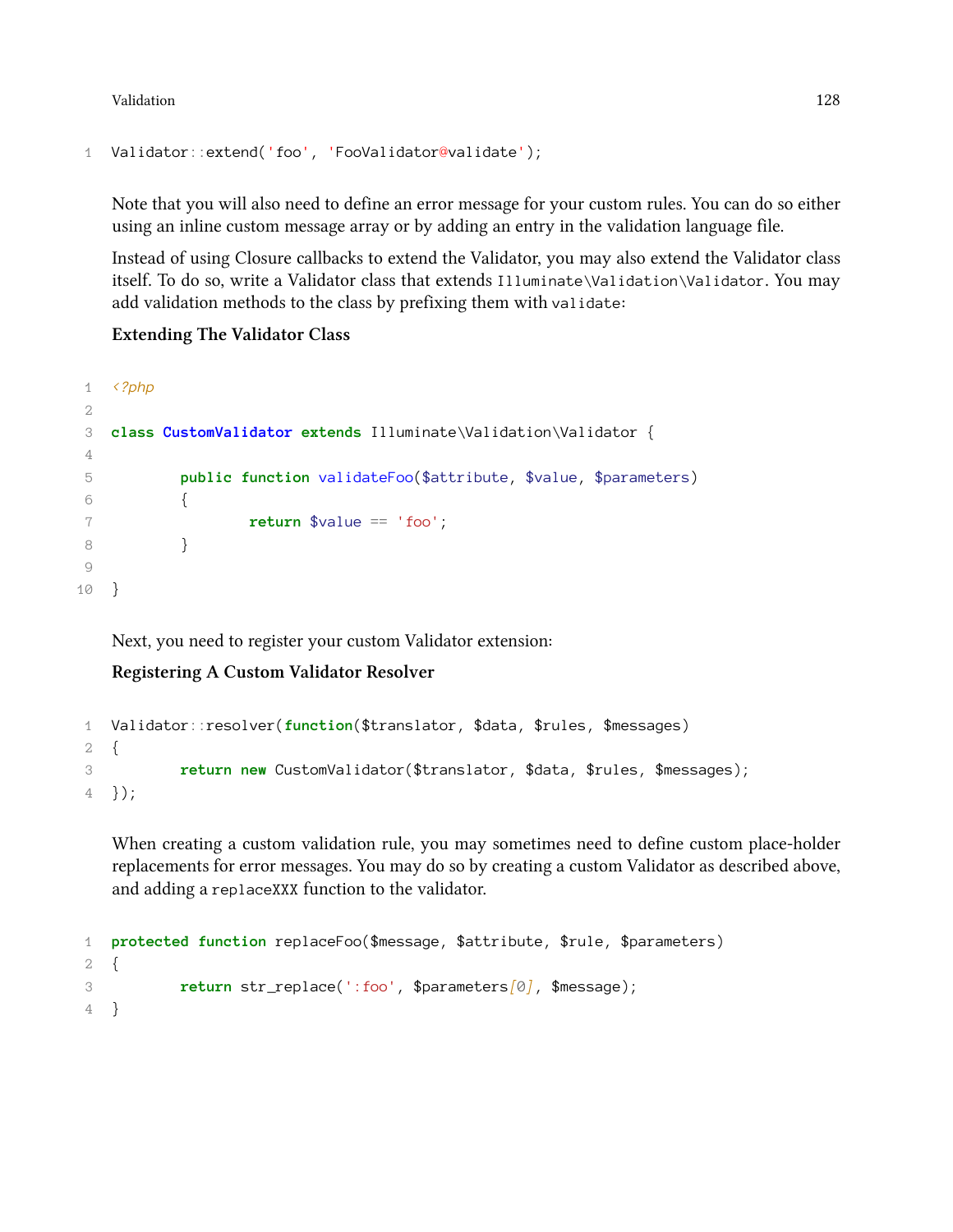```
Validator::extend('foo', 'FooValidator@validate');
```

Note that you will also need to define an error message for your custom rules. You can do so either using an inline custom message array or by adding an entry in the validation language file.

Instead of using Closure callbacks to extend the Validator, you may also extend the Validator class itself. To do so, write a Validator class that extends `Illuminate\Validation\Validator`. You may add validation methods to the class by prefixing them with `validate`:

**Extending The Validator Class**

```php
<?php

class CustomValidator extends Illuminate\Validation\Validator {

	public function validateFoo($attribute, $value, $parameters)
	{
		return $value == 'foo';
	}

}
```

Next, you need to register your custom Validator extension:

**Registering A Custom Validator Resolver**

```php
Validator::resolver(function($translator, $data, $rules, $messages)
{
	return new CustomValidator($translator, $data, $rules, $messages);
});
```

When creating a custom validation rule, you may sometimes need to define custom place-holder replacements for error messages. You may do so by creating a custom Validator as described above, and adding a `replaceXXX` function to the validator.

```php
protected function replaceFoo($message, $attribute, $rule, $parameters)
{
	return str_replace(':foo', $parameters[0], $message);
}
```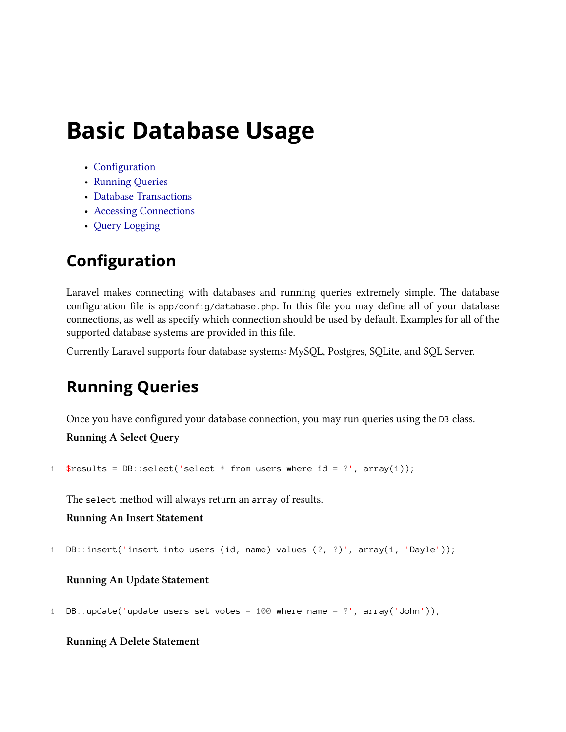# Basic Database Usage

- Configuration
- Running Queries
- Database Transactions
- Accessing Connections
- Query Logging

## Configuration

Laravel makes connecting with databases and running queries extremely simple. The database configuration file is `app/config/database.php`. In this file you may define all of your database connections, as well as specify which connection should be used by default. Examples for all of the supported database systems are provided in this file.

Currently Laravel supports four database systems: MySQL, Postgres, SQLite, and SQL Server.

## Running Queries

Once you have configured your database connection, you may run queries using the `DB` class.

**Running A Select Query**

```
$results = DB::select('select * from users where id = ?', array(1));
```

The `select` method will always return an `array` of results.

**Running An Insert Statement**

```
DB::insert('insert into users (id, name) values (?, ?)', array(1, 'Dayle'));
```

**Running An Update Statement**

```
DB::update('update users set votes = 100 where name = ?', array('John'));
```

**Running A Delete Statement**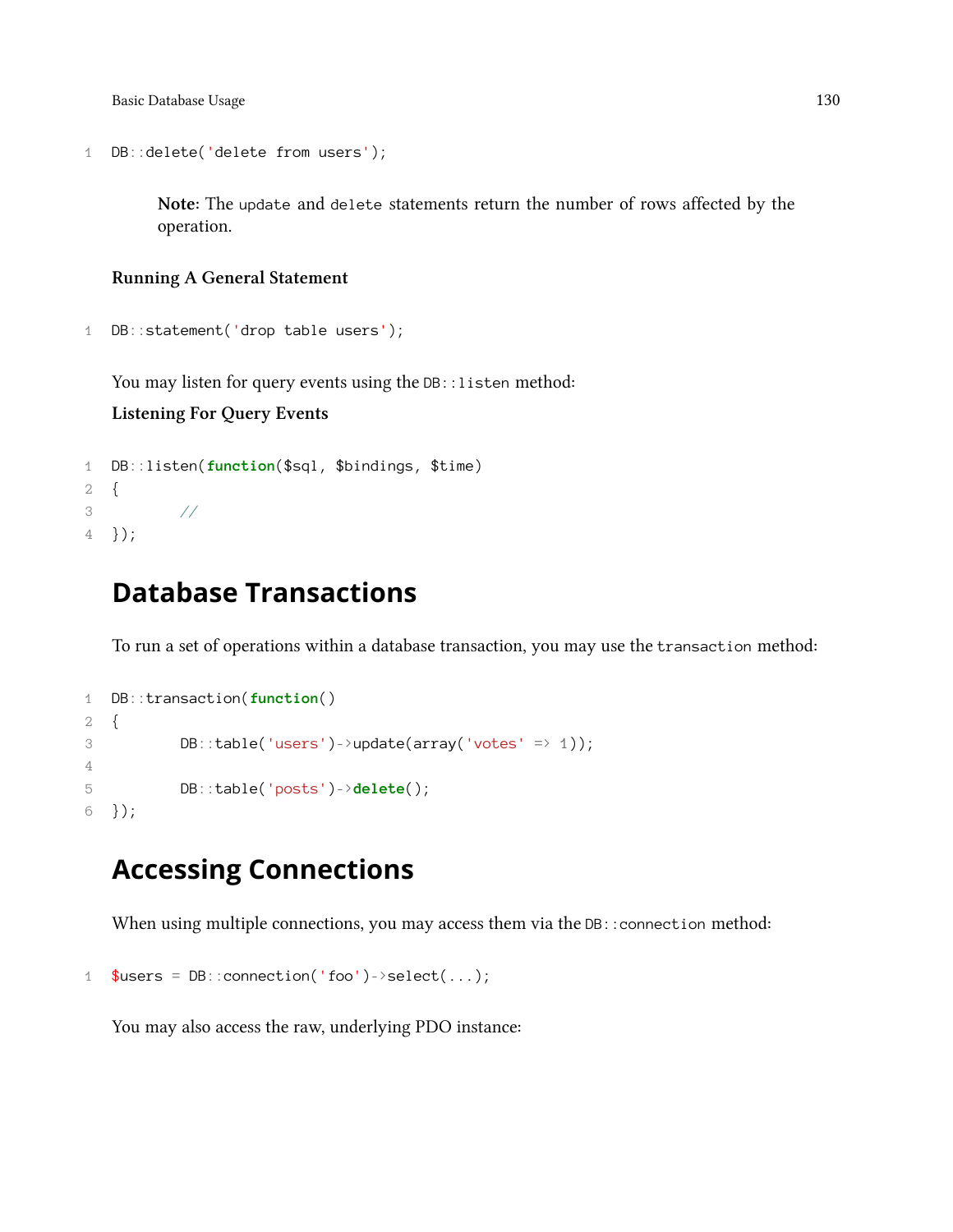```
DB::delete('delete from users');
```

> **Note:** The `update` and `delete` statements return the number of rows affected by the operation.

**Running A General Statement**

```
DB::statement('drop table users');
```

You may listen for query events using the `DB::listen` method:

**Listening For Query Events**

```
DB::listen(function($sql, $bindings, $time)
{
        //
});
```

## Database Transactions

To run a set of operations within a database transaction, you may use the `transaction` method:

```
DB::transaction(function()
{
        DB::table('users')->update(array('votes' => 1));

        DB::table('posts')->delete();
});
```

## Accessing Connections

When using multiple connections, you may access them via the `DB::connection` method:

```
$users = DB::connection('foo')->select(...);
```

You may also access the raw, underlying PDO instance: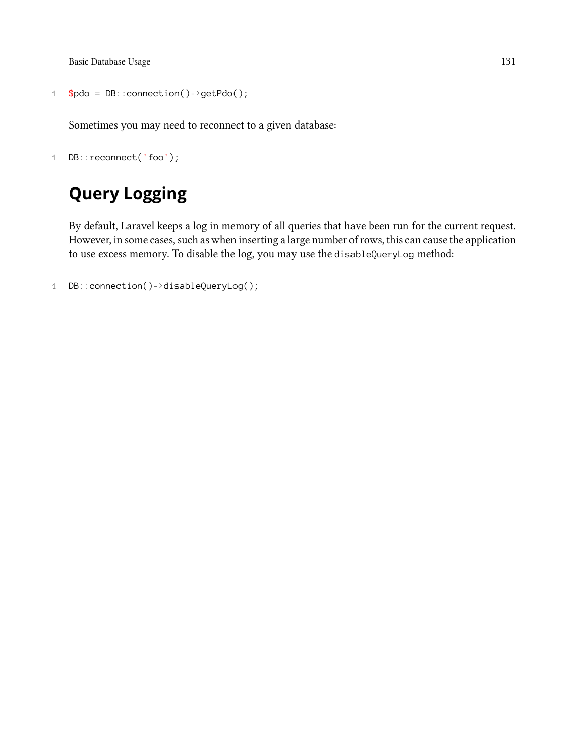```php
$pdo = DB::connection()->getPdo();
```

Sometimes you may need to reconnect to a given database:

```php
DB::reconnect('foo');
```

## Query Logging

By default, Laravel keeps a log in memory of all queries that have been run for the current request. However, in some cases, such as when inserting a large number of rows, this can cause the application to use excess memory. To disable the log, you may use the `disableQueryLog` method:

```php
DB::connection()->disableQueryLog();
```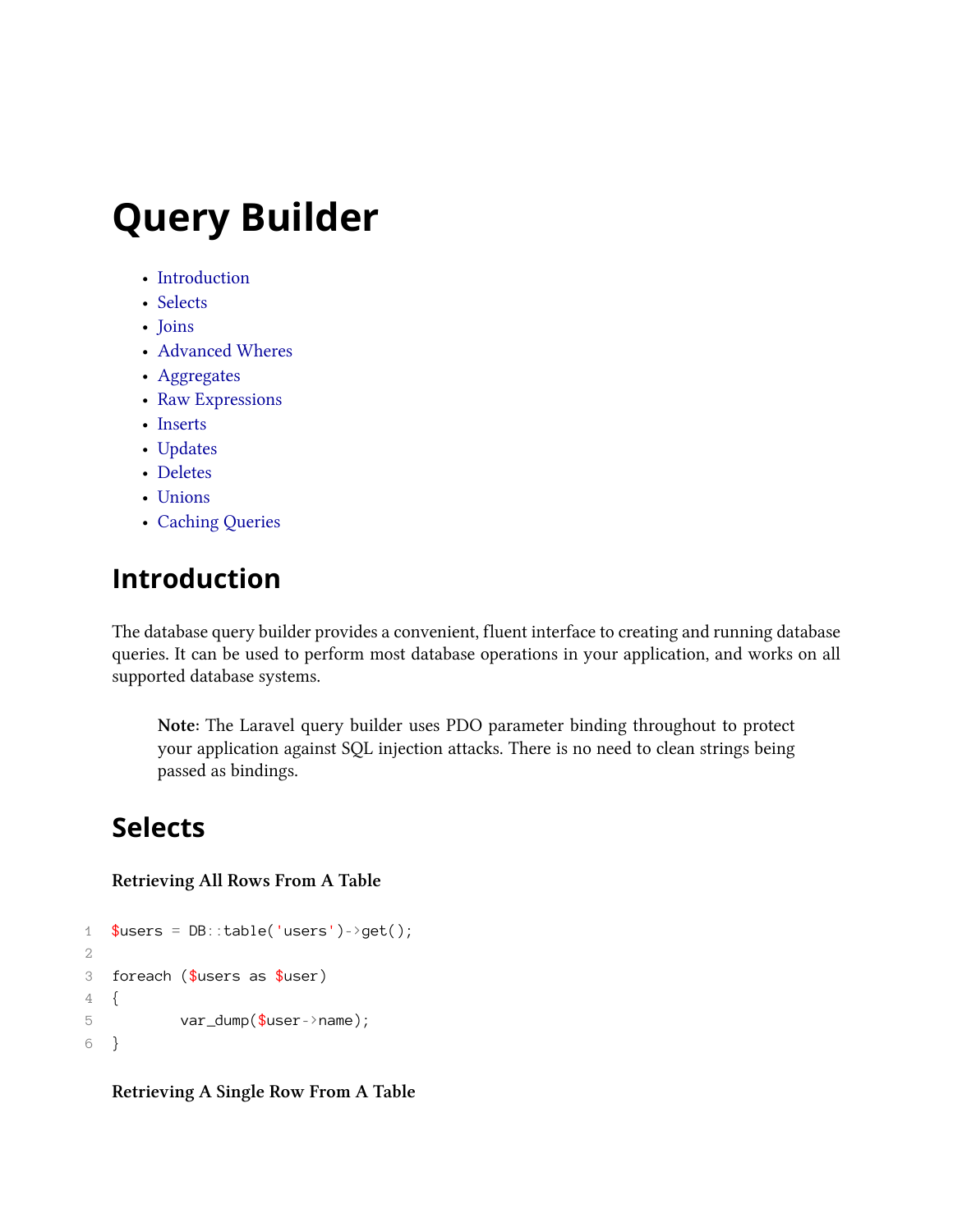# Query Builder

- Introduction
- Selects
- Joins
- Advanced Wheres
- Aggregates
- Raw Expressions
- Inserts
- Updates
- Deletes
- Unions
- Caching Queries

## Introduction

The database query builder provides a convenient, fluent interface to creating and running database queries. It can be used to perform most database operations in your application, and works on all supported database systems.

> **Note:** The Laravel query builder uses PDO parameter binding throughout to protect your application against SQL injection attacks. There is no need to clean strings being passed as bindings.

## Selects

**Retrieving All Rows From A Table**

```
$users = DB::table('users')->get();

foreach ($users as $user)
{
        var_dump($user->name);
}
```

**Retrieving A Single Row From A Table**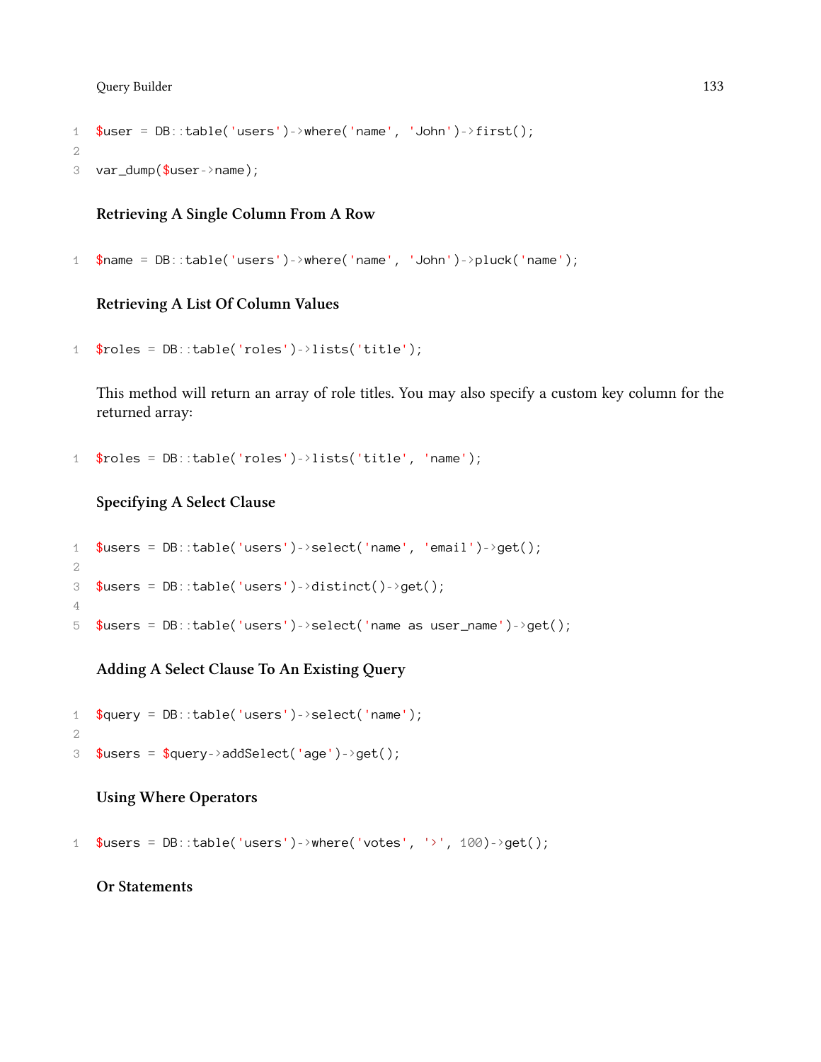```
$user = DB::table('users')->where('name', 'John')->first();

var_dump($user->name);
```

#### Retrieving A Single Column From A Row

```
$name = DB::table('users')->where('name', 'John')->pluck('name');
```

#### Retrieving A List Of Column Values

```
$roles = DB::table('roles')->lists('title');
```

This method will return an array of role titles. You may also specify a custom key column for the returned array:

```
$roles = DB::table('roles')->lists('title', 'name');
```

#### Specifying A Select Clause

```
$users = DB::table('users')->select('name', 'email')->get();

$users = DB::table('users')->distinct()->get();

$users = DB::table('users')->select('name as user_name')->get();
```

#### Adding A Select Clause To An Existing Query

```
$query = DB::table('users')->select('name');

$users = $query->addSelect('age')->get();
```

#### Using Where Operators

```
$users = DB::table('users')->where('votes', '>', 100)->get();
```

#### Or Statements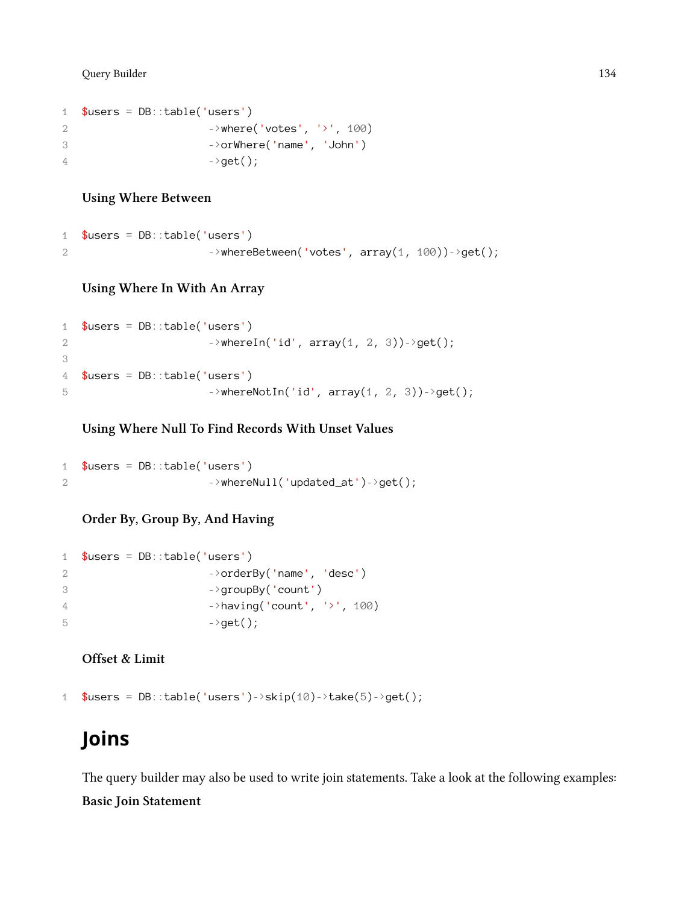```php
$users = DB::table('users')
                    ->where('votes', '>', 100)
                    ->orWhere('name', 'John')
                    ->get();
```

#### Using Where Between

```php
$users = DB::table('users')
                    ->whereBetween('votes', array(1, 100))->get();
```

#### Using Where In With An Array

```php
$users = DB::table('users')
                    ->whereIn('id', array(1, 2, 3))->get();

$users = DB::table('users')
                    ->whereNotIn('id', array(1, 2, 3))->get();
```

#### Using Where Null To Find Records With Unset Values

```php
$users = DB::table('users')
                    ->whereNull('updated_at')->get();
```

#### Order By, Group By, And Having

```php
$users = DB::table('users')
                    ->orderBy('name', 'desc')
                    ->groupBy('count')
                    ->having('count', '>', 100)
                    ->get();
```

#### Offset & Limit

```php
$users = DB::table('users')->skip(10)->take(5)->get();
```

## Joins

The query builder may also be used to write join statements. Take a look at the following examples:

**Basic Join Statement**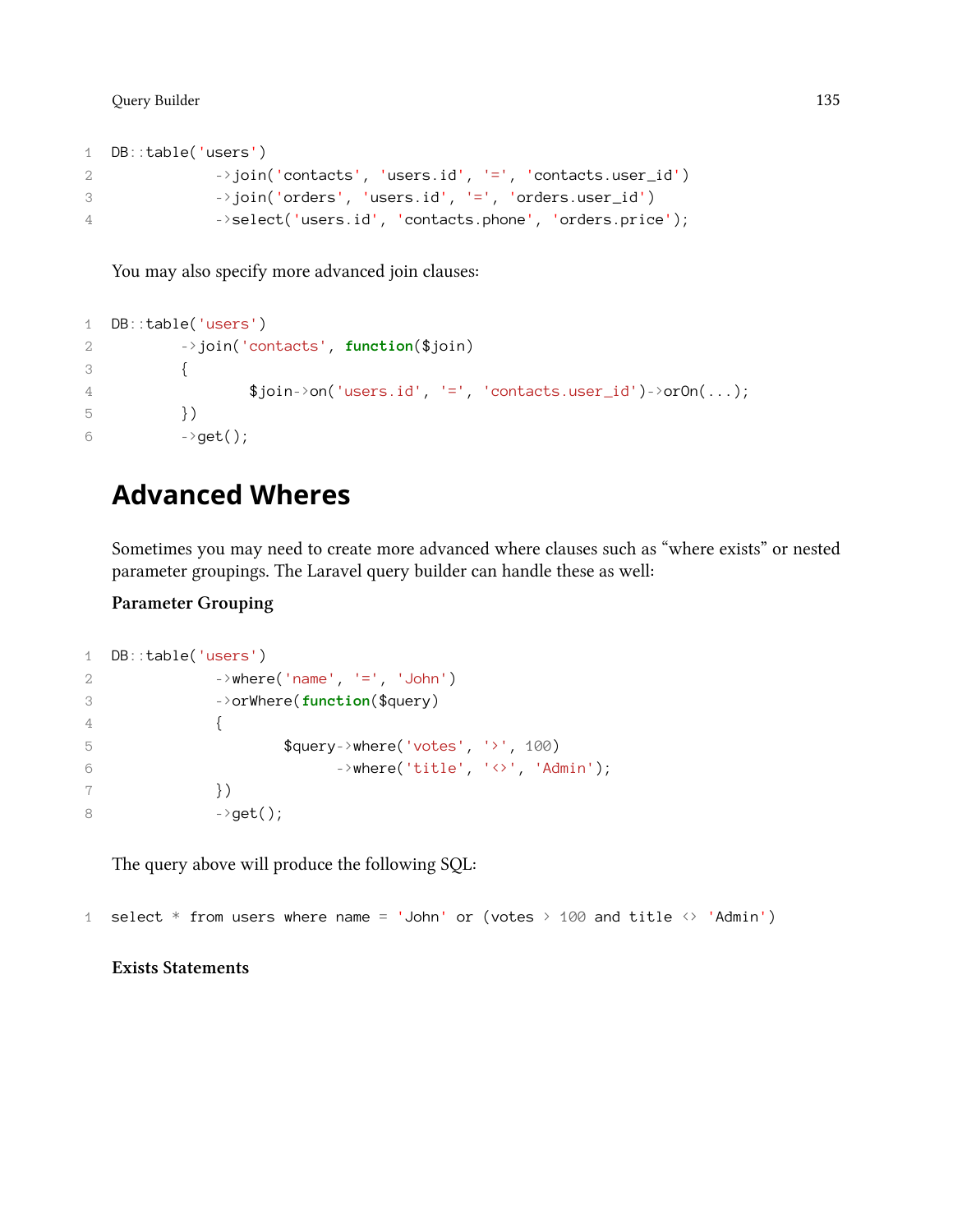```
DB::table('users')
            ->join('contacts', 'users.id', '=', 'contacts.user_id')
            ->join('orders', 'users.id', '=', 'orders.user_id')
            ->select('users.id', 'contacts.phone', 'orders.price');
```

You may also specify more advanced join clauses:

```
DB::table('users')
        ->join('contacts', function($join)
        {
                $join->on('users.id', '=', 'contacts.user_id')->orOn(...);
        })
        ->get();
```

## Advanced Wheres

Sometimes you may need to create more advanced where clauses such as "where exists" or nested parameter groupings. The Laravel query builder can handle these as well:

**Parameter Grouping**

```
DB::table('users')
            ->where('name', '=', 'John')
            ->orWhere(function($query)
            {
                    $query->where('votes', '>', 100)
                          ->where('title', '<>', 'Admin');
            })
            ->get();
```

The query above will produce the following SQL:

```
select * from users where name = 'John' or (votes > 100 and title <> 'Admin')
```

**Exists Statements**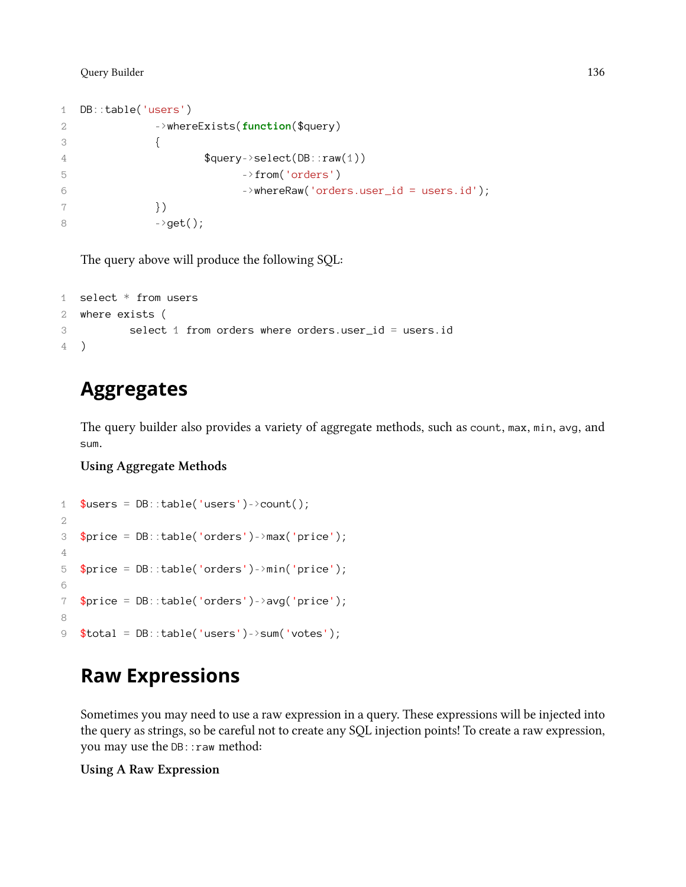```php
DB::table('users')
            ->whereExists(function($query)
            {
                    $query->select(DB::raw(1))
                          ->from('orders')
                          ->whereRaw('orders.user_id = users.id');
            })
            ->get();
```

The query above will produce the following SQL:

```sql
select * from users
where exists (
        select 1 from orders where orders.user_id = users.id
)
```

# Aggregates

The query builder also provides a variety of aggregate methods, such as `count`, `max`, `min`, `avg`, and `sum`.

**Using Aggregate Methods**

```php
$users = DB::table('users')->count();

$price = DB::table('orders')->max('price');

$price = DB::table('orders')->min('price');

$price = DB::table('orders')->avg('price');

$total = DB::table('users')->sum('votes');
```

# Raw Expressions

Sometimes you may need to use a raw expression in a query. These expressions will be injected into the query as strings, so be careful not to create any SQL injection points! To create a raw expression, you may use the `DB::raw` method:

**Using A Raw Expression**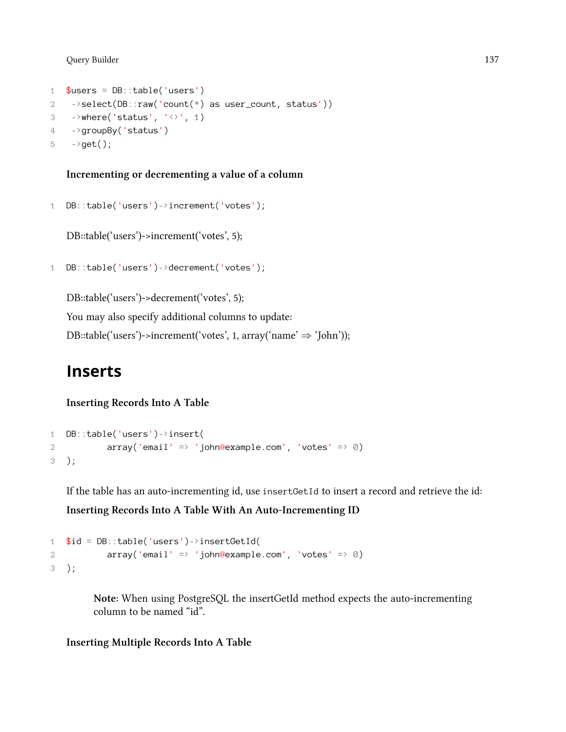```
$users = DB::table('users')
 ->select(DB::raw('count(*) as user_count, status'))
 ->where('status', '<>', 1)
 ->groupBy('status')
 ->get();
```

**Incrementing or decrementing a value of a column**

```
DB::table('users')->increment('votes');
```

DB::table('users')->increment('votes', 5);

```
DB::table('users')->decrement('votes');
```

DB::table('users')->decrement('votes', 5);

You may also specify additional columns to update:

DB::table('users')->increment('votes', 1, array('name' => 'John'));

## Inserts

**Inserting Records Into A Table**

```
DB::table('users')->insert(
       array('email' => 'john@example.com', 'votes' => 0)
);
```

If the table has an auto-incrementing id, use `insertGetId` to insert a record and retrieve the id:

**Inserting Records Into A Table With An Auto-Incrementing ID**

```
$id = DB::table('users')->insertGetId(
       array('email' => 'john@example.com', 'votes' => 0)
);
```

> **Note:** When using PostgreSQL the insertGetId method expects the auto-incrementing column to be named "id".

**Inserting Multiple Records Into A Table**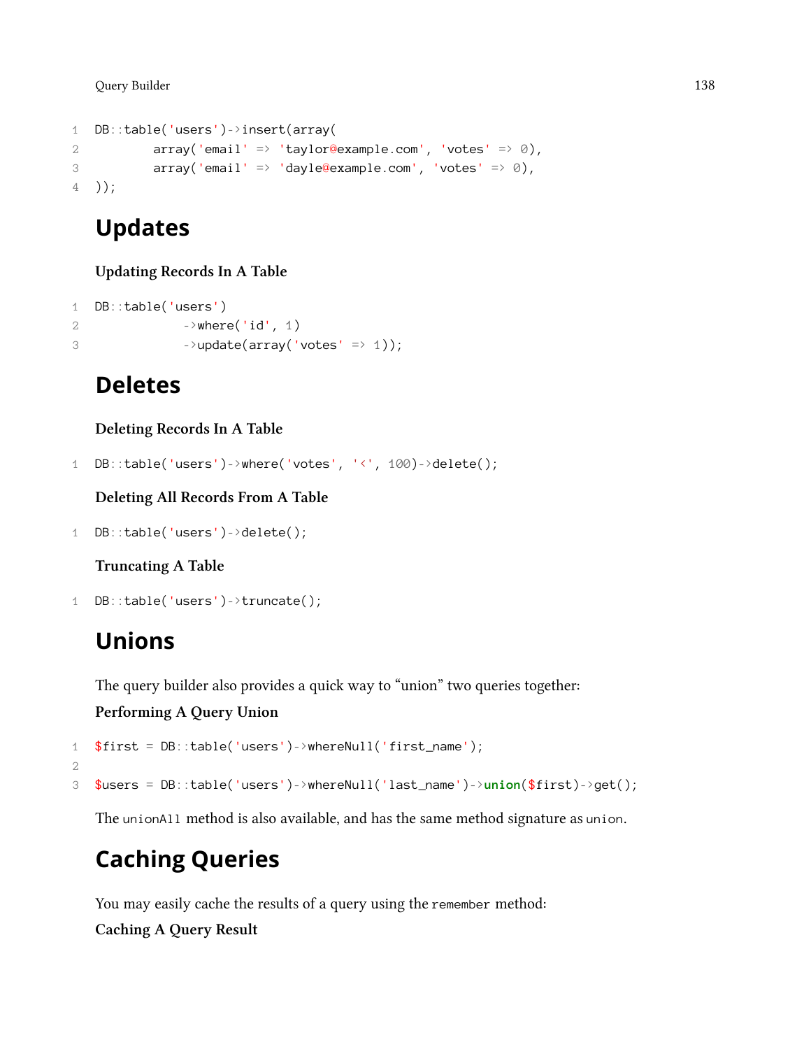```php
DB::table('users')->insert(array(
       array('email' => 'taylor@example.com', 'votes' => 0),
       array('email' => 'dayle@example.com', 'votes' => 0),
));
```

## Updates

#### Updating Records In A Table

```php
DB::table('users')
          ->where('id', 1)
          ->update(array('votes' => 1));
```

## Deletes

#### Deleting Records In A Table

```php
DB::table('users')->where('votes', '<', 100)->delete();
```

#### Deleting All Records From A Table

```php
DB::table('users')->delete();
```

#### Truncating A Table

```php
DB::table('users')->truncate();
```

## Unions

The query builder also provides a quick way to "union" two queries together:

#### Performing A Query Union

```php
$first = DB::table('users')->whereNull('first_name');

$users = DB::table('users')->whereNull('last_name')->union($first)->get();
```

The `unionAll` method is also available, and has the same method signature as `union`.

## Caching Queries

You may easily cache the results of a query using the `remember` method:

#### Caching A Query Result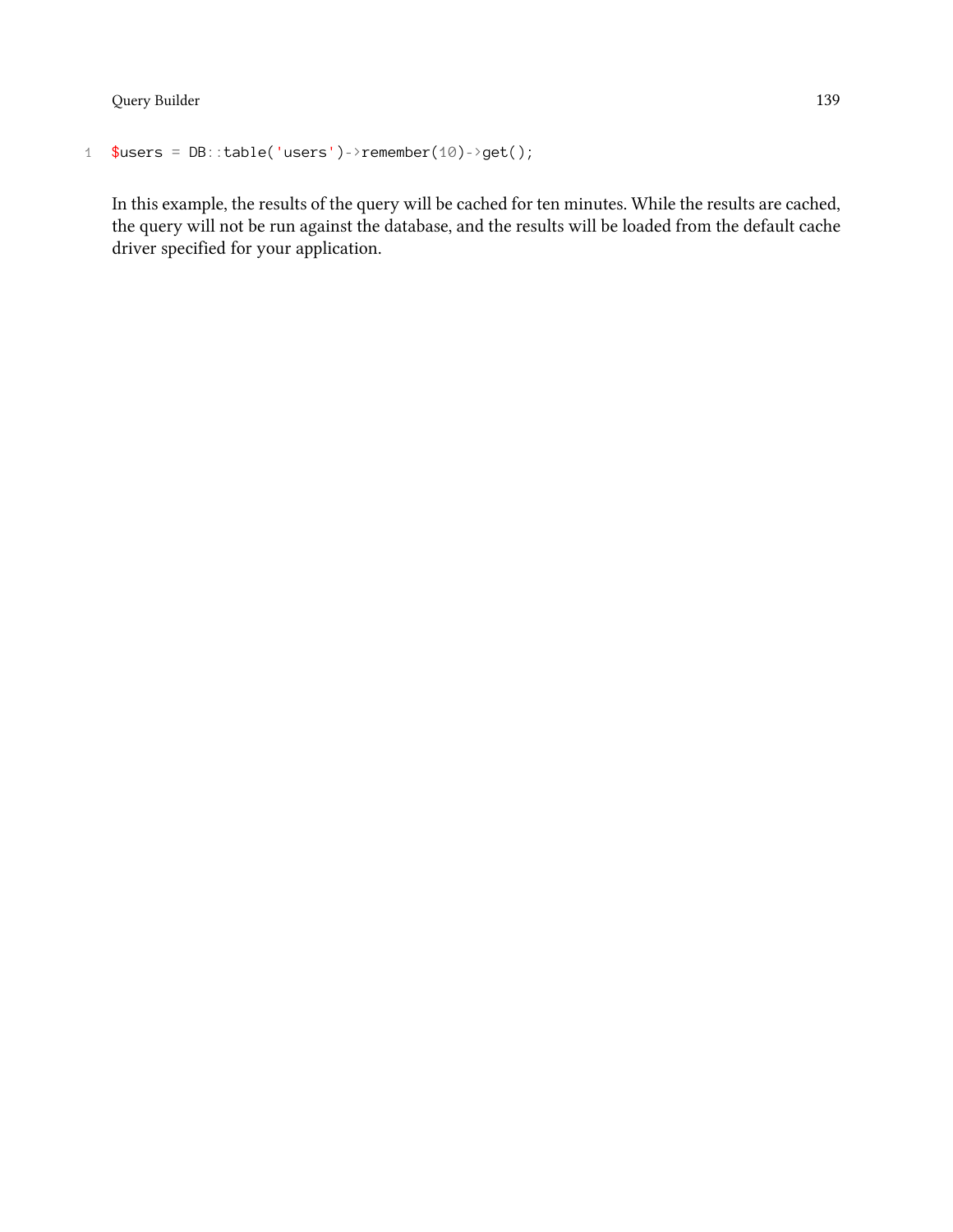```
$users = DB::table('users')->remember(10)->get();
```

In this example, the results of the query will be cached for ten minutes. While the results are cached, the query will not be run against the database, and the results will be loaded from the default cache driver specified for your application.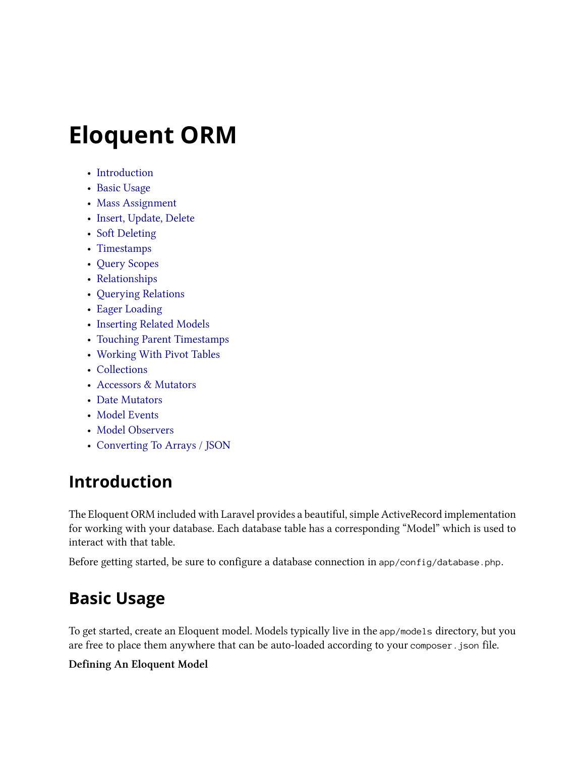# Eloquent ORM

- Introduction
- Basic Usage
- Mass Assignment
- Insert, Update, Delete
- Soft Deleting
- Timestamps
- Query Scopes
- Relationships
- Querying Relations
- Eager Loading
- Inserting Related Models
- Touching Parent Timestamps
- Working With Pivot Tables
- Collections
- Accessors & Mutators
- Date Mutators
- Model Events
- Model Observers
- Converting To Arrays / JSON

## Introduction

The Eloquent ORM included with Laravel provides a beautiful, simple ActiveRecord implementation for working with your database. Each database table has a corresponding "Model" which is used to interact with that table.

Before getting started, be sure to configure a database connection in `app/config/database.php`.

## Basic Usage

To get started, create an Eloquent model. Models typically live in the `app/models` directory, but you are free to place them anywhere that can be auto-loaded according to your `composer.json` file.

**Defining An Eloquent Model**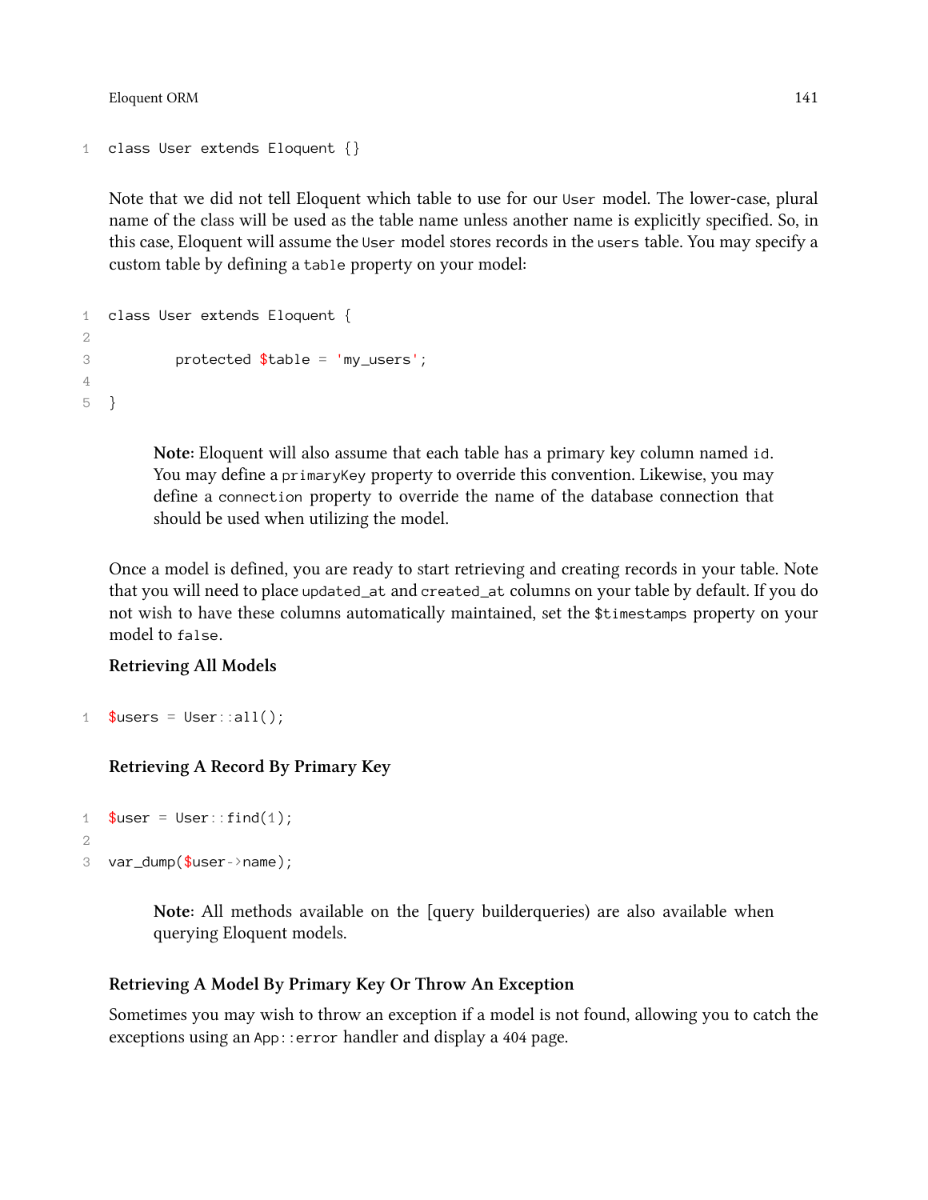```
class User extends Eloquent {}
```

Note that we did not tell Eloquent which table to use for our `User` model. The lower-case, plural name of the class will be used as the table name unless another name is explicitly specified. So, in this case, Eloquent will assume the `User` model stores records in the `users` table. You may specify a custom table by defining a `table` property on your model:

```
class User extends Eloquent {

        protected $table = 'my_users';

}
```

> **Note:** Eloquent will also assume that each table has a primary key column named `id`. You may define a `primaryKey` property to override this convention. Likewise, you may define a `connection` property to override the name of the database connection that should be used when utilizing the model.

Once a model is defined, you are ready to start retrieving and creating records in your table. Note that you will need to place `updated_at` and `created_at` columns on your table by default. If you do not wish to have these columns automatically maintained, set the `$timestamps` property on your model to `false`.

**Retrieving All Models**

```
$users = User::all();
```

**Retrieving A Record By Primary Key**

```
$user = User::find(1);

var_dump($user->name);
```

> **Note:** All methods available on the [query builderqueries) are also available when querying Eloquent models.

**Retrieving A Model By Primary Key Or Throw An Exception**

Sometimes you may wish to throw an exception if a model is not found, allowing you to catch the exceptions using an `App::error` handler and display a 404 page.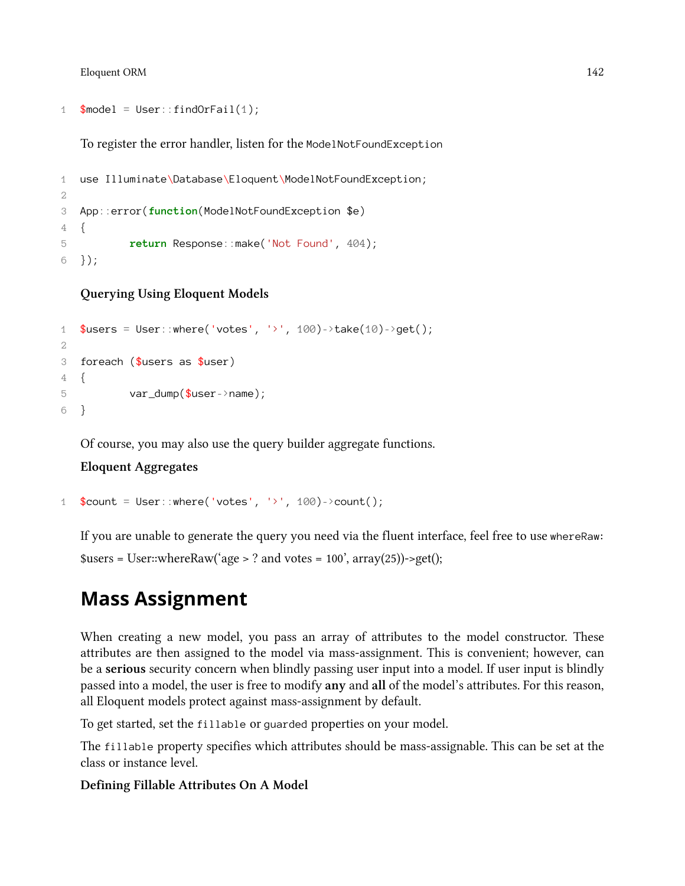```
$model = User::findOrFail(1);
```

To register the error handler, listen for the `ModelNotFoundException`

```
use Illuminate\Database\Eloquent\ModelNotFoundException;

App::error(function(ModelNotFoundException $e)
{
        return Response::make('Not Found', 404);
});
```

**Querying Using Eloquent Models**

```
$users = User::where('votes', '>', 100)->take(10)->get();

foreach ($users as $user)
{
        var_dump($user->name);
}
```

Of course, you may also use the query builder aggregate functions.

**Eloquent Aggregates**

```
$count = User::where('votes', '>', 100)->count();
```

If you are unable to generate the query you need via the fluent interface, feel free to use `whereRaw`:

$users = User::whereRaw('age > ? and votes = 100', array(25))->get();

## Mass Assignment

When creating a new model, you pass an array of attributes to the model constructor. These attributes are then assigned to the model via mass-assignment. This is convenient; however, can be a **serious** security concern when blindly passing user input into a model. If user input is blindly passed into a model, the user is free to modify **any** and **all** of the model's attributes. For this reason, all Eloquent models protect against mass-assignment by default.

To get started, set the `fillable` or `guarded` properties on your model.

The `fillable` property specifies which attributes should be mass-assignable. This can be set at the class or instance level.

**Defining Fillable Attributes On A Model**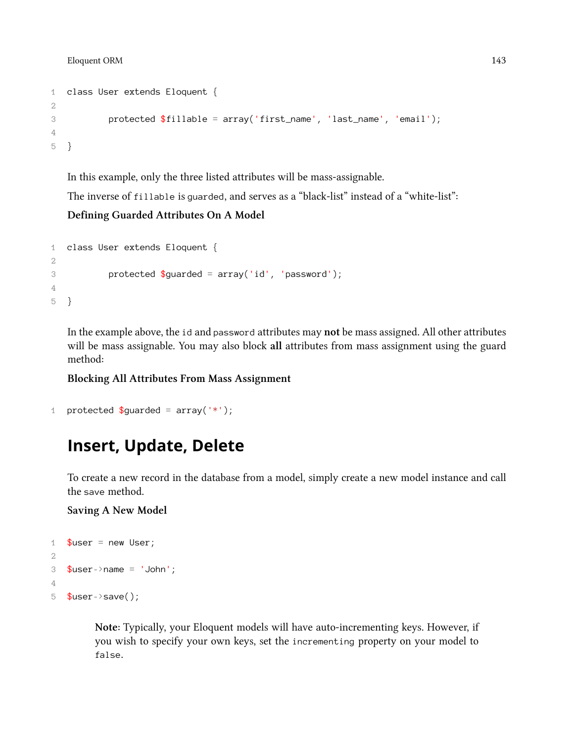```php
class User extends Eloquent {

	protected $fillable = array('first_name', 'last_name', 'email');

}
```

In this example, only the three listed attributes will be mass-assignable.

The inverse of `fillable` is `guarded`, and serves as a "black-list" instead of a "white-list":

**Defining Guarded Attributes On A Model**

```php
class User extends Eloquent {

	protected $guarded = array('id', 'password');

}
```

In the example above, the `id` and `password` attributes may **not** be mass assigned. All other attributes will be mass assignable. You may also block **all** attributes from mass assignment using the guard method:

**Blocking All Attributes From Mass Assignment**

```php
protected $guarded = array('*');
```

## Insert, Update, Delete

To create a new record in the database from a model, simply create a new model instance and call the `save` method.

**Saving A New Model**

```php
$user = new User;

$user->name = 'John';

$user->save();
```

> **Note:** Typically, your Eloquent models will have auto-incrementing keys. However, if you wish to specify your own keys, set the `incrementing` property on your model to `false`.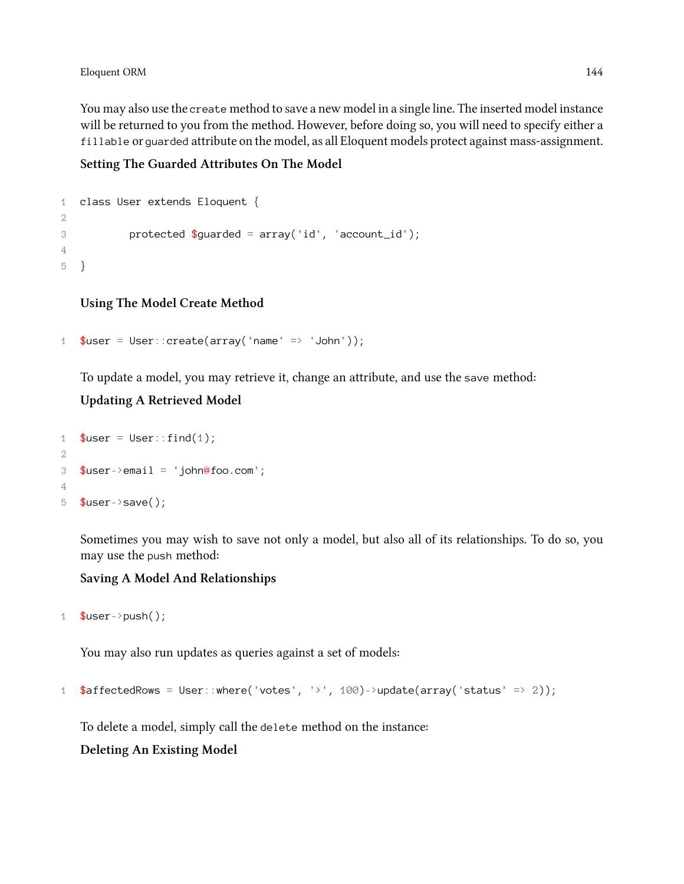You may also use the `create` method to save a new model in a single line. The inserted model instance will be returned to you from the method. However, before doing so, you will need to specify either a `fillable` or `guarded` attribute on the model, as all Eloquent models protect against mass-assignment.

**Setting The Guarded Attributes On The Model**

```
class User extends Eloquent {

        protected $guarded = array('id', 'account_id');

}
```

**Using The Model Create Method**

```
$user = User::create(array('name' => 'John'));
```

To update a model, you may retrieve it, change an attribute, and use the `save` method:

**Updating A Retrieved Model**

```
$user = User::find(1);

$user->email = 'john@foo.com';

$user->save();
```

Sometimes you may wish to save not only a model, but also all of its relationships. To do so, you may use the `push` method:

**Saving A Model And Relationships**

```
$user->push();
```

You may also run updates as queries against a set of models:

```
$affectedRows = User::where('votes', '>', 100)->update(array('status' => 2));
```

To delete a model, simply call the `delete` method on the instance:

**Deleting An Existing Model**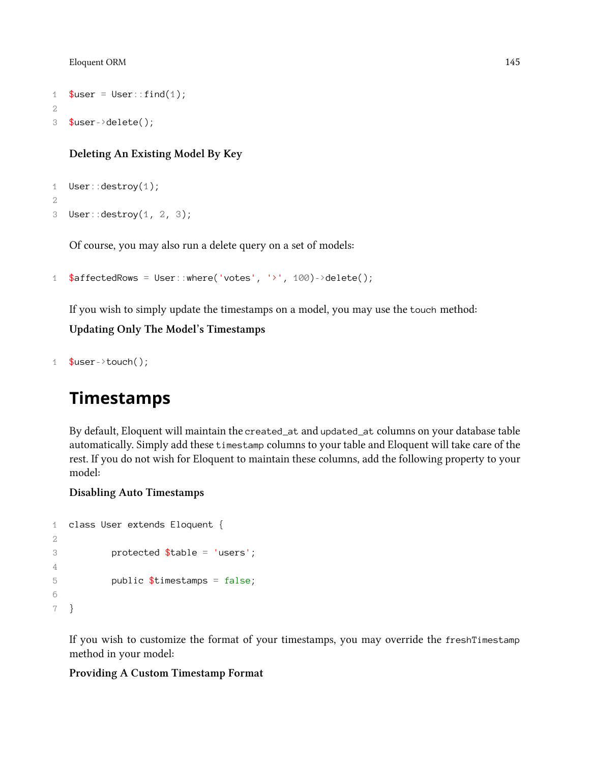```
$user = User::find(1);

$user->delete();
```

**Deleting An Existing Model By Key**

```
User::destroy(1);

User::destroy(1, 2, 3);
```

Of course, you may also run a delete query on a set of models:

```
$affectedRows = User::where('votes', '>', 100)->delete();
```

If you wish to simply update the timestamps on a model, you may use the `touch` method:

**Updating Only The Model's Timestamps**

```
$user->touch();
```

# Timestamps

By default, Eloquent will maintain the `created_at` and `updated_at` columns on your database table automatically. Simply add these `timestamp` columns to your table and Eloquent will take care of the rest. If you do not wish for Eloquent to maintain these columns, add the following property to your model:

**Disabling Auto Timestamps**

```
class User extends Eloquent {

        protected $table = 'users';

        public $timestamps = false;

}
```

If you wish to customize the format of your timestamps, you may override the `freshTimestamp` method in your model:

**Providing A Custom Timestamp Format**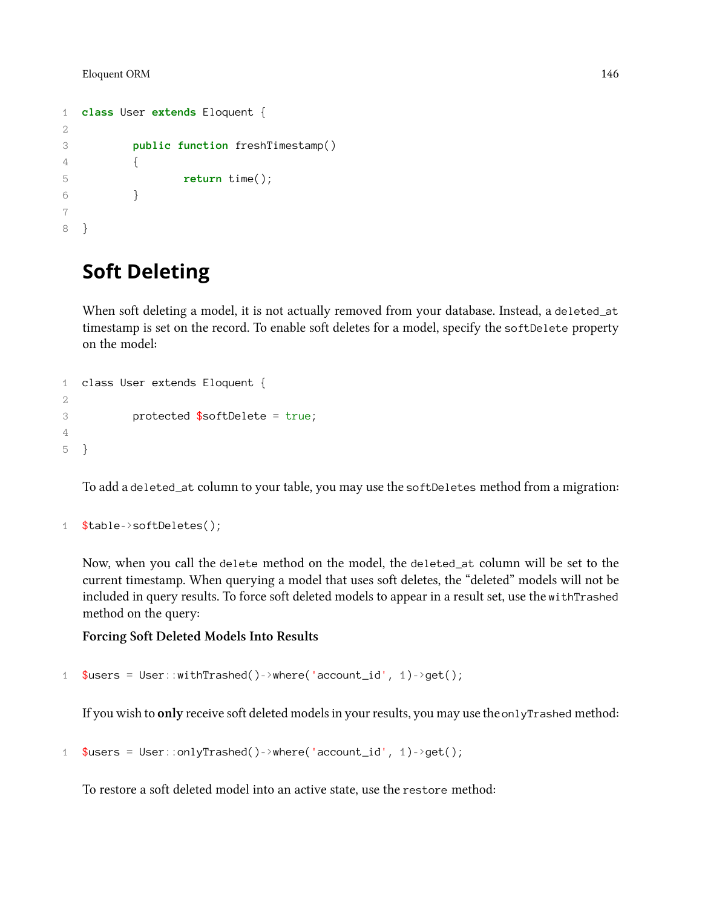```php
class User extends Eloquent {

	public function freshTimestamp()
	{
		return time();
	}

}
```

## Soft Deleting

When soft deleting a model, it is not actually removed from your database. Instead, a `deleted_at` timestamp is set on the record. To enable soft deletes for a model, specify the `softDelete` property on the model:

```php
class User extends Eloquent {

	protected $softDelete = true;

}
```

To add a `deleted_at` column to your table, you may use the `softDeletes` method from a migration:

```php
$table->softDeletes();
```

Now, when you call the `delete` method on the model, the `deleted_at` column will be set to the current timestamp. When querying a model that uses soft deletes, the "deleted" models will not be included in query results. To force soft deleted models to appear in a result set, use the `withTrashed` method on the query:

**Forcing Soft Deleted Models Into Results**

```php
$users = User::withTrashed()->where('account_id', 1)->get();
```

If you wish to **only** receive soft deleted models in your results, you may use the `onlyTrashed` method:

```php
$users = User::onlyTrashed()->where('account_id', 1)->get();
```

To restore a soft deleted model into an active state, use the `restore` method: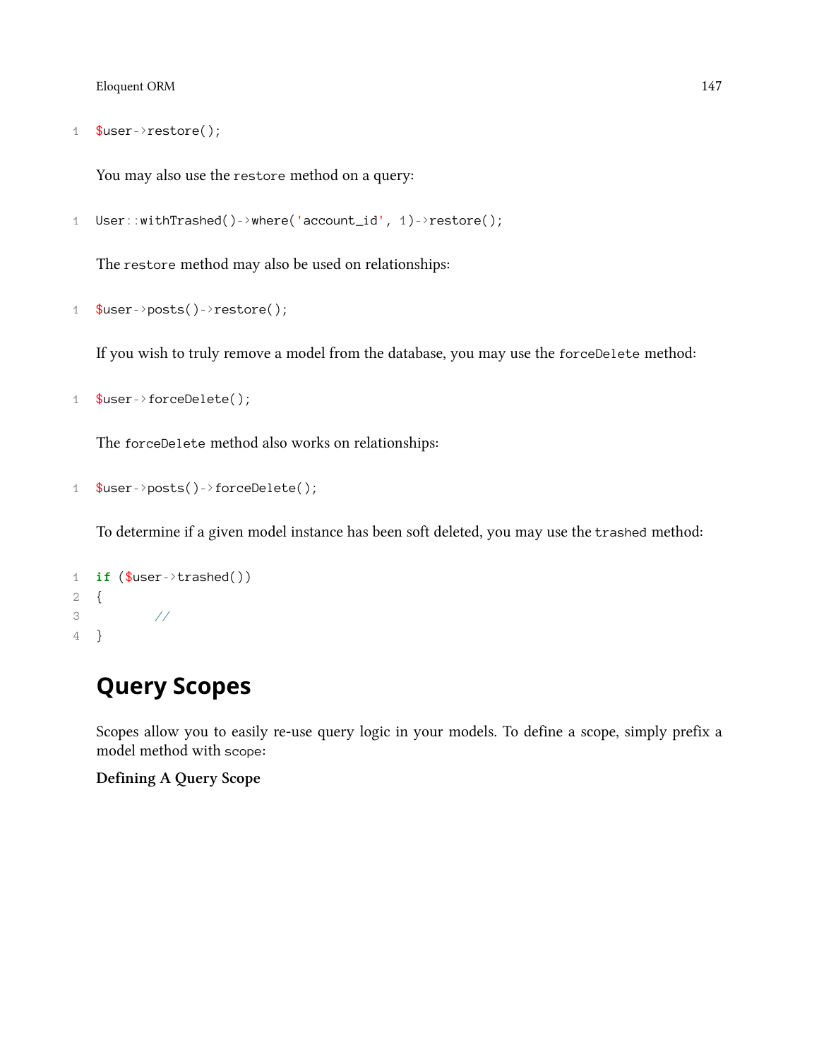```php
$user->restore();
```

You may also use the `restore` method on a query:

```php
User::withTrashed()->where('account_id', 1)->restore();
```

The `restore` method may also be used on relationships:

```php
$user->posts()->restore();
```

If you wish to truly remove a model from the database, you may use the `forceDelete` method:

```php
$user->forceDelete();
```

The `forceDelete` method also works on relationships:

```php
$user->posts()->forceDelete();
```

To determine if a given model instance has been soft deleted, you may use the `trashed` method:

```php
if ($user->trashed())
{
        //
}
```

## Query Scopes

Scopes allow you to easily re-use query logic in your models. To define a scope, simply prefix a model method with `scope`:

**Defining A Query Scope**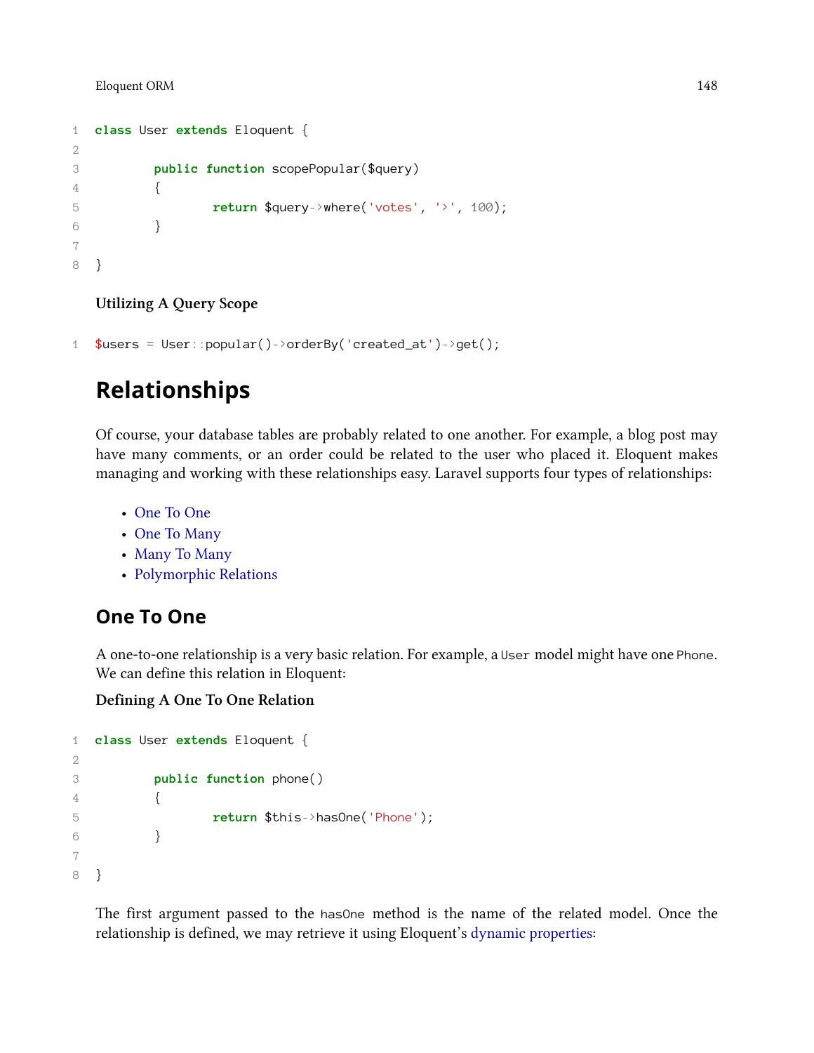```php
class User extends Eloquent {

	public function scopePopular($query)
	{
		return $query->where('votes', '>', 100);
	}

}
```

**Utilizing A Query Scope**

```php
$users = User::popular()->orderBy('created_at')->get();
```

## Relationships

Of course, your database tables are probably related to one another. For example, a blog post may have many comments, or an order could be related to the user who placed it. Eloquent makes managing and working with these relationships easy. Laravel supports four types of relationships:

- One To One
- One To Many
- Many To Many
- Polymorphic Relations

### One To One

A one-to-one relationship is a very basic relation. For example, a `User` model might have one `Phone`. We can define this relation in Eloquent:

**Defining A One To One Relation**

```php
class User extends Eloquent {

	public function phone()
	{
		return $this->hasOne('Phone');
	}

}
```

The first argument passed to the `hasOne` method is the name of the related model. Once the relationship is defined, we may retrieve it using Eloquent's dynamic properties: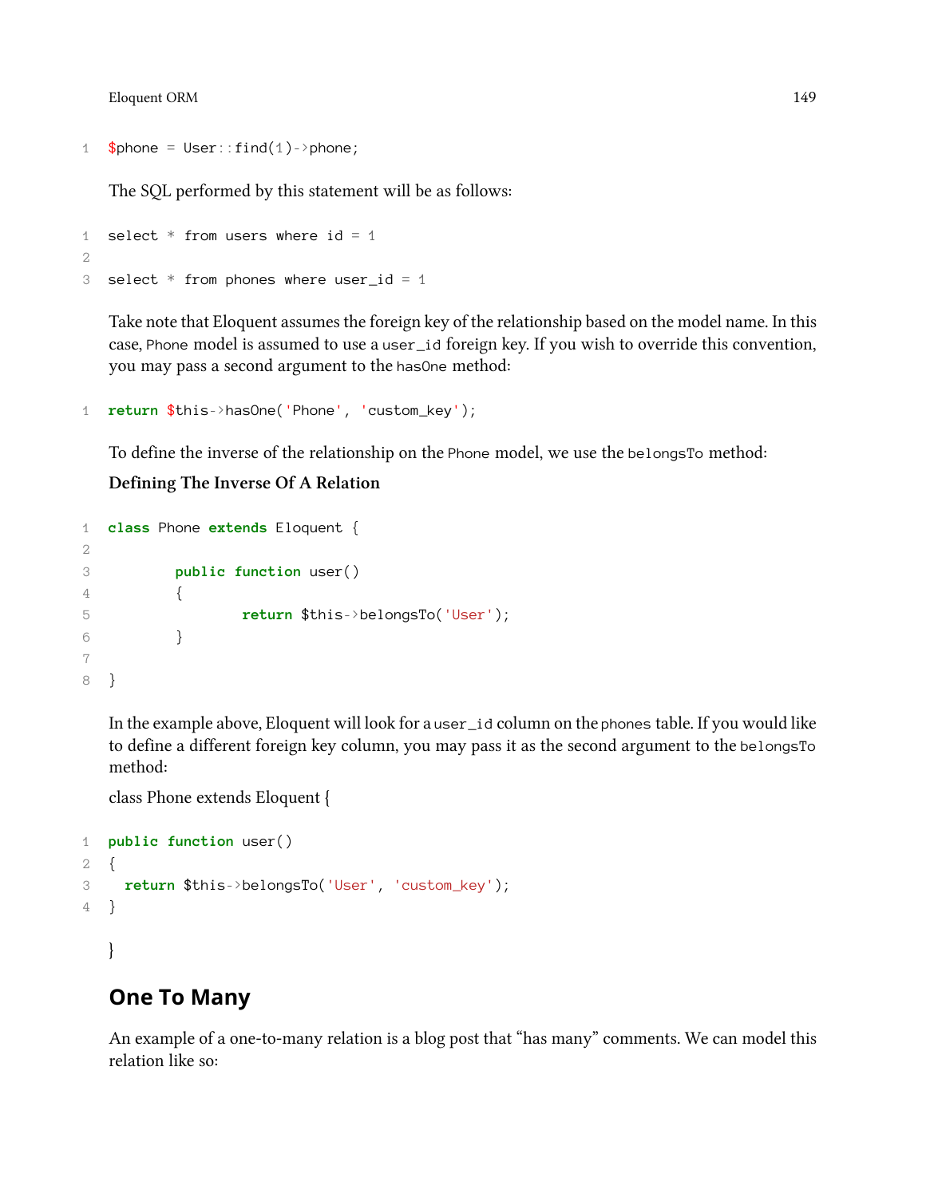```php
$phone = User::find(1)->phone;
```

The SQL performed by this statement will be as follows:

```sql
select * from users where id = 1

select * from phones where user_id = 1
```

Take note that Eloquent assumes the foreign key of the relationship based on the model name. In this case, `Phone` model is assumed to use a `user_id` foreign key. If you wish to override this convention, you may pass a second argument to the `hasOne` method:

```php
return $this->hasOne('Phone', 'custom_key');
```

To define the inverse of the relationship on the `Phone` model, we use the `belongsTo` method:

**Defining The Inverse Of A Relation**

```php
class Phone extends Eloquent {

	public function user()
	{
		return $this->belongsTo('User');
	}

}
```

In the example above, Eloquent will look for a `user_id` column on the `phones` table. If you would like to define a different foreign key column, you may pass it as the second argument to the `belongsTo` method:

class Phone extends Eloquent {

```php
public function user()
{
  return $this->belongsTo('User', 'custom_key');
}
```

}

## One To Many

An example of a one-to-many relation is a blog post that "has many" comments. We can model this relation like so: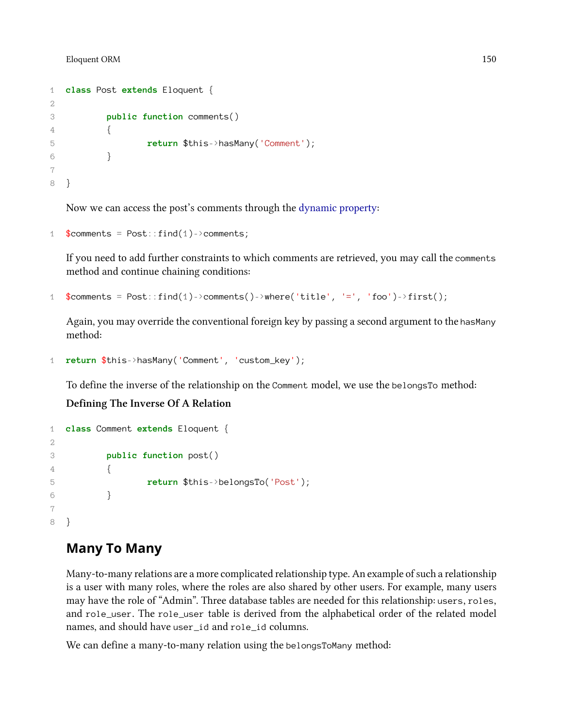```php
class Post extends Eloquent {

	public function comments()
	{
		return $this->hasMany('Comment');
	}

}
```

Now we can access the post's comments through the dynamic property:

```php
$comments = Post::find(1)->comments;
```

If you need to add further constraints to which comments are retrieved, you may call the `comments` method and continue chaining conditions:

```php
$comments = Post::find(1)->comments()->where('title', '=', 'foo')->first();
```

Again, you may override the conventional foreign key by passing a second argument to the `hasMany` method:

```php
return $this->hasMany('Comment', 'custom_key');
```

To define the inverse of the relationship on the `Comment` model, we use the `belongsTo` method:

**Defining The Inverse Of A Relation**

```php
class Comment extends Eloquent {

	public function post()
	{
		return $this->belongsTo('Post');
	}

}
```

## Many To Many

Many-to-many relations are a more complicated relationship type. An example of such a relationship is a user with many roles, where the roles are also shared by other users. For example, many users may have the role of "Admin". Three database tables are needed for this relationship: `users`, `roles`, and `role_user`. The `role_user` table is derived from the alphabetical order of the related model names, and should have `user_id` and `role_id` columns.

We can define a many-to-many relation using the `belongsToMany` method: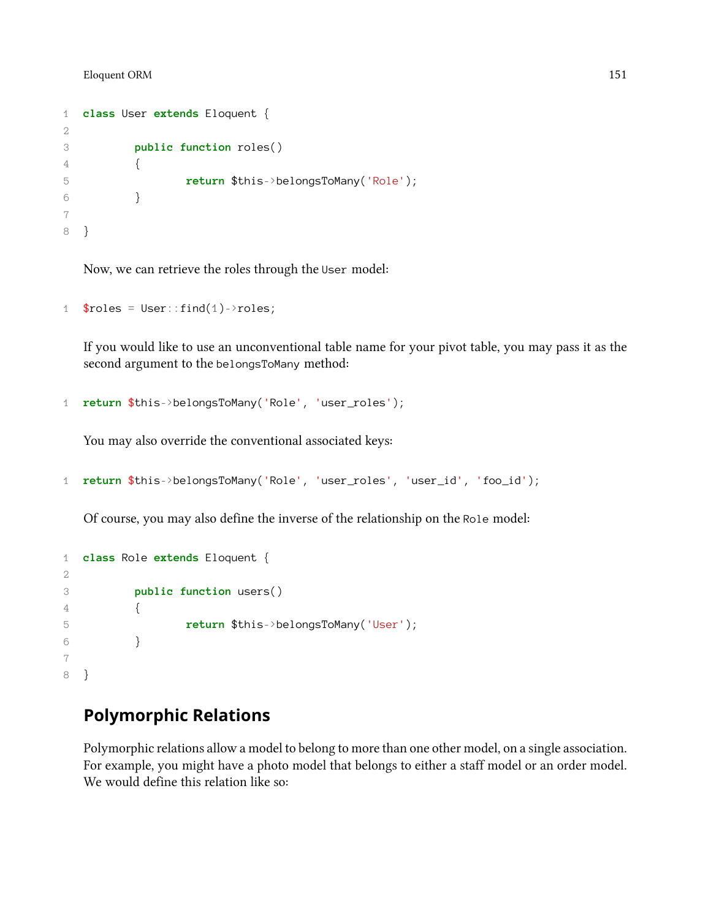```
class User extends Eloquent {

        public function roles()
        {
                return $this->belongsToMany('Role');
        }

}
```

Now, we can retrieve the roles through the `User` model:

```
$roles = User::find(1)->roles;
```

If you would like to use an unconventional table name for your pivot table, you may pass it as the second argument to the `belongsToMany` method:

```
return $this->belongsToMany('Role', 'user_roles');
```

You may also override the conventional associated keys:

```
return $this->belongsToMany('Role', 'user_roles', 'user_id', 'foo_id');
```

Of course, you may also define the inverse of the relationship on the `Role` model:

```
class Role extends Eloquent {

        public function users()
        {
                return $this->belongsToMany('User');
        }

}
```

## Polymorphic Relations

Polymorphic relations allow a model to belong to more than one other model, on a single association. For example, you might have a photo model that belongs to either a staff model or an order model. We would define this relation like so: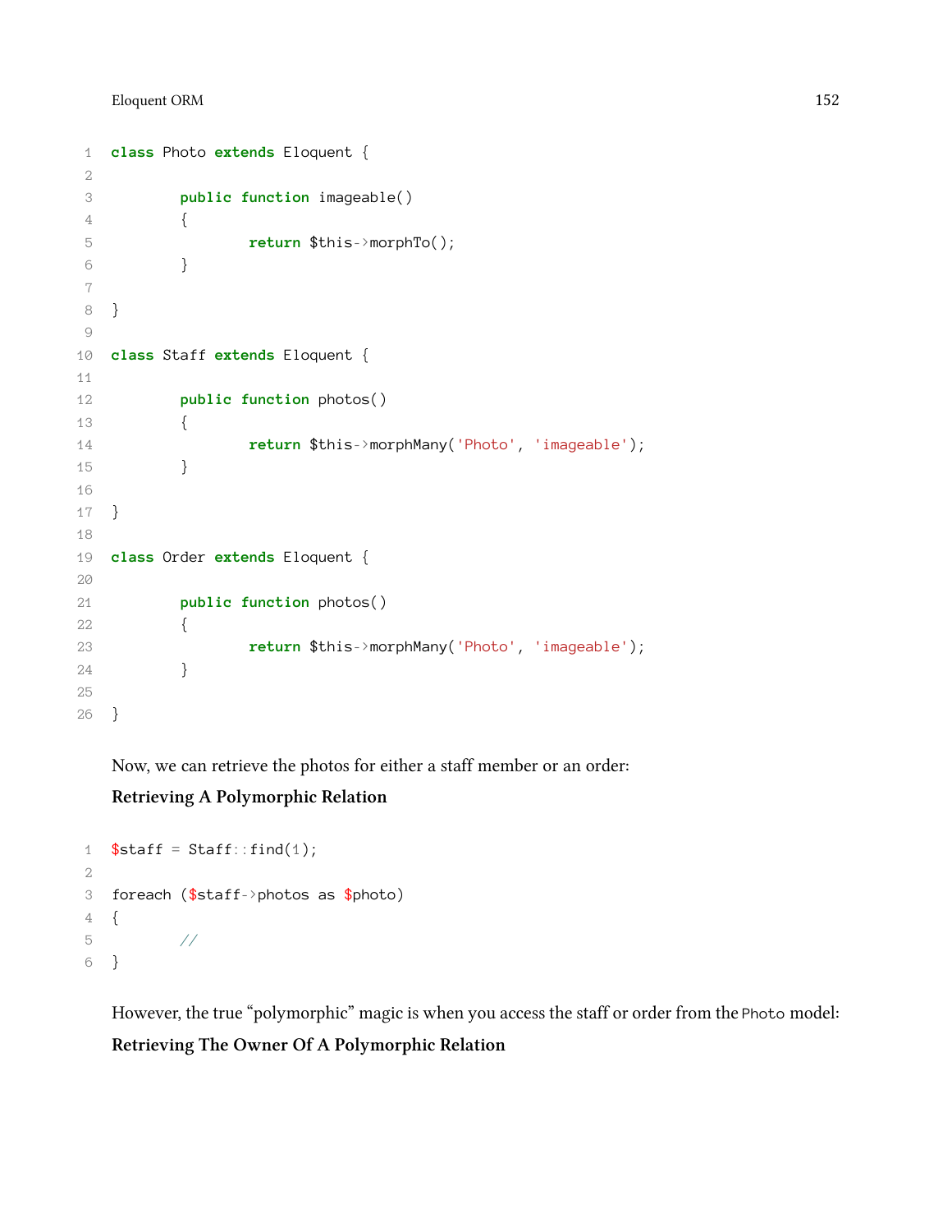```php
class Photo extends Eloquent {

	public function imageable()
	{
		return $this->morphTo();
	}

}

class Staff extends Eloquent {

	public function photos()
	{
		return $this->morphMany('Photo', 'imageable');
	}

}

class Order extends Eloquent {

	public function photos()
	{
		return $this->morphMany('Photo', 'imageable');
	}

}
```

Now, we can retrieve the photos for either a staff member or an order:

**Retrieving A Polymorphic Relation**

```php
$staff = Staff::find(1);

foreach ($staff->photos as $photo)
{
	//
}
```

However, the true "polymorphic" magic is when you access the staff or order from the `Photo` model:

**Retrieving The Owner Of A Polymorphic Relation**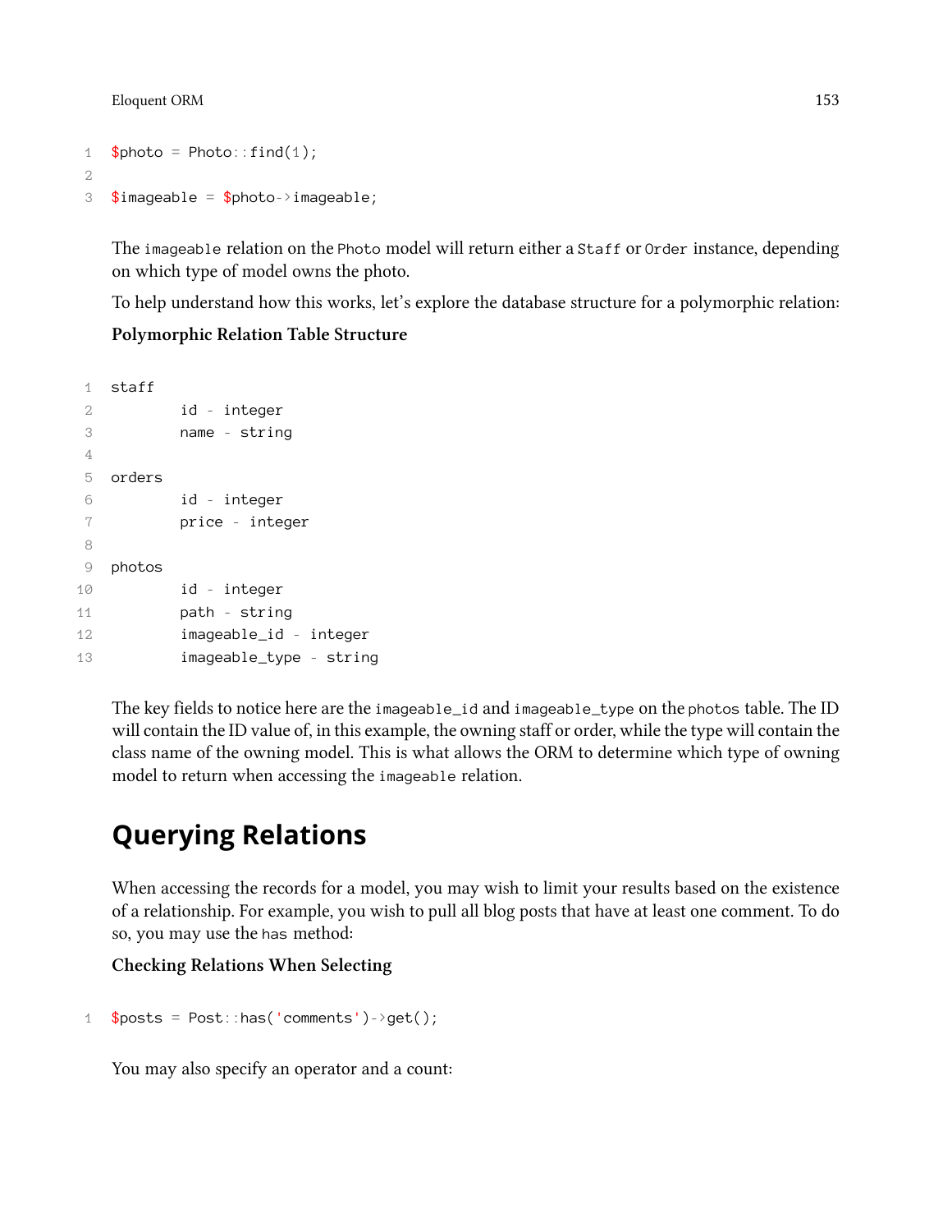```php
$photo = Photo::find(1);

$imageable = $photo->imageable;
```

The `imageable` relation on the `Photo` model will return either a `Staff` or `Order` instance, depending on which type of model owns the photo.

To help understand how this works, let's explore the database structure for a polymorphic relation:

**Polymorphic Relation Table Structure**

```
staff
	id - integer
	name - string

orders
	id - integer
	price - integer

photos
	id - integer
	path - string
	imageable_id - integer
	imageable_type - string
```

The key fields to notice here are the `imageable_id` and `imageable_type` on the `photos` table. The ID will contain the ID value of, in this example, the owning staff or order, while the type will contain the class name of the owning model. This is what allows the ORM to determine which type of owning model to return when accessing the `imageable` relation.

## Querying Relations

When accessing the records for a model, you may wish to limit your results based on the existence of a relationship. For example, you wish to pull all blog posts that have at least one comment. To do so, you may use the `has` method:

**Checking Relations When Selecting**

```php
$posts = Post::has('comments')->get();
```

You may also specify an operator and a count: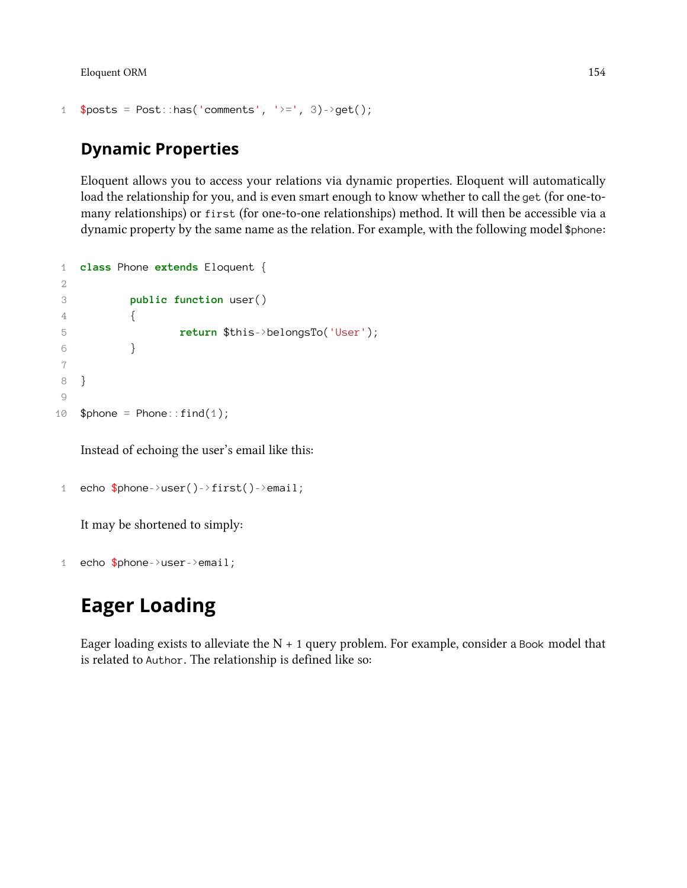```php
$posts = Post::has('comments', '>=', 3)->get();
```

### Dynamic Properties

Eloquent allows you to access your relations via dynamic properties. Eloquent will automatically load the relationship for you, and is even smart enough to know whether to call the `get` (for one-to-many relationships) or `first` (for one-to-one relationships) method. It will then be accessible via a dynamic property by the same name as the relation. For example, with the following model `$phone`:

```php
class Phone extends Eloquent {

	public function user()
	{
		return $this->belongsTo('User');
	}

}

$phone = Phone::find(1);
```

Instead of echoing the user's email like this:

```php
echo $phone->user()->first()->email;
```

It may be shortened to simply:

```php
echo $phone->user->email;
```

## Eager Loading

Eager loading exists to alleviate the N + 1 query problem. For example, consider a `Book` model that is related to `Author`. The relationship is defined like so: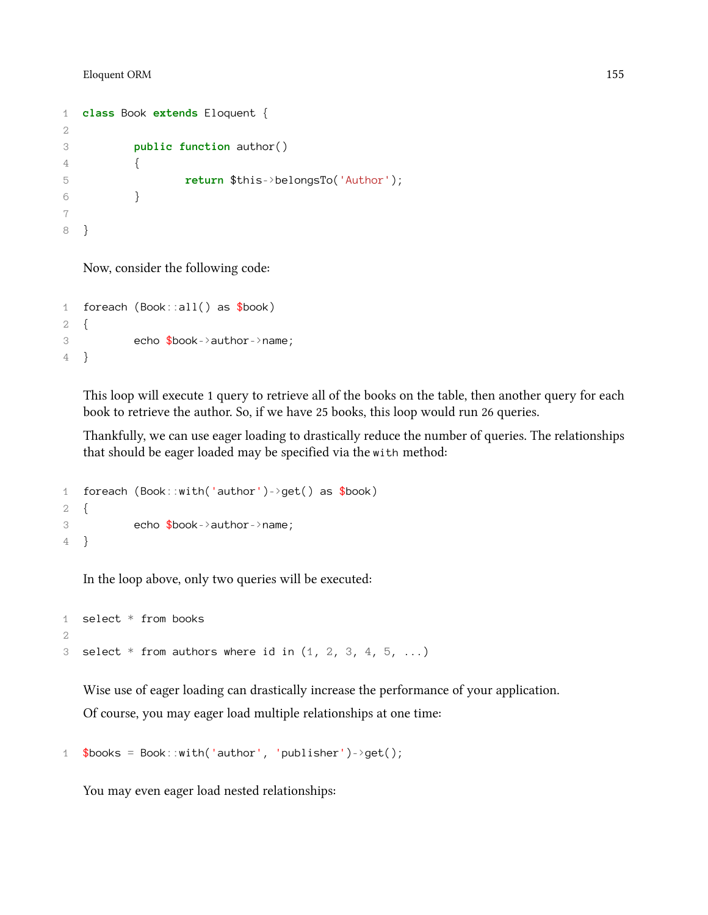```php
class Book extends Eloquent {

	public function author()
	{
		return $this->belongsTo('Author');
	}

}
```

Now, consider the following code:

```php
foreach (Book::all() as $book)
{
	echo $book->author->name;
}
```

This loop will execute 1 query to retrieve all of the books on the table, then another query for each book to retrieve the author. So, if we have 25 books, this loop would run 26 queries.

Thankfully, we can use eager loading to drastically reduce the number of queries. The relationships that should be eager loaded may be specified via the `with` method:

```php
foreach (Book::with('author')->get() as $book)
{
	echo $book->author->name;
}
```

In the loop above, only two queries will be executed:

```sql
select * from books

select * from authors where id in (1, 2, 3, 4, 5, ...)
```

Wise use of eager loading can drastically increase the performance of your application.

Of course, you may eager load multiple relationships at one time:

```php
$books = Book::with('author', 'publisher')->get();
```

You may even eager load nested relationships: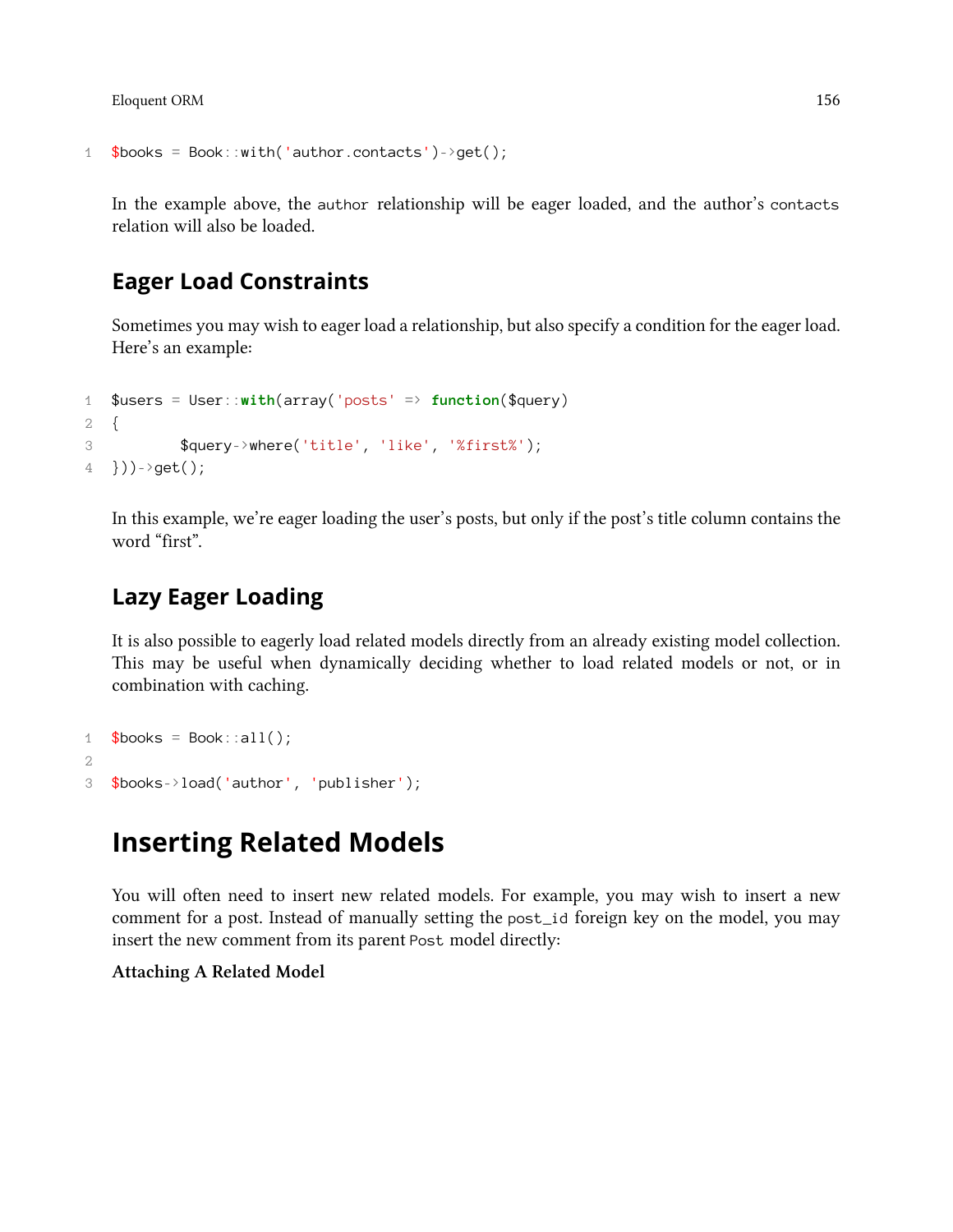```php
$books = Book::with('author.contacts')->get();
```

In the example above, the `author` relationship will be eager loaded, and the author's `contacts` relation will also be loaded.

### Eager Load Constraints

Sometimes you may wish to eager load a relationship, but also specify a condition for the eager load. Here's an example:

```php
$users = User::with(array('posts' => function($query)
{
        $query->where('title', 'like', '%first%');
}))->get();
```

In this example, we're eager loading the user's posts, but only if the post's title column contains the word "first".

### Lazy Eager Loading

It is also possible to eagerly load related models directly from an already existing model collection. This may be useful when dynamically deciding whether to load related models or not, or in combination with caching.

```php
$books = Book::all();

$books->load('author', 'publisher');
```

## Inserting Related Models

You will often need to insert new related models. For example, you may wish to insert a new comment for a post. Instead of manually setting the `post_id` foreign key on the model, you may insert the new comment from its parent `Post` model directly:

**Attaching A Related Model**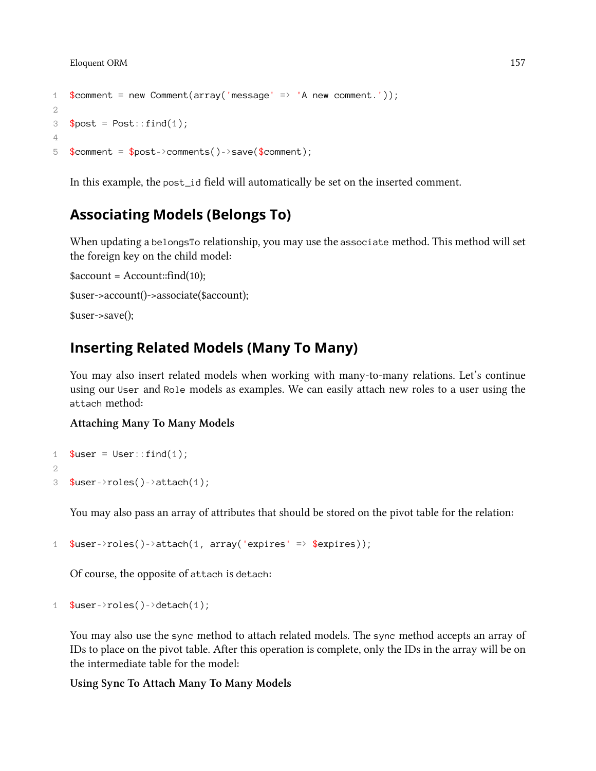```php
$comment = new Comment(array('message' => 'A new comment.'));

$post = Post::find(1);

$comment = $post->comments()->save($comment);
```

In this example, the `post_id` field will automatically be set on the inserted comment.

## Associating Models (Belongs To)

When updating a `belongsTo` relationship, you may use the `associate` method. This method will set the foreign key on the child model:

$account = Account::find(10);

$user->account()->associate($account);

$user->save();

## Inserting Related Models (Many To Many)

You may also insert related models when working with many-to-many relations. Let's continue using our `User` and `Role` models as examples. We can easily attach new roles to a user using the `attach` method:

**Attaching Many To Many Models**

```php
$user = User::find(1);

$user->roles()->attach(1);
```

You may also pass an array of attributes that should be stored on the pivot table for the relation:

```php
$user->roles()->attach(1, array('expires' => $expires));
```

Of course, the opposite of `attach` is `detach`:

```php
$user->roles()->detach(1);
```

You may also use the `sync` method to attach related models. The `sync` method accepts an array of IDs to place on the pivot table. After this operation is complete, only the IDs in the array will be on the intermediate table for the model:

**Using Sync To Attach Many To Many Models**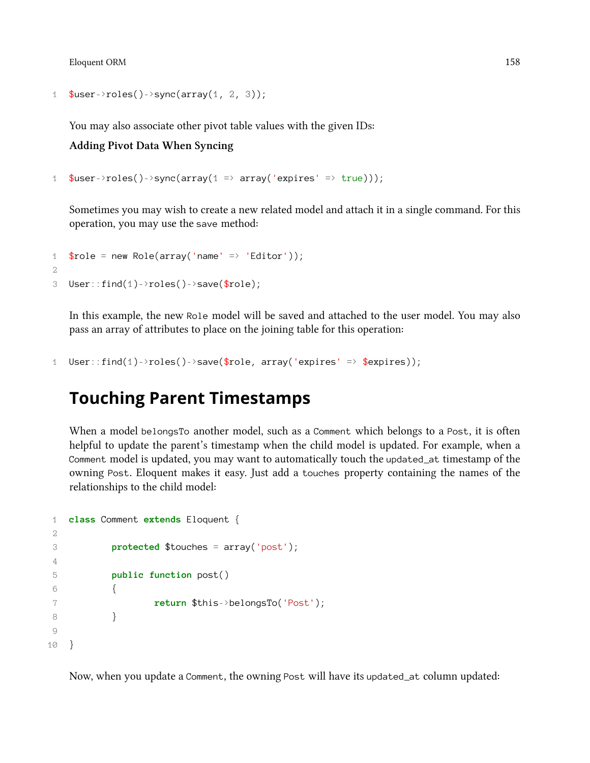```php
$user->roles()->sync(array(1, 2, 3));
```

You may also associate other pivot table values with the given IDs:

**Adding Pivot Data When Syncing**

```php
$user->roles()->sync(array(1 => array('expires' => true)));
```

Sometimes you may wish to create a new related model and attach it in a single command. For this operation, you may use the `save` method:

```php
$role = new Role(array('name' => 'Editor'));

User::find(1)->roles()->save($role);
```

In this example, the new `Role` model will be saved and attached to the user model. You may also pass an array of attributes to place on the joining table for this operation:

```php
User::find(1)->roles()->save($role, array('expires' => $expires));
```

# Touching Parent Timestamps

When a model `belongsTo` another model, such as a `Comment` which belongs to a `Post`, it is often helpful to update the parent's timestamp when the child model is updated. For example, when a `Comment` model is updated, you may want to automatically touch the `updated_at` timestamp of the owning `Post`. Eloquent makes it easy. Just add a `touches` property containing the names of the relationships to the child model:

```php
class Comment extends Eloquent {

        protected $touches = array('post');

        public function post()
        {
                return $this->belongsTo('Post');
        }

}
```

Now, when you update a `Comment`, the owning `Post` will have its `updated_at` column updated: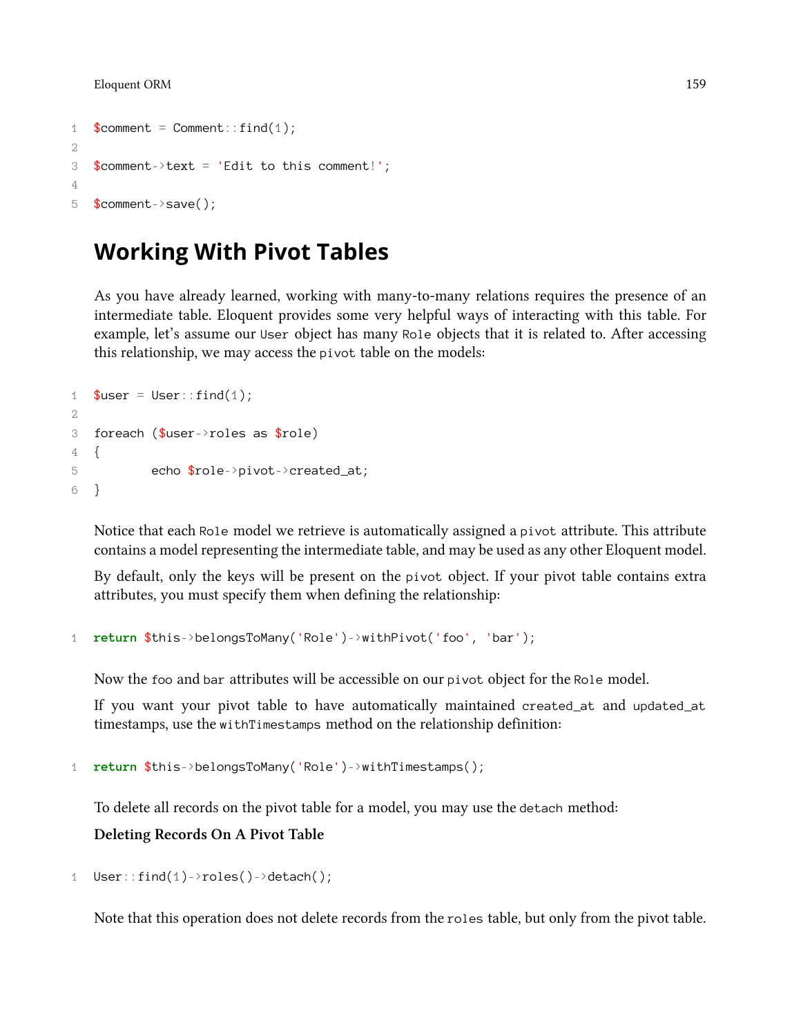```php
$comment = Comment::find(1);

$comment->text = 'Edit to this comment!';

$comment->save();
```

## Working With Pivot Tables

As you have already learned, working with many-to-many relations requires the presence of an intermediate table. Eloquent provides some very helpful ways of interacting with this table. For example, let's assume our `User` object has many `Role` objects that it is related to. After accessing this relationship, we may access the `pivot` table on the models:

```php
$user = User::find(1);

foreach ($user->roles as $role)
{
        echo $role->pivot->created_at;
}
```

Notice that each `Role` model we retrieve is automatically assigned a `pivot` attribute. This attribute contains a model representing the intermediate table, and may be used as any other Eloquent model.

By default, only the keys will be present on the `pivot` object. If your pivot table contains extra attributes, you must specify them when defining the relationship:

```php
return $this->belongsToMany('Role')->withPivot('foo', 'bar');
```

Now the `foo` and `bar` attributes will be accessible on our `pivot` object for the `Role` model.

If you want your pivot table to have automatically maintained `created_at` and `updated_at` timestamps, use the `withTimestamps` method on the relationship definition:

```php
return $this->belongsToMany('Role')->withTimestamps();
```

To delete all records on the pivot table for a model, you may use the `detach` method:

**Deleting Records On A Pivot Table**

```php
User::find(1)->roles()->detach();
```

Note that this operation does not delete records from the `roles` table, but only from the pivot table.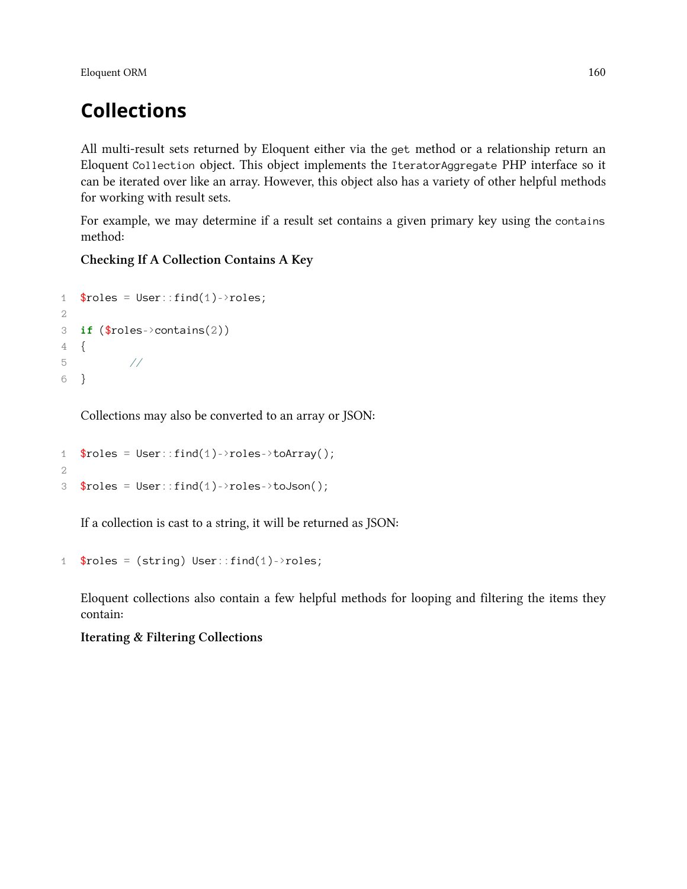## Collections

All multi-result sets returned by Eloquent either via the `get` method or a relationship return an Eloquent `Collection` object. This object implements the `IteratorAggregate` PHP interface so it can be iterated over like an array. However, this object also has a variety of other helpful methods for working with result sets.

For example, we may determine if a result set contains a given primary key using the `contains` method:

**Checking If A Collection Contains A Key**

```
$roles = User::find(1)->roles;

if ($roles->contains(2))
{
	//
}
```

Collections may also be converted to an array or JSON:

```
$roles = User::find(1)->roles->toArray();

$roles = User::find(1)->roles->toJson();
```

If a collection is cast to a string, it will be returned as JSON:

```
$roles = (string) User::find(1)->roles;
```

Eloquent collections also contain a few helpful methods for looping and filtering the items they contain:

**Iterating & Filtering Collections**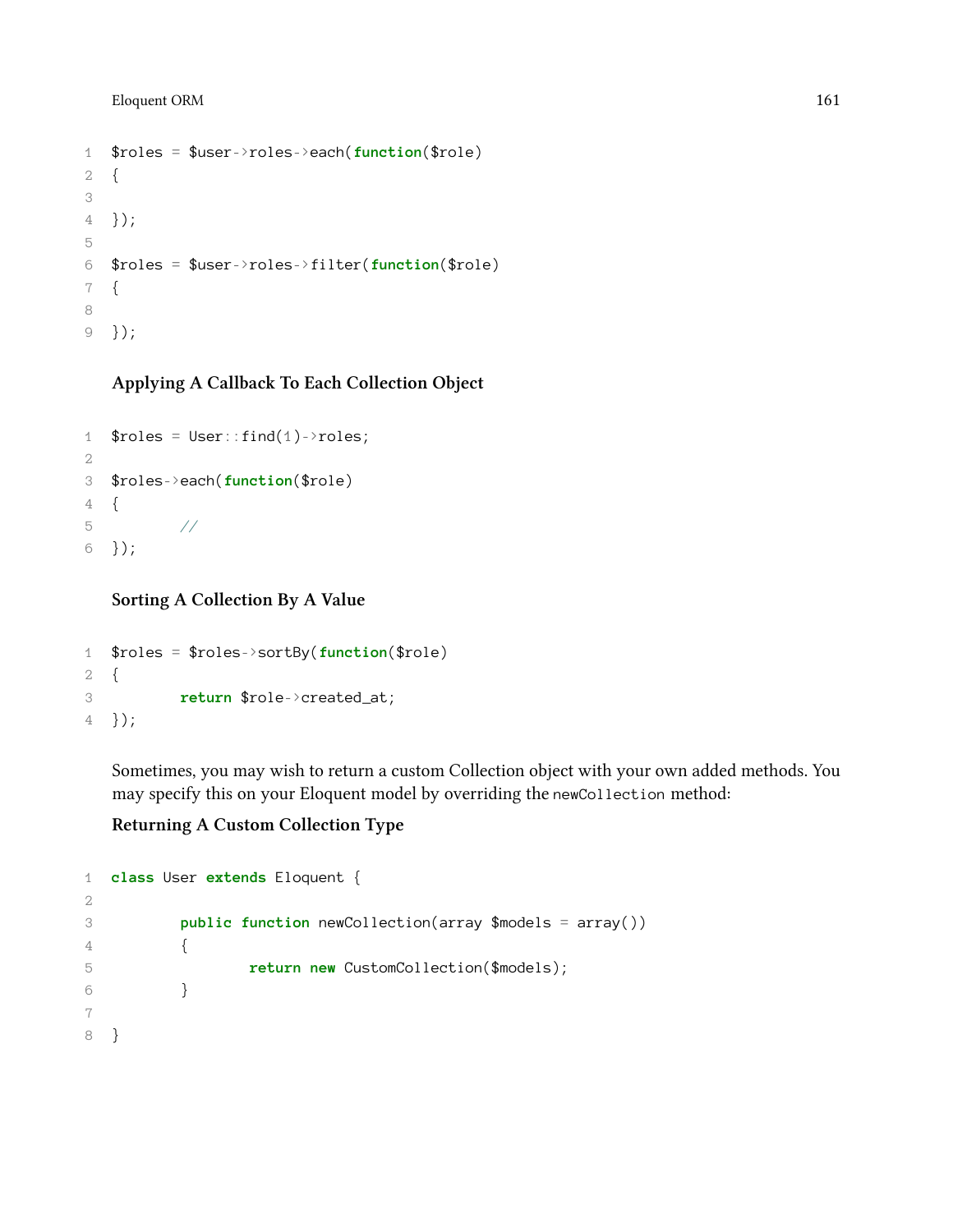```
$roles = $user->roles->each(function($role)
{

});

$roles = $user->roles->filter(function($role)
{

});
```

#### Applying A Callback To Each Collection Object

```
$roles = User::find(1)->roles;

$roles->each(function($role)
{
        //
});
```

#### Sorting A Collection By A Value

```
$roles = $roles->sortBy(function($role)
{
        return $role->created_at;
});
```

Sometimes, you may wish to return a custom Collection object with your own added methods. You may specify this on your Eloquent model by overriding the `newCollection` method:

#### Returning A Custom Collection Type

```
class User extends Eloquent {

        public function newCollection(array $models = array())
        {
                return new CustomCollection($models);
        }

}
```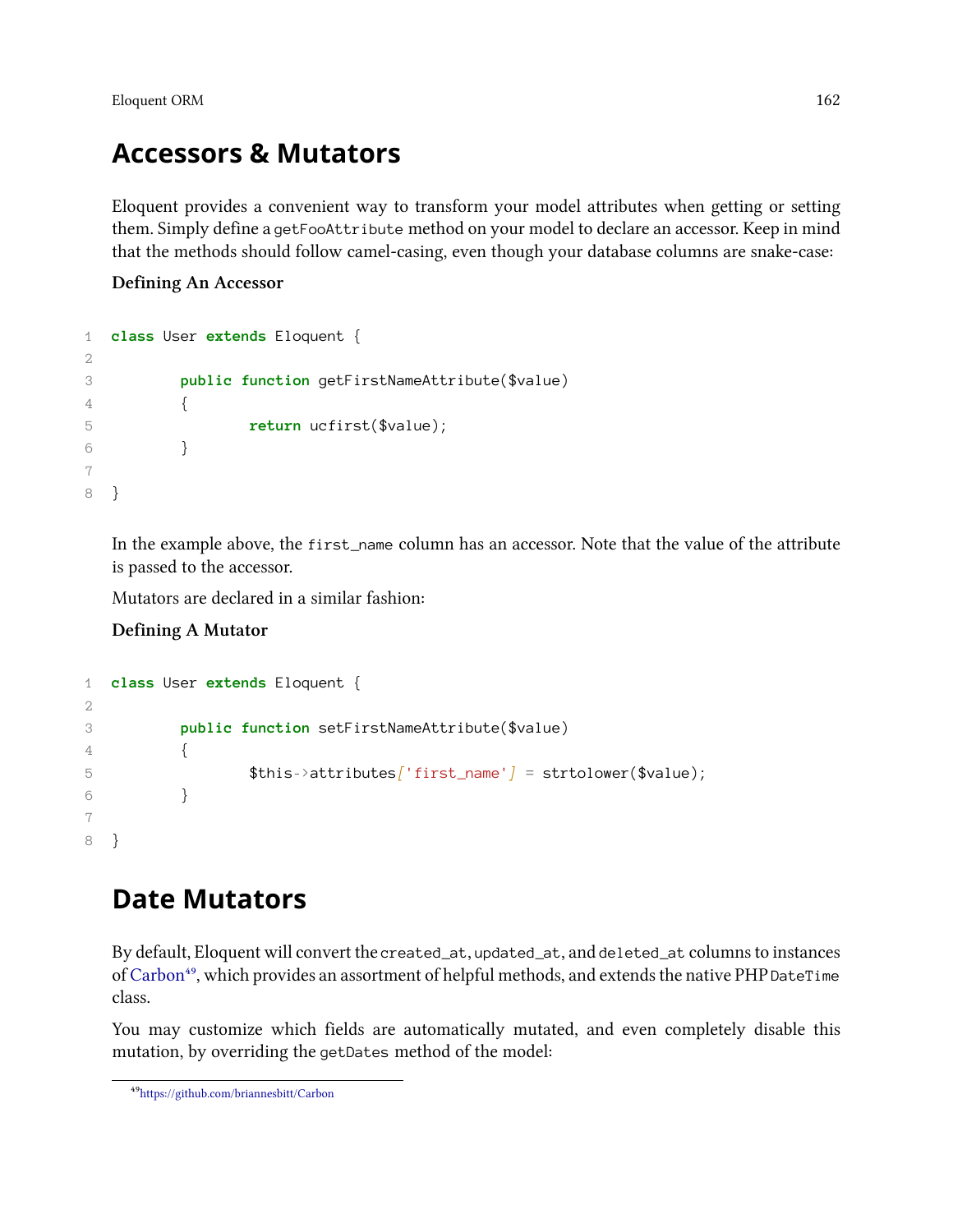## Accessors & Mutators

Eloquent provides a convenient way to transform your model attributes when getting or setting them. Simply define a `getFooAttribute` method on your model to declare an accessor. Keep in mind that the methods should follow camel-casing, even though your database columns are snake-case:

**Defining An Accessor**

```
class User extends Eloquent {

	public function getFirstNameAttribute($value)
	{
		return ucfirst($value);
	}

}
```

In the example above, the `first_name` column has an accessor. Note that the value of the attribute is passed to the accessor.

Mutators are declared in a similar fashion:

**Defining A Mutator**

```
class User extends Eloquent {

	public function setFirstNameAttribute($value)
	{
		$this->attributes['first_name'] = strtolower($value);
	}

}
```

## Date Mutators

By default, Eloquent will convert the `created_at`, `updated_at`, and `deleted_at` columns to instances of Carbon[49], which provides an assortment of helpful methods, and extends the native PHP `DateTime` class.

You may customize which fields are automatically mutated, and even completely disable this mutation, by overriding the `getDates` method of the model:

[49] https://github.com/briannesbitt/Carbon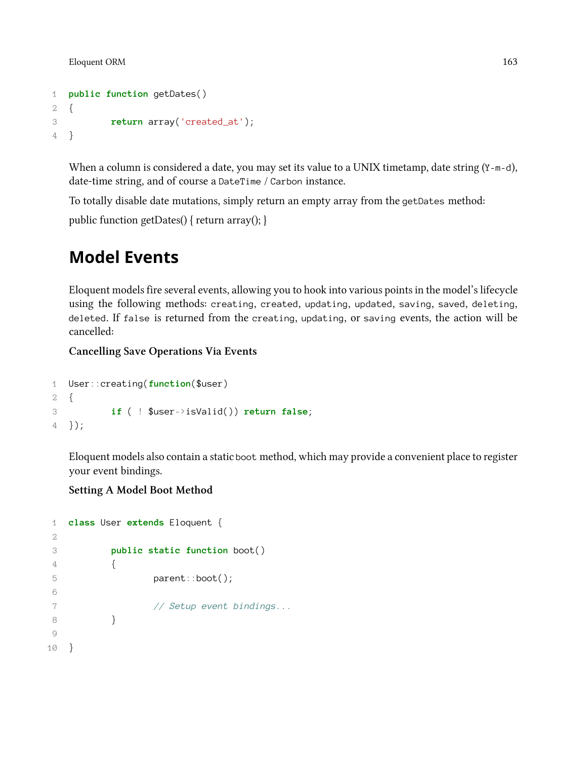```php
public function getDates()
{
        return array('created_at');
}
```

When a column is considered a date, you may set its value to a UNIX timetamp, date string (`Y-m-d`), date-time string, and of course a `DateTime` / `Carbon` instance.

To totally disable date mutations, simply return an empty array from the `getDates` method:

public function getDates() { return array(); }

# Model Events

Eloquent models fire several events, allowing you to hook into various points in the model's lifecycle using the following methods: `creating`, `created`, `updating`, `updated`, `saving`, `saved`, `deleting`, `deleted`. If `false` is returned from the `creating`, `updating`, or `saving` events, the action will be cancelled:

**Cancelling Save Operations Via Events**

```php
User::creating(function($user)
{
        if ( ! $user->isValid()) return false;
});
```

Eloquent models also contain a static `boot` method, which may provide a convenient place to register your event bindings.

**Setting A Model Boot Method**

```php
class User extends Eloquent {

        public static function boot()
        {
                parent::boot();

                // Setup event bindings...
        }

}
```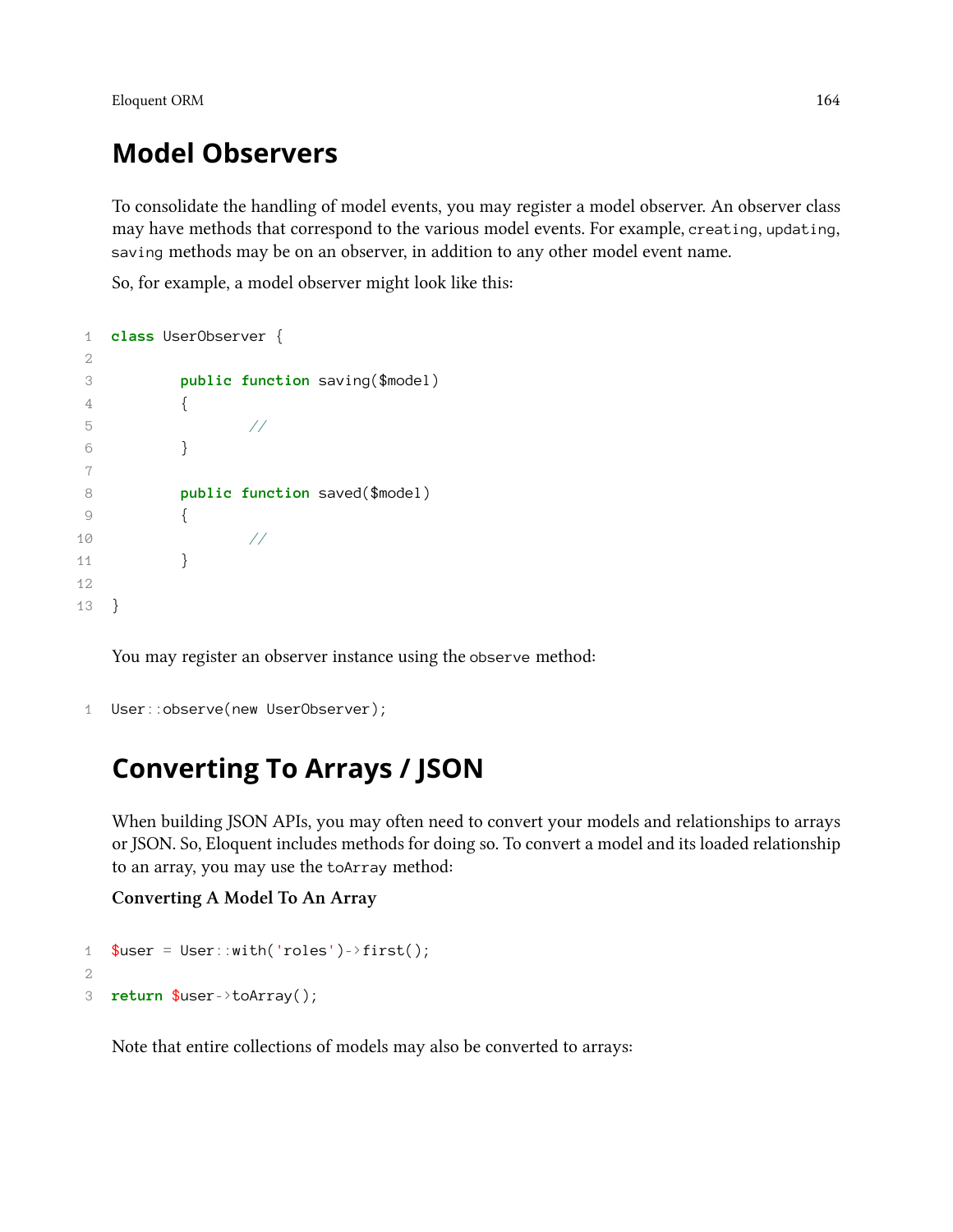## Model Observers

To consolidate the handling of model events, you may register a model observer. An observer class may have methods that correspond to the various model events. For example, `creating`, `updating`, `saving` methods may be on an observer, in addition to any other model event name.

So, for example, a model observer might look like this:

```
class UserObserver {

	public function saving($model)
	{
		//
	}

	public function saved($model)
	{
		//
	}

}
```

You may register an observer instance using the `observe` method:

```
User::observe(new UserObserver);
```

## Converting To Arrays / JSON

When building JSON APIs, you may often need to convert your models and relationships to arrays or JSON. So, Eloquent includes methods for doing so. To convert a model and its loaded relationship to an array, you may use the `toArray` method:

**Converting A Model To An Array**

```
$user = User::with('roles')->first();

return $user->toArray();
```

Note that entire collections of models may also be converted to arrays: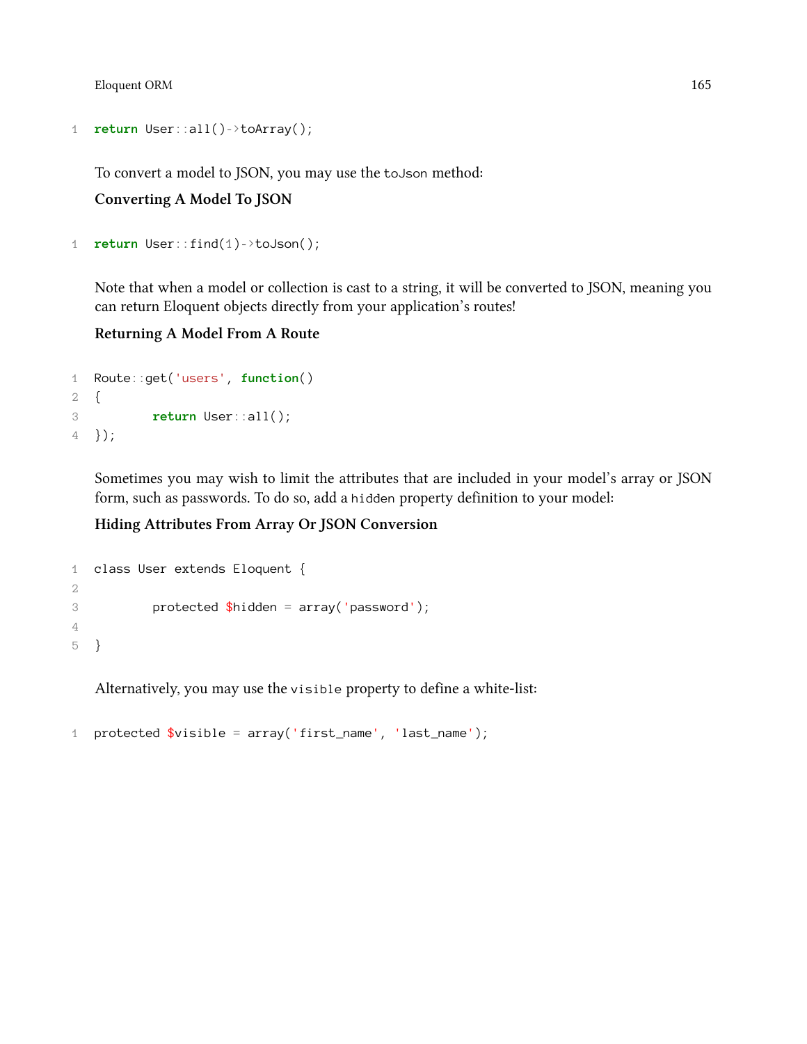```php
return User::all()->toArray();
```

To convert a model to JSON, you may use the `toJson` method:

**Converting A Model To JSON**

```php
return User::find(1)->toJson();
```

Note that when a model or collection is cast to a string, it will be converted to JSON, meaning you can return Eloquent objects directly from your application's routes!

**Returning A Model From A Route**

```php
Route::get('users', function()
{
	return User::all();
});
```

Sometimes you may wish to limit the attributes that are included in your model's array or JSON form, such as passwords. To do so, add a `hidden` property definition to your model:

**Hiding Attributes From Array Or JSON Conversion**

```php
class User extends Eloquent {

	protected $hidden = array('password');

}
```

Alternatively, you may use the `visible` property to define a white-list:

```php
protected $visible = array('first_name', 'last_name');
```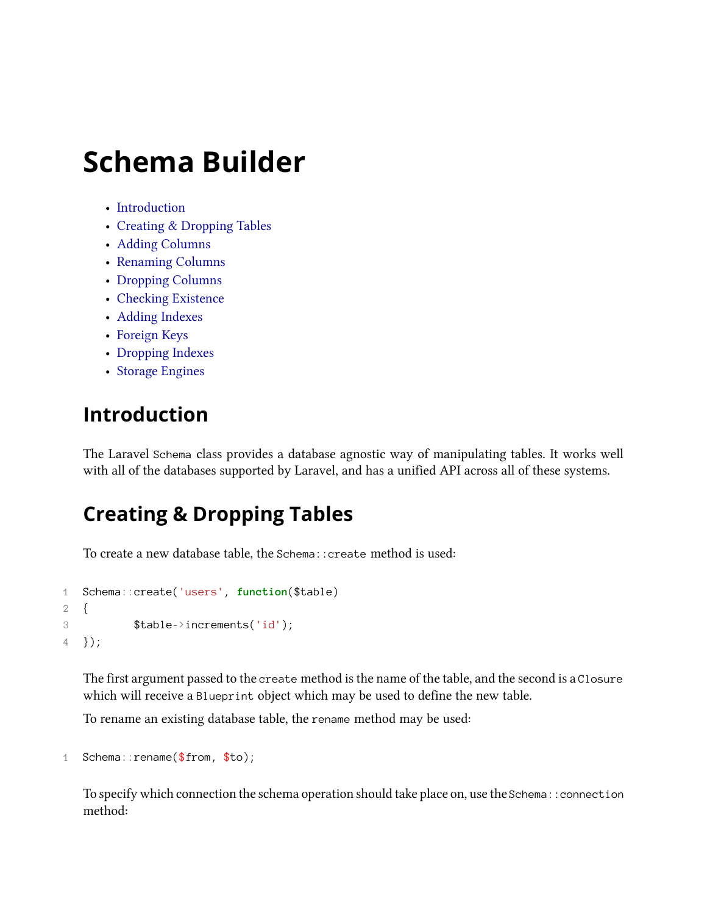# Schema Builder

- Introduction
- Creating & Dropping Tables
- Adding Columns
- Renaming Columns
- Dropping Columns
- Checking Existence
- Adding Indexes
- Foreign Keys
- Dropping Indexes
- Storage Engines

## Introduction

The Laravel `Schema` class provides a database agnostic way of manipulating tables. It works well with all of the databases supported by Laravel, and has a unified API across all of these systems.

## Creating & Dropping Tables

To create a new database table, the `Schema::create` method is used:

```
Schema::create('users', function($table)
{
        $table->increments('id');
});
```

The first argument passed to the `create` method is the name of the table, and the second is a `Closure` which will receive a `Blueprint` object which may be used to define the new table.

To rename an existing database table, the `rename` method may be used:

```
Schema::rename($from, $to);
```

To specify which connection the schema operation should take place on, use the `Schema::connection` method: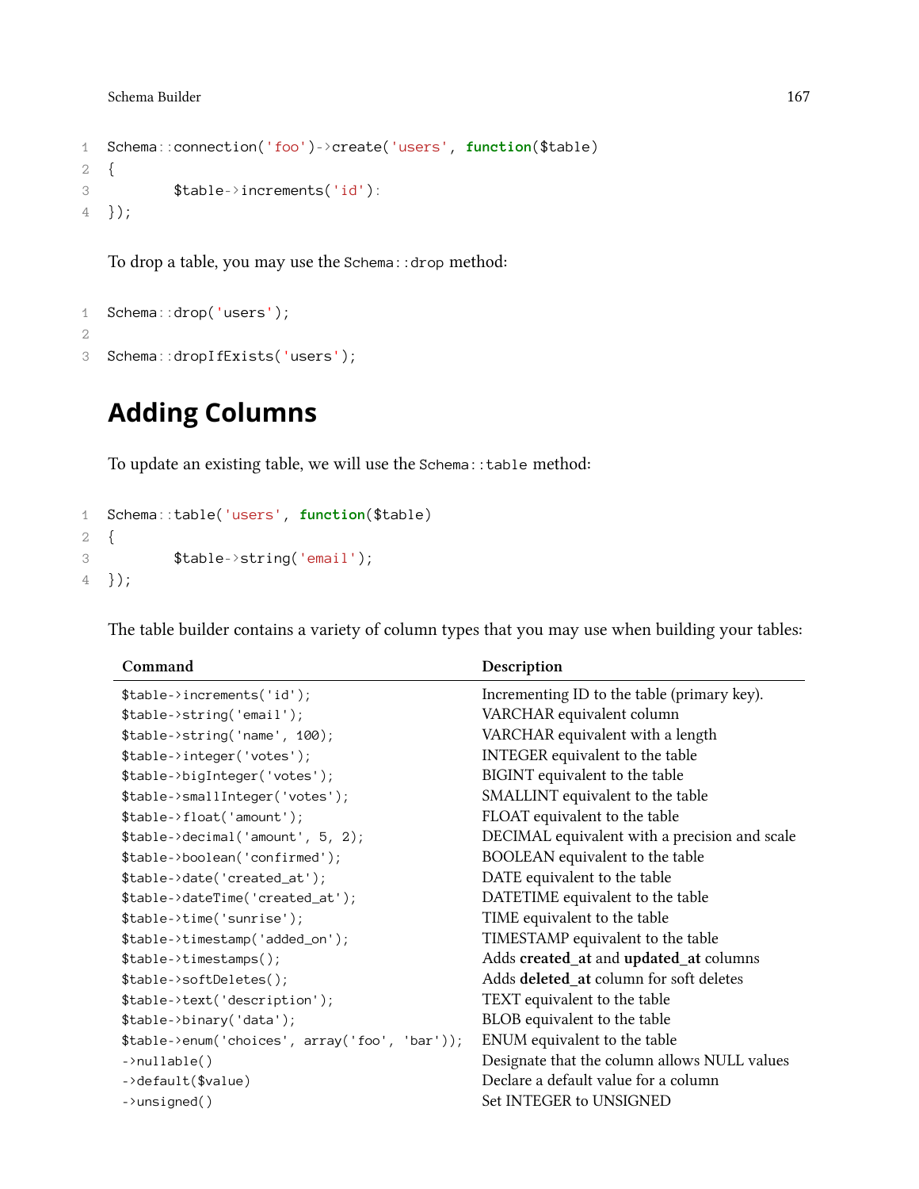```php
Schema::connection('foo')->create('users', function($table)
{
	$table->increments('id'):
});
```

To drop a table, you may use the `Schema::drop` method:

```php
Schema::drop('users');

Schema::dropIfExists('users');
```

## Adding Columns

To update an existing table, we will use the `Schema::table` method:

```php
Schema::table('users', function($table)
{
	$table->string('email');
});
```

The table builder contains a variety of column types that you may use when building your tables:

| Command | Description |
| --- | --- |
| `$table->increments('id');` | Incrementing ID to the table (primary key). |
| `$table->string('email');` | VARCHAR equivalent column |
| `$table->string('name', 100);` | VARCHAR equivalent with a length |
| `$table->integer('votes');` | INTEGER equivalent to the table |
| `$table->bigInteger('votes');` | BIGINT equivalent to the table |
| `$table->smallInteger('votes');` | SMALLINT equivalent to the table |
| `$table->float('amount');` | FLOAT equivalent to the table |
| `$table->decimal('amount', 5, 2);` | DECIMAL equivalent with a precision and scale |
| `$table->boolean('confirmed');` | BOOLEAN equivalent to the table |
| `$table->date('created_at');` | DATE equivalent to the table |
| `$table->dateTime('created_at');` | DATETIME equivalent to the table |
| `$table->time('sunrise');` | TIME equivalent to the table |
| `$table->timestamp('added_on');` | TIMESTAMP equivalent to the table |
| `$table->timestamps();` | Adds **created_at** and **updated_at** columns |
| `$table->softDeletes();` | Adds **deleted_at** column for soft deletes |
| `$table->text('description');` | TEXT equivalent to the table |
| `$table->binary('data');` | BLOB equivalent to the table |
| `$table->enum('choices', array('foo', 'bar'));` | ENUM equivalent to the table |
| `->nullable()` | Designate that the column allows NULL values |
| `->default($value)` | Declare a default value for a column |
| `->unsigned()` | Set INTEGER to UNSIGNED |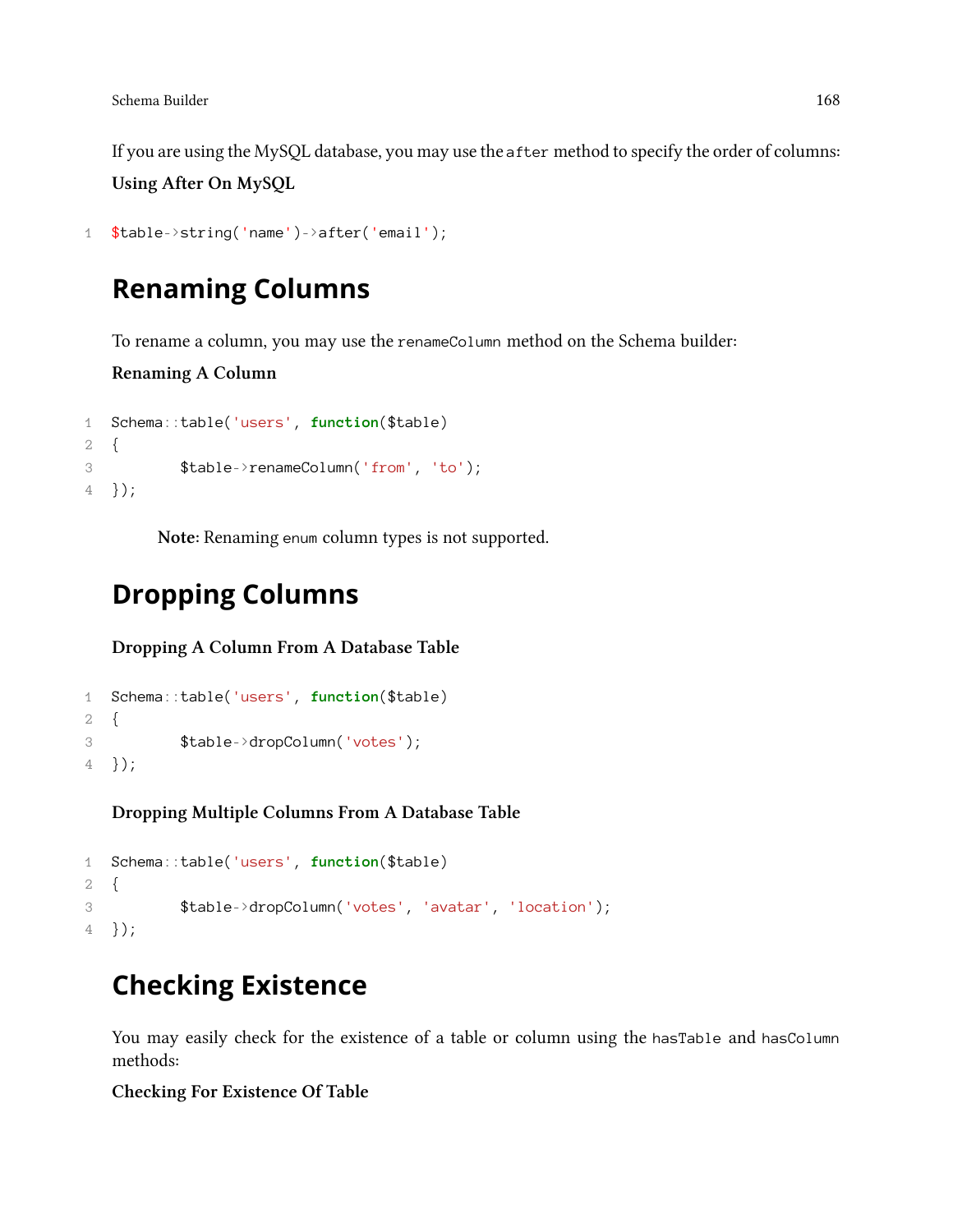If you are using the MySQL database, you may use the `after` method to specify the order of columns:

**Using After On MySQL**

```
$table->string('name')->after('email');
```

## Renaming Columns

To rename a column, you may use the `renameColumn` method on the Schema builder:

**Renaming A Column**

```
Schema::table('users', function($table)
{
        $table->renameColumn('from', 'to');
});
```

> **Note:** Renaming `enum` column types is not supported.

## Dropping Columns

**Dropping A Column From A Database Table**

```
Schema::table('users', function($table)
{
        $table->dropColumn('votes');
});
```

**Dropping Multiple Columns From A Database Table**

```
Schema::table('users', function($table)
{
        $table->dropColumn('votes', 'avatar', 'location');
});
```

## Checking Existence

You may easily check for the existence of a table or column using the `hasTable` and `hasColumn` methods:

**Checking For Existence Of Table**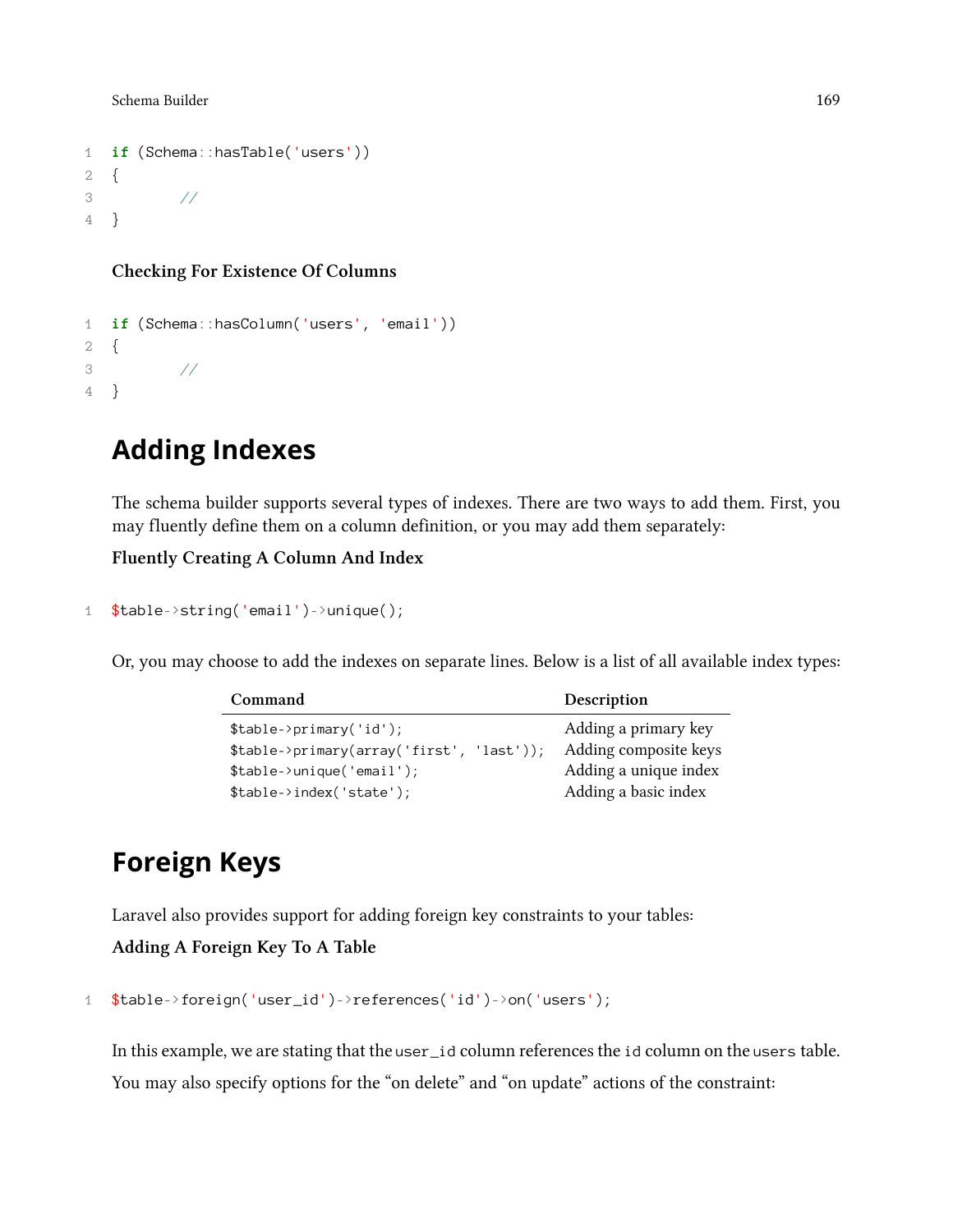```php
if (Schema::hasTable('users'))
{
	//
}
```

#### Checking For Existence Of Columns

```php
if (Schema::hasColumn('users', 'email'))
{
	//
}
```

## Adding Indexes

The schema builder supports several types of indexes. There are two ways to add them. First, you may fluently define them on a column definition, or you may add them separately:

**Fluently Creating A Column And Index**

```php
$table->string('email')->unique();
```

Or, you may choose to add the indexes on separate lines. Below is a list of all available index types:

| Command | Description |
| --- | --- |
| `$table->primary('id');` | Adding a primary key |
| `$table->primary(array('first', 'last'));` | Adding composite keys |
| `$table->unique('email');` | Adding a unique index |
| `$table->index('state');` | Adding a basic index |

## Foreign Keys

Laravel also provides support for adding foreign key constraints to your tables:

**Adding A Foreign Key To A Table**

```php
$table->foreign('user_id')->references('id')->on('users');
```

In this example, we are stating that the `user_id` column references the `id` column on the `users` table.

You may also specify options for the "on delete" and "on update" actions of the constraint: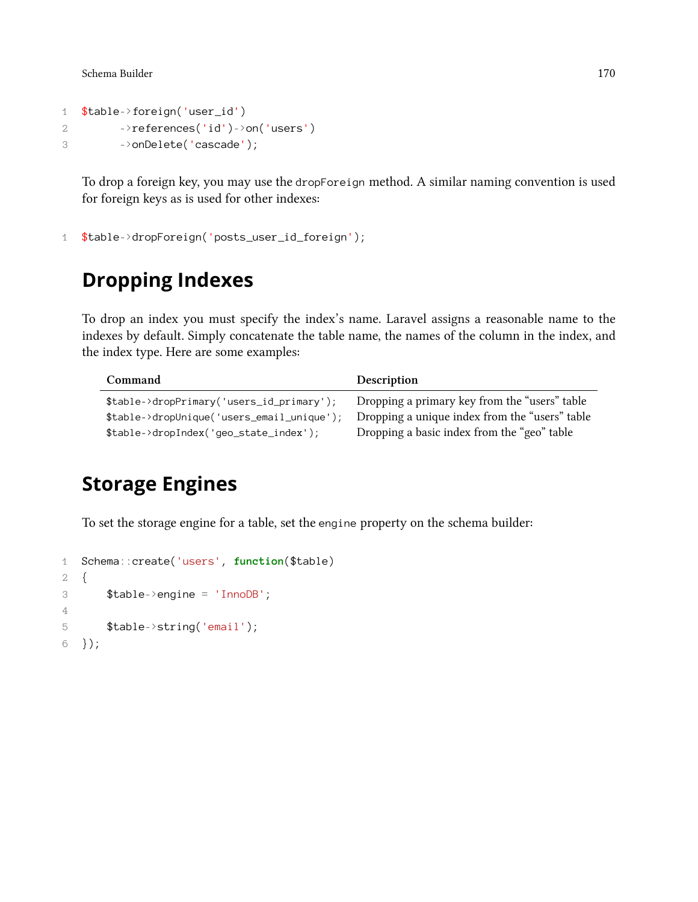```
$table->foreign('user_id')
      ->references('id')->on('users')
      ->onDelete('cascade');
```

To drop a foreign key, you may use the `dropForeign` method. A similar naming convention is used for foreign keys as is used for other indexes:

```
$table->dropForeign('posts_user_id_foreign');
```

## Dropping Indexes

To drop an index you must specify the index's name. Laravel assigns a reasonable name to the indexes by default. Simply concatenate the table name, the names of the column in the index, and the index type. Here are some examples:

| Command | Description |
| --- | --- |
| `$table->dropPrimary('users_id_primary');` | Dropping a primary key from the "users" table |
| `$table->dropUnique('users_email_unique');` | Dropping a unique index from the "users" table |
| `$table->dropIndex('geo_state_index');` | Dropping a basic index from the "geo" table |

## Storage Engines

To set the storage engine for a table, set the `engine` property on the schema builder:

```
Schema::create('users', function($table)
{
    $table->engine = 'InnoDB';

    $table->string('email');
});
```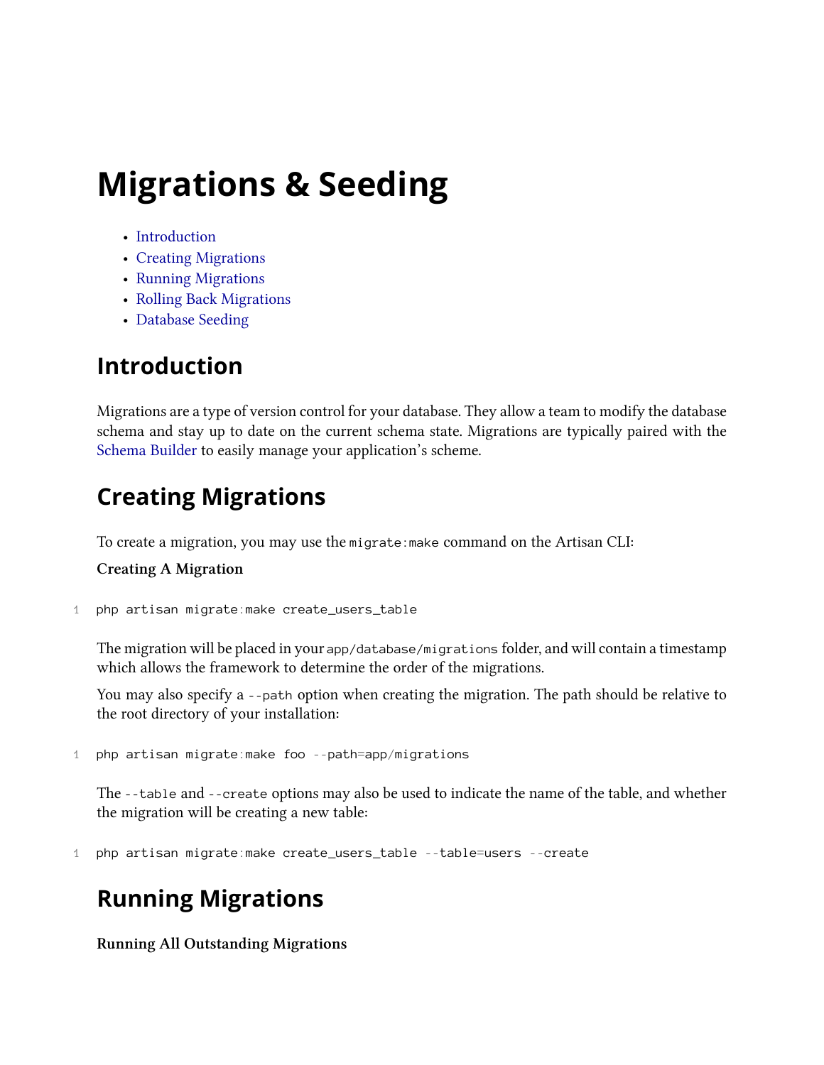# Migrations & Seeding

- Introduction
- Creating Migrations
- Running Migrations
- Rolling Back Migrations
- Database Seeding

## Introduction

Migrations are a type of version control for your database. They allow a team to modify the database schema and stay up to date on the current schema state. Migrations are typically paired with the Schema Builder to easily manage your application's scheme.

## Creating Migrations

To create a migration, you may use the `migrate:make` command on the Artisan CLI:

**Creating A Migration**

```
php artisan migrate:make create_users_table
```

The migration will be placed in your `app/database/migrations` folder, and will contain a timestamp which allows the framework to determine the order of the migrations.

You may also specify a `--path` option when creating the migration. The path should be relative to the root directory of your installation:

```
php artisan migrate:make foo --path=app/migrations
```

The `--table` and `--create` options may also be used to indicate the name of the table, and whether the migration will be creating a new table:

```
php artisan migrate:make create_users_table --table=users --create
```

## Running Migrations

**Running All Outstanding Migrations**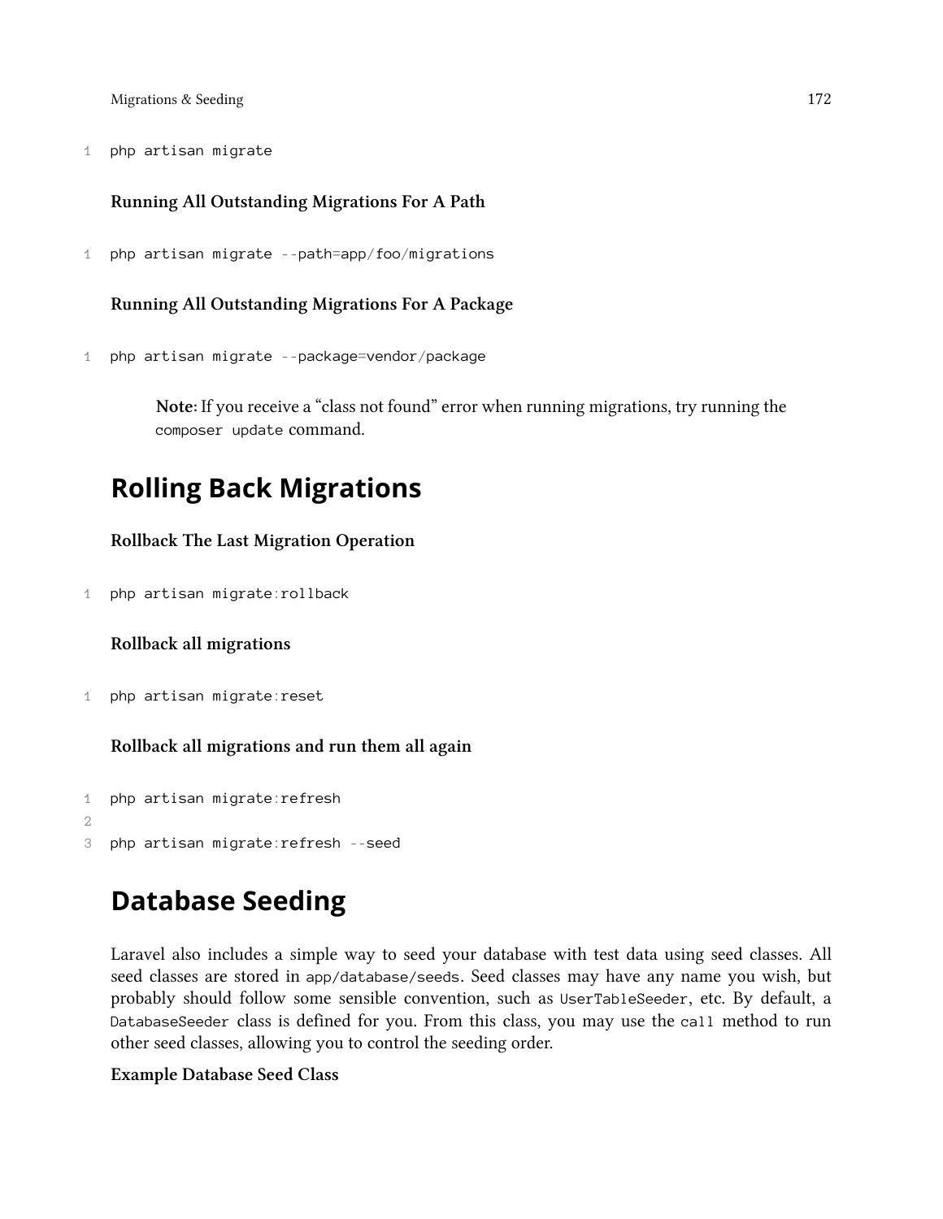```
php artisan migrate
```

**Running All Outstanding Migrations For A Path**

```
php artisan migrate --path=app/foo/migrations
```

**Running All Outstanding Migrations For A Package**

```
php artisan migrate --package=vendor/package
```

> **Note:** If you receive a "class not found" error when running migrations, try running the `composer update` command.

## Rolling Back Migrations

**Rollback The Last Migration Operation**

```
php artisan migrate:rollback
```

**Rollback all migrations**

```
php artisan migrate:reset
```

**Rollback all migrations and run them all again**

```
php artisan migrate:refresh

php artisan migrate:refresh --seed
```

## Database Seeding

Laravel also includes a simple way to seed your database with test data using seed classes. All seed classes are stored in `app/database/seeds`. Seed classes may have any name you wish, but probably should follow some sensible convention, such as `UserTableSeeder`, etc. By default, a `DatabaseSeeder` class is defined for you. From this class, you may use the `call` method to run other seed classes, allowing you to control the seeding order.

**Example Database Seed Class**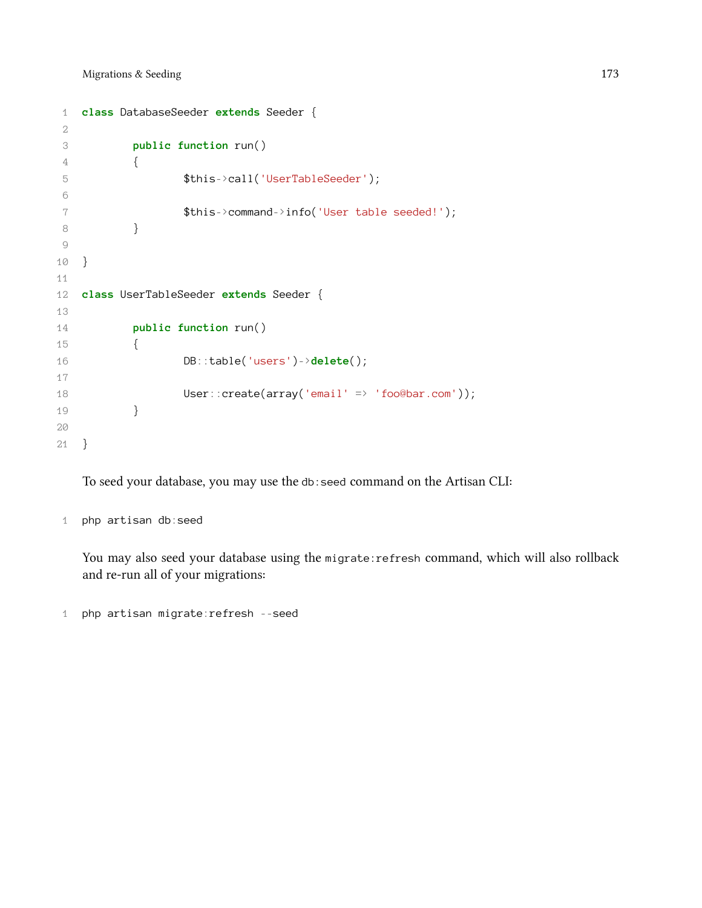```php
class DatabaseSeeder extends Seeder {

	public function run()
	{
		$this->call('UserTableSeeder');

		$this->command->info('User table seeded!');
	}

}

class UserTableSeeder extends Seeder {

	public function run()
	{
		DB::table('users')->delete();

		User::create(array('email' => 'foo@bar.com'));
	}

}
```

To seed your database, you may use the `db:seed` command on the Artisan CLI:

```
php artisan db:seed
```

You may also seed your database using the `migrate:refresh` command, which will also rollback and re-run all of your migrations:

```
php artisan migrate:refresh --seed
```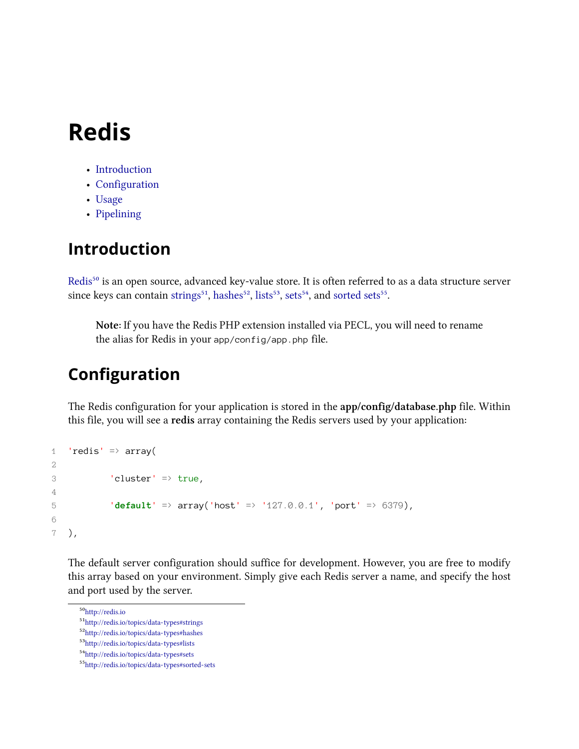# Redis

- Introduction
- Configuration
- Usage
- Pipelining

## Introduction

Redis[50] is an open source, advanced key-value store. It is often referred to as a data structure server since keys can contain strings[51], hashes[52], lists[53], sets[54], and sorted sets[55].

> **Note:** If you have the Redis PHP extension installed via PECL, you will need to rename the alias for Redis in your `app/config/app.php` file.

## Configuration

The Redis configuration for your application is stored in the **app/config/database.php** file. Within this file, you will see a **redis** array containing the Redis servers used by your application:

```
'redis' => array(

        'cluster' => true,

        'default' => array('host' => '127.0.0.1', 'port' => 6379),

),
```

The default server configuration should suffice for development. However, you are free to modify this array based on your environment. Simply give each Redis server a name, and specify the host and port used by the server.

[50] http://redis.io
[51] http://redis.io/topics/data-types#strings
[52] http://redis.io/topics/data-types#hashes
[53] http://redis.io/topics/data-types#lists
[54] http://redis.io/topics/data-types#sets
[55] http://redis.io/topics/data-types#sorted-sets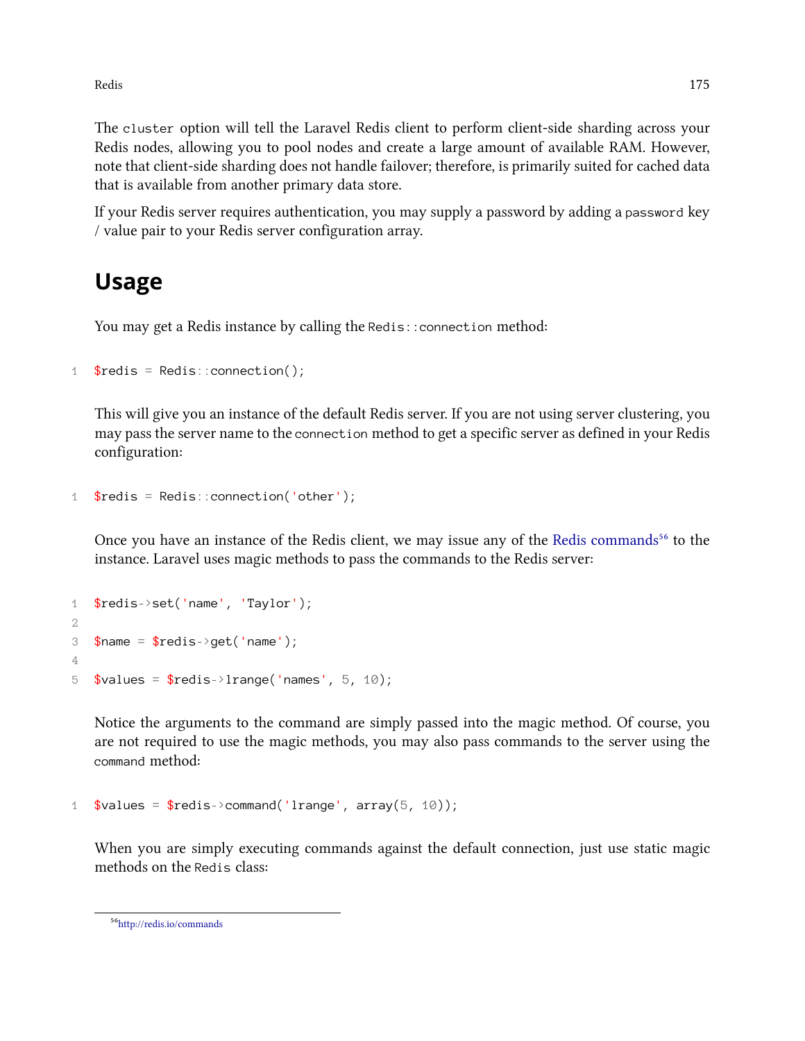The `cluster` option will tell the Laravel Redis client to perform client-side sharding across your Redis nodes, allowing you to pool nodes and create a large amount of available RAM. However, note that client-side sharding does not handle failover; therefore, is primarily suited for cached data that is available from another primary data store.

If your Redis server requires authentication, you may supply a password by adding a `password` key / value pair to your Redis server configuration array.

## Usage

You may get a Redis instance by calling the `Redis::connection` method:

```
$redis = Redis::connection();
```

This will give you an instance of the default Redis server. If you are not using server clustering, you may pass the server name to the `connection` method to get a specific server as defined in your Redis configuration:

```
$redis = Redis::connection('other');
```

Once you have an instance of the Redis client, we may issue any of the Redis commands[56] to the instance. Laravel uses magic methods to pass the commands to the Redis server:

```
$redis->set('name', 'Taylor');

$name = $redis->get('name');

$values = $redis->lrange('names', 5, 10);
```

Notice the arguments to the command are simply passed into the magic method. Of course, you are not required to use the magic methods, you may also pass commands to the server using the `command` method:

```
$values = $redis->command('lrange', array(5, 10));
```

When you are simply executing commands against the default connection, just use static magic methods on the `Redis` class:

[56] http://redis.io/commands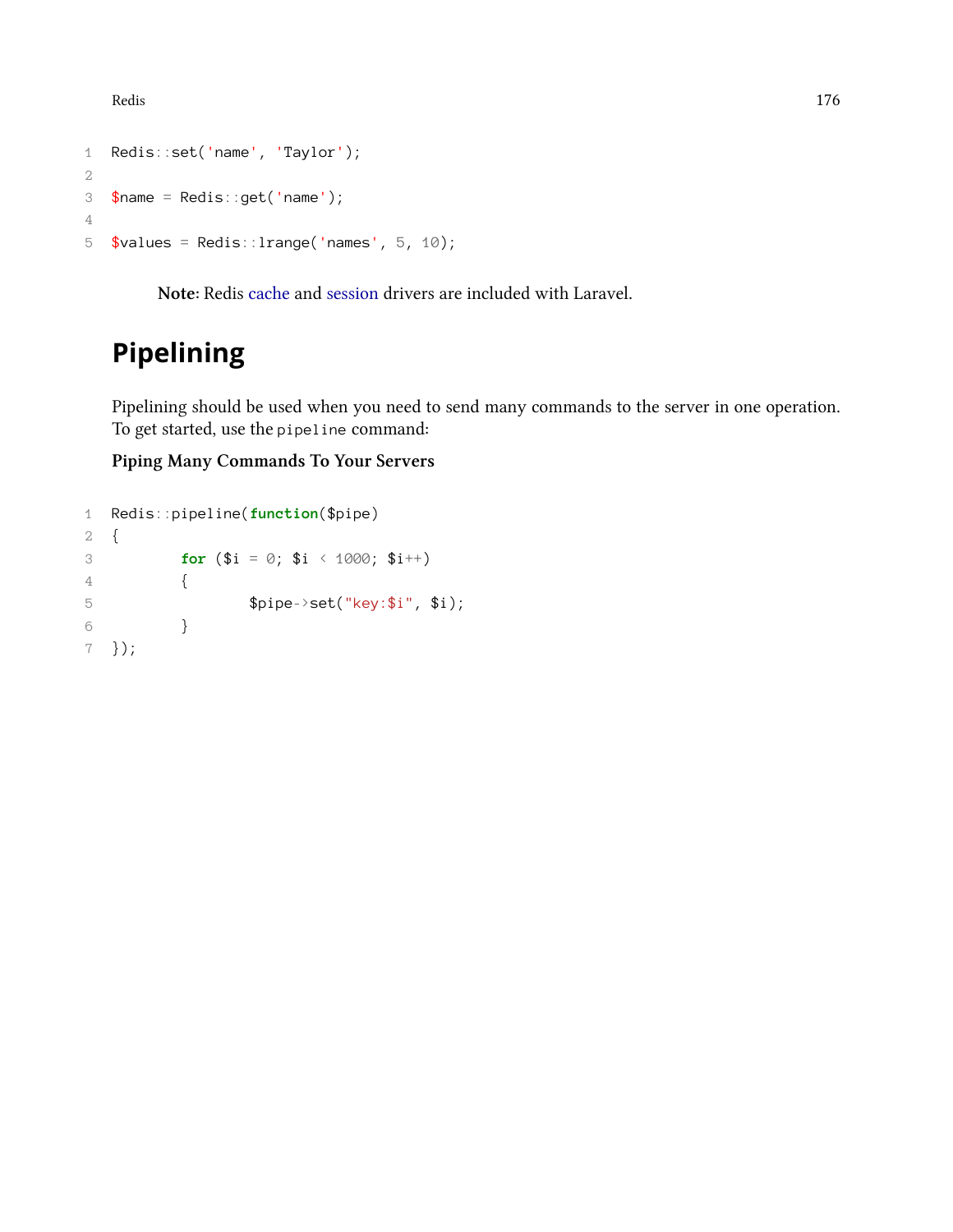```php
Redis::set('name', 'Taylor');

$name = Redis::get('name');

$values = Redis::lrange('names', 5, 10);
```

> **Note:** Redis cache and session drivers are included with Laravel.

## Pipelining

Pipelining should be used when you need to send many commands to the server in one operation. To get started, use the `pipeline` command:

**Piping Many Commands To Your Servers**

```php
Redis::pipeline(function($pipe)
{
        for ($i = 0; $i < 1000; $i++)
        {
                $pipe->set("key:$i", $i);
        }
});
```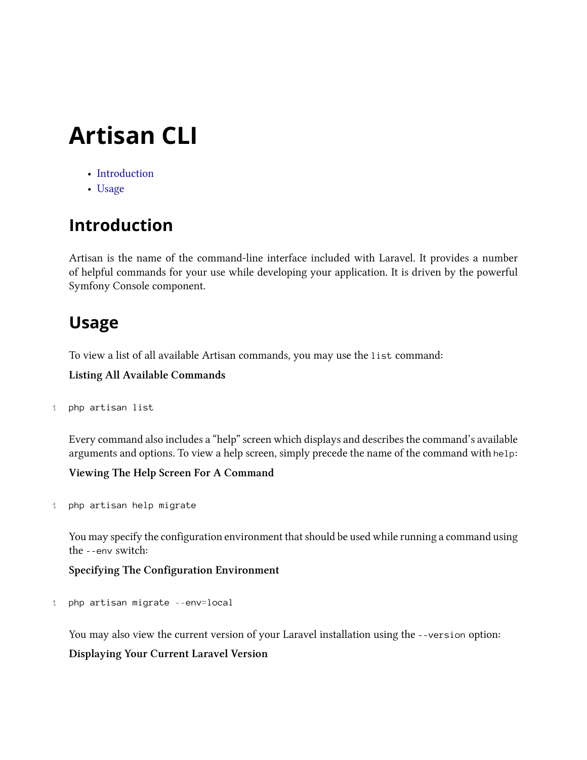# Artisan CLI

- Introduction
- Usage

## Introduction

Artisan is the name of the command-line interface included with Laravel. It provides a number of helpful commands for your use while developing your application. It is driven by the powerful Symfony Console component.

## Usage

To view a list of all available Artisan commands, you may use the `list` command:

**Listing All Available Commands**

```
php artisan list
```

Every command also includes a "help" screen which displays and describes the command's available arguments and options. To view a help screen, simply precede the name of the command with `help`:

**Viewing The Help Screen For A Command**

```
php artisan help migrate
```

You may specify the configuration environment that should be used while running a command using the `--env` switch:

**Specifying The Configuration Environment**

```
php artisan migrate --env=local
```

You may also view the current version of your Laravel installation using the `--version` option:

**Displaying Your Current Laravel Version**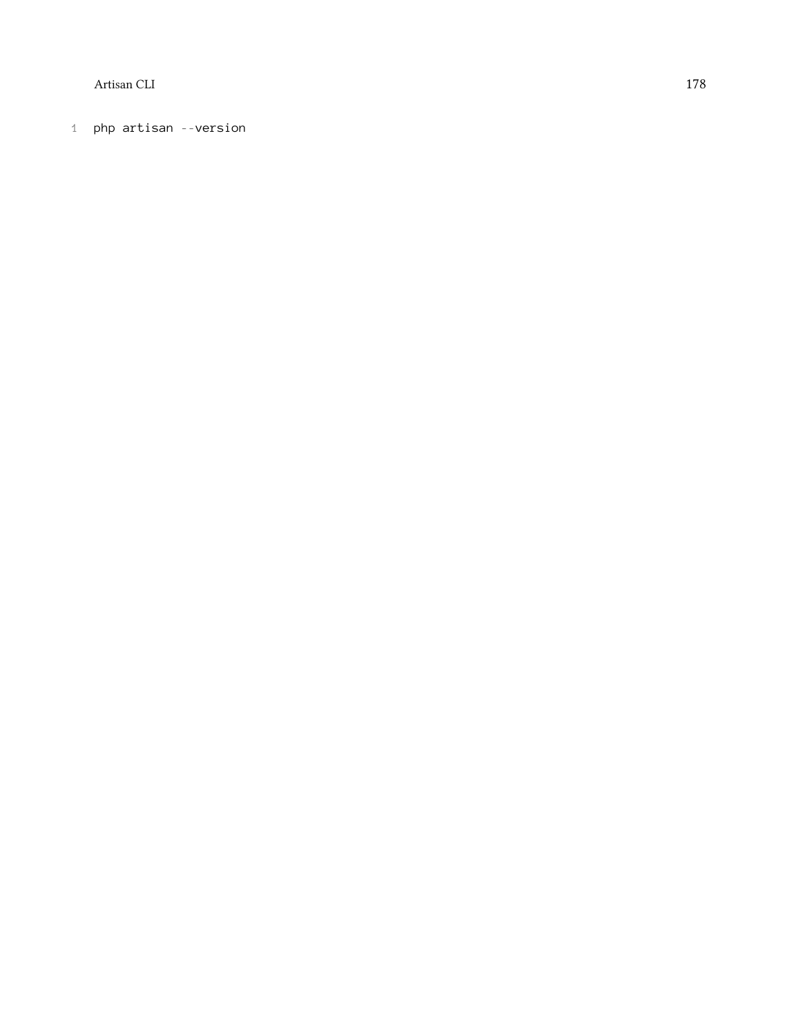```
php artisan --version
```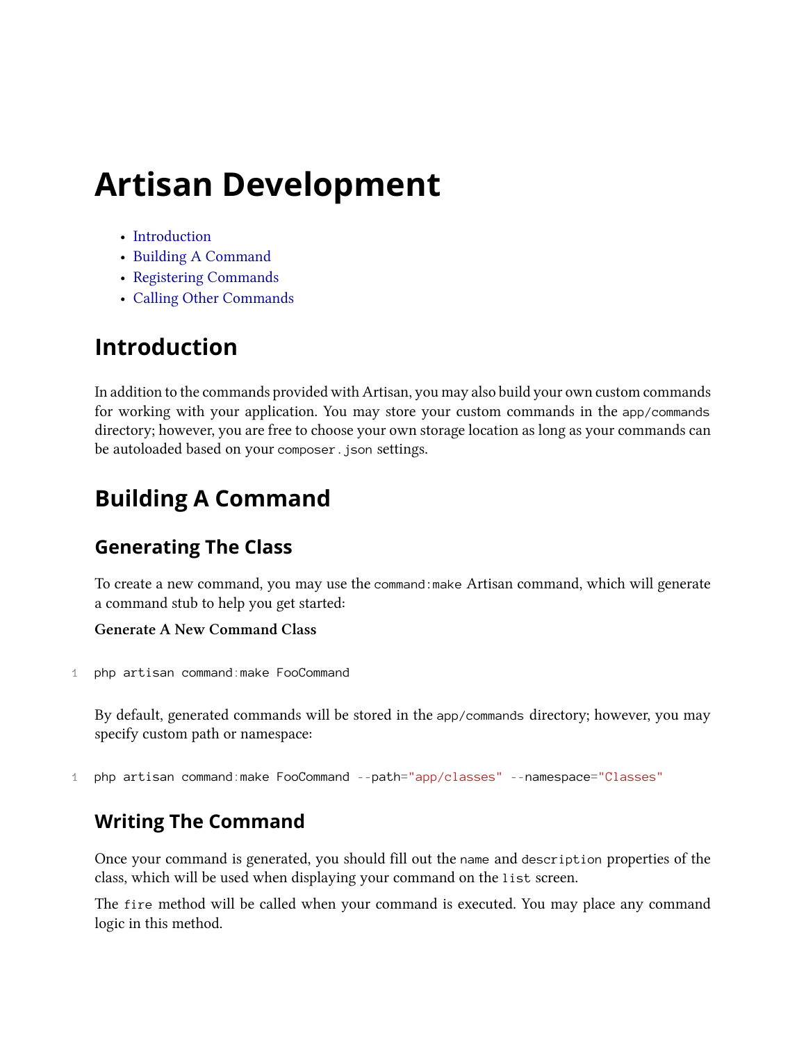# Artisan Development

- Introduction
- Building A Command
- Registering Commands
- Calling Other Commands

## Introduction

In addition to the commands provided with Artisan, you may also build your own custom commands for working with your application. You may store your custom commands in the `app/commands` directory; however, you are free to choose your own storage location as long as your commands can be autoloaded based on your `composer.json` settings.

## Building A Command

### Generating The Class

To create a new command, you may use the `command:make` Artisan command, which will generate a command stub to help you get started:

**Generate A New Command Class**

```
php artisan command:make FooCommand
```

By default, generated commands will be stored in the `app/commands` directory; however, you may specify custom path or namespace:

```
php artisan command:make FooCommand --path="app/classes" --namespace="Classes"
```

### Writing The Command

Once your command is generated, you should fill out the `name` and `description` properties of the class, which will be used when displaying your command on the `list` screen.

The `fire` method will be called when your command is executed. You may place any command logic in this method.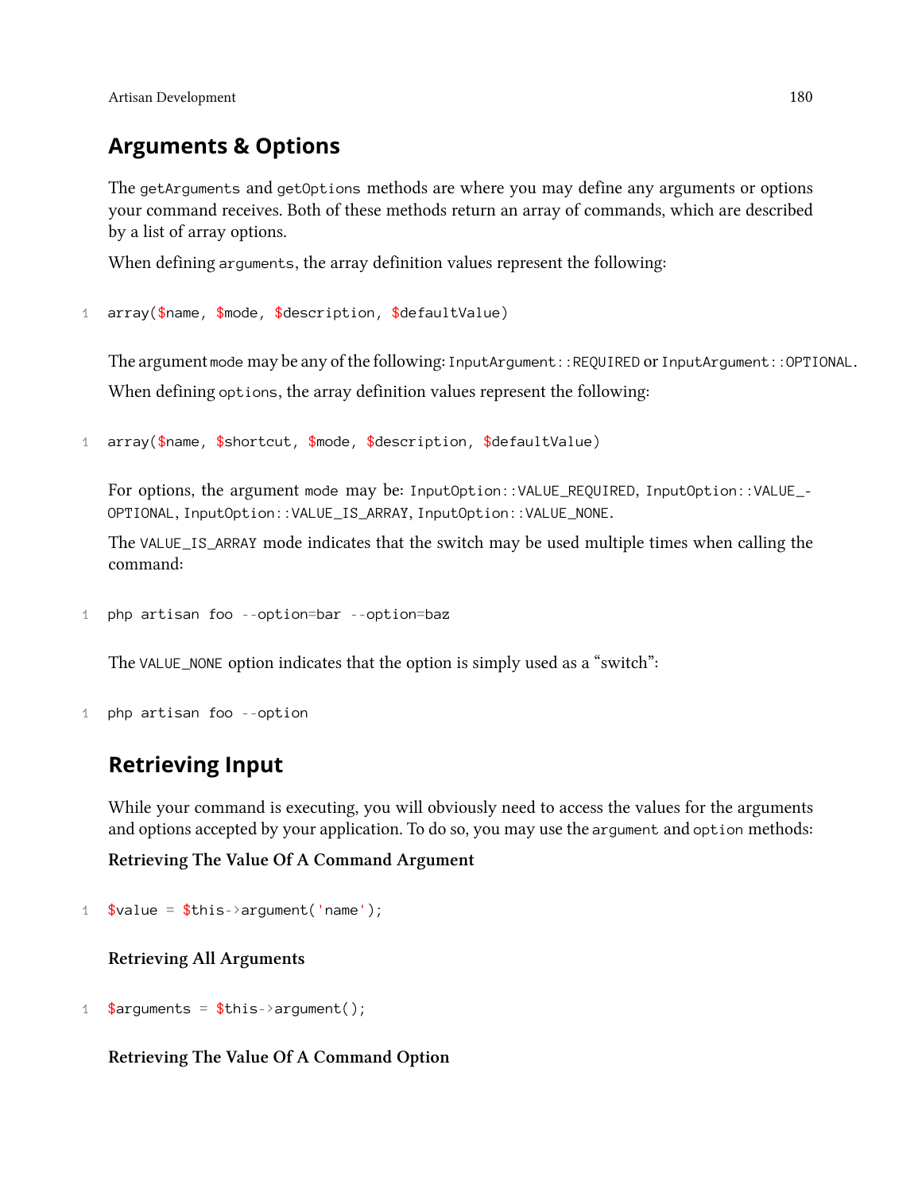## Arguments & Options

The `getArguments` and `getOptions` methods are where you may define any arguments or options your command receives. Both of these methods return an array of commands, which are described by a list of array options.

When defining `arguments`, the array definition values represent the following:

```
array($name, $mode, $description, $defaultValue)
```

The argument `mode` may be any of the following: `InputArgument::REQUIRED` or `InputArgument::OPTIONAL`.

When defining `options`, the array definition values represent the following:

```
array($name, $shortcut, $mode, $description, $defaultValue)
```

For options, the argument `mode` may be: `InputOption::VALUE_REQUIRED`, `InputOption::VALUE_OPTIONAL`, `InputOption::VALUE_IS_ARRAY`, `InputOption::VALUE_NONE`.

The `VALUE_IS_ARRAY` mode indicates that the switch may be used multiple times when calling the command:

```
php artisan foo --option=bar --option=baz
```

The `VALUE_NONE` option indicates that the option is simply used as a "switch":

```
php artisan foo --option
```

## Retrieving Input

While your command is executing, you will obviously need to access the values for the arguments and options accepted by your application. To do so, you may use the `argument` and `option` methods:

**Retrieving The Value Of A Command Argument**

```
$value = $this->argument('name');
```

**Retrieving All Arguments**

```
$arguments = $this->argument();
```

**Retrieving The Value Of A Command Option**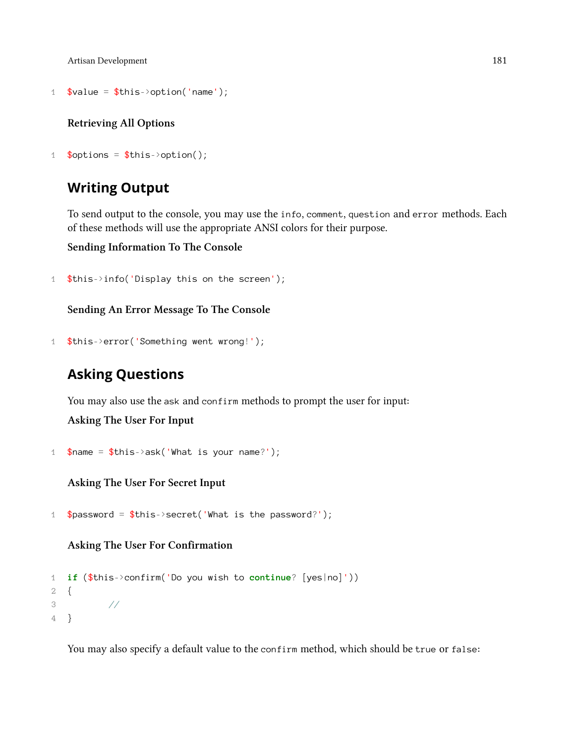```
$value = $this->option('name');
```

#### Retrieving All Options

```
$options = $this->option();
```

## Writing Output

To send output to the console, you may use the `info`, `comment`, `question` and `error` methods. Each of these methods will use the appropriate ANSI colors for their purpose.

#### Sending Information To The Console

```
$this->info('Display this on the screen');
```

#### Sending An Error Message To The Console

```
$this->error('Something went wrong!');
```

## Asking Questions

You may also use the `ask` and `confirm` methods to prompt the user for input:

#### Asking The User For Input

```
$name = $this->ask('What is your name?');
```

#### Asking The User For Secret Input

```
$password = $this->secret('What is the password?');
```

#### Asking The User For Confirmation

```
if ($this->confirm('Do you wish to continue? [yes|no]'))
{
        //
}
```

You may also specify a default value to the `confirm` method, which should be `true` or `false`: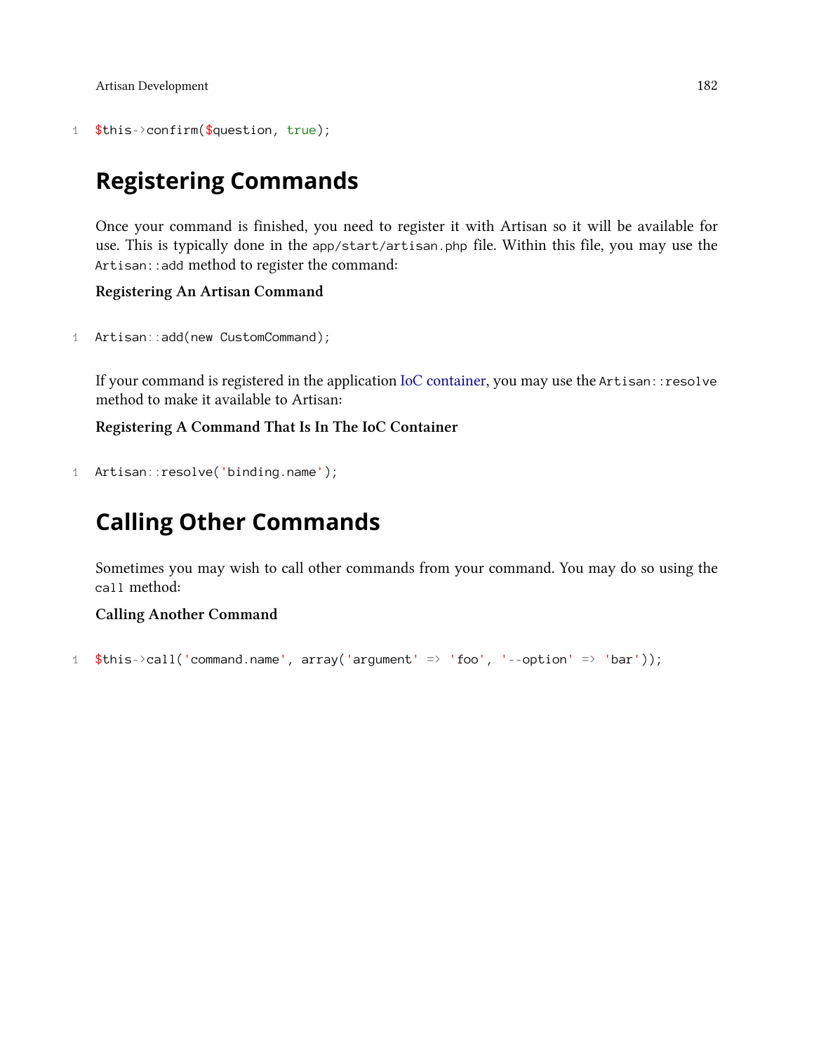```
$this->confirm($question, true);
```

## Registering Commands

Once your command is finished, you need to register it with Artisan so it will be available for use. This is typically done in the `app/start/artisan.php` file. Within this file, you may use the `Artisan::add` method to register the command:

**Registering An Artisan Command**

```
Artisan::add(new CustomCommand);
```

If your command is registered in the application IoC container, you may use the `Artisan::resolve` method to make it available to Artisan:

**Registering A Command That Is In The IoC Container**

```
Artisan::resolve('binding.name');
```

## Calling Other Commands

Sometimes you may wish to call other commands from your command. You may do so using the `call` method:

**Calling Another Command**

```
$this->call('command.name', array('argument' => 'foo', '--option' => 'bar'));
```